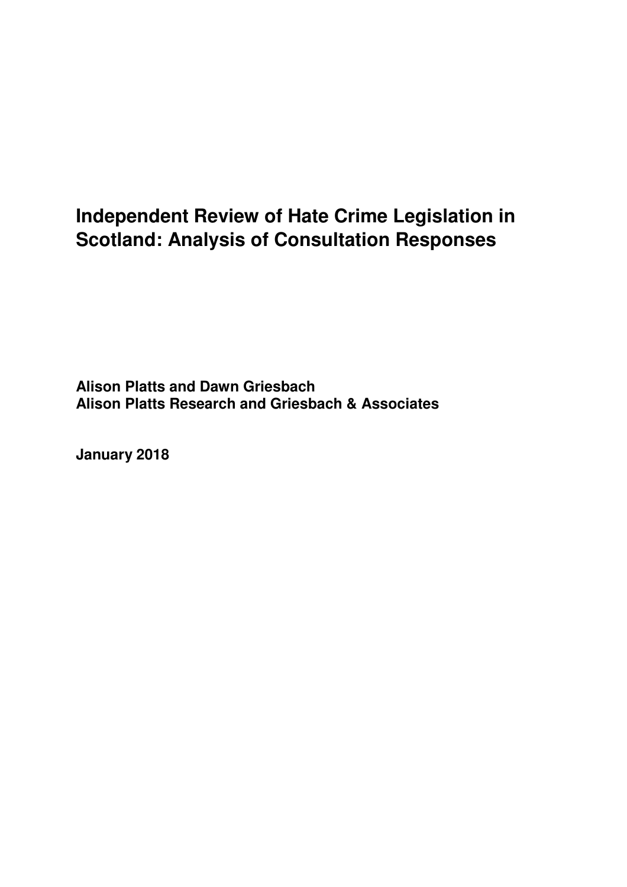# Independent Review of Hate Crime Legislation in Scotland: Analysis of Consultation Responses

**Alison Platts and Dawn Griesbach**
**Alison Platts Research and Griesbach & Associates**

**January 2018**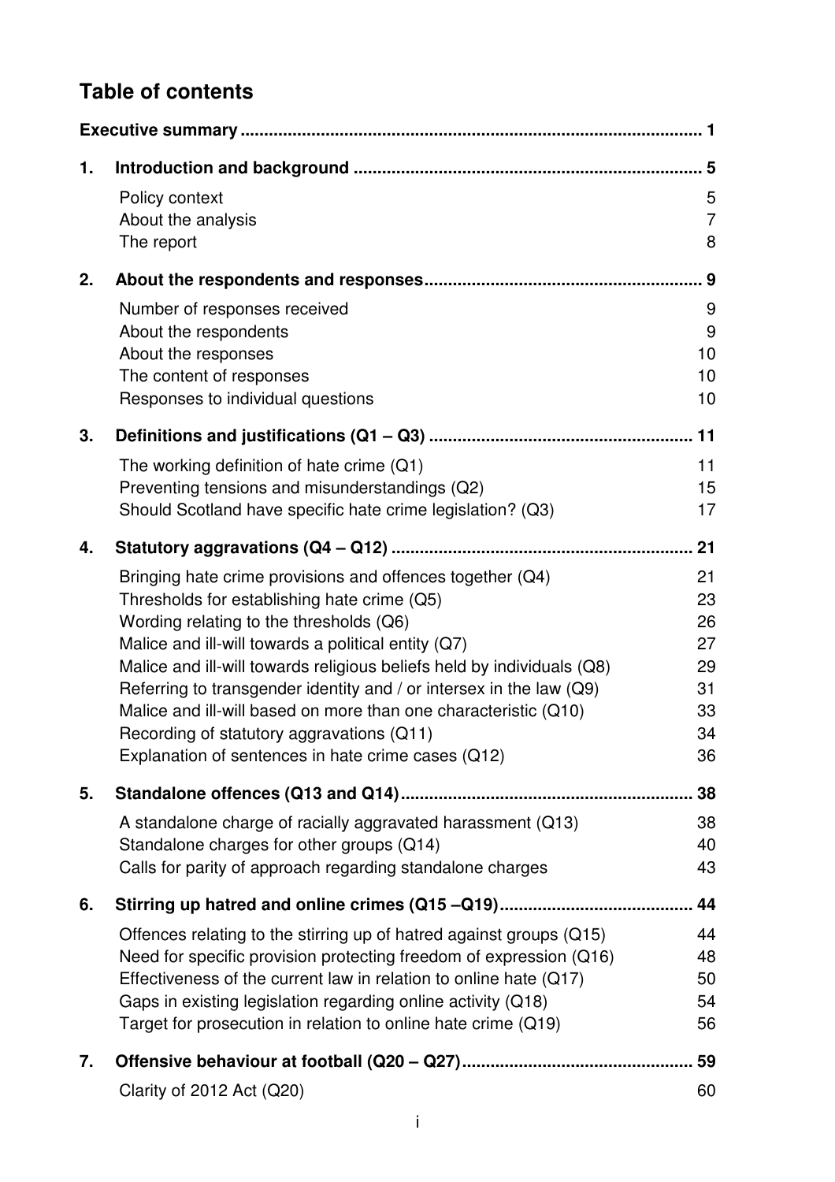## Table of contents

| | | |
|---|---|---|
| **Executive summary** | | **1** |
| **1.** | **Introduction and background** | **5** |
| | Policy context | 5 |
| | About the analysis | 7 |
| | The report | 8 |
| **2.** | **About the respondents and responses** | **9** |
| | Number of responses received | 9 |
| | About the respondents | 9 |
| | About the responses | 10 |
| | The content of responses | 10 |
| | Responses to individual questions | 10 |
| **3.** | **Definitions and justifications (Q1 – Q3)** | **11** |
| | The working definition of hate crime (Q1) | 11 |
| | Preventing tensions and misunderstandings (Q2) | 15 |
| | Should Scotland have specific hate crime legislation? (Q3) | 17 |
| **4.** | **Statutory aggravations (Q4 – Q12)** | **21** |
| | Bringing hate crime provisions and offences together (Q4) | 21 |
| | Thresholds for establishing hate crime (Q5) | 23 |
| | Wording relating to the thresholds (Q6) | 26 |
| | Malice and ill-will towards a political entity (Q7) | 27 |
| | Malice and ill-will towards religious beliefs held by individuals (Q8) | 29 |
| | Referring to transgender identity and / or intersex in the law (Q9) | 31 |
| | Malice and ill-will based on more than one characteristic (Q10) | 33 |
| | Recording of statutory aggravations (Q11) | 34 |
| | Explanation of sentences in hate crime cases (Q12) | 36 |
| **5.** | **Standalone offences (Q13 and Q14)** | **38** |
| | A standalone charge of racially aggravated harassment (Q13) | 38 |
| | Standalone charges for other groups (Q14) | 40 |
| | Calls for parity of approach regarding standalone charges | 43 |
| **6.** | **Stirring up hatred and online crimes (Q15 –Q19)** | **44** |
| | Offences relating to the stirring up of hatred against groups (Q15) | 44 |
| | Need for specific provision protecting freedom of expression (Q16) | 48 |
| | Effectiveness of the current law in relation to online hate (Q17) | 50 |
| | Gaps in existing legislation regarding online activity (Q18) | 54 |
| | Target for prosecution in relation to online hate crime (Q19) | 56 |
| **7.** | **Offensive behaviour at football (Q20 – Q27)** | **59** |
| | Clarity of 2012 Act (Q20) | 60 |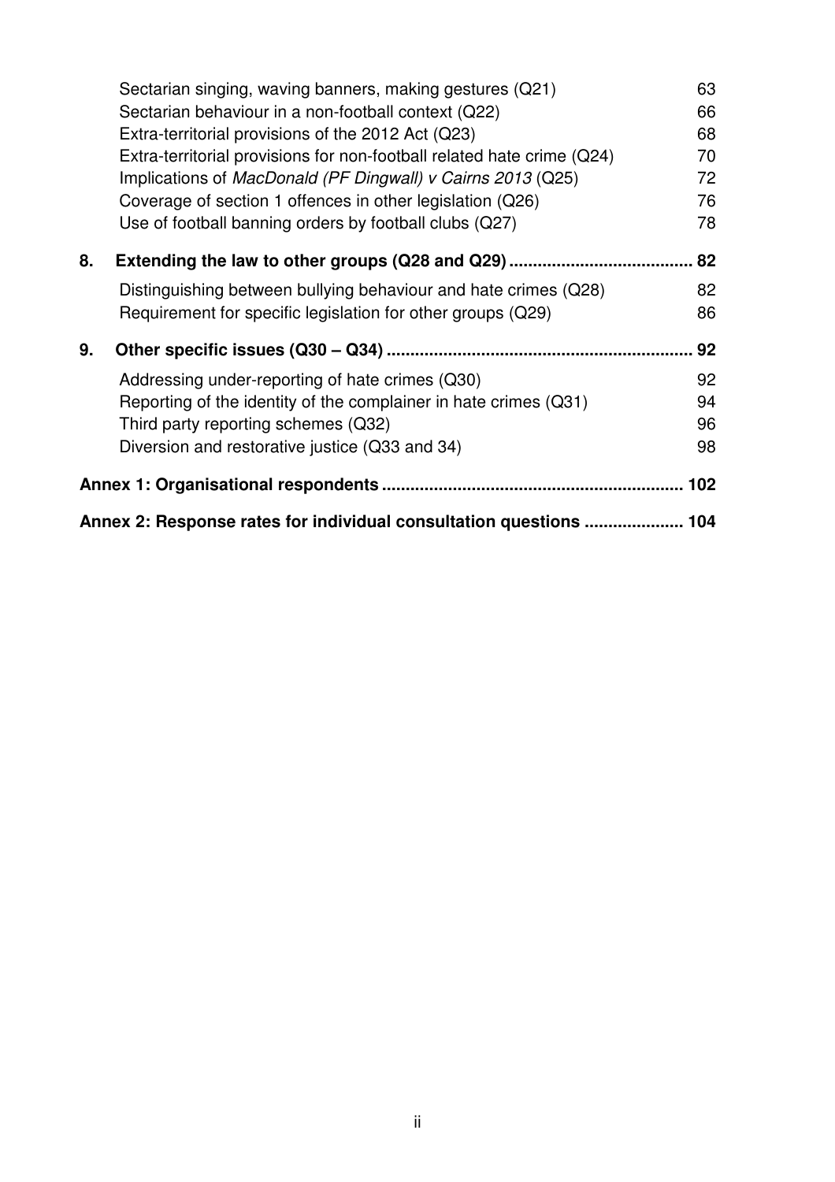Sectarian singing, waving banners, making gestures (Q21) 63
Sectarian behaviour in a non-football context (Q22) 66
Extra-territorial provisions of the 2012 Act (Q23) 68
Extra-territorial provisions for non-football related hate crime (Q24) 70
Implications of *MacDonald (PF Dingwall) v Cairns 2013* (Q25) 72
Coverage of section 1 offences in other legislation (Q26) 76
Use of football banning orders by football clubs (Q27) 78

**8. Extending the law to other groups (Q28 and Q29) ....................................... 82**

Distinguishing between bullying behaviour and hate crimes (Q28) 82
Requirement for specific legislation for other groups (Q29) 86

**9. Other specific issues (Q30 – Q34) ................................................................ 92**

Addressing under-reporting of hate crimes (Q30) 92
Reporting of the identity of the complainer in hate crimes (Q31) 94
Third party reporting schemes (Q32) 96
Diversion and restorative justice (Q33 and 34) 98

**Annex 1: Organisational respondents ............................................................... 102**

**Annex 2: Response rates for individual consultation questions ..................... 104**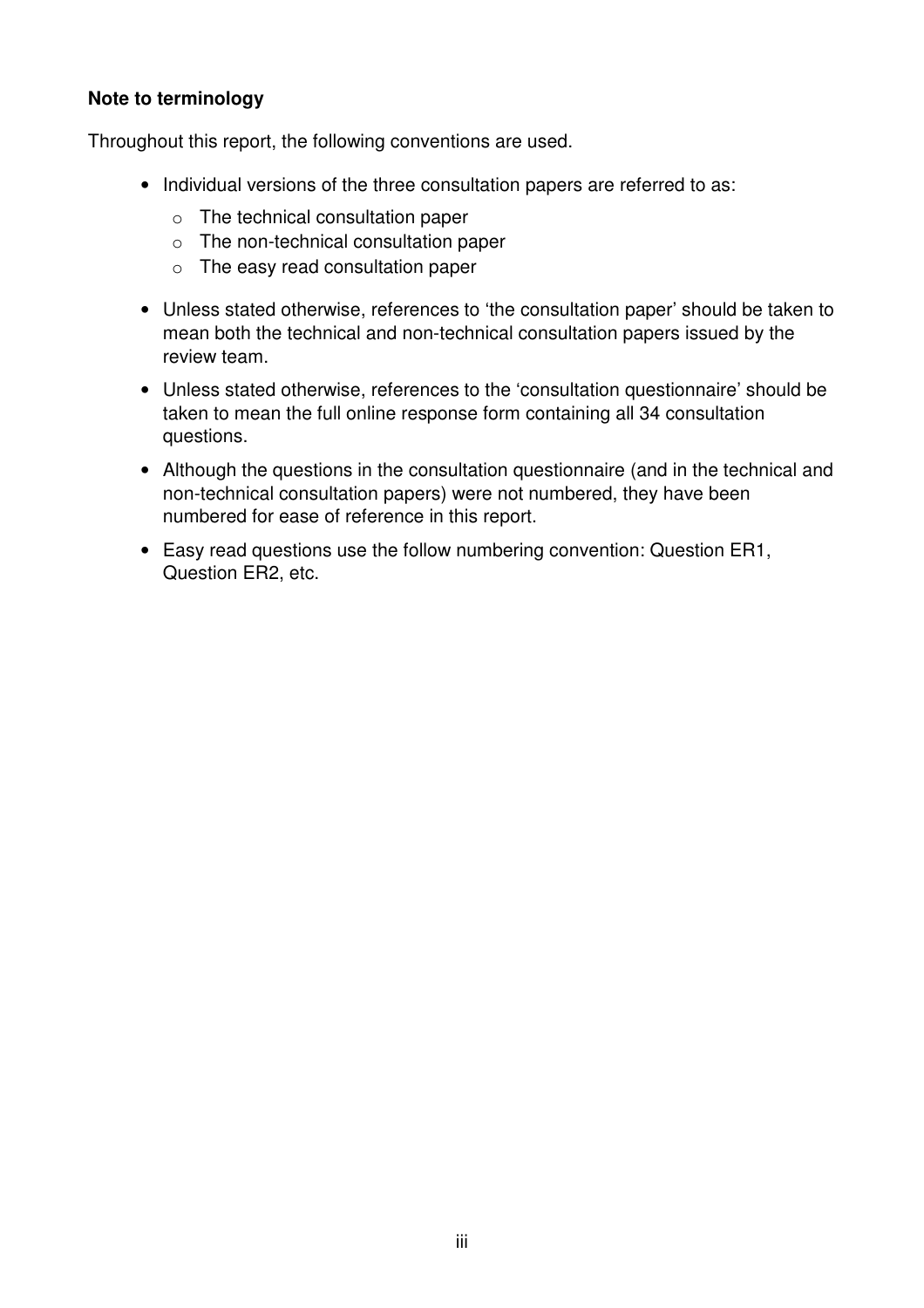**Note to terminology**

Throughout this report, the following conventions are used.

- Individual versions of the three consultation papers are referred to as:
  - The technical consultation paper
  - The non-technical consultation paper
  - The easy read consultation paper
- Unless stated otherwise, references to 'the consultation paper' should be taken to mean both the technical and non-technical consultation papers issued by the review team.
- Unless stated otherwise, references to the 'consultation questionnaire' should be taken to mean the full online response form containing all 34 consultation questions.
- Although the questions in the consultation questionnaire (and in the technical and non-technical consultation papers) were not numbered, they have been numbered for ease of reference in this report.
- Easy read questions use the follow numbering convention: Question ER1, Question ER2, etc.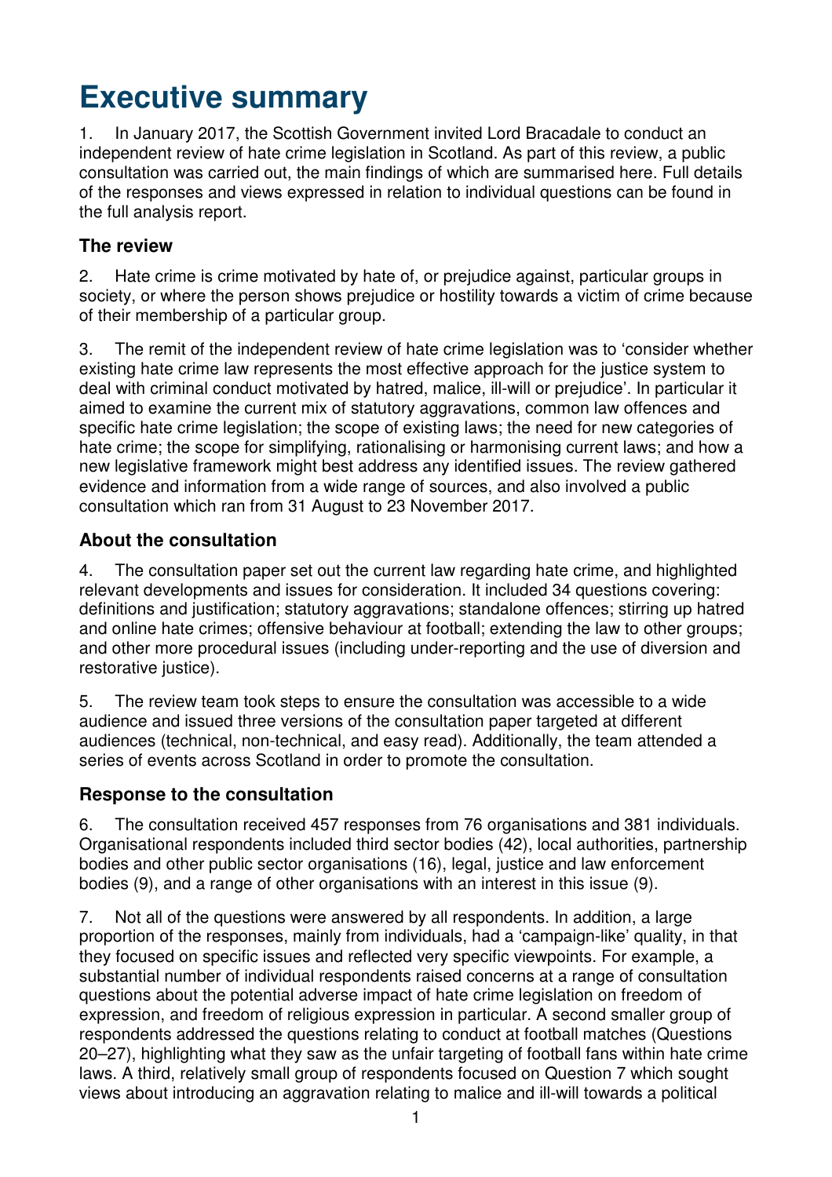# Executive summary

1. In January 2017, the Scottish Government invited Lord Bracadale to conduct an independent review of hate crime legislation in Scotland. As part of this review, a public consultation was carried out, the main findings of which are summarised here. Full details of the responses and views expressed in relation to individual questions can be found in the full analysis report.

### The review

2. Hate crime is crime motivated by hate of, or prejudice against, particular groups in society, or where the person shows prejudice or hostility towards a victim of crime because of their membership of a particular group.

3. The remit of the independent review of hate crime legislation was to 'consider whether existing hate crime law represents the most effective approach for the justice system to deal with criminal conduct motivated by hatred, malice, ill-will or prejudice'. In particular it aimed to examine the current mix of statutory aggravations, common law offences and specific hate crime legislation; the scope of existing laws; the need for new categories of hate crime; the scope for simplifying, rationalising or harmonising current laws; and how a new legislative framework might best address any identified issues. The review gathered evidence and information from a wide range of sources, and also involved a public consultation which ran from 31 August to 23 November 2017.

### About the consultation

4. The consultation paper set out the current law regarding hate crime, and highlighted relevant developments and issues for consideration. It included 34 questions covering: definitions and justification; statutory aggravations; standalone offences; stirring up hatred and online hate crimes; offensive behaviour at football; extending the law to other groups; and other more procedural issues (including under-reporting and the use of diversion and restorative justice).

5. The review team took steps to ensure the consultation was accessible to a wide audience and issued three versions of the consultation paper targeted at different audiences (technical, non-technical, and easy read). Additionally, the team attended a series of events across Scotland in order to promote the consultation.

### Response to the consultation

6. The consultation received 457 responses from 76 organisations and 381 individuals. Organisational respondents included third sector bodies (42), local authorities, partnership bodies and other public sector organisations (16), legal, justice and law enforcement bodies (9), and a range of other organisations with an interest in this issue (9).

7. Not all of the questions were answered by all respondents. In addition, a large proportion of the responses, mainly from individuals, had a 'campaign-like' quality, in that they focused on specific issues and reflected very specific viewpoints. For example, a substantial number of individual respondents raised concerns at a range of consultation questions about the potential adverse impact of hate crime legislation on freedom of expression, and freedom of religious expression in particular. A second smaller group of respondents addressed the questions relating to conduct at football matches (Questions 20–27), highlighting what they saw as the unfair targeting of football fans within hate crime laws. A third, relatively small group of respondents focused on Question 7 which sought views about introducing an aggravation relating to malice and ill-will towards a political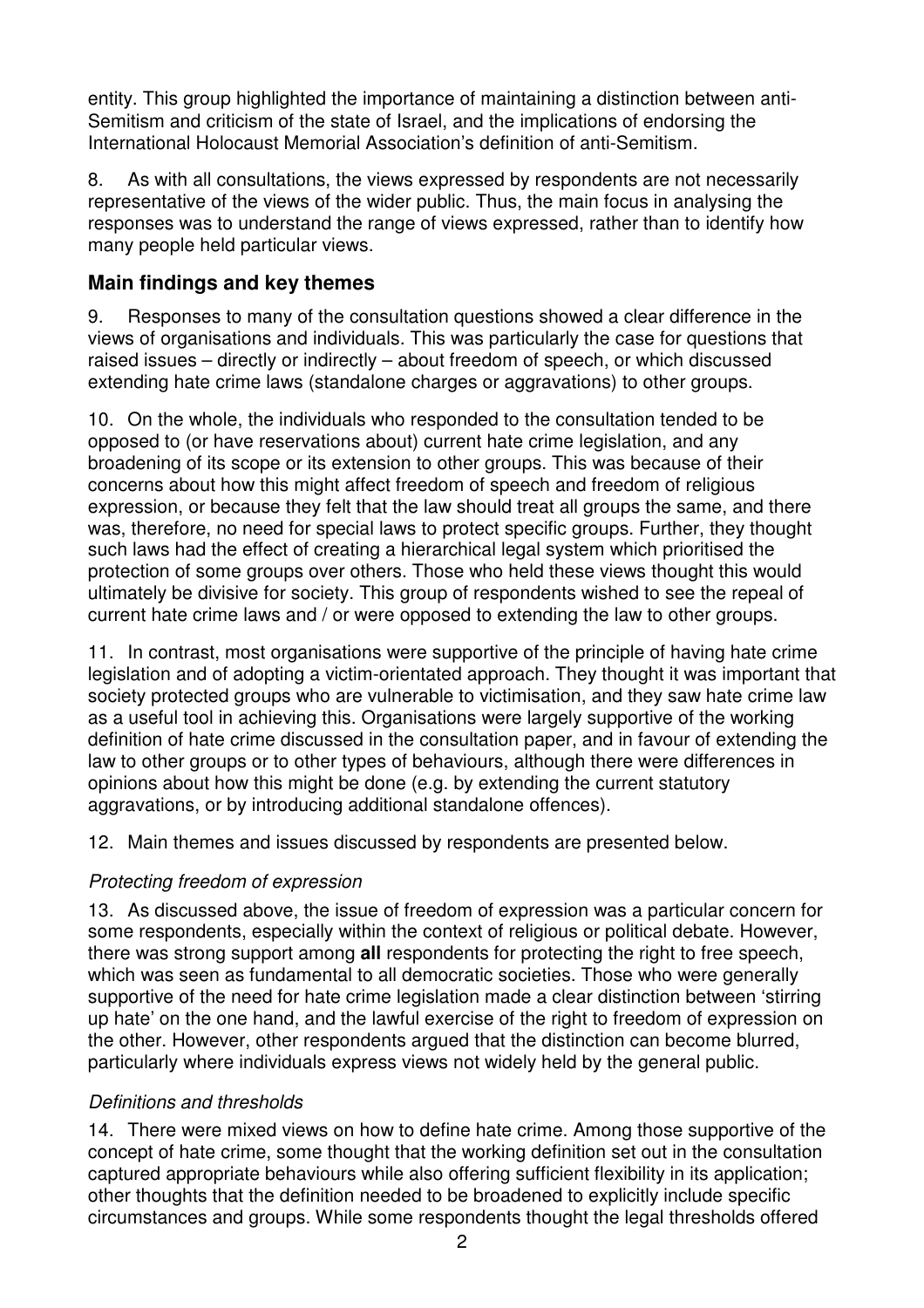entity. This group highlighted the importance of maintaining a distinction between anti-Semitism and criticism of the state of Israel, and the implications of endorsing the International Holocaust Memorial Association's definition of anti-Semitism.

8. As with all consultations, the views expressed by respondents are not necessarily representative of the views of the wider public. Thus, the main focus in analysing the responses was to understand the range of views expressed, rather than to identify how many people held particular views.

## Main findings and key themes

9. Responses to many of the consultation questions showed a clear difference in the views of organisations and individuals. This was particularly the case for questions that raised issues – directly or indirectly – about freedom of speech, or which discussed extending hate crime laws (standalone charges or aggravations) to other groups.

10. On the whole, the individuals who responded to the consultation tended to be opposed to (or have reservations about) current hate crime legislation, and any broadening of its scope or its extension to other groups. This was because of their concerns about how this might affect freedom of speech and freedom of religious expression, or because they felt that the law should treat all groups the same, and there was, therefore, no need for special laws to protect specific groups. Further, they thought such laws had the effect of creating a hierarchical legal system which prioritised the protection of some groups over others. Those who held these views thought this would ultimately be divisive for society. This group of respondents wished to see the repeal of current hate crime laws and / or were opposed to extending the law to other groups.

11. In contrast, most organisations were supportive of the principle of having hate crime legislation and of adopting a victim-orientated approach. They thought it was important that society protected groups who are vulnerable to victimisation, and they saw hate crime law as a useful tool in achieving this. Organisations were largely supportive of the working definition of hate crime discussed in the consultation paper, and in favour of extending the law to other groups or to other types of behaviours, although there were differences in opinions about how this might be done (e.g. by extending the current statutory aggravations, or by introducing additional standalone offences).

12. Main themes and issues discussed by respondents are presented below.

### *Protecting freedom of expression*

13. As discussed above, the issue of freedom of expression was a particular concern for some respondents, especially within the context of religious or political debate. However, there was strong support among **all** respondents for protecting the right to free speech, which was seen as fundamental to all democratic societies. Those who were generally supportive of the need for hate crime legislation made a clear distinction between 'stirring up hate' on the one hand, and the lawful exercise of the right to freedom of expression on the other. However, other respondents argued that the distinction can become blurred, particularly where individuals express views not widely held by the general public.

### *Definitions and thresholds*

14. There were mixed views on how to define hate crime. Among those supportive of the concept of hate crime, some thought that the working definition set out in the consultation captured appropriate behaviours while also offering sufficient flexibility in its application; other thoughts that the definition needed to be broadened to explicitly include specific circumstances and groups. While some respondents thought the legal thresholds offered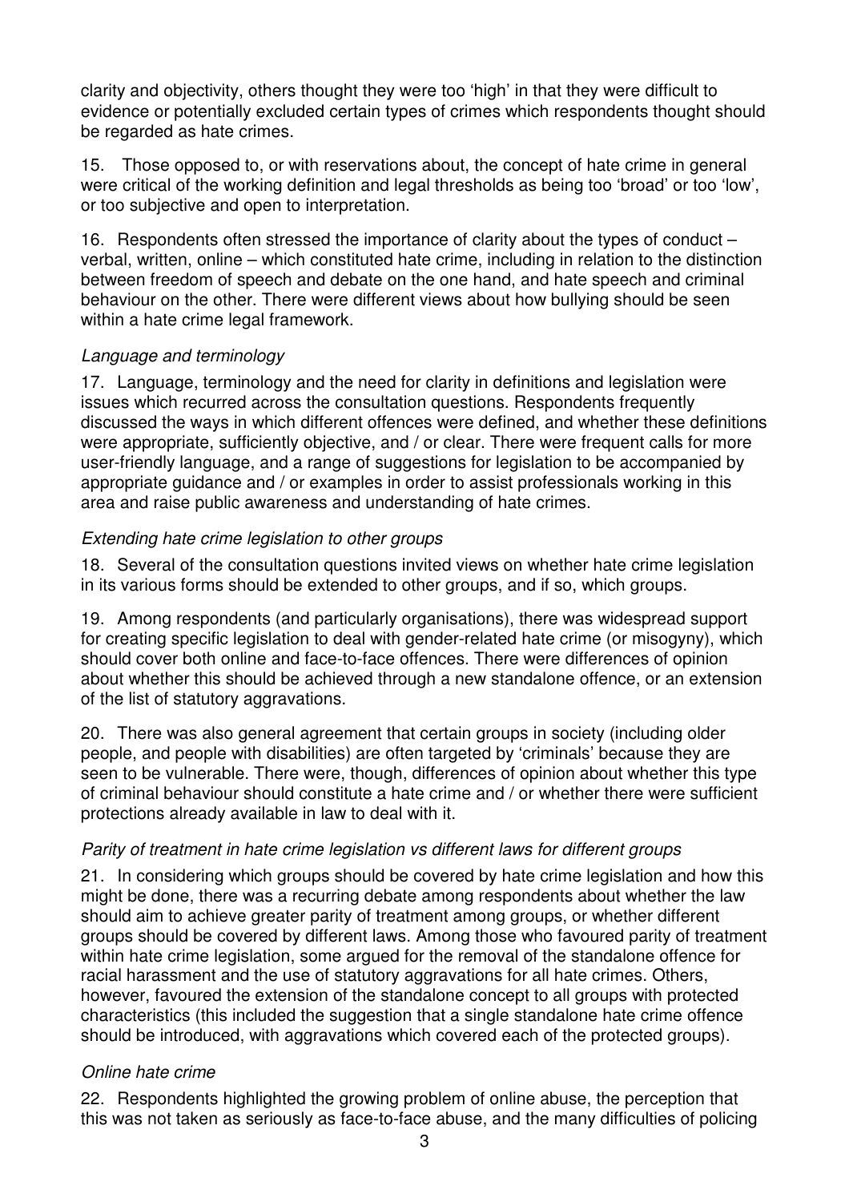clarity and objectivity, others thought they were too 'high' in that they were difficult to evidence or potentially excluded certain types of crimes which respondents thought should be regarded as hate crimes.

15. Those opposed to, or with reservations about, the concept of hate crime in general were critical of the working definition and legal thresholds as being too 'broad' or too 'low', or too subjective and open to interpretation.

16. Respondents often stressed the importance of clarity about the types of conduct – verbal, written, online – which constituted hate crime, including in relation to the distinction between freedom of speech and debate on the one hand, and hate speech and criminal behaviour on the other. There were different views about how bullying should be seen within a hate crime legal framework.

*Language and terminology*

17. Language, terminology and the need for clarity in definitions and legislation were issues which recurred across the consultation questions. Respondents frequently discussed the ways in which different offences were defined, and whether these definitions were appropriate, sufficiently objective, and / or clear. There were frequent calls for more user-friendly language, and a range of suggestions for legislation to be accompanied by appropriate guidance and / or examples in order to assist professionals working in this area and raise public awareness and understanding of hate crimes.

*Extending hate crime legislation to other groups*

18. Several of the consultation questions invited views on whether hate crime legislation in its various forms should be extended to other groups, and if so, which groups.

19. Among respondents (and particularly organisations), there was widespread support for creating specific legislation to deal with gender-related hate crime (or misogyny), which should cover both online and face-to-face offences. There were differences of opinion about whether this should be achieved through a new standalone offence, or an extension of the list of statutory aggravations.

20. There was also general agreement that certain groups in society (including older people, and people with disabilities) are often targeted by 'criminals' because they are seen to be vulnerable. There were, though, differences of opinion about whether this type of criminal behaviour should constitute a hate crime and / or whether there were sufficient protections already available in law to deal with it.

*Parity of treatment in hate crime legislation vs different laws for different groups*

21. In considering which groups should be covered by hate crime legislation and how this might be done, there was a recurring debate among respondents about whether the law should aim to achieve greater parity of treatment among groups, or whether different groups should be covered by different laws. Among those who favoured parity of treatment within hate crime legislation, some argued for the removal of the standalone offence for racial harassment and the use of statutory aggravations for all hate crimes. Others, however, favoured the extension of the standalone concept to all groups with protected characteristics (this included the suggestion that a single standalone hate crime offence should be introduced, with aggravations which covered each of the protected groups).

*Online hate crime*

22. Respondents highlighted the growing problem of online abuse, the perception that this was not taken as seriously as face-to-face abuse, and the many difficulties of policing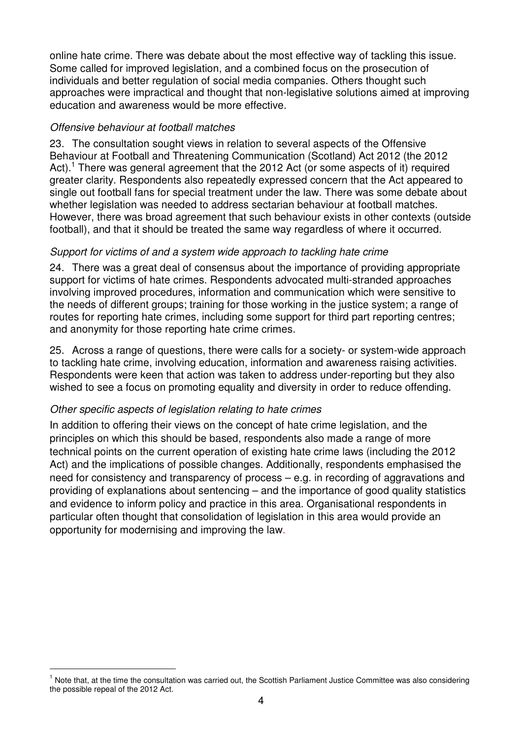online hate crime. There was debate about the most effective way of tackling this issue. Some called for improved legislation, and a combined focus on the prosecution of individuals and better regulation of social media companies. Others thought such approaches were impractical and thought that non-legislative solutions aimed at improving education and awareness would be more effective.

*Offensive behaviour at football matches*

23. The consultation sought views in relation to several aspects of the Offensive Behaviour at Football and Threatening Communication (Scotland) Act 2012 (the 2012 Act).[1] There was general agreement that the 2012 Act (or some aspects of it) required greater clarity. Respondents also repeatedly expressed concern that the Act appeared to single out football fans for special treatment under the law. There was some debate about whether legislation was needed to address sectarian behaviour at football matches. However, there was broad agreement that such behaviour exists in other contexts (outside football), and that it should be treated the same way regardless of where it occurred.

*Support for victims of and a system wide approach to tackling hate crime*

24. There was a great deal of consensus about the importance of providing appropriate support for victims of hate crimes. Respondents advocated multi-stranded approaches involving improved procedures, information and communication which were sensitive to the needs of different groups; training for those working in the justice system; a range of routes for reporting hate crimes, including some support for third part reporting centres; and anonymity for those reporting hate crime crimes.

25. Across a range of questions, there were calls for a society- or system-wide approach to tackling hate crime, involving education, information and awareness raising activities. Respondents were keen that action was taken to address under-reporting but they also wished to see a focus on promoting equality and diversity in order to reduce offending.

*Other specific aspects of legislation relating to hate crimes*

In addition to offering their views on the concept of hate crime legislation, and the principles on which this should be based, respondents also made a range of more technical points on the current operation of existing hate crime laws (including the 2012 Act) and the implications of possible changes. Additionally, respondents emphasised the need for consistency and transparency of process – e.g. in recording of aggravations and providing of explanations about sentencing – and the importance of good quality statistics and evidence to inform policy and practice in this area. Organisational respondents in particular often thought that consolidation of legislation in this area would provide an opportunity for modernising and improving the law.

[1] Note that, at the time the consultation was carried out, the Scottish Parliament Justice Committee was also considering the possible repeal of the 2012 Act.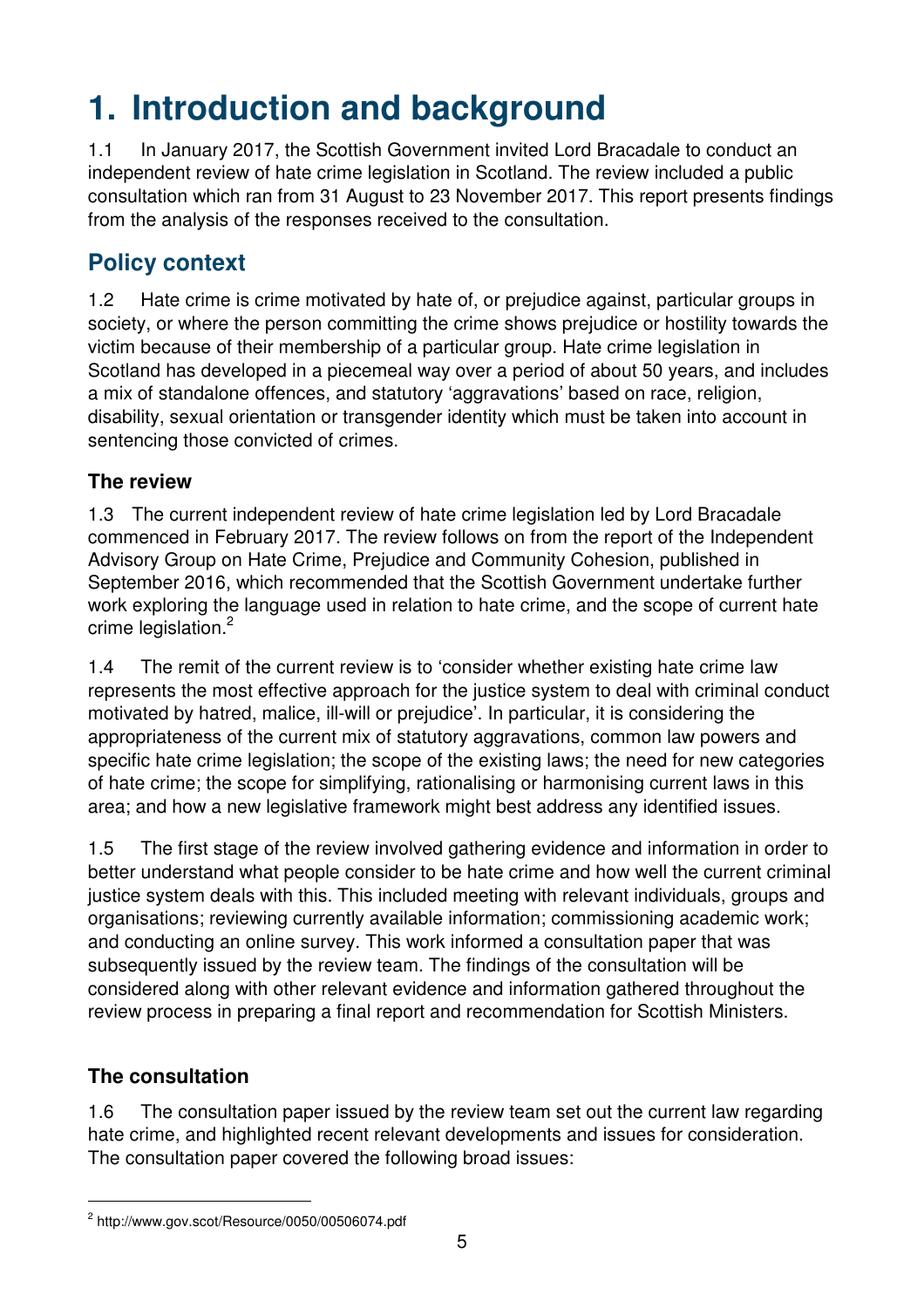# 1. Introduction and background

1.1 In January 2017, the Scottish Government invited Lord Bracadale to conduct an independent review of hate crime legislation in Scotland. The review included a public consultation which ran from 31 August to 23 November 2017. This report presents findings from the analysis of the responses received to the consultation.

## Policy context

1.2 Hate crime is crime motivated by hate of, or prejudice against, particular groups in society, or where the person committing the crime shows prejudice or hostility towards the victim because of their membership of a particular group. Hate crime legislation in Scotland has developed in a piecemeal way over a period of about 50 years, and includes a mix of standalone offences, and statutory 'aggravations' based on race, religion, disability, sexual orientation or transgender identity which must be taken into account in sentencing those convicted of crimes.

### The review

1.3 The current independent review of hate crime legislation led by Lord Bracadale commenced in February 2017. The review follows on from the report of the Independent Advisory Group on Hate Crime, Prejudice and Community Cohesion, published in September 2016, which recommended that the Scottish Government undertake further work exploring the language used in relation to hate crime, and the scope of current hate crime legislation.[2]

1.4 The remit of the current review is to 'consider whether existing hate crime law represents the most effective approach for the justice system to deal with criminal conduct motivated by hatred, malice, ill-will or prejudice'. In particular, it is considering the appropriateness of the current mix of statutory aggravations, common law powers and specific hate crime legislation; the scope of the existing laws; the need for new categories of hate crime; the scope for simplifying, rationalising or harmonising current laws in this area; and how a new legislative framework might best address any identified issues.

1.5 The first stage of the review involved gathering evidence and information in order to better understand what people consider to be hate crime and how well the current criminal justice system deals with this. This included meeting with relevant individuals, groups and organisations; reviewing currently available information; commissioning academic work; and conducting an online survey. This work informed a consultation paper that was subsequently issued by the review team. The findings of the consultation will be considered along with other relevant evidence and information gathered throughout the review process in preparing a final report and recommendation for Scottish Ministers.

### The consultation

1.6 The consultation paper issued by the review team set out the current law regarding hate crime, and highlighted recent relevant developments and issues for consideration. The consultation paper covered the following broad issues:

[2] http://www.gov.scot/Resource/0050/00506074.pdf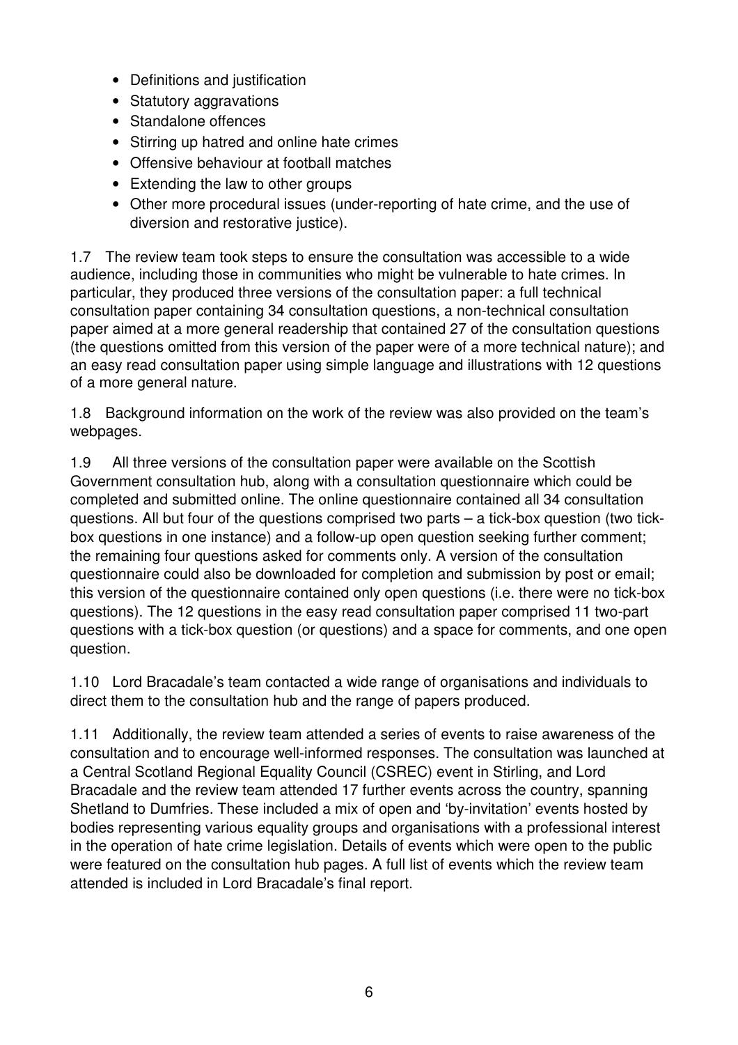- Definitions and justification
- Statutory aggravations
- Standalone offences
- Stirring up hatred and online hate crimes
- Offensive behaviour at football matches
- Extending the law to other groups
- Other more procedural issues (under-reporting of hate crime, and the use of diversion and restorative justice).

1.7 The review team took steps to ensure the consultation was accessible to a wide audience, including those in communities who might be vulnerable to hate crimes. In particular, they produced three versions of the consultation paper: a full technical consultation paper containing 34 consultation questions, a non-technical consultation paper aimed at a more general readership that contained 27 of the consultation questions (the questions omitted from this version of the paper were of a more technical nature); and an easy read consultation paper using simple language and illustrations with 12 questions of a more general nature.

1.8 Background information on the work of the review was also provided on the team's webpages.

1.9 All three versions of the consultation paper were available on the Scottish Government consultation hub, along with a consultation questionnaire which could be completed and submitted online. The online questionnaire contained all 34 consultation questions. All but four of the questions comprised two parts – a tick-box question (two tick-box questions in one instance) and a follow-up open question seeking further comment; the remaining four questions asked for comments only. A version of the consultation questionnaire could also be downloaded for completion and submission by post or email; this version of the questionnaire contained only open questions (i.e. there were no tick-box questions). The 12 questions in the easy read consultation paper comprised 11 two-part questions with a tick-box question (or questions) and a space for comments, and one open question.

1.10 Lord Bracadale's team contacted a wide range of organisations and individuals to direct them to the consultation hub and the range of papers produced.

1.11 Additionally, the review team attended a series of events to raise awareness of the consultation and to encourage well-informed responses. The consultation was launched at a Central Scotland Regional Equality Council (CSREC) event in Stirling, and Lord Bracadale and the review team attended 17 further events across the country, spanning Shetland to Dumfries. These included a mix of open and 'by-invitation' events hosted by bodies representing various equality groups and organisations with a professional interest in the operation of hate crime legislation. Details of events which were open to the public were featured on the consultation hub pages. A full list of events which the review team attended is included in Lord Bracadale's final report.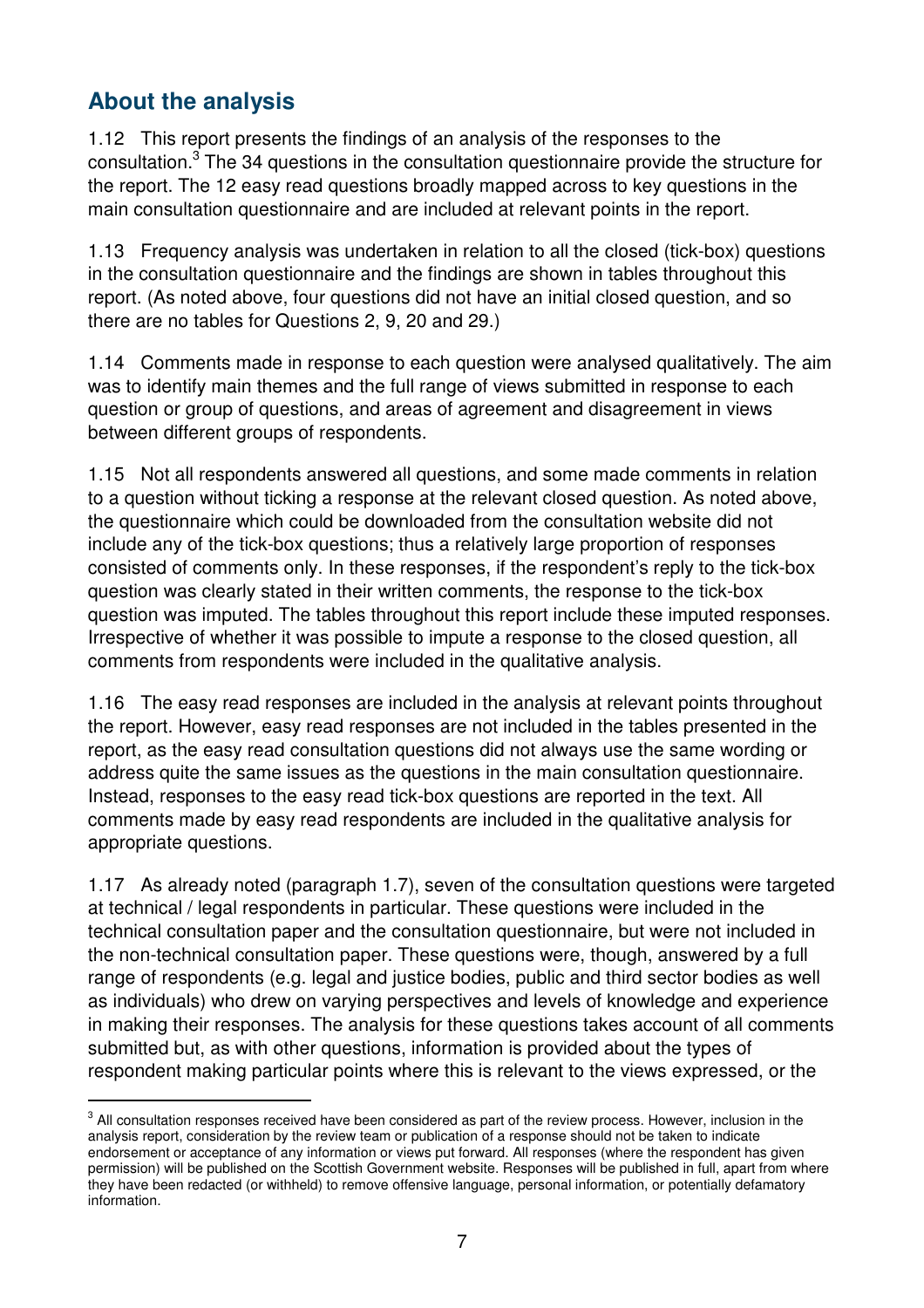## About the analysis

1.12 This report presents the findings of an analysis of the responses to the consultation.[3] The 34 questions in the consultation questionnaire provide the structure for the report. The 12 easy read questions broadly mapped across to key questions in the main consultation questionnaire and are included at relevant points in the report.

1.13 Frequency analysis was undertaken in relation to all the closed (tick-box) questions in the consultation questionnaire and the findings are shown in tables throughout this report. (As noted above, four questions did not have an initial closed question, and so there are no tables for Questions 2, 9, 20 and 29.)

1.14 Comments made in response to each question were analysed qualitatively. The aim was to identify main themes and the full range of views submitted in response to each question or group of questions, and areas of agreement and disagreement in views between different groups of respondents.

1.15 Not all respondents answered all questions, and some made comments in relation to a question without ticking a response at the relevant closed question. As noted above, the questionnaire which could be downloaded from the consultation website did not include any of the tick-box questions; thus a relatively large proportion of responses consisted of comments only. In these responses, if the respondent's reply to the tick-box question was clearly stated in their written comments, the response to the tick-box question was imputed. The tables throughout this report include these imputed responses. Irrespective of whether it was possible to impute a response to the closed question, all comments from respondents were included in the qualitative analysis.

1.16 The easy read responses are included in the analysis at relevant points throughout the report. However, easy read responses are not included in the tables presented in the report, as the easy read consultation questions did not always use the same wording or address quite the same issues as the questions in the main consultation questionnaire. Instead, responses to the easy read tick-box questions are reported in the text. All comments made by easy read respondents are included in the qualitative analysis for appropriate questions.

1.17 As already noted (paragraph 1.7), seven of the consultation questions were targeted at technical / legal respondents in particular. These questions were included in the technical consultation paper and the consultation questionnaire, but were not included in the non-technical consultation paper. These questions were, though, answered by a full range of respondents (e.g. legal and justice bodies, public and third sector bodies as well as individuals) who drew on varying perspectives and levels of knowledge and experience in making their responses. The analysis for these questions takes account of all comments submitted but, as with other questions, information is provided about the types of respondent making particular points where this is relevant to the views expressed, or the

[3] All consultation responses received have been considered as part of the review process. However, inclusion in the analysis report, consideration by the review team or publication of a response should not be taken to indicate endorsement or acceptance of any information or views put forward. All responses (where the respondent has given permission) will be published on the Scottish Government website. Responses will be published in full, apart from where they have been redacted (or withheld) to remove offensive language, personal information, or potentially defamatory information.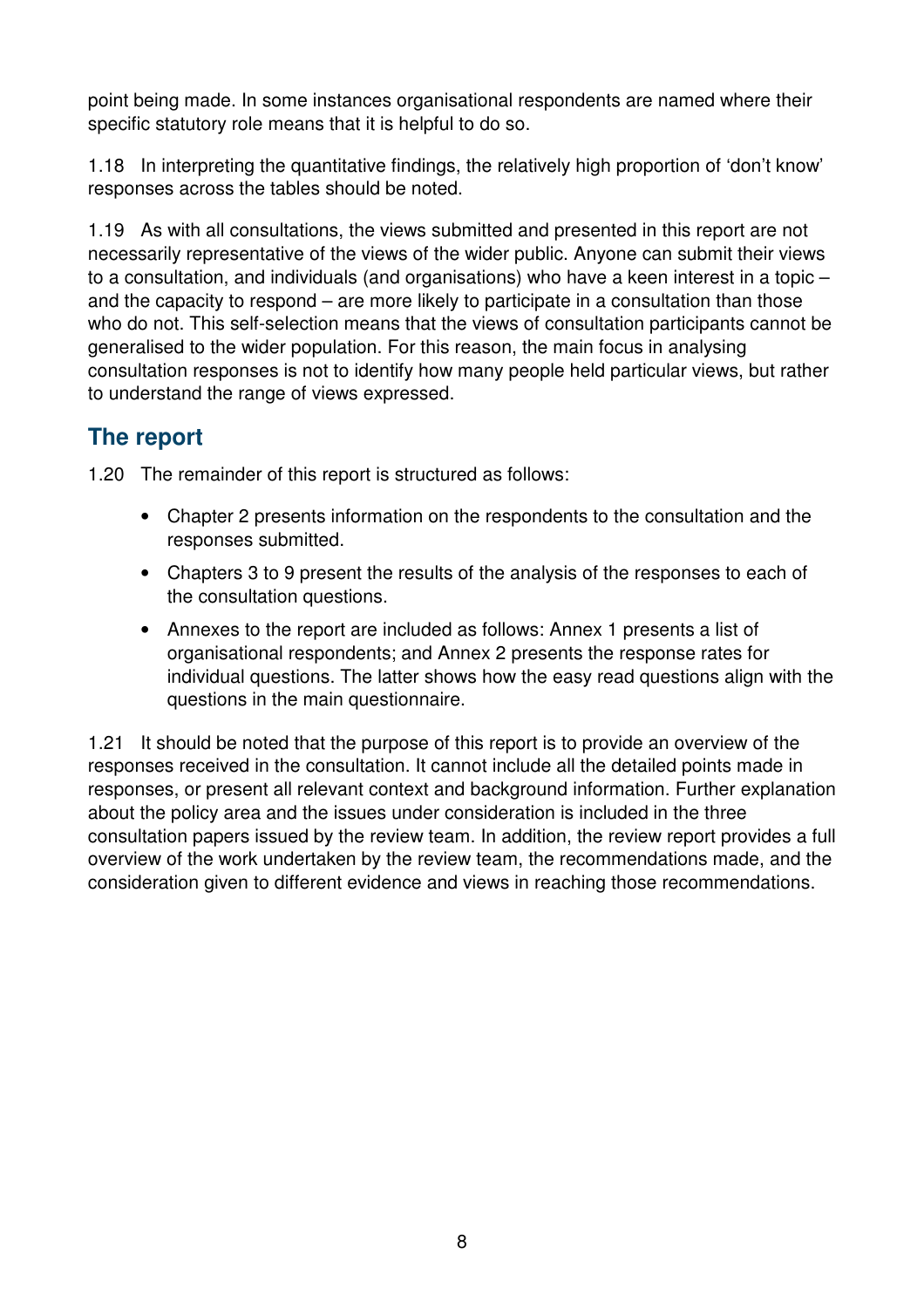point being made. In some instances organisational respondents are named where their specific statutory role means that it is helpful to do so.

1.18 In interpreting the quantitative findings, the relatively high proportion of 'don't know' responses across the tables should be noted.

1.19 As with all consultations, the views submitted and presented in this report are not necessarily representative of the views of the wider public. Anyone can submit their views to a consultation, and individuals (and organisations) who have a keen interest in a topic – and the capacity to respond – are more likely to participate in a consultation than those who do not. This self-selection means that the views of consultation participants cannot be generalised to the wider population. For this reason, the main focus in analysing consultation responses is not to identify how many people held particular views, but rather to understand the range of views expressed.

## The report

1.20 The remainder of this report is structured as follows:

- Chapter 2 presents information on the respondents to the consultation and the responses submitted.
- Chapters 3 to 9 present the results of the analysis of the responses to each of the consultation questions.
- Annexes to the report are included as follows: Annex 1 presents a list of organisational respondents; and Annex 2 presents the response rates for individual questions. The latter shows how the easy read questions align with the questions in the main questionnaire.

1.21 It should be noted that the purpose of this report is to provide an overview of the responses received in the consultation. It cannot include all the detailed points made in responses, or present all relevant context and background information. Further explanation about the policy area and the issues under consideration is included in the three consultation papers issued by the review team. In addition, the review report provides a full overview of the work undertaken by the review team, the recommendations made, and the consideration given to different evidence and views in reaching those recommendations.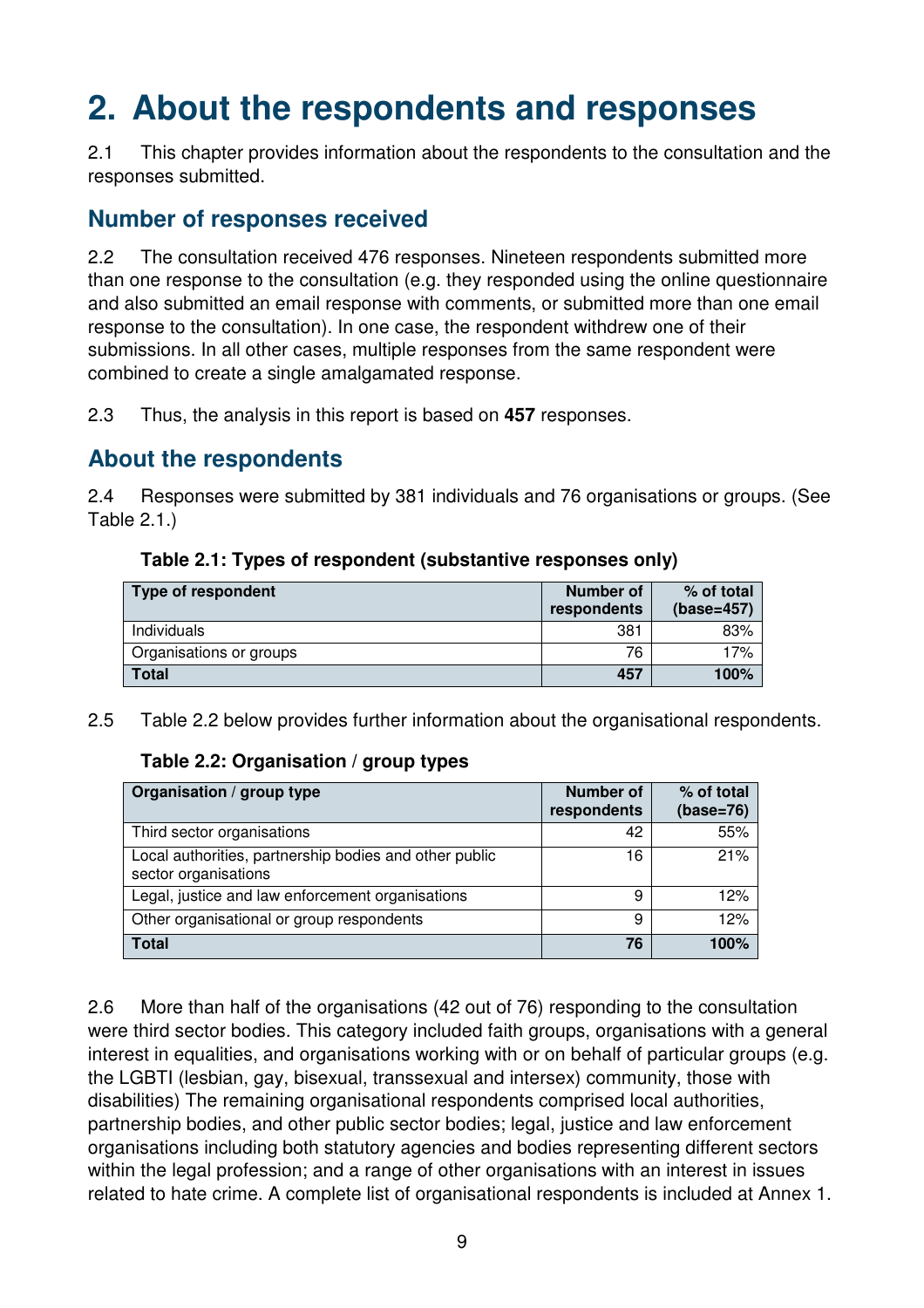# 2. About the respondents and responses

2.1 This chapter provides information about the respondents to the consultation and the responses submitted.

## Number of responses received

2.2 The consultation received 476 responses. Nineteen respondents submitted more than one response to the consultation (e.g. they responded using the online questionnaire and also submitted an email response with comments, or submitted more than one email response to the consultation). In one case, the respondent withdrew one of their submissions. In all other cases, multiple responses from the same respondent were combined to create a single amalgamated response.

2.3 Thus, the analysis in this report is based on **457** responses.

## About the respondents

2.4 Responses were submitted by 381 individuals and 76 organisations or groups. (See Table 2.1.)

**Table 2.1: Types of respondent (substantive responses only)**

| Type of respondent | Number of respondents | % of total (base=457) |
|---|---|---|
| Individuals | 381 | 83% |
| Organisations or groups | 76 | 17% |
| **Total** | **457** | **100%** |

2.5 Table 2.2 below provides further information about the organisational respondents.

**Table 2.2: Organisation / group types**

| Organisation / group type | Number of respondents | % of total (base=76) |
|---|---|---|
| Third sector organisations | 42 | 55% |
| Local authorities, partnership bodies and other public sector organisations | 16 | 21% |
| Legal, justice and law enforcement organisations | 9 | 12% |
| Other organisational or group respondents | 9 | 12% |
| **Total** | **76** | **100%** |

2.6 More than half of the organisations (42 out of 76) responding to the consultation were third sector bodies. This category included faith groups, organisations with a general interest in equalities, and organisations working with or on behalf of particular groups (e.g. the LGBTI (lesbian, gay, bisexual, transsexual and intersex) community, those with disabilities) The remaining organisational respondents comprised local authorities, partnership bodies, and other public sector bodies; legal, justice and law enforcement organisations including both statutory agencies and bodies representing different sectors within the legal profession; and a range of other organisations with an interest in issues related to hate crime. A complete list of organisational respondents is included at Annex 1.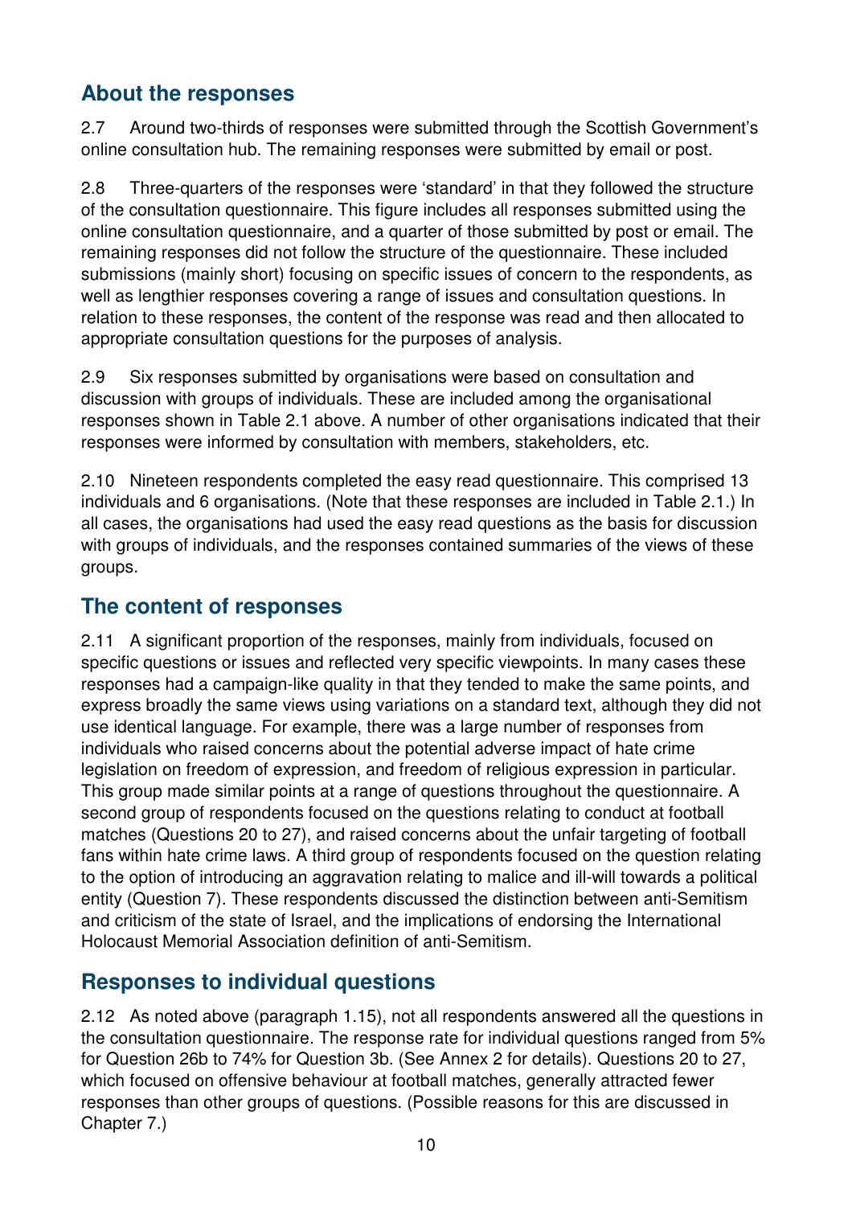## About the responses

2.7 Around two-thirds of responses were submitted through the Scottish Government's online consultation hub. The remaining responses were submitted by email or post.

2.8 Three-quarters of the responses were 'standard' in that they followed the structure of the consultation questionnaire. This figure includes all responses submitted using the online consultation questionnaire, and a quarter of those submitted by post or email. The remaining responses did not follow the structure of the questionnaire. These included submissions (mainly short) focusing on specific issues of concern to the respondents, as well as lengthier responses covering a range of issues and consultation questions. In relation to these responses, the content of the response was read and then allocated to appropriate consultation questions for the purposes of analysis.

2.9 Six responses submitted by organisations were based on consultation and discussion with groups of individuals. These are included among the organisational responses shown in Table 2.1 above. A number of other organisations indicated that their responses were informed by consultation with members, stakeholders, etc.

2.10 Nineteen respondents completed the easy read questionnaire. This comprised 13 individuals and 6 organisations. (Note that these responses are included in Table 2.1.) In all cases, the organisations had used the easy read questions as the basis for discussion with groups of individuals, and the responses contained summaries of the views of these groups.

## The content of responses

2.11 A significant proportion of the responses, mainly from individuals, focused on specific questions or issues and reflected very specific viewpoints. In many cases these responses had a campaign-like quality in that they tended to make the same points, and express broadly the same views using variations on a standard text, although they did not use identical language. For example, there was a large number of responses from individuals who raised concerns about the potential adverse impact of hate crime legislation on freedom of expression, and freedom of religious expression in particular. This group made similar points at a range of questions throughout the questionnaire. A second group of respondents focused on the questions relating to conduct at football matches (Questions 20 to 27), and raised concerns about the unfair targeting of football fans within hate crime laws. A third group of respondents focused on the question relating to the option of introducing an aggravation relating to malice and ill-will towards a political entity (Question 7). These respondents discussed the distinction between anti-Semitism and criticism of the state of Israel, and the implications of endorsing the International Holocaust Memorial Association definition of anti-Semitism.

## Responses to individual questions

2.12 As noted above (paragraph 1.15), not all respondents answered all the questions in the consultation questionnaire. The response rate for individual questions ranged from 5% for Question 26b to 74% for Question 3b. (See Annex 2 for details). Questions 20 to 27, which focused on offensive behaviour at football matches, generally attracted fewer responses than other groups of questions. (Possible reasons for this are discussed in Chapter 7.)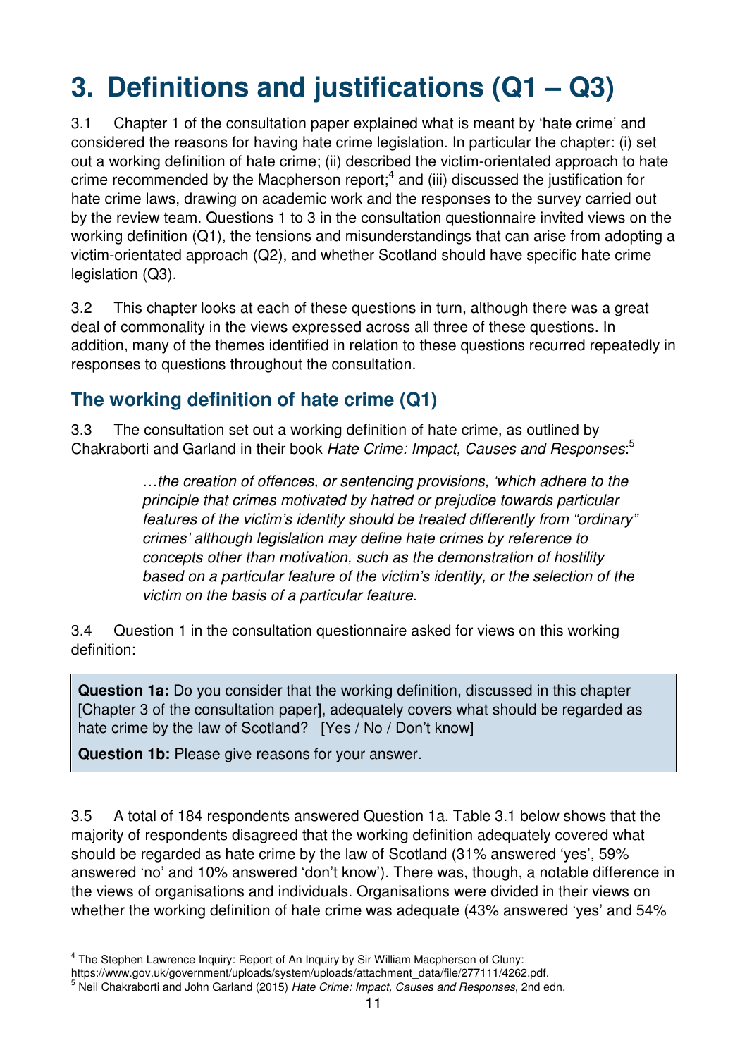# 3. Definitions and justifications (Q1 – Q3)

3.1 Chapter 1 of the consultation paper explained what is meant by 'hate crime' and considered the reasons for having hate crime legislation. In particular the chapter: (i) set out a working definition of hate crime; (ii) described the victim-orientated approach to hate crime recommended by the Macpherson report;[4] and (iii) discussed the justification for hate crime laws, drawing on academic work and the responses to the survey carried out by the review team. Questions 1 to 3 in the consultation questionnaire invited views on the working definition (Q1), the tensions and misunderstandings that can arise from adopting a victim-orientated approach (Q2), and whether Scotland should have specific hate crime legislation (Q3).

3.2 This chapter looks at each of these questions in turn, although there was a great deal of commonality in the views expressed across all three of these questions. In addition, many of the themes identified in relation to these questions recurred repeatedly in responses to questions throughout the consultation.

## The working definition of hate crime (Q1)

3.3 The consultation set out a working definition of hate crime, as outlined by Chakraborti and Garland in their book *Hate Crime: Impact, Causes and Responses*:[5]

> *…the creation of offences, or sentencing provisions, 'which adhere to the principle that crimes motivated by hatred or prejudice towards particular features of the victim's identity should be treated differently from "ordinary" crimes' although legislation may define hate crimes by reference to concepts other than motivation, such as the demonstration of hostility based on a particular feature of the victim's identity, or the selection of the victim on the basis of a particular feature.*

3.4 Question 1 in the consultation questionnaire asked for views on this working definition:

> **Question 1a:** Do you consider that the working definition, discussed in this chapter [Chapter 3 of the consultation paper], adequately covers what should be regarded as hate crime by the law of Scotland? [Yes / No / Don't know]
>
> **Question 1b:** Please give reasons for your answer.

3.5 A total of 184 respondents answered Question 1a. Table 3.1 below shows that the majority of respondents disagreed that the working definition adequately covered what should be regarded as hate crime by the law of Scotland (31% answered 'yes', 59% answered 'no' and 10% answered 'don't know'). There was, though, a notable difference in the views of organisations and individuals. Organisations were divided in their views on whether the working definition of hate crime was adequate (43% answered 'yes' and 54%

---

[4] The Stephen Lawrence Inquiry: Report of An Inquiry by Sir William Macpherson of Cluny: https://www.gov.uk/government/uploads/system/uploads/attachment_data/file/277111/4262.pdf.

[5] Neil Chakraborti and John Garland (2015) *Hate Crime: Impact, Causes and Responses*, 2nd edn.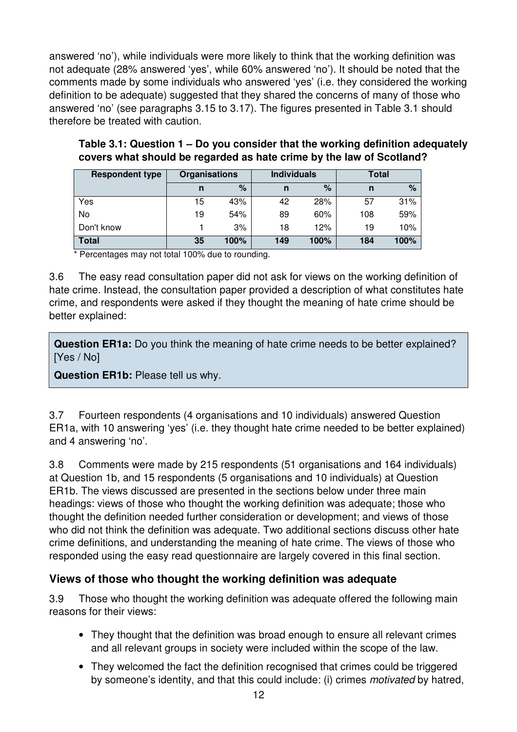answered 'no'), while individuals were more likely to think that the working definition was not adequate (28% answered 'yes', while 60% answered 'no'). It should be noted that the comments made by some individuals who answered 'yes' (i.e. they considered the working definition to be adequate) suggested that they shared the concerns of many of those who answered 'no' (see paragraphs 3.15 to 3.17). The figures presented in Table 3.1 should therefore be treated with caution.

**Table 3.1: Question 1 – Do you consider that the working definition adequately covers what should be regarded as hate crime by the law of Scotland?**

| Respondent type | Organisations | | Individuals | | Total | |
|---|---|---|---|---|---|---|
| | n | % | n | % | n | % |
| Yes | 15 | 43% | 42 | 28% | 57 | 31% |
| No | 19 | 54% | 89 | 60% | 108 | 59% |
| Don't know | 1 | 3% | 18 | 12% | 19 | 10% |
| **Total** | **35** | **100%** | **149** | **100%** | **184** | **100%** |

\* Percentages may not total 100% due to rounding.

3.6 The easy read consultation paper did not ask for views on the working definition of hate crime. Instead, the consultation paper provided a description of what constitutes hate crime, and respondents were asked if they thought the meaning of hate crime should be better explained:

> **Question ER1a:** Do you think the meaning of hate crime needs to be better explained? [Yes / No]
>
> **Question ER1b:** Please tell us why.

3.7 Fourteen respondents (4 organisations and 10 individuals) answered Question ER1a, with 10 answering 'yes' (i.e. they thought hate crime needed to be better explained) and 4 answering 'no'.

3.8 Comments were made by 215 respondents (51 organisations and 164 individuals) at Question 1b, and 15 respondents (5 organisations and 10 individuals) at Question ER1b. The views discussed are presented in the sections below under three main headings: views of those who thought the working definition was adequate; those who thought the definition needed further consideration or development; and views of those who did not think the definition was adequate. Two additional sections discuss other hate crime definitions, and understanding the meaning of hate crime. The views of those who responded using the easy read questionnaire are largely covered in this final section.

## Views of those who thought the working definition was adequate

3.9 Those who thought the working definition was adequate offered the following main reasons for their views:

- They thought that the definition was broad enough to ensure all relevant crimes and all relevant groups in society were included within the scope of the law.
- They welcomed the fact the definition recognised that crimes could be triggered by someone's identity, and that this could include: (i) crimes *motivated* by hatred,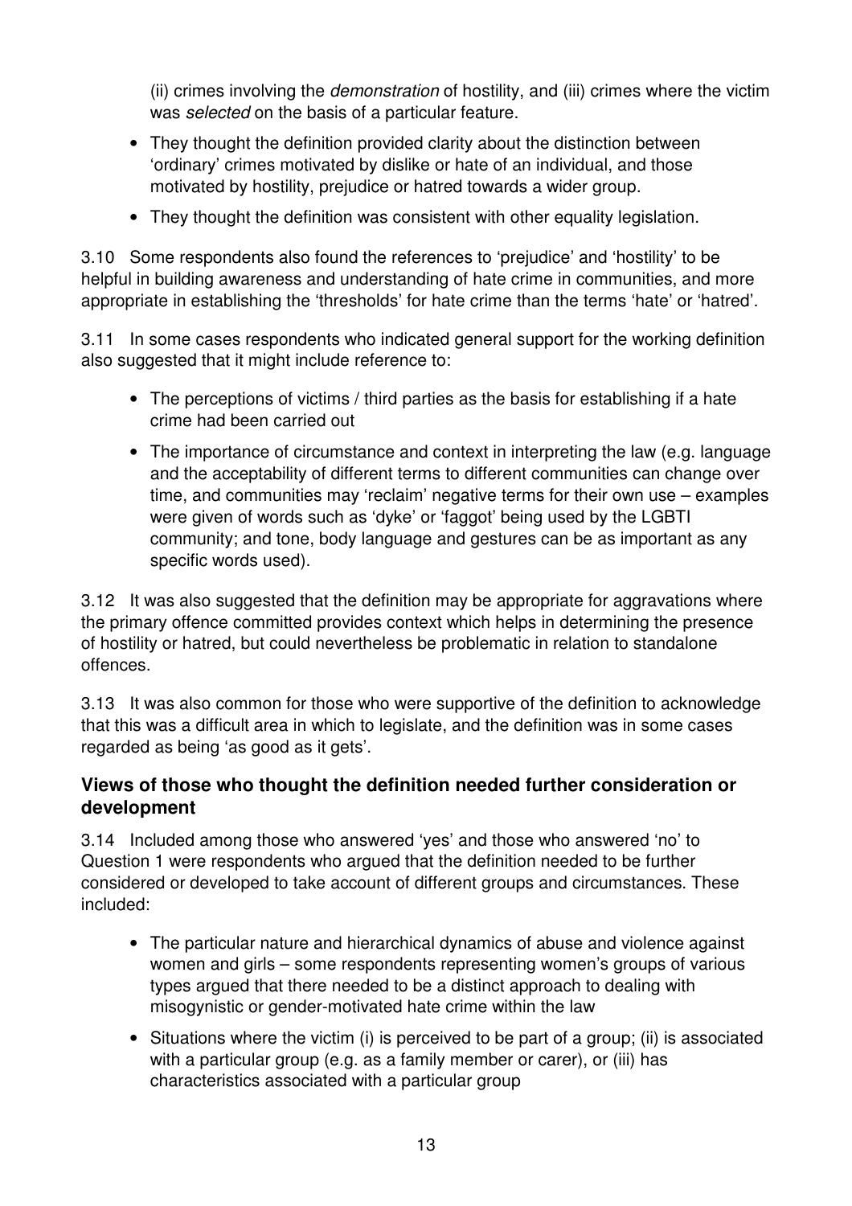(ii) crimes involving the *demonstration* of hostility, and (iii) crimes where the victim was *selected* on the basis of a particular feature.

- They thought the definition provided clarity about the distinction between 'ordinary' crimes motivated by dislike or hate of an individual, and those motivated by hostility, prejudice or hatred towards a wider group.
- They thought the definition was consistent with other equality legislation.

3.10 Some respondents also found the references to 'prejudice' and 'hostility' to be helpful in building awareness and understanding of hate crime in communities, and more appropriate in establishing the 'thresholds' for hate crime than the terms 'hate' or 'hatred'.

3.11 In some cases respondents who indicated general support for the working definition also suggested that it might include reference to:

- The perceptions of victims / third parties as the basis for establishing if a hate crime had been carried out
- The importance of circumstance and context in interpreting the law (e.g. language and the acceptability of different terms to different communities can change over time, and communities may 'reclaim' negative terms for their own use – examples were given of words such as 'dyke' or 'faggot' being used by the LGBTI community; and tone, body language and gestures can be as important as any specific words used).

3.12 It was also suggested that the definition may be appropriate for aggravations where the primary offence committed provides context which helps in determining the presence of hostility or hatred, but could nevertheless be problematic in relation to standalone offences.

3.13 It was also common for those who were supportive of the definition to acknowledge that this was a difficult area in which to legislate, and the definition was in some cases regarded as being 'as good as it gets'.

### Views of those who thought the definition needed further consideration or development

3.14 Included among those who answered 'yes' and those who answered 'no' to Question 1 were respondents who argued that the definition needed to be further considered or developed to take account of different groups and circumstances. These included:

- The particular nature and hierarchical dynamics of abuse and violence against women and girls – some respondents representing women's groups of various types argued that there needed to be a distinct approach to dealing with misogynistic or gender-motivated hate crime within the law
- Situations where the victim (i) is perceived to be part of a group; (ii) is associated with a particular group (e.g. as a family member or carer), or (iii) has characteristics associated with a particular group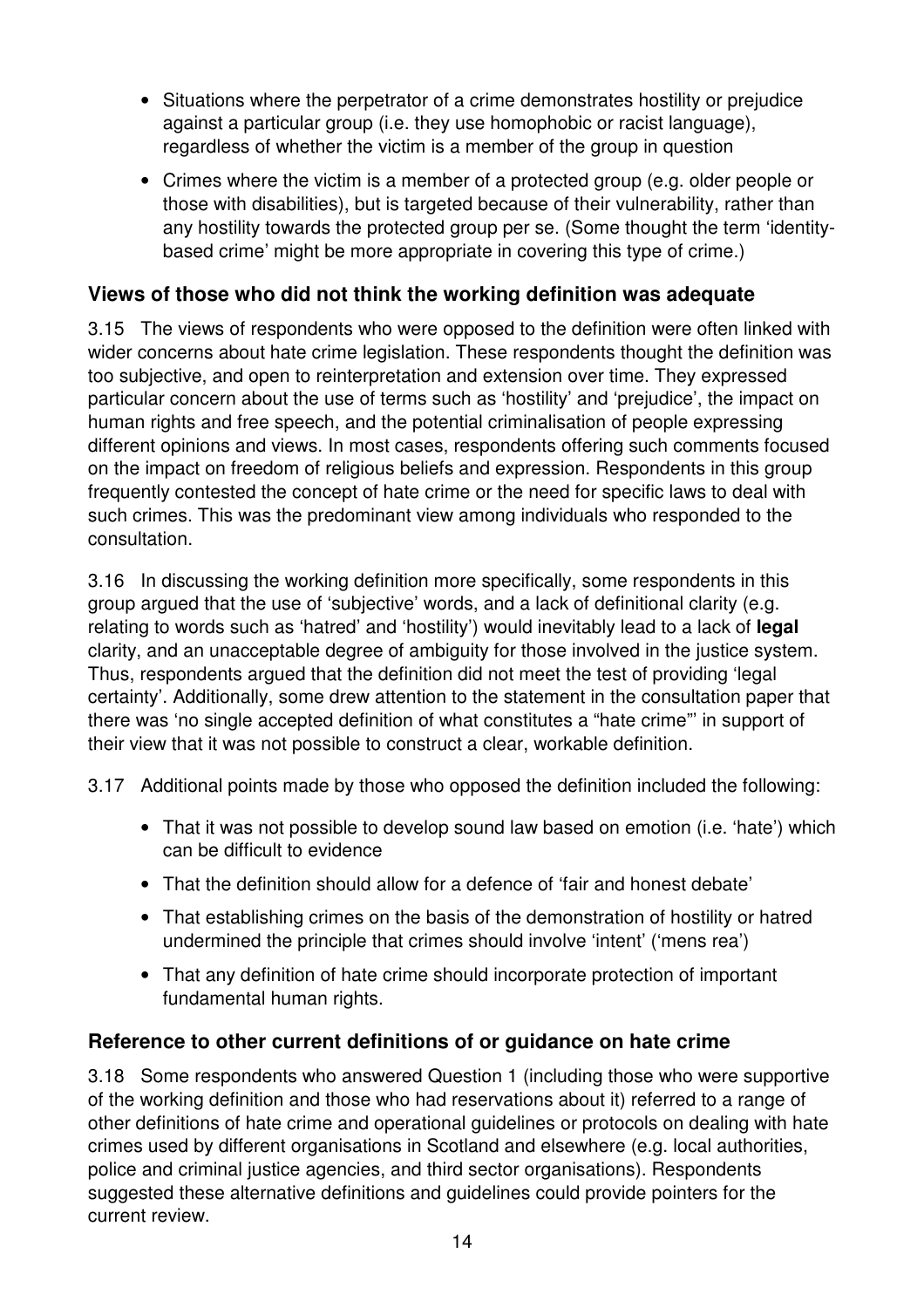- Situations where the perpetrator of a crime demonstrates hostility or prejudice against a particular group (i.e. they use homophobic or racist language), regardless of whether the victim is a member of the group in question
- Crimes where the victim is a member of a protected group (e.g. older people or those with disabilities), but is targeted because of their vulnerability, rather than any hostility towards the protected group per se. (Some thought the term 'identity-based crime' might be more appropriate in covering this type of crime.)

## Views of those who did not think the working definition was adequate

3.15 The views of respondents who were opposed to the definition were often linked with wider concerns about hate crime legislation. These respondents thought the definition was too subjective, and open to reinterpretation and extension over time. They expressed particular concern about the use of terms such as 'hostility' and 'prejudice', the impact on human rights and free speech, and the potential criminalisation of people expressing different opinions and views. In most cases, respondents offering such comments focused on the impact on freedom of religious beliefs and expression. Respondents in this group frequently contested the concept of hate crime or the need for specific laws to deal with such crimes. This was the predominant view among individuals who responded to the consultation.

3.16 In discussing the working definition more specifically, some respondents in this group argued that the use of 'subjective' words, and a lack of definitional clarity (e.g. relating to words such as 'hatred' and 'hostility') would inevitably lead to a lack of **legal** clarity, and an unacceptable degree of ambiguity for those involved in the justice system. Thus, respondents argued that the definition did not meet the test of providing 'legal certainty'. Additionally, some drew attention to the statement in the consultation paper that there was 'no single accepted definition of what constitutes a "hate crime"' in support of their view that it was not possible to construct a clear, workable definition.

3.17 Additional points made by those who opposed the definition included the following:

- That it was not possible to develop sound law based on emotion (i.e. 'hate') which can be difficult to evidence
- That the definition should allow for a defence of 'fair and honest debate'
- That establishing crimes on the basis of the demonstration of hostility or hatred undermined the principle that crimes should involve 'intent' ('mens rea')
- That any definition of hate crime should incorporate protection of important fundamental human rights.

## Reference to other current definitions of or guidance on hate crime

3.18 Some respondents who answered Question 1 (including those who were supportive of the working definition and those who had reservations about it) referred to a range of other definitions of hate crime and operational guidelines or protocols on dealing with hate crimes used by different organisations in Scotland and elsewhere (e.g. local authorities, police and criminal justice agencies, and third sector organisations). Respondents suggested these alternative definitions and guidelines could provide pointers for the current review.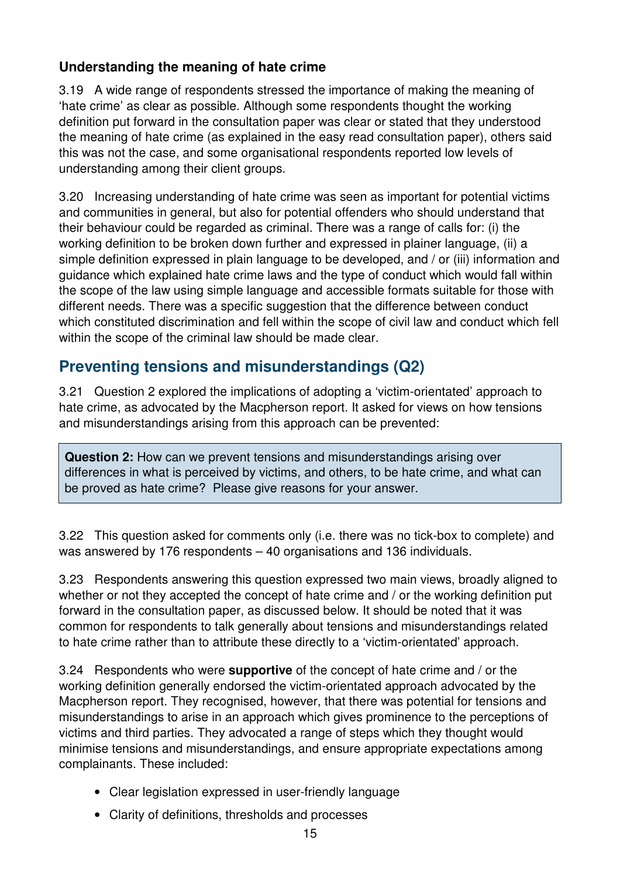### Understanding the meaning of hate crime

3.19 A wide range of respondents stressed the importance of making the meaning of 'hate crime' as clear as possible. Although some respondents thought the working definition put forward in the consultation paper was clear or stated that they understood the meaning of hate crime (as explained in the easy read consultation paper), others said this was not the case, and some organisational respondents reported low levels of understanding among their client groups.

3.20 Increasing understanding of hate crime was seen as important for potential victims and communities in general, but also for potential offenders who should understand that their behaviour could be regarded as criminal. There was a range of calls for: (i) the working definition to be broken down further and expressed in plainer language, (ii) a simple definition expressed in plain language to be developed, and / or (iii) information and guidance which explained hate crime laws and the type of conduct which would fall within the scope of the law using simple language and accessible formats suitable for those with different needs. There was a specific suggestion that the difference between conduct which constituted discrimination and fell within the scope of civil law and conduct which fell within the scope of the criminal law should be made clear.

## Preventing tensions and misunderstandings (Q2)

3.21 Question 2 explored the implications of adopting a 'victim-orientated' approach to hate crime, as advocated by the Macpherson report. It asked for views on how tensions and misunderstandings arising from this approach can be prevented:

> **Question 2:** How can we prevent tensions and misunderstandings arising over differences in what is perceived by victims, and others, to be hate crime, and what can be proved as hate crime? Please give reasons for your answer.

3.22 This question asked for comments only (i.e. there was no tick-box to complete) and was answered by 176 respondents – 40 organisations and 136 individuals.

3.23 Respondents answering this question expressed two main views, broadly aligned to whether or not they accepted the concept of hate crime and / or the working definition put forward in the consultation paper, as discussed below. It should be noted that it was common for respondents to talk generally about tensions and misunderstandings related to hate crime rather than to attribute these directly to a 'victim-orientated' approach.

3.24 Respondents who were **supportive** of the concept of hate crime and / or the working definition generally endorsed the victim-orientated approach advocated by the Macpherson report. They recognised, however, that there was potential for tensions and misunderstandings to arise in an approach which gives prominence to the perceptions of victims and third parties. They advocated a range of steps which they thought would minimise tensions and misunderstandings, and ensure appropriate expectations among complainants. These included:

- Clear legislation expressed in user-friendly language
- Clarity of definitions, thresholds and processes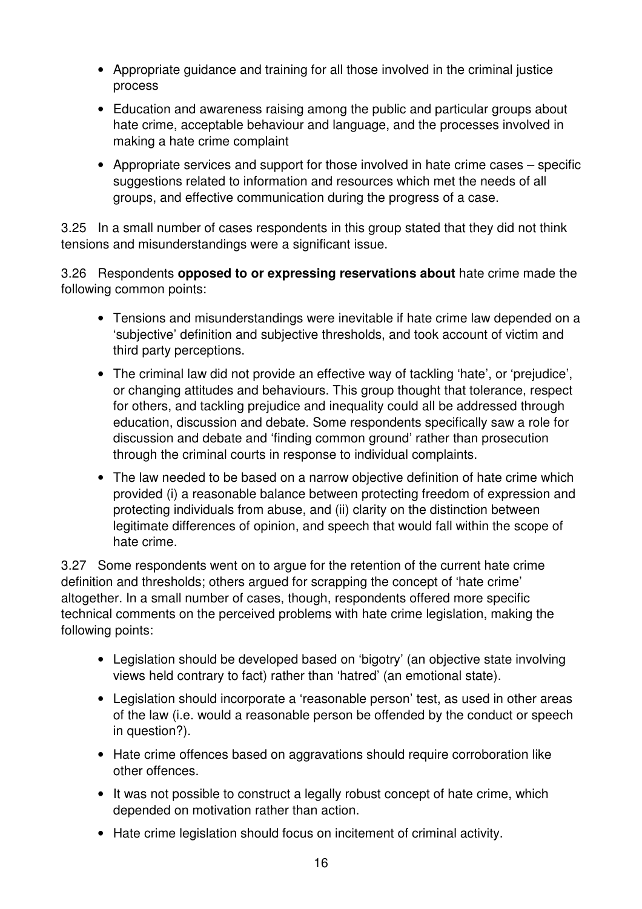- Appropriate guidance and training for all those involved in the criminal justice process
- Education and awareness raising among the public and particular groups about hate crime, acceptable behaviour and language, and the processes involved in making a hate crime complaint
- Appropriate services and support for those involved in hate crime cases – specific suggestions related to information and resources which met the needs of all groups, and effective communication during the progress of a case.

3.25 In a small number of cases respondents in this group stated that they did not think tensions and misunderstandings were a significant issue.

3.26 Respondents **opposed to or expressing reservations about** hate crime made the following common points:

- Tensions and misunderstandings were inevitable if hate crime law depended on a 'subjective' definition and subjective thresholds, and took account of victim and third party perceptions.
- The criminal law did not provide an effective way of tackling 'hate', or 'prejudice', or changing attitudes and behaviours. This group thought that tolerance, respect for others, and tackling prejudice and inequality could all be addressed through education, discussion and debate. Some respondents specifically saw a role for discussion and debate and 'finding common ground' rather than prosecution through the criminal courts in response to individual complaints.
- The law needed to be based on a narrow objective definition of hate crime which provided (i) a reasonable balance between protecting freedom of expression and protecting individuals from abuse, and (ii) clarity on the distinction between legitimate differences of opinion, and speech that would fall within the scope of hate crime.

3.27 Some respondents went on to argue for the retention of the current hate crime definition and thresholds; others argued for scrapping the concept of 'hate crime' altogether. In a small number of cases, though, respondents offered more specific technical comments on the perceived problems with hate crime legislation, making the following points:

- Legislation should be developed based on 'bigotry' (an objective state involving views held contrary to fact) rather than 'hatred' (an emotional state).
- Legislation should incorporate a 'reasonable person' test, as used in other areas of the law (i.e. would a reasonable person be offended by the conduct or speech in question?).
- Hate crime offences based on aggravations should require corroboration like other offences.
- It was not possible to construct a legally robust concept of hate crime, which depended on motivation rather than action.
- Hate crime legislation should focus on incitement of criminal activity.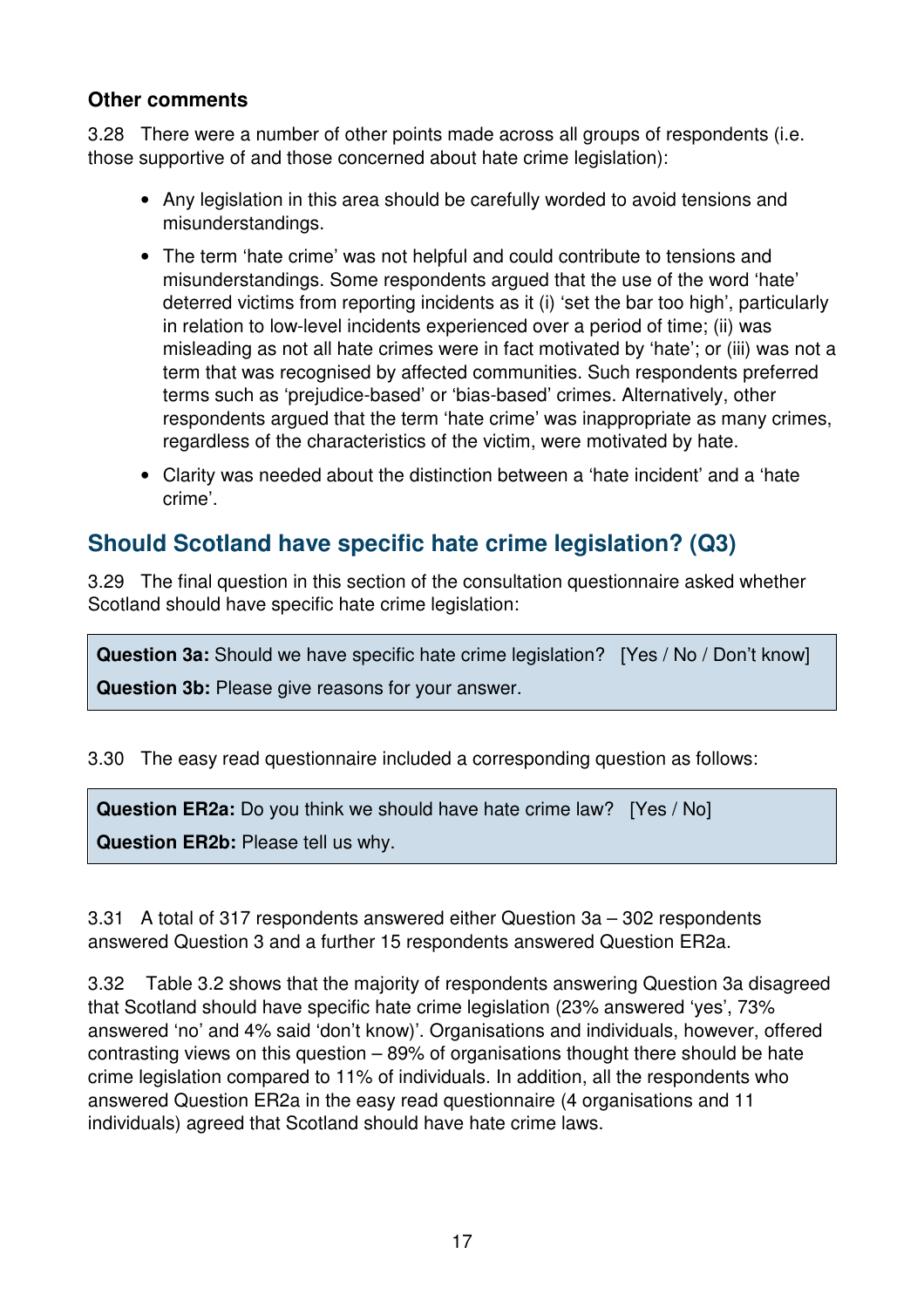### Other comments

3.28 There were a number of other points made across all groups of respondents (i.e. those supportive of and those concerned about hate crime legislation):

- Any legislation in this area should be carefully worded to avoid tensions and misunderstandings.
- The term 'hate crime' was not helpful and could contribute to tensions and misunderstandings. Some respondents argued that the use of the word 'hate' deterred victims from reporting incidents as it (i) 'set the bar too high', particularly in relation to low-level incidents experienced over a period of time; (ii) was misleading as not all hate crimes were in fact motivated by 'hate'; or (iii) was not a term that was recognised by affected communities. Such respondents preferred terms such as 'prejudice-based' or 'bias-based' crimes. Alternatively, other respondents argued that the term 'hate crime' was inappropriate as many crimes, regardless of the characteristics of the victim, were motivated by hate.
- Clarity was needed about the distinction between a 'hate incident' and a 'hate crime'.

## Should Scotland have specific hate crime legislation? (Q3)

3.29 The final question in this section of the consultation questionnaire asked whether Scotland should have specific hate crime legislation:

> **Question 3a:** Should we have specific hate crime legislation? [Yes / No / Don't know]
>
> **Question 3b:** Please give reasons for your answer.

3.30 The easy read questionnaire included a corresponding question as follows:

> **Question ER2a:** Do you think we should have hate crime law? [Yes / No]
>
> **Question ER2b:** Please tell us why.

3.31 A total of 317 respondents answered either Question 3a – 302 respondents answered Question 3 and a further 15 respondents answered Question ER2a.

3.32 Table 3.2 shows that the majority of respondents answering Question 3a disagreed that Scotland should have specific hate crime legislation (23% answered 'yes', 73% answered 'no' and 4% said 'don't know)'. Organisations and individuals, however, offered contrasting views on this question – 89% of organisations thought there should be hate crime legislation compared to 11% of individuals. In addition, all the respondents who answered Question ER2a in the easy read questionnaire (4 organisations and 11 individuals) agreed that Scotland should have hate crime laws.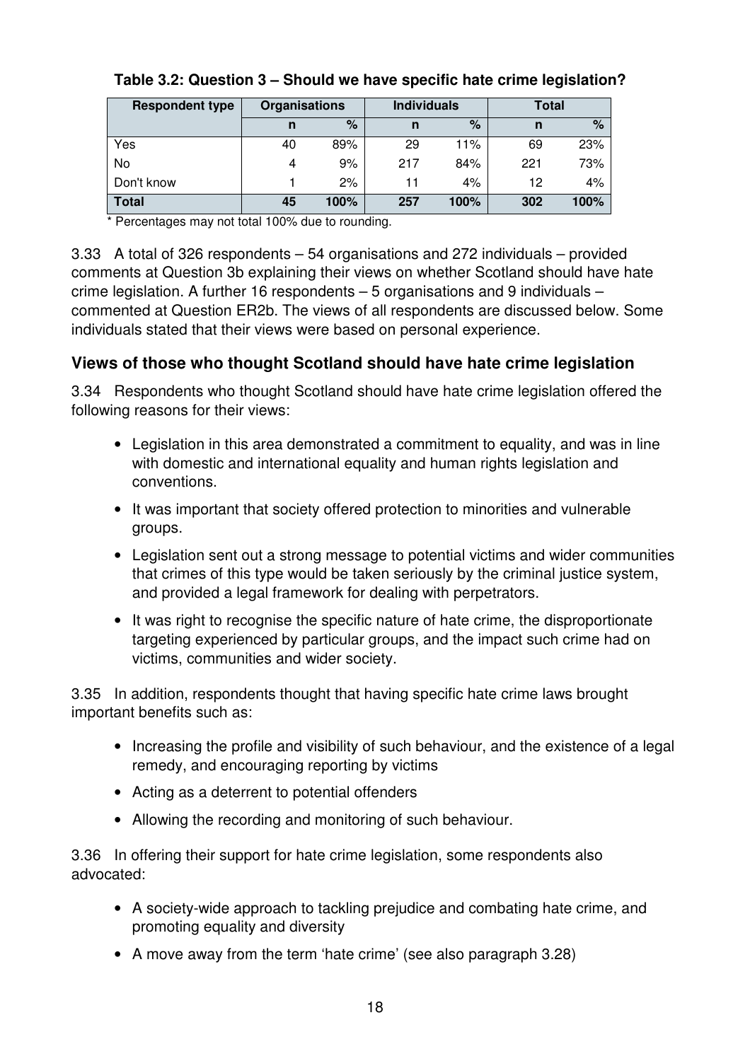**Table 3.2: Question 3 – Should we have specific hate crime legislation?**

| Respondent type | Organisations | | Individuals | | Total | |
|---|---|---|---|---|---|---|
| | n | % | n | % | n | % |
| Yes | 40 | 89% | 29 | 11% | 69 | 23% |
| No | 4 | 9% | 217 | 84% | 221 | 73% |
| Don't know | 1 | 2% | 11 | 4% | 12 | 4% |
| **Total** | **45** | **100%** | **257** | **100%** | **302** | **100%** |

\* Percentages may not total 100% due to rounding.

3.33 A total of 326 respondents – 54 organisations and 272 individuals – provided comments at Question 3b explaining their views on whether Scotland should have hate crime legislation. A further 16 respondents – 5 organisations and 9 individuals – commented at Question ER2b. The views of all respondents are discussed below. Some individuals stated that their views were based on personal experience.

## Views of those who thought Scotland should have hate crime legislation

3.34 Respondents who thought Scotland should have hate crime legislation offered the following reasons for their views:

- Legislation in this area demonstrated a commitment to equality, and was in line with domestic and international equality and human rights legislation and conventions.
- It was important that society offered protection to minorities and vulnerable groups.
- Legislation sent out a strong message to potential victims and wider communities that crimes of this type would be taken seriously by the criminal justice system, and provided a legal framework for dealing with perpetrators.
- It was right to recognise the specific nature of hate crime, the disproportionate targeting experienced by particular groups, and the impact such crime had on victims, communities and wider society.

3.35 In addition, respondents thought that having specific hate crime laws brought important benefits such as:

- Increasing the profile and visibility of such behaviour, and the existence of a legal remedy, and encouraging reporting by victims
- Acting as a deterrent to potential offenders
- Allowing the recording and monitoring of such behaviour.

3.36 In offering their support for hate crime legislation, some respondents also advocated:

- A society-wide approach to tackling prejudice and combating hate crime, and promoting equality and diversity
- A move away from the term 'hate crime' (see also paragraph 3.28)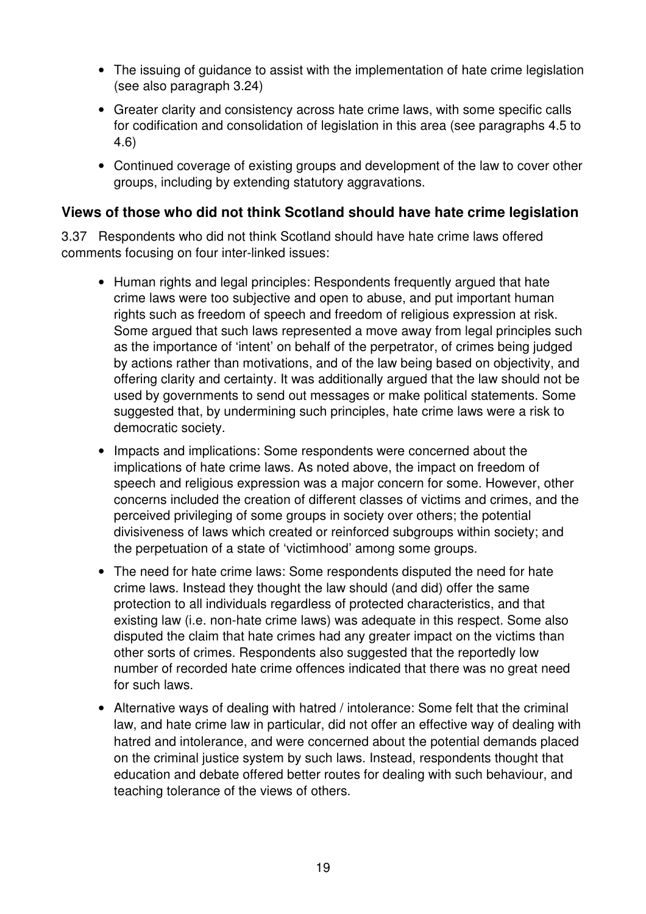- The issuing of guidance to assist with the implementation of hate crime legislation (see also paragraph 3.24)
- Greater clarity and consistency across hate crime laws, with some specific calls for codification and consolidation of legislation in this area (see paragraphs 4.5 to 4.6)
- Continued coverage of existing groups and development of the law to cover other groups, including by extending statutory aggravations.

### Views of those who did not think Scotland should have hate crime legislation

3.37 Respondents who did not think Scotland should have hate crime laws offered comments focusing on four inter-linked issues:

- Human rights and legal principles: Respondents frequently argued that hate crime laws were too subjective and open to abuse, and put important human rights such as freedom of speech and freedom of religious expression at risk. Some argued that such laws represented a move away from legal principles such as the importance of 'intent' on behalf of the perpetrator, of crimes being judged by actions rather than motivations, and of the law being based on objectivity, and offering clarity and certainty. It was additionally argued that the law should not be used by governments to send out messages or make political statements. Some suggested that, by undermining such principles, hate crime laws were a risk to democratic society.
- Impacts and implications: Some respondents were concerned about the implications of hate crime laws. As noted above, the impact on freedom of speech and religious expression was a major concern for some. However, other concerns included the creation of different classes of victims and crimes, and the perceived privileging of some groups in society over others; the potential divisiveness of laws which created or reinforced subgroups within society; and the perpetuation of a state of 'victimhood' among some groups.
- The need for hate crime laws: Some respondents disputed the need for hate crime laws. Instead they thought the law should (and did) offer the same protection to all individuals regardless of protected characteristics, and that existing law (i.e. non-hate crime laws) was adequate in this respect. Some also disputed the claim that hate crimes had any greater impact on the victims than other sorts of crimes. Respondents also suggested that the reportedly low number of recorded hate crime offences indicated that there was no great need for such laws.
- Alternative ways of dealing with hatred / intolerance: Some felt that the criminal law, and hate crime law in particular, did not offer an effective way of dealing with hatred and intolerance, and were concerned about the potential demands placed on the criminal justice system by such laws. Instead, respondents thought that education and debate offered better routes for dealing with such behaviour, and teaching tolerance of the views of others.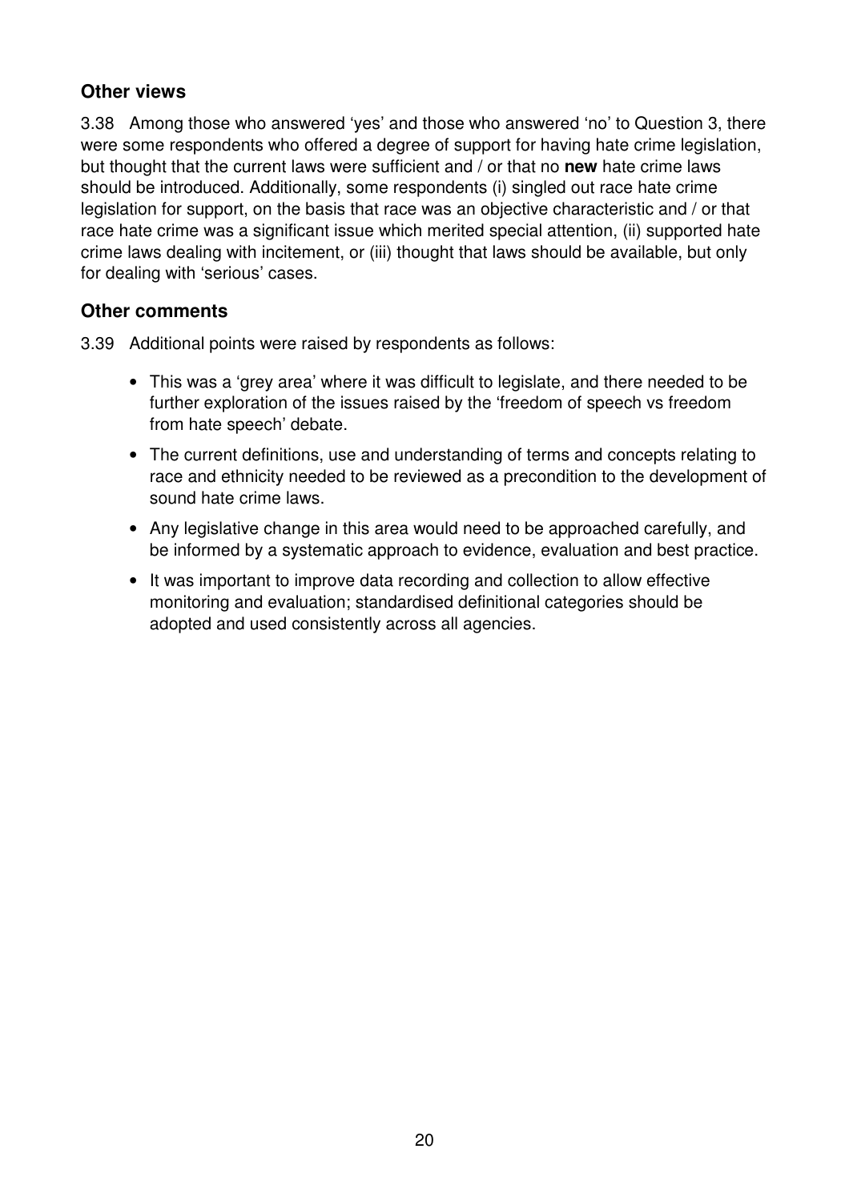## Other views

3.38 Among those who answered 'yes' and those who answered 'no' to Question 3, there were some respondents who offered a degree of support for having hate crime legislation, but thought that the current laws were sufficient and / or that no **new** hate crime laws should be introduced. Additionally, some respondents (i) singled out race hate crime legislation for support, on the basis that race was an objective characteristic and / or that race hate crime was a significant issue which merited special attention, (ii) supported hate crime laws dealing with incitement, or (iii) thought that laws should be available, but only for dealing with 'serious' cases.

## Other comments

3.39 Additional points were raised by respondents as follows:

- This was a 'grey area' where it was difficult to legislate, and there needed to be further exploration of the issues raised by the 'freedom of speech vs freedom from hate speech' debate.
- The current definitions, use and understanding of terms and concepts relating to race and ethnicity needed to be reviewed as a precondition to the development of sound hate crime laws.
- Any legislative change in this area would need to be approached carefully, and be informed by a systematic approach to evidence, evaluation and best practice.
- It was important to improve data recording and collection to allow effective monitoring and evaluation; standardised definitional categories should be adopted and used consistently across all agencies.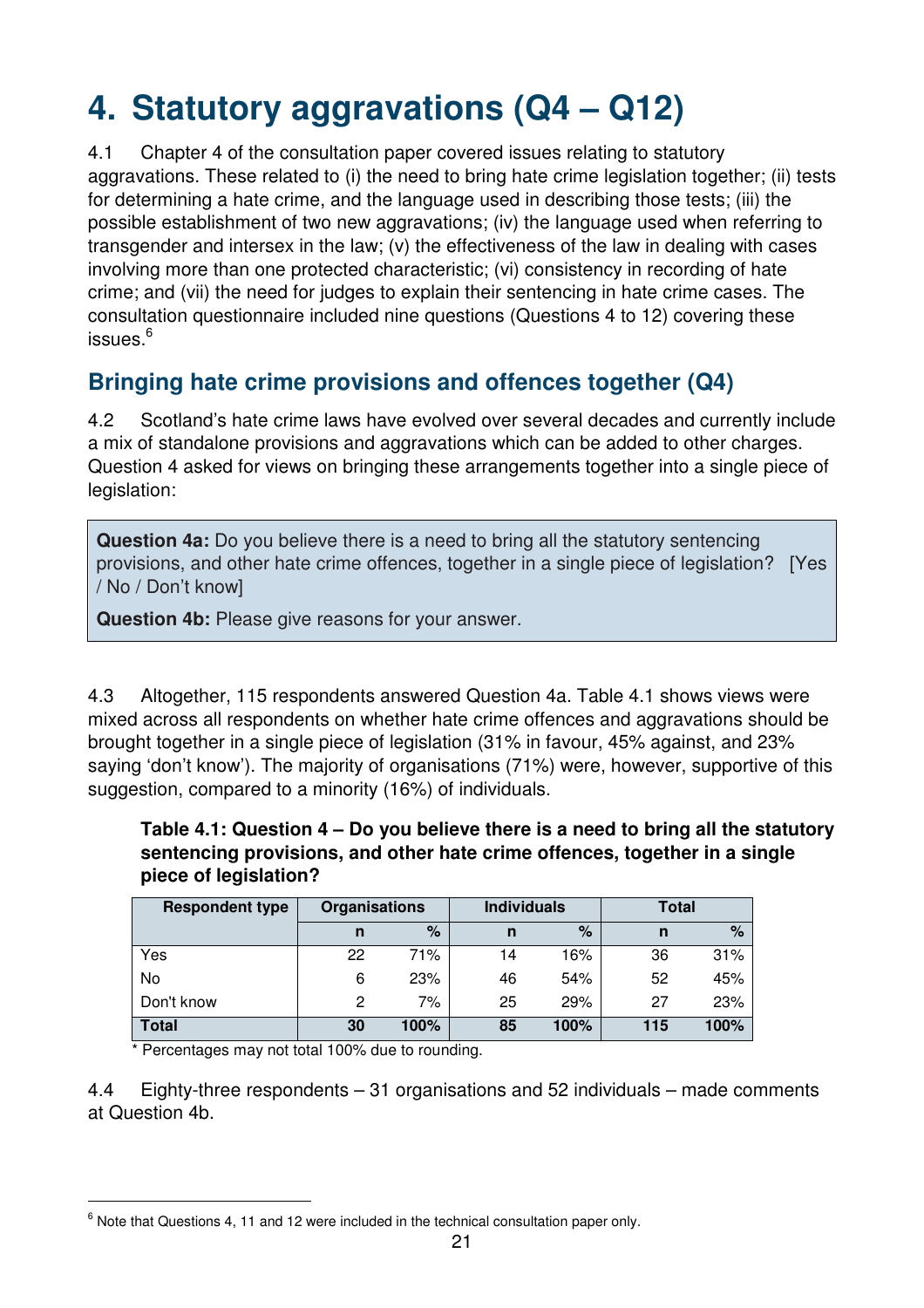# 4. Statutory aggravations (Q4 – Q12)

4.1 Chapter 4 of the consultation paper covered issues relating to statutory aggravations. These related to (i) the need to bring hate crime legislation together; (ii) tests for determining a hate crime, and the language used in describing those tests; (iii) the possible establishment of two new aggravations; (iv) the language used when referring to transgender and intersex in the law; (v) the effectiveness of the law in dealing with cases involving more than one protected characteristic; (vi) consistency in recording of hate crime; and (vii) the need for judges to explain their sentencing in hate crime cases. The consultation questionnaire included nine questions (Questions 4 to 12) covering these issues.[6]

## Bringing hate crime provisions and offences together (Q4)

4.2 Scotland's hate crime laws have evolved over several decades and currently include a mix of standalone provisions and aggravations which can be added to other charges. Question 4 asked for views on bringing these arrangements together into a single piece of legislation:

> **Question 4a:** Do you believe there is a need to bring all the statutory sentencing provisions, and other hate crime offences, together in a single piece of legislation? [Yes / No / Don't know]
>
> **Question 4b:** Please give reasons for your answer.

4.3 Altogether, 115 respondents answered Question 4a. Table 4.1 shows views were mixed across all respondents on whether hate crime offences and aggravations should be brought together in a single piece of legislation (31% in favour, 45% against, and 23% saying 'don't know'). The majority of organisations (71%) were, however, supportive of this suggestion, compared to a minority (16%) of individuals.

**Table 4.1: Question 4 – Do you believe there is a need to bring all the statutory sentencing provisions, and other hate crime offences, together in a single piece of legislation?**

| Respondent type | Organisations | | Individuals | | Total | |
|---|---|---|---|---|---|---|
| | n | % | n | % | n | % |
| Yes | 22 | 71% | 14 | 16% | 36 | 31% |
| No | 6 | 23% | 46 | 54% | 52 | 45% |
| Don't know | 2 | 7% | 25 | 29% | 27 | 23% |
| **Total** | **30** | **100%** | **85** | **100%** | **115** | **100%** |

\* Percentages may not total 100% due to rounding.

4.4 Eighty-three respondents – 31 organisations and 52 individuals – made comments at Question 4b.

[6] Note that Questions 4, 11 and 12 were included in the technical consultation paper only.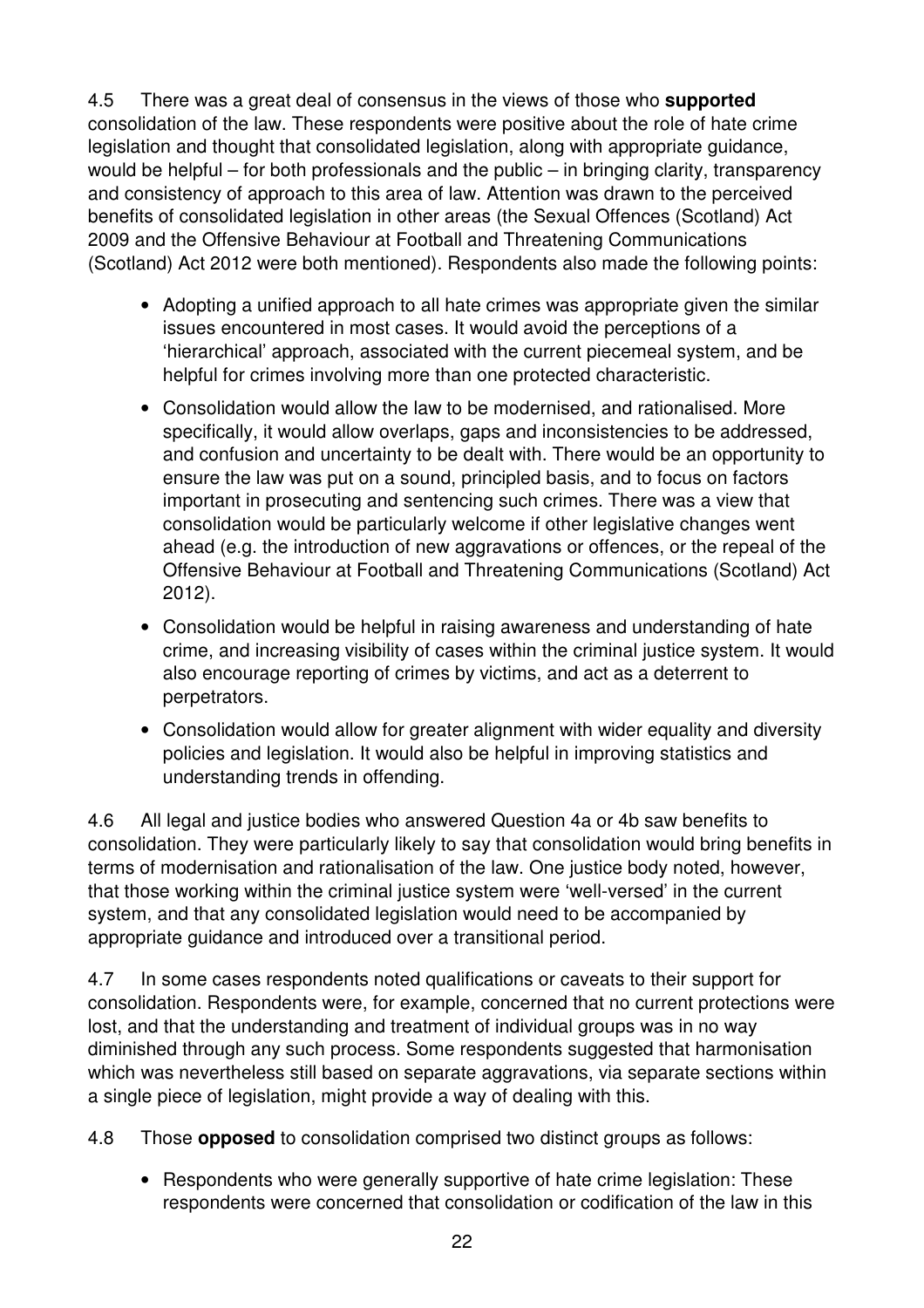4.5 There was a great deal of consensus in the views of those who **supported** consolidation of the law. These respondents were positive about the role of hate crime legislation and thought that consolidated legislation, along with appropriate guidance, would be helpful – for both professionals and the public – in bringing clarity, transparency and consistency of approach to this area of law. Attention was drawn to the perceived benefits of consolidated legislation in other areas (the Sexual Offences (Scotland) Act 2009 and the Offensive Behaviour at Football and Threatening Communications (Scotland) Act 2012 were both mentioned). Respondents also made the following points:

- Adopting a unified approach to all hate crimes was appropriate given the similar issues encountered in most cases. It would avoid the perceptions of a 'hierarchical' approach, associated with the current piecemeal system, and be helpful for crimes involving more than one protected characteristic.
- Consolidation would allow the law to be modernised, and rationalised. More specifically, it would allow overlaps, gaps and inconsistencies to be addressed, and confusion and uncertainty to be dealt with. There would be an opportunity to ensure the law was put on a sound, principled basis, and to focus on factors important in prosecuting and sentencing such crimes. There was a view that consolidation would be particularly welcome if other legislative changes went ahead (e.g. the introduction of new aggravations or offences, or the repeal of the Offensive Behaviour at Football and Threatening Communications (Scotland) Act 2012).
- Consolidation would be helpful in raising awareness and understanding of hate crime, and increasing visibility of cases within the criminal justice system. It would also encourage reporting of crimes by victims, and act as a deterrent to perpetrators.
- Consolidation would allow for greater alignment with wider equality and diversity policies and legislation. It would also be helpful in improving statistics and understanding trends in offending.

4.6 All legal and justice bodies who answered Question 4a or 4b saw benefits to consolidation. They were particularly likely to say that consolidation would bring benefits in terms of modernisation and rationalisation of the law. One justice body noted, however, that those working within the criminal justice system were 'well-versed' in the current system, and that any consolidated legislation would need to be accompanied by appropriate guidance and introduced over a transitional period.

4.7 In some cases respondents noted qualifications or caveats to their support for consolidation. Respondents were, for example, concerned that no current protections were lost, and that the understanding and treatment of individual groups was in no way diminished through any such process. Some respondents suggested that harmonisation which was nevertheless still based on separate aggravations, via separate sections within a single piece of legislation, might provide a way of dealing with this.

4.8 Those **opposed** to consolidation comprised two distinct groups as follows:

- Respondents who were generally supportive of hate crime legislation: These respondents were concerned that consolidation or codification of the law in this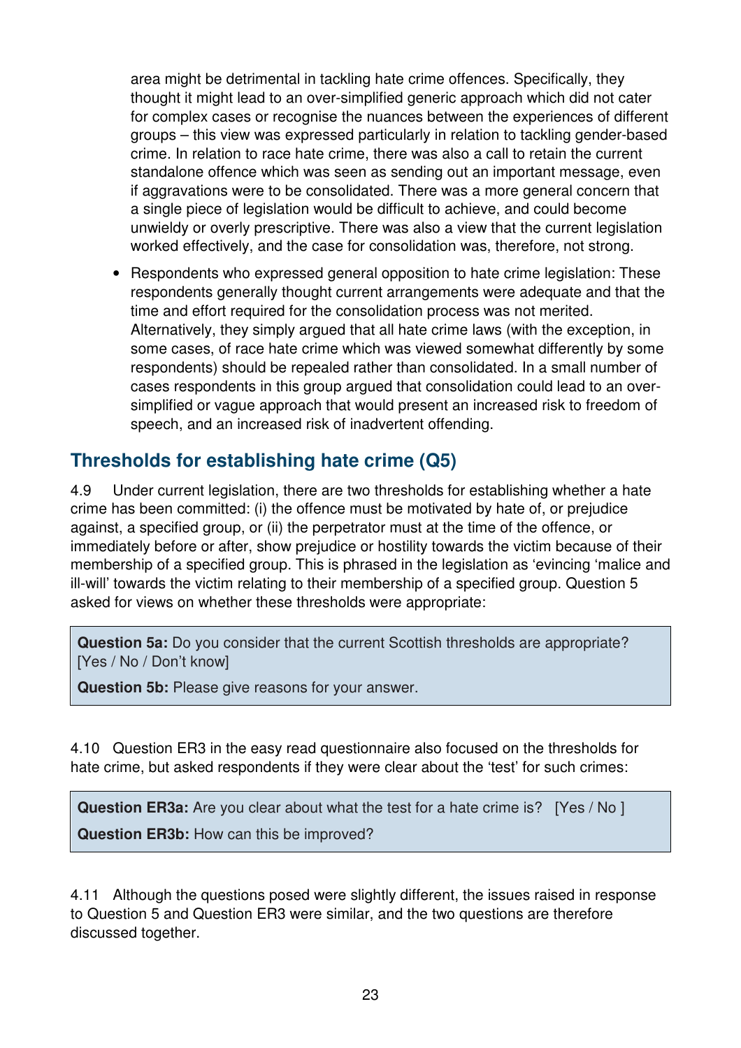area might be detrimental in tackling hate crime offences. Specifically, they thought it might lead to an over-simplified generic approach which did not cater for complex cases or recognise the nuances between the experiences of different groups – this view was expressed particularly in relation to tackling gender-based crime. In relation to race hate crime, there was also a call to retain the current standalone offence which was seen as sending out an important message, even if aggravations were to be consolidated. There was a more general concern that a single piece of legislation would be difficult to achieve, and could become unwieldy or overly prescriptive. There was also a view that the current legislation worked effectively, and the case for consolidation was, therefore, not strong.

- Respondents who expressed general opposition to hate crime legislation: These respondents generally thought current arrangements were adequate and that the time and effort required for the consolidation process was not merited. Alternatively, they simply argued that all hate crime laws (with the exception, in some cases, of race hate crime which was viewed somewhat differently by some respondents) should be repealed rather than consolidated. In a small number of cases respondents in this group argued that consolidation could lead to an over-simplified or vague approach that would present an increased risk to freedom of speech, and an increased risk of inadvertent offending.

## Thresholds for establishing hate crime (Q5)

4.9 Under current legislation, there are two thresholds for establishing whether a hate crime has been committed: (i) the offence must be motivated by hate of, or prejudice against, a specified group, or (ii) the perpetrator must at the time of the offence, or immediately before or after, show prejudice or hostility towards the victim because of their membership of a specified group. This is phrased in the legislation as 'evincing 'malice and ill-will' towards the victim relating to their membership of a specified group. Question 5 asked for views on whether these thresholds were appropriate:

> **Question 5a:** Do you consider that the current Scottish thresholds are appropriate? [Yes / No / Don't know]
>
> **Question 5b:** Please give reasons for your answer.

4.10 Question ER3 in the easy read questionnaire also focused on the thresholds for hate crime, but asked respondents if they were clear about the 'test' for such crimes:

> **Question ER3a:** Are you clear about what the test for a hate crime is? [Yes / No ]
>
> **Question ER3b:** How can this be improved?

4.11 Although the questions posed were slightly different, the issues raised in response to Question 5 and Question ER3 were similar, and the two questions are therefore discussed together.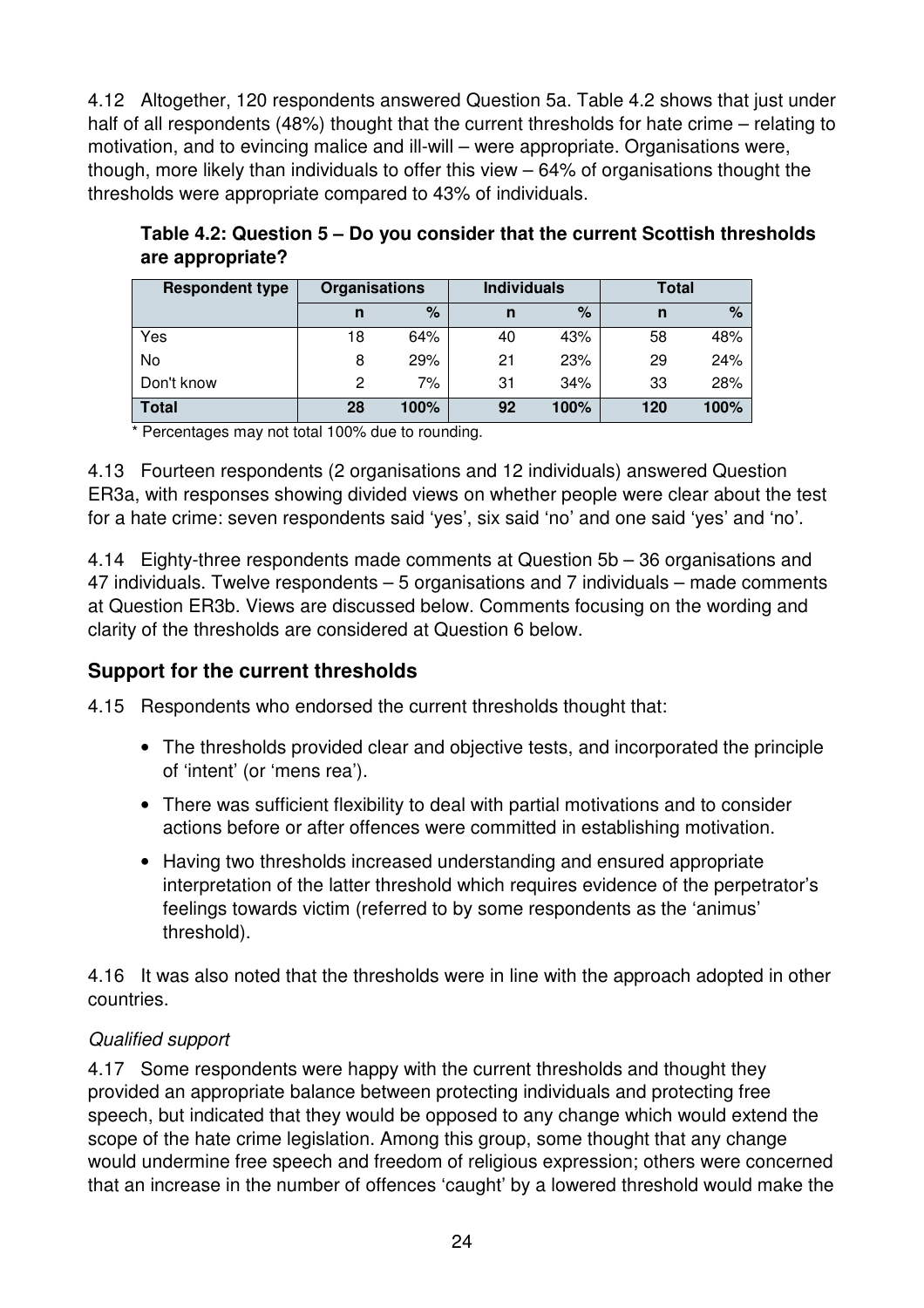4.12 Altogether, 120 respondents answered Question 5a. Table 4.2 shows that just under half of all respondents (48%) thought that the current thresholds for hate crime – relating to motivation, and to evincing malice and ill-will – were appropriate. Organisations were, though, more likely than individuals to offer this view – 64% of organisations thought the thresholds were appropriate compared to 43% of individuals.

**Table 4.2: Question 5 – Do you consider that the current Scottish thresholds are appropriate?**

| Respondent type | Organisations | | Individuals | | Total | |
|---|---|---|---|---|---|---|
| | n | % | n | % | n | % |
| Yes | 18 | 64% | 40 | 43% | 58 | 48% |
| No | 8 | 29% | 21 | 23% | 29 | 24% |
| Don't know | 2 | 7% | 31 | 34% | 33 | 28% |
| **Total** | **28** | **100%** | **92** | **100%** | **120** | **100%** |

\* Percentages may not total 100% due to rounding.

4.13 Fourteen respondents (2 organisations and 12 individuals) answered Question ER3a, with responses showing divided views on whether people were clear about the test for a hate crime: seven respondents said 'yes', six said 'no' and one said 'yes' and 'no'.

4.14 Eighty-three respondents made comments at Question 5b – 36 organisations and 47 individuals. Twelve respondents – 5 organisations and 7 individuals – made comments at Question ER3b. Views are discussed below. Comments focusing on the wording and clarity of the thresholds are considered at Question 6 below.

## Support for the current thresholds

4.15 Respondents who endorsed the current thresholds thought that:

- The thresholds provided clear and objective tests, and incorporated the principle of 'intent' (or 'mens rea').
- There was sufficient flexibility to deal with partial motivations and to consider actions before or after offences were committed in establishing motivation.
- Having two thresholds increased understanding and ensured appropriate interpretation of the latter threshold which requires evidence of the perpetrator's feelings towards victim (referred to by some respondents as the 'animus' threshold).

4.16 It was also noted that the thresholds were in line with the approach adopted in other countries.

*Qualified support*

4.17 Some respondents were happy with the current thresholds and thought they provided an appropriate balance between protecting individuals and protecting free speech, but indicated that they would be opposed to any change which would extend the scope of the hate crime legislation. Among this group, some thought that any change would undermine free speech and freedom of religious expression; others were concerned that an increase in the number of offences 'caught' by a lowered threshold would make the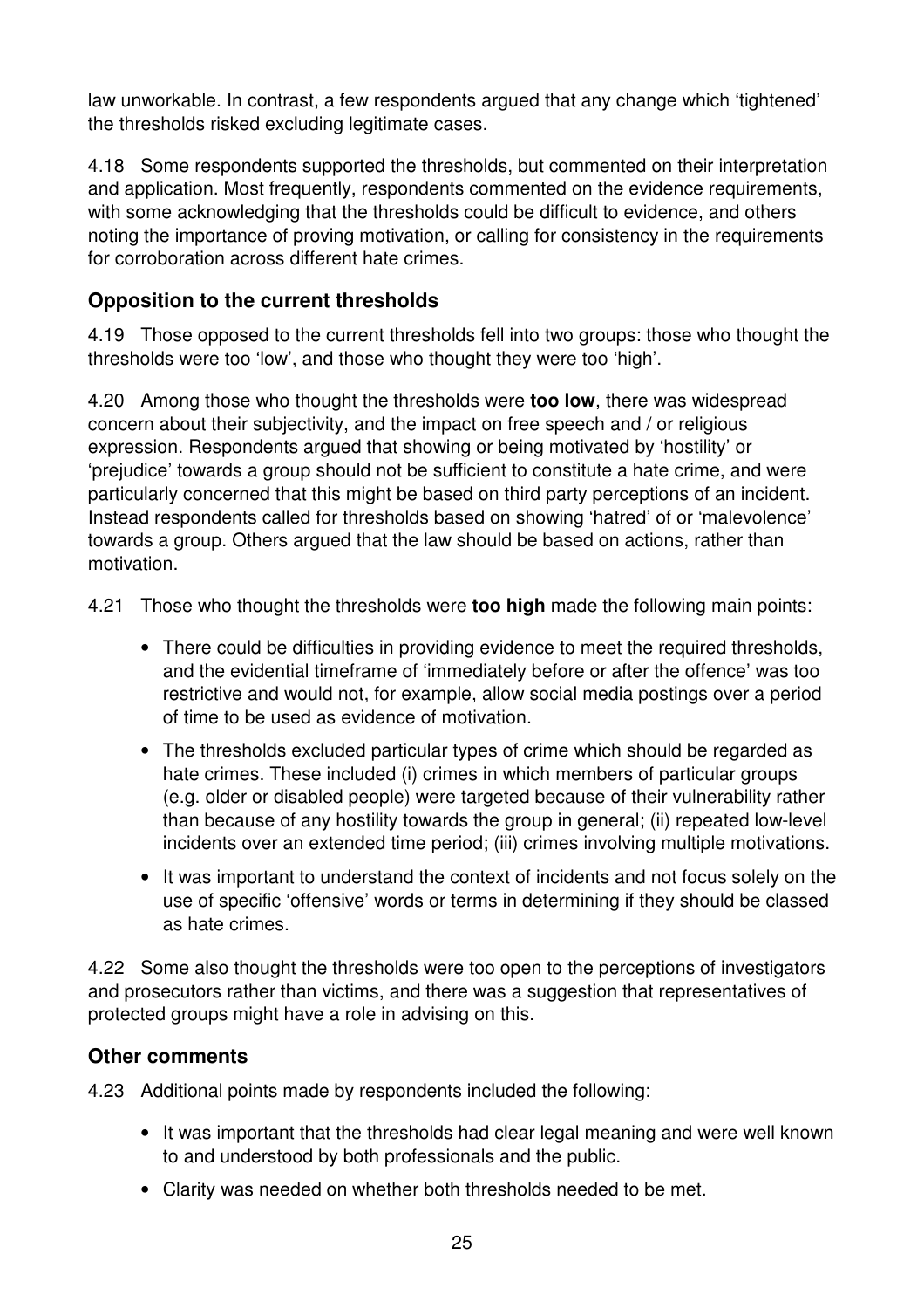law unworkable. In contrast, a few respondents argued that any change which 'tightened' the thresholds risked excluding legitimate cases.

4.18 Some respondents supported the thresholds, but commented on their interpretation and application. Most frequently, respondents commented on the evidence requirements, with some acknowledging that the thresholds could be difficult to evidence, and others noting the importance of proving motivation, or calling for consistency in the requirements for corroboration across different hate crimes.

### Opposition to the current thresholds

4.19 Those opposed to the current thresholds fell into two groups: those who thought the thresholds were too 'low', and those who thought they were too 'high'.

4.20 Among those who thought the thresholds were **too low**, there was widespread concern about their subjectivity, and the impact on free speech and / or religious expression. Respondents argued that showing or being motivated by 'hostility' or 'prejudice' towards a group should not be sufficient to constitute a hate crime, and were particularly concerned that this might be based on third party perceptions of an incident. Instead respondents called for thresholds based on showing 'hatred' of or 'malevolence' towards a group. Others argued that the law should be based on actions, rather than motivation.

4.21 Those who thought the thresholds were **too high** made the following main points:

- There could be difficulties in providing evidence to meet the required thresholds, and the evidential timeframe of 'immediately before or after the offence' was too restrictive and would not, for example, allow social media postings over a period of time to be used as evidence of motivation.
- The thresholds excluded particular types of crime which should be regarded as hate crimes. These included (i) crimes in which members of particular groups (e.g. older or disabled people) were targeted because of their vulnerability rather than because of any hostility towards the group in general; (ii) repeated low-level incidents over an extended time period; (iii) crimes involving multiple motivations.
- It was important to understand the context of incidents and not focus solely on the use of specific 'offensive' words or terms in determining if they should be classed as hate crimes.

4.22 Some also thought the thresholds were too open to the perceptions of investigators and prosecutors rather than victims, and there was a suggestion that representatives of protected groups might have a role in advising on this.

### Other comments

4.23 Additional points made by respondents included the following:

- It was important that the thresholds had clear legal meaning and were well known to and understood by both professionals and the public.
- Clarity was needed on whether both thresholds needed to be met.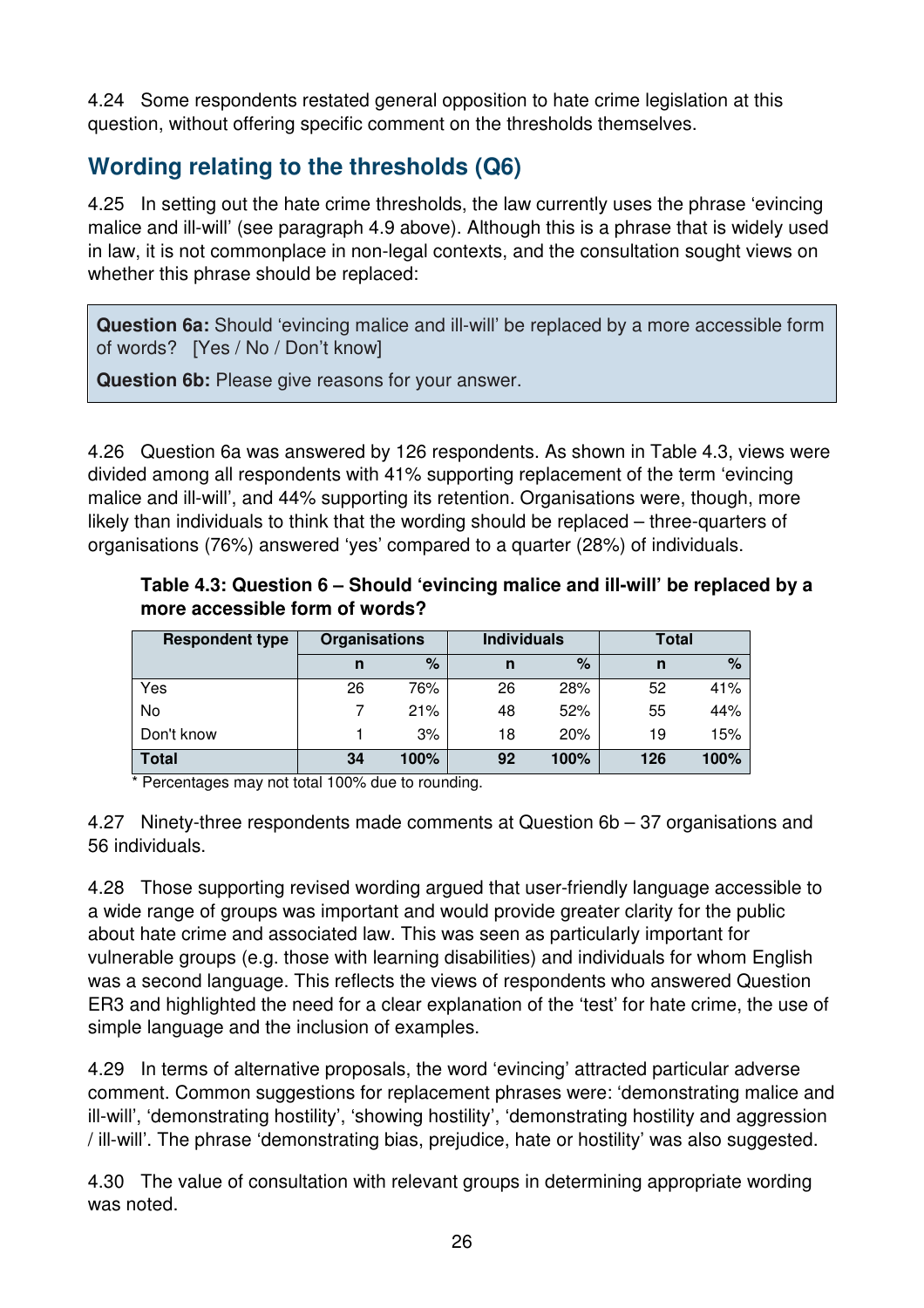4.24 Some respondents restated general opposition to hate crime legislation at this question, without offering specific comment on the thresholds themselves.

## Wording relating to the thresholds (Q6)

4.25 In setting out the hate crime thresholds, the law currently uses the phrase 'evincing malice and ill-will' (see paragraph 4.9 above). Although this is a phrase that is widely used in law, it is not commonplace in non-legal contexts, and the consultation sought views on whether this phrase should be replaced:

> **Question 6a:** Should 'evincing malice and ill-will' be replaced by a more accessible form of words? [Yes / No / Don't know]
>
> **Question 6b:** Please give reasons for your answer.

4.26 Question 6a was answered by 126 respondents. As shown in Table 4.3, views were divided among all respondents with 41% supporting replacement of the term 'evincing malice and ill-will', and 44% supporting its retention. Organisations were, though, more likely than individuals to think that the wording should be replaced – three-quarters of organisations (76%) answered 'yes' compared to a quarter (28%) of individuals.

**Table 4.3: Question 6 – Should 'evincing malice and ill-will' be replaced by a more accessible form of words?**

| Respondent type | Organisations | | Individuals | | Total | |
|---|---|---|---|---|---|---|
| | n | % | n | % | n | % |
| Yes | 26 | 76% | 26 | 28% | 52 | 41% |
| No | 7 | 21% | 48 | 52% | 55 | 44% |
| Don't know | 1 | 3% | 18 | 20% | 19 | 15% |
| **Total** | **34** | **100%** | **92** | **100%** | **126** | **100%** |

\* Percentages may not total 100% due to rounding.

4.27 Ninety-three respondents made comments at Question 6b – 37 organisations and 56 individuals.

4.28 Those supporting revised wording argued that user-friendly language accessible to a wide range of groups was important and would provide greater clarity for the public about hate crime and associated law. This was seen as particularly important for vulnerable groups (e.g. those with learning disabilities) and individuals for whom English was a second language. This reflects the views of respondents who answered Question ER3 and highlighted the need for a clear explanation of the 'test' for hate crime, the use of simple language and the inclusion of examples.

4.29 In terms of alternative proposals, the word 'evincing' attracted particular adverse comment. Common suggestions for replacement phrases were: 'demonstrating malice and ill-will', 'demonstrating hostility', 'showing hostility', 'demonstrating hostility and aggression / ill-will'. The phrase 'demonstrating bias, prejudice, hate or hostility' was also suggested.

4.30 The value of consultation with relevant groups in determining appropriate wording was noted.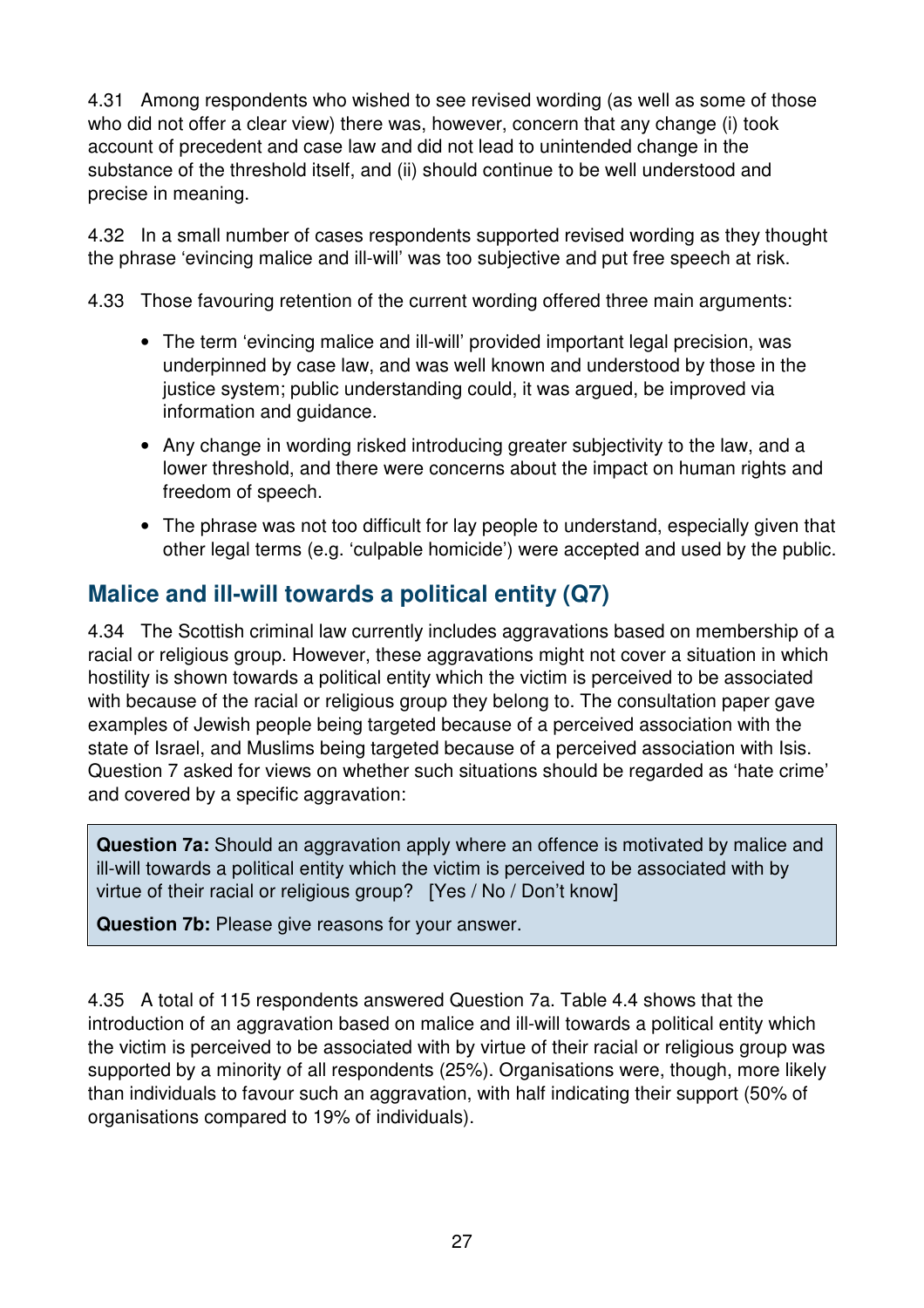4.31 Among respondents who wished to see revised wording (as well as some of those who did not offer a clear view) there was, however, concern that any change (i) took account of precedent and case law and did not lead to unintended change in the substance of the threshold itself, and (ii) should continue to be well understood and precise in meaning.

4.32 In a small number of cases respondents supported revised wording as they thought the phrase 'evincing malice and ill-will' was too subjective and put free speech at risk.

4.33 Those favouring retention of the current wording offered three main arguments:

- The term 'evincing malice and ill-will' provided important legal precision, was underpinned by case law, and was well known and understood by those in the justice system; public understanding could, it was argued, be improved via information and guidance.
- Any change in wording risked introducing greater subjectivity to the law, and a lower threshold, and there were concerns about the impact on human rights and freedom of speech.
- The phrase was not too difficult for lay people to understand, especially given that other legal terms (e.g. 'culpable homicide') were accepted and used by the public.

## Malice and ill-will towards a political entity (Q7)

4.34 The Scottish criminal law currently includes aggravations based on membership of a racial or religious group. However, these aggravations might not cover a situation in which hostility is shown towards a political entity which the victim is perceived to be associated with because of the racial or religious group they belong to. The consultation paper gave examples of Jewish people being targeted because of a perceived association with the state of Israel, and Muslims being targeted because of a perceived association with Isis. Question 7 asked for views on whether such situations should be regarded as 'hate crime' and covered by a specific aggravation:

> **Question 7a:** Should an aggravation apply where an offence is motivated by malice and ill-will towards a political entity which the victim is perceived to be associated with by virtue of their racial or religious group? [Yes / No / Don't know]
>
> **Question 7b:** Please give reasons for your answer.

4.35 A total of 115 respondents answered Question 7a. Table 4.4 shows that the introduction of an aggravation based on malice and ill-will towards a political entity which the victim is perceived to be associated with by virtue of their racial or religious group was supported by a minority of all respondents (25%). Organisations were, though, more likely than individuals to favour such an aggravation, with half indicating their support (50% of organisations compared to 19% of individuals).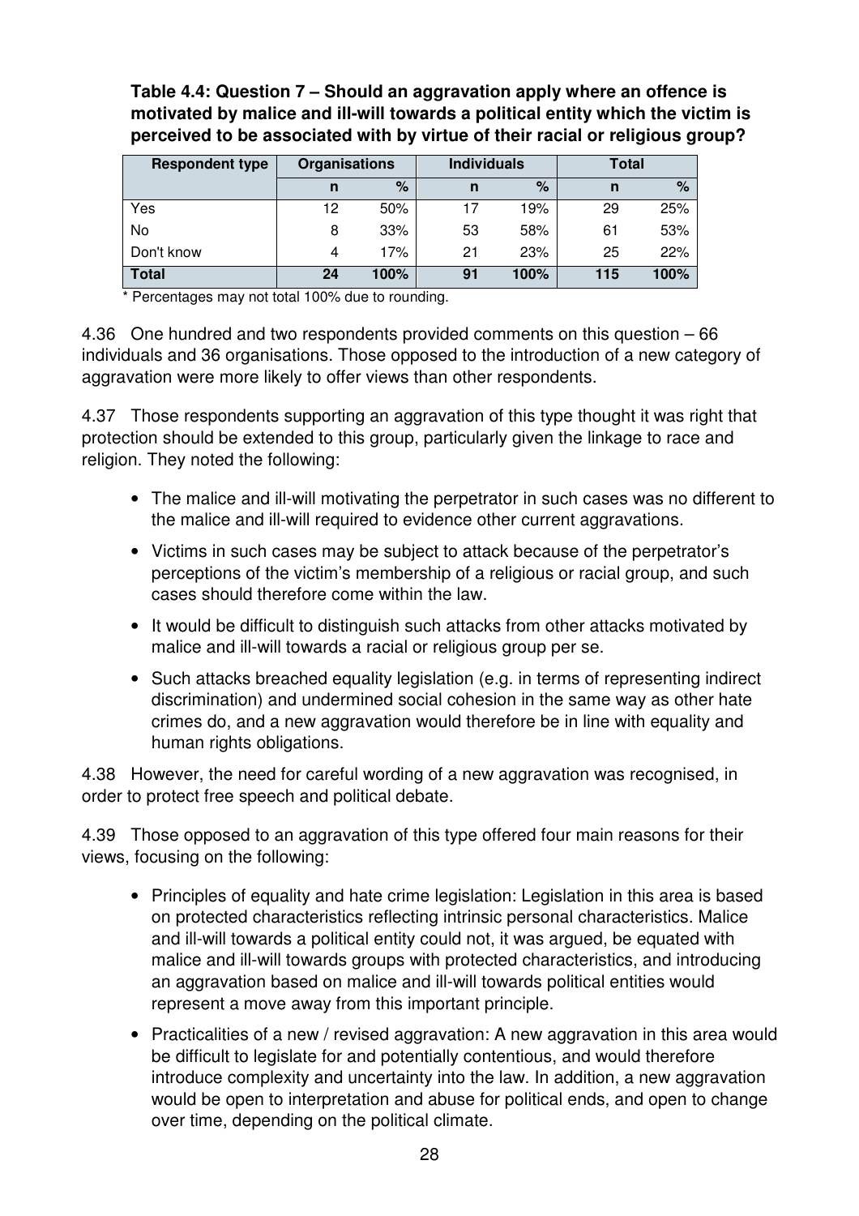**Table 4.4: Question 7 – Should an aggravation apply where an offence is motivated by malice and ill-will towards a political entity which the victim is perceived to be associated with by virtue of their racial or religious group?**

| Respondent type | Organisations | | Individuals | | Total | |
|---|---|---|---|---|---|---|
| | n | % | n | % | n | % |
| Yes | 12 | 50% | 17 | 19% | 29 | 25% |
| No | 8 | 33% | 53 | 58% | 61 | 53% |
| Don't know | 4 | 17% | 21 | 23% | 25 | 22% |
| **Total** | **24** | **100%** | **91** | **100%** | **115** | **100%** |

\* Percentages may not total 100% due to rounding.

4.36 One hundred and two respondents provided comments on this question – 66 individuals and 36 organisations. Those opposed to the introduction of a new category of aggravation were more likely to offer views than other respondents.

4.37 Those respondents supporting an aggravation of this type thought it was right that protection should be extended to this group, particularly given the linkage to race and religion. They noted the following:

- The malice and ill-will motivating the perpetrator in such cases was no different to the malice and ill-will required to evidence other current aggravations.
- Victims in such cases may be subject to attack because of the perpetrator's perceptions of the victim's membership of a religious or racial group, and such cases should therefore come within the law.
- It would be difficult to distinguish such attacks from other attacks motivated by malice and ill-will towards a racial or religious group per se.
- Such attacks breached equality legislation (e.g. in terms of representing indirect discrimination) and undermined social cohesion in the same way as other hate crimes do, and a new aggravation would therefore be in line with equality and human rights obligations.

4.38 However, the need for careful wording of a new aggravation was recognised, in order to protect free speech and political debate.

4.39 Those opposed to an aggravation of this type offered four main reasons for their views, focusing on the following:

- Principles of equality and hate crime legislation: Legislation in this area is based on protected characteristics reflecting intrinsic personal characteristics. Malice and ill-will towards a political entity could not, it was argued, be equated with malice and ill-will towards groups with protected characteristics, and introducing an aggravation based on malice and ill-will towards political entities would represent a move away from this important principle.
- Practicalities of a new / revised aggravation: A new aggravation in this area would be difficult to legislate for and potentially contentious, and would therefore introduce complexity and uncertainty into the law. In addition, a new aggravation would be open to interpretation and abuse for political ends, and open to change over time, depending on the political climate.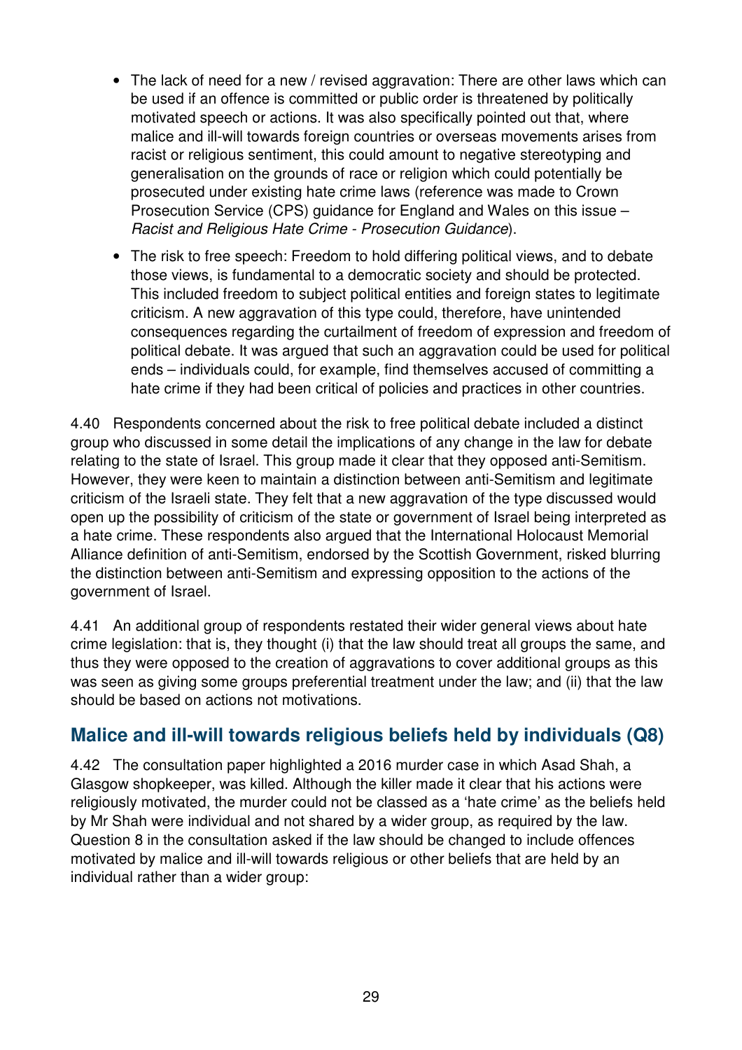- The lack of need for a new / revised aggravation: There are other laws which can be used if an offence is committed or public order is threatened by politically motivated speech or actions. It was also specifically pointed out that, where malice and ill-will towards foreign countries or overseas movements arises from racist or religious sentiment, this could amount to negative stereotyping and generalisation on the grounds of race or religion which could potentially be prosecuted under existing hate crime laws (reference was made to Crown Prosecution Service (CPS) guidance for England and Wales on this issue – *Racist and Religious Hate Crime - Prosecution Guidance*).
- The risk to free speech: Freedom to hold differing political views, and to debate those views, is fundamental to a democratic society and should be protected. This included freedom to subject political entities and foreign states to legitimate criticism. A new aggravation of this type could, therefore, have unintended consequences regarding the curtailment of freedom of expression and freedom of political debate. It was argued that such an aggravation could be used for political ends – individuals could, for example, find themselves accused of committing a hate crime if they had been critical of policies and practices in other countries.

4.40 Respondents concerned about the risk to free political debate included a distinct group who discussed in some detail the implications of any change in the law for debate relating to the state of Israel. This group made it clear that they opposed anti-Semitism. However, they were keen to maintain a distinction between anti-Semitism and legitimate criticism of the Israeli state. They felt that a new aggravation of the type discussed would open up the possibility of criticism of the state or government of Israel being interpreted as a hate crime. These respondents also argued that the International Holocaust Memorial Alliance definition of anti-Semitism, endorsed by the Scottish Government, risked blurring the distinction between anti-Semitism and expressing opposition to the actions of the government of Israel.

4.41 An additional group of respondents restated their wider general views about hate crime legislation: that is, they thought (i) that the law should treat all groups the same, and thus they were opposed to the creation of aggravations to cover additional groups as this was seen as giving some groups preferential treatment under the law; and (ii) that the law should be based on actions not motivations.

## Malice and ill-will towards religious beliefs held by individuals (Q8)

4.42 The consultation paper highlighted a 2016 murder case in which Asad Shah, a Glasgow shopkeeper, was killed. Although the killer made it clear that his actions were religiously motivated, the murder could not be classed as a 'hate crime' as the beliefs held by Mr Shah were individual and not shared by a wider group, as required by the law. Question 8 in the consultation asked if the law should be changed to include offences motivated by malice and ill-will towards religious or other beliefs that are held by an individual rather than a wider group: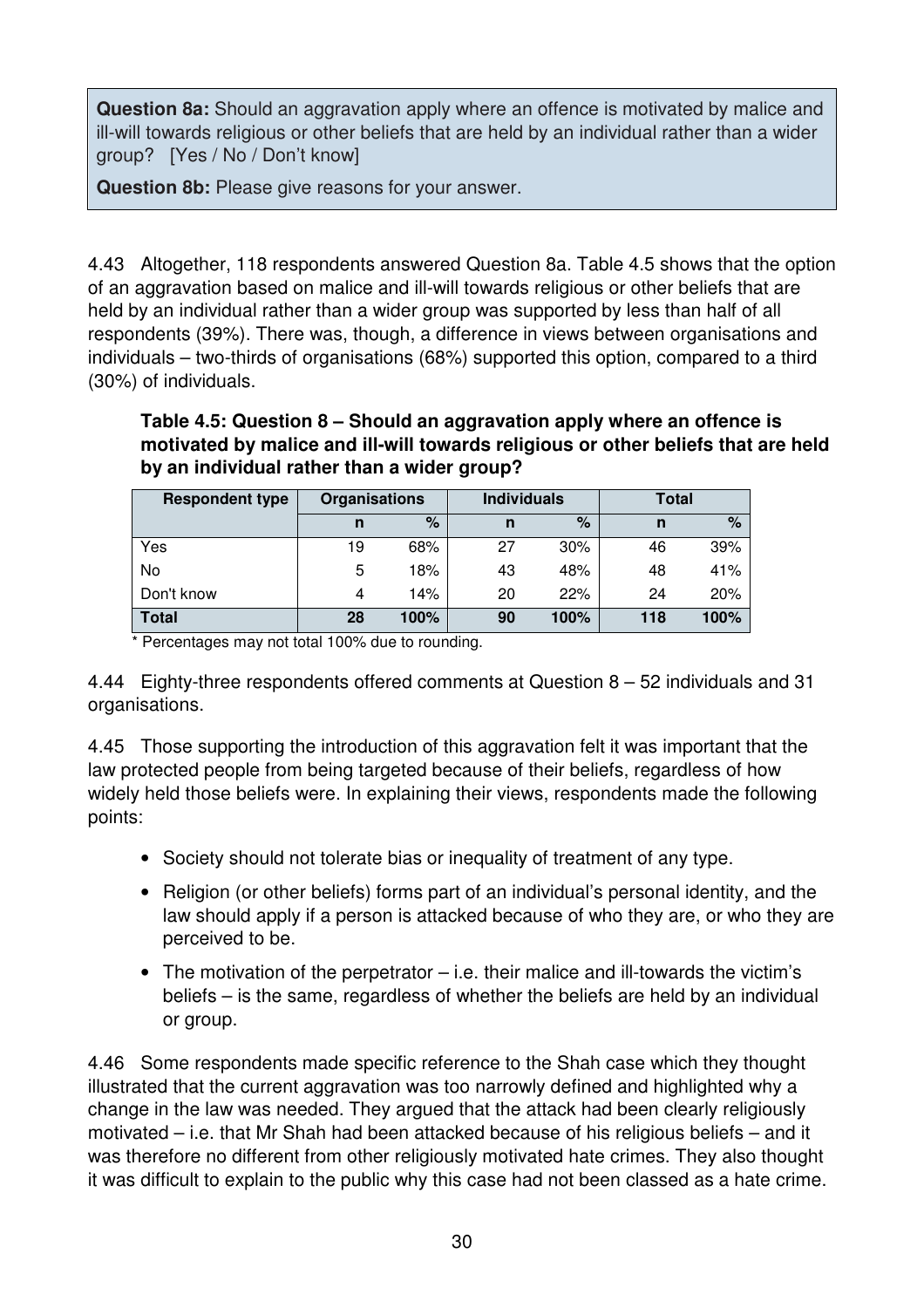**Question 8a:** Should an aggravation apply where an offence is motivated by malice and ill-will towards religious or other beliefs that are held by an individual rather than a wider group? [Yes / No / Don't know]

**Question 8b:** Please give reasons for your answer.

4.43 Altogether, 118 respondents answered Question 8a. Table 4.5 shows that the option of an aggravation based on malice and ill-will towards religious or other beliefs that are held by an individual rather than a wider group was supported by less than half of all respondents (39%). There was, though, a difference in views between organisations and individuals – two-thirds of organisations (68%) supported this option, compared to a third (30%) of individuals.

**Table 4.5: Question 8 – Should an aggravation apply where an offence is motivated by malice and ill-will towards religious or other beliefs that are held by an individual rather than a wider group?**

| Respondent type | Organisations | | Individuals | | Total | |
|---|---|---|---|---|---|---|
| | n | % | n | % | n | % |
| Yes | 19 | 68% | 27 | 30% | 46 | 39% |
| No | 5 | 18% | 43 | 48% | 48 | 41% |
| Don't know | 4 | 14% | 20 | 22% | 24 | 20% |
| **Total** | **28** | **100%** | **90** | **100%** | **118** | **100%** |

* Percentages may not total 100% due to rounding.

4.44 Eighty-three respondents offered comments at Question 8 – 52 individuals and 31 organisations.

4.45 Those supporting the introduction of this aggravation felt it was important that the law protected people from being targeted because of their beliefs, regardless of how widely held those beliefs were. In explaining their views, respondents made the following points:

- Society should not tolerate bias or inequality of treatment of any type.
- Religion (or other beliefs) forms part of an individual's personal identity, and the law should apply if a person is attacked because of who they are, or who they are perceived to be.
- The motivation of the perpetrator – i.e. their malice and ill-towards the victim's beliefs – is the same, regardless of whether the beliefs are held by an individual or group.

4.46 Some respondents made specific reference to the Shah case which they thought illustrated that the current aggravation was too narrowly defined and highlighted why a change in the law was needed. They argued that the attack had been clearly religiously motivated – i.e. that Mr Shah had been attacked because of his religious beliefs – and it was therefore no different from other religiously motivated hate crimes. They also thought it was difficult to explain to the public why this case had not been classed as a hate crime.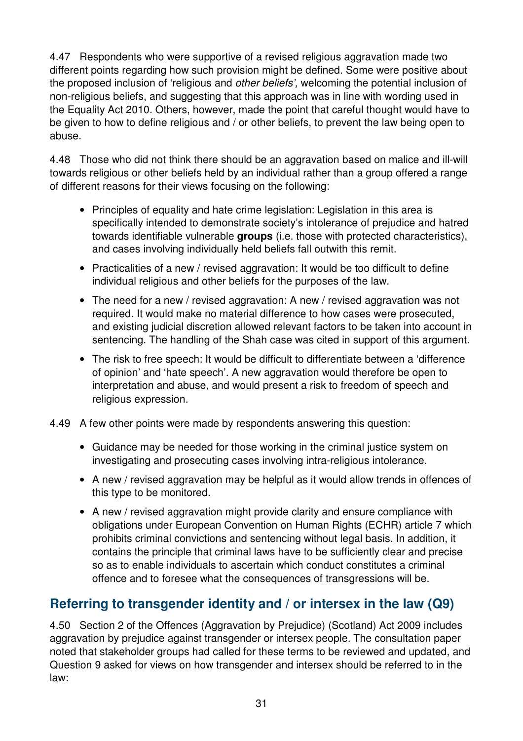4.47 Respondents who were supportive of a revised religious aggravation made two different points regarding how such provision might be defined. Some were positive about the proposed inclusion of 'religious and *other beliefs',* welcoming the potential inclusion of non-religious beliefs, and suggesting that this approach was in line with wording used in the Equality Act 2010. Others, however, made the point that careful thought would have to be given to how to define religious and / or other beliefs, to prevent the law being open to abuse.

4.48 Those who did not think there should be an aggravation based on malice and ill-will towards religious or other beliefs held by an individual rather than a group offered a range of different reasons for their views focusing on the following:

- Principles of equality and hate crime legislation: Legislation in this area is specifically intended to demonstrate society's intolerance of prejudice and hatred towards identifiable vulnerable **groups** (i.e. those with protected characteristics), and cases involving individually held beliefs fall outwith this remit.
- Practicalities of a new / revised aggravation: It would be too difficult to define individual religious and other beliefs for the purposes of the law.
- The need for a new / revised aggravation: A new / revised aggravation was not required. It would make no material difference to how cases were prosecuted, and existing judicial discretion allowed relevant factors to be taken into account in sentencing. The handling of the Shah case was cited in support of this argument.
- The risk to free speech: It would be difficult to differentiate between a 'difference of opinion' and 'hate speech'. A new aggravation would therefore be open to interpretation and abuse, and would present a risk to freedom of speech and religious expression.

4.49 A few other points were made by respondents answering this question:

- Guidance may be needed for those working in the criminal justice system on investigating and prosecuting cases involving intra-religious intolerance.
- A new / revised aggravation may be helpful as it would allow trends in offences of this type to be monitored.
- A new / revised aggravation might provide clarity and ensure compliance with obligations under European Convention on Human Rights (ECHR) article 7 which prohibits criminal convictions and sentencing without legal basis. In addition, it contains the principle that criminal laws have to be sufficiently clear and precise so as to enable individuals to ascertain which conduct constitutes a criminal offence and to foresee what the consequences of transgressions will be.

## Referring to transgender identity and / or intersex in the law (Q9)

4.50 Section 2 of the Offences (Aggravation by Prejudice) (Scotland) Act 2009 includes aggravation by prejudice against transgender or intersex people. The consultation paper noted that stakeholder groups had called for these terms to be reviewed and updated, and Question 9 asked for views on how transgender and intersex should be referred to in the law: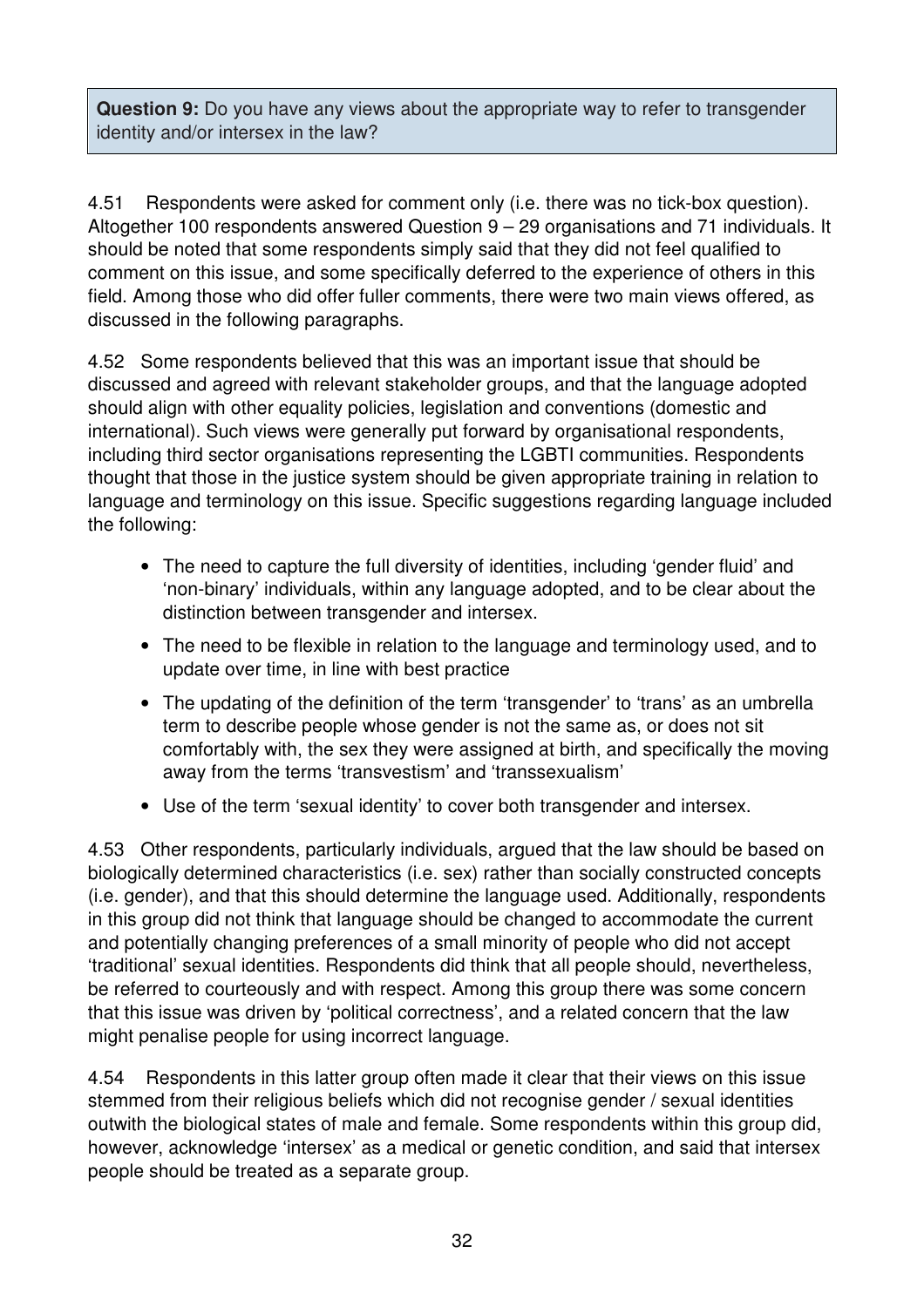**Question 9:** Do you have any views about the appropriate way to refer to transgender identity and/or intersex in the law?

4.51 Respondents were asked for comment only (i.e. there was no tick-box question). Altogether 100 respondents answered Question 9 – 29 organisations and 71 individuals. It should be noted that some respondents simply said that they did not feel qualified to comment on this issue, and some specifically deferred to the experience of others in this field. Among those who did offer fuller comments, there were two main views offered, as discussed in the following paragraphs.

4.52 Some respondents believed that this was an important issue that should be discussed and agreed with relevant stakeholder groups, and that the language adopted should align with other equality policies, legislation and conventions (domestic and international). Such views were generally put forward by organisational respondents, including third sector organisations representing the LGBTI communities. Respondents thought that those in the justice system should be given appropriate training in relation to language and terminology on this issue. Specific suggestions regarding language included the following:

- The need to capture the full diversity of identities, including 'gender fluid' and 'non-binary' individuals, within any language adopted, and to be clear about the distinction between transgender and intersex.
- The need to be flexible in relation to the language and terminology used, and to update over time, in line with best practice
- The updating of the definition of the term 'transgender' to 'trans' as an umbrella term to describe people whose gender is not the same as, or does not sit comfortably with, the sex they were assigned at birth, and specifically the moving away from the terms 'transvestism' and 'transsexualism'
- Use of the term 'sexual identity' to cover both transgender and intersex.

4.53 Other respondents, particularly individuals, argued that the law should be based on biologically determined characteristics (i.e. sex) rather than socially constructed concepts (i.e. gender), and that this should determine the language used. Additionally, respondents in this group did not think that language should be changed to accommodate the current and potentially changing preferences of a small minority of people who did not accept 'traditional' sexual identities. Respondents did think that all people should, nevertheless, be referred to courteously and with respect. Among this group there was some concern that this issue was driven by 'political correctness', and a related concern that the law might penalise people for using incorrect language.

4.54 Respondents in this latter group often made it clear that their views on this issue stemmed from their religious beliefs which did not recognise gender / sexual identities outwith the biological states of male and female. Some respondents within this group did, however, acknowledge 'intersex' as a medical or genetic condition, and said that intersex people should be treated as a separate group.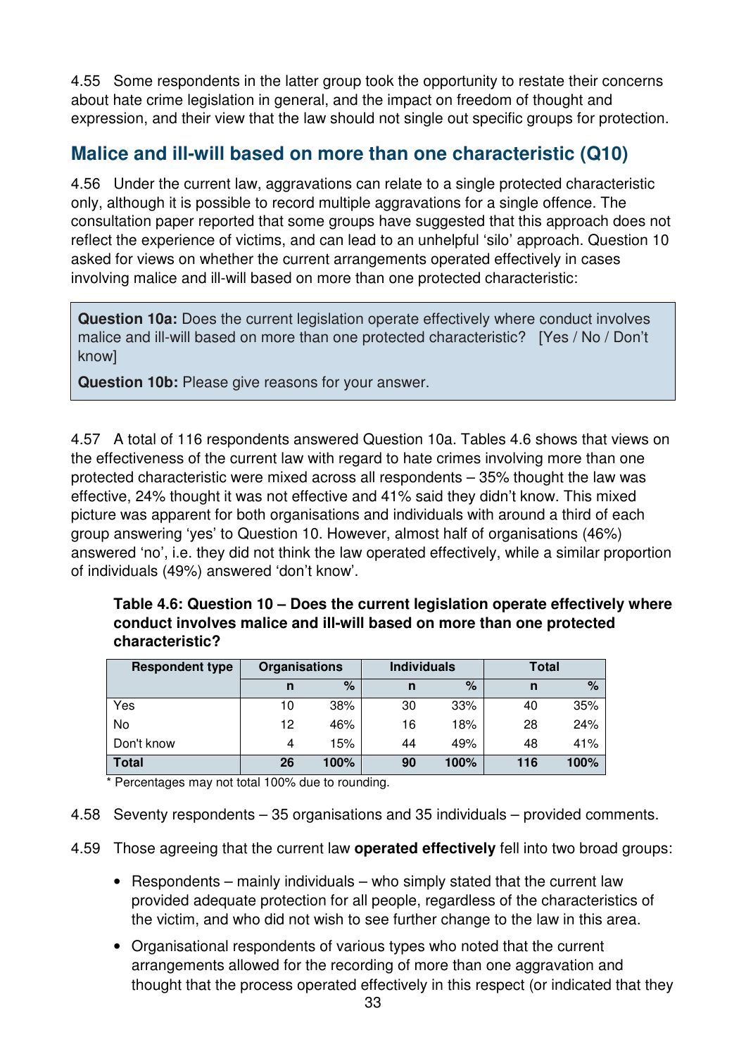4.55 Some respondents in the latter group took the opportunity to restate their concerns about hate crime legislation in general, and the impact on freedom of thought and expression, and their view that the law should not single out specific groups for protection.

## Malice and ill-will based on more than one characteristic (Q10)

4.56 Under the current law, aggravations can relate to a single protected characteristic only, although it is possible to record multiple aggravations for a single offence. The consultation paper reported that some groups have suggested that this approach does not reflect the experience of victims, and can lead to an unhelpful 'silo' approach. Question 10 asked for views on whether the current arrangements operated effectively in cases involving malice and ill-will based on more than one protected characteristic:

> **Question 10a:** Does the current legislation operate effectively where conduct involves malice and ill-will based on more than one protected characteristic? [Yes / No / Don't know]
>
> **Question 10b:** Please give reasons for your answer.

4.57 A total of 116 respondents answered Question 10a. Tables 4.6 shows that views on the effectiveness of the current law with regard to hate crimes involving more than one protected characteristic were mixed across all respondents – 35% thought the law was effective, 24% thought it was not effective and 41% said they didn't know. This mixed picture was apparent for both organisations and individuals with around a third of each group answering 'yes' to Question 10. However, almost half of organisations (46%) answered 'no', i.e. they did not think the law operated effectively, while a similar proportion of individuals (49%) answered 'don't know'.

**Table 4.6: Question 10 – Does the current legislation operate effectively where conduct involves malice and ill-will based on more than one protected characteristic?**

| Respondent type | Organisations | | Individuals | | Total | |
|---|---|---|---|---|---|---|
| | n | % | n | % | n | % |
| Yes | 10 | 38% | 30 | 33% | 40 | 35% |
| No | 12 | 46% | 16 | 18% | 28 | 24% |
| Don't know | 4 | 15% | 44 | 49% | 48 | 41% |
| **Total** | **26** | **100%** | **90** | **100%** | **116** | **100%** |

* Percentages may not total 100% due to rounding.

4.58 Seventy respondents – 35 organisations and 35 individuals – provided comments.

4.59 Those agreeing that the current law **operated effectively** fell into two broad groups:

- Respondents – mainly individuals – who simply stated that the current law provided adequate protection for all people, regardless of the characteristics of the victim, and who did not wish to see further change to the law in this area.
- Organisational respondents of various types who noted that the current arrangements allowed for the recording of more than one aggravation and thought that the process operated effectively in this respect (or indicated that they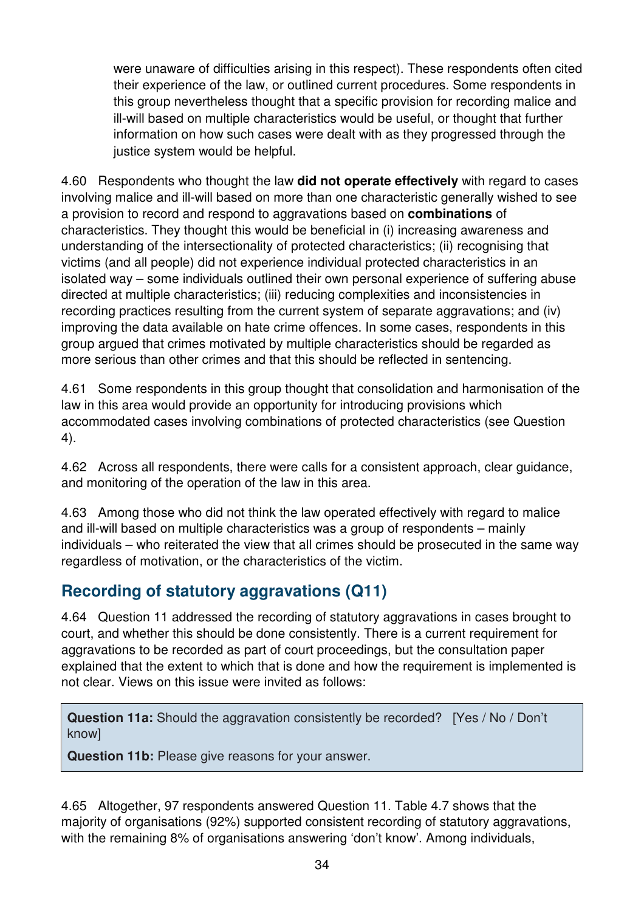were unaware of difficulties arising in this respect). These respondents often cited their experience of the law, or outlined current procedures. Some respondents in this group nevertheless thought that a specific provision for recording malice and ill-will based on multiple characteristics would be useful, or thought that further information on how such cases were dealt with as they progressed through the justice system would be helpful.

4.60 Respondents who thought the law **did not operate effectively** with regard to cases involving malice and ill-will based on more than one characteristic generally wished to see a provision to record and respond to aggravations based on **combinations** of characteristics. They thought this would be beneficial in (i) increasing awareness and understanding of the intersectionality of protected characteristics; (ii) recognising that victims (and all people) did not experience individual protected characteristics in an isolated way – some individuals outlined their own personal experience of suffering abuse directed at multiple characteristics; (iii) reducing complexities and inconsistencies in recording practices resulting from the current system of separate aggravations; and (iv) improving the data available on hate crime offences. In some cases, respondents in this group argued that crimes motivated by multiple characteristics should be regarded as more serious than other crimes and that this should be reflected in sentencing.

4.61 Some respondents in this group thought that consolidation and harmonisation of the law in this area would provide an opportunity for introducing provisions which accommodated cases involving combinations of protected characteristics (see Question 4).

4.62 Across all respondents, there were calls for a consistent approach, clear guidance, and monitoring of the operation of the law in this area.

4.63 Among those who did not think the law operated effectively with regard to malice and ill-will based on multiple characteristics was a group of respondents – mainly individuals – who reiterated the view that all crimes should be prosecuted in the same way regardless of motivation, or the characteristics of the victim.

## Recording of statutory aggravations (Q11)

4.64 Question 11 addressed the recording of statutory aggravations in cases brought to court, and whether this should be done consistently. There is a current requirement for aggravations to be recorded as part of court proceedings, but the consultation paper explained that the extent to which that is done and how the requirement is implemented is not clear. Views on this issue were invited as follows:

> **Question 11a:** Should the aggravation consistently be recorded? [Yes / No / Don't know]
>
> **Question 11b:** Please give reasons for your answer.

4.65 Altogether, 97 respondents answered Question 11. Table 4.7 shows that the majority of organisations (92%) supported consistent recording of statutory aggravations, with the remaining 8% of organisations answering 'don't know'. Among individuals,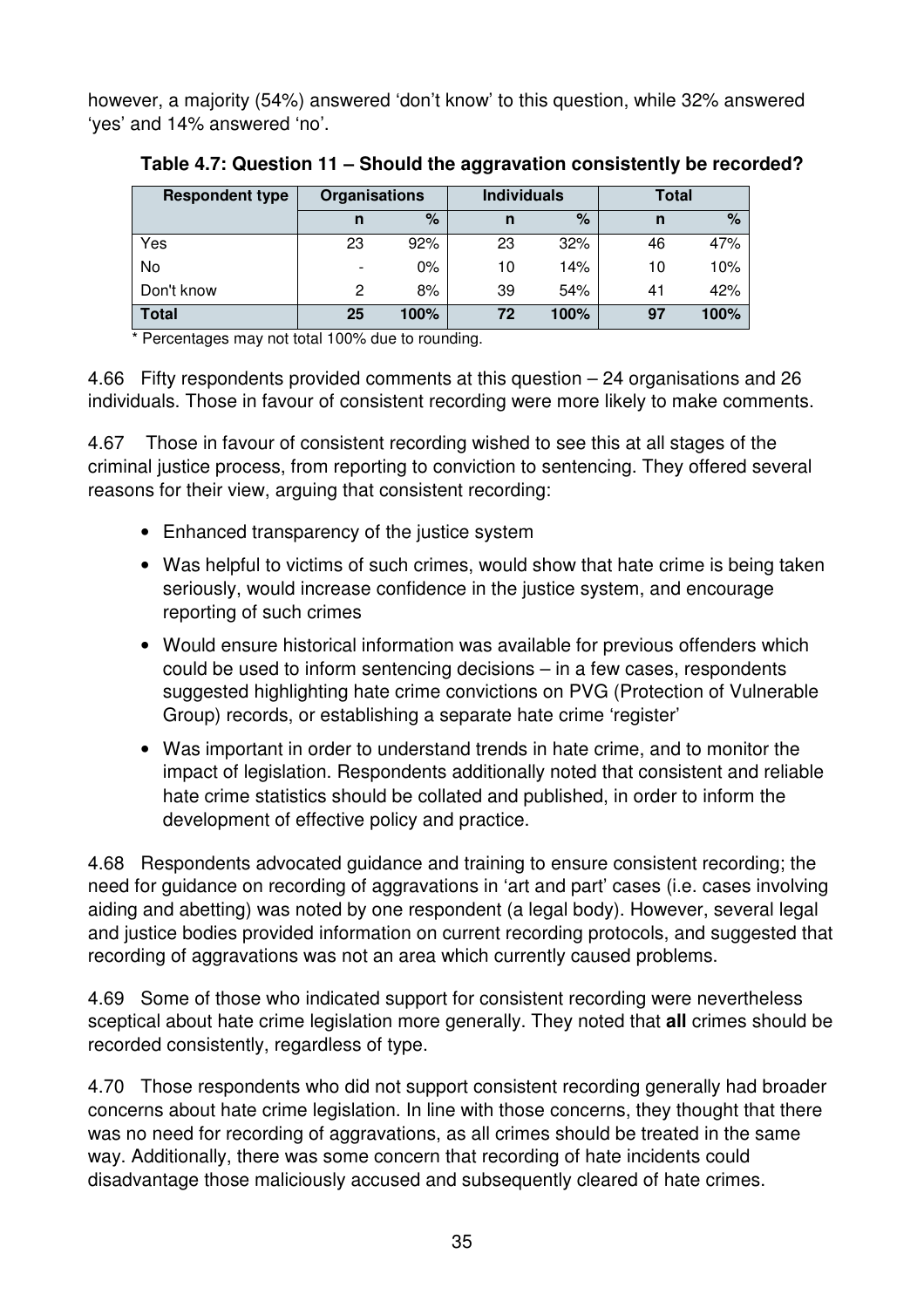however, a majority (54%) answered 'don't know' to this question, while 32% answered 'yes' and 14% answered 'no'.

**Table 4.7: Question 11 – Should the aggravation consistently be recorded?**

| Respondent type | Organisations | | Individuals | | Total | |
|---|---|---|---|---|---|---|
| | n | % | n | % | n | % |
| Yes | 23 | 92% | 23 | 32% | 46 | 47% |
| No | - | 0% | 10 | 14% | 10 | 10% |
| Don't know | 2 | 8% | 39 | 54% | 41 | 42% |
| **Total** | **25** | **100%** | **72** | **100%** | **97** | **100%** |

\* Percentages may not total 100% due to rounding.

4.66 Fifty respondents provided comments at this question – 24 organisations and 26 individuals. Those in favour of consistent recording were more likely to make comments.

4.67 Those in favour of consistent recording wished to see this at all stages of the criminal justice process, from reporting to conviction to sentencing. They offered several reasons for their view, arguing that consistent recording:

- Enhanced transparency of the justice system
- Was helpful to victims of such crimes, would show that hate crime is being taken seriously, would increase confidence in the justice system, and encourage reporting of such crimes
- Would ensure historical information was available for previous offenders which could be used to inform sentencing decisions – in a few cases, respondents suggested highlighting hate crime convictions on PVG (Protection of Vulnerable Group) records, or establishing a separate hate crime 'register'
- Was important in order to understand trends in hate crime, and to monitor the impact of legislation. Respondents additionally noted that consistent and reliable hate crime statistics should be collated and published, in order to inform the development of effective policy and practice.

4.68 Respondents advocated guidance and training to ensure consistent recording; the need for guidance on recording of aggravations in 'art and part' cases (i.e. cases involving aiding and abetting) was noted by one respondent (a legal body). However, several legal and justice bodies provided information on current recording protocols, and suggested that recording of aggravations was not an area which currently caused problems.

4.69 Some of those who indicated support for consistent recording were nevertheless sceptical about hate crime legislation more generally. They noted that **all** crimes should be recorded consistently, regardless of type.

4.70 Those respondents who did not support consistent recording generally had broader concerns about hate crime legislation. In line with those concerns, they thought that there was no need for recording of aggravations, as all crimes should be treated in the same way. Additionally, there was some concern that recording of hate incidents could disadvantage those maliciously accused and subsequently cleared of hate crimes.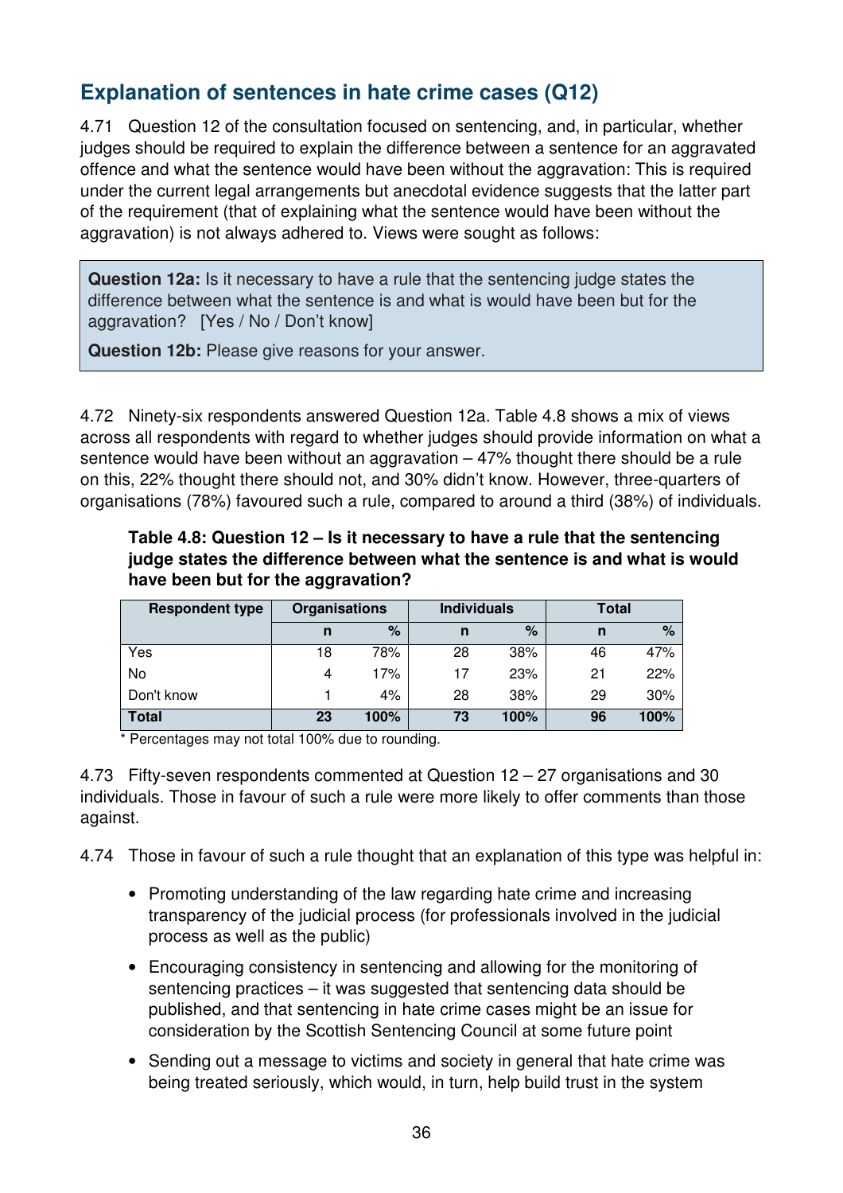## Explanation of sentences in hate crime cases (Q12)

4.71 Question 12 of the consultation focused on sentencing, and, in particular, whether judges should be required to explain the difference between a sentence for an aggravated offence and what the sentence would have been without the aggravation: This is required under the current legal arrangements but anecdotal evidence suggests that the latter part of the requirement (that of explaining what the sentence would have been without the aggravation) is not always adhered to. Views were sought as follows:

> **Question 12a:** Is it necessary to have a rule that the sentencing judge states the difference between what the sentence is and what is would have been but for the aggravation? [Yes / No / Don't know]
>
> **Question 12b:** Please give reasons for your answer.

4.72 Ninety-six respondents answered Question 12a. Table 4.8 shows a mix of views across all respondents with regard to whether judges should provide information on what a sentence would have been without an aggravation – 47% thought there should be a rule on this, 22% thought there should not, and 30% didn't know. However, three-quarters of organisations (78%) favoured such a rule, compared to around a third (38%) of individuals.

**Table 4.8: Question 12 – Is it necessary to have a rule that the sentencing judge states the difference between what the sentence is and what is would have been but for the aggravation?**

| Respondent type | Organisations | | Individuals | | Total | |
|---|---|---|---|---|---|---|
| | n | % | n | % | n | % |
| Yes | 18 | 78% | 28 | 38% | 46 | 47% |
| No | 4 | 17% | 17 | 23% | 21 | 22% |
| Don't know | 1 | 4% | 28 | 38% | 29 | 30% |
| **Total** | **23** | **100%** | **73** | **100%** | **96** | **100%** |

\* Percentages may not total 100% due to rounding.

4.73 Fifty-seven respondents commented at Question 12 – 27 organisations and 30 individuals. Those in favour of such a rule were more likely to offer comments than those against.

4.74 Those in favour of such a rule thought that an explanation of this type was helpful in:

- Promoting understanding of the law regarding hate crime and increasing transparency of the judicial process (for professionals involved in the judicial process as well as the public)
- Encouraging consistency in sentencing and allowing for the monitoring of sentencing practices – it was suggested that sentencing data should be published, and that sentencing in hate crime cases might be an issue for consideration by the Scottish Sentencing Council at some future point
- Sending out a message to victims and society in general that hate crime was being treated seriously, which would, in turn, help build trust in the system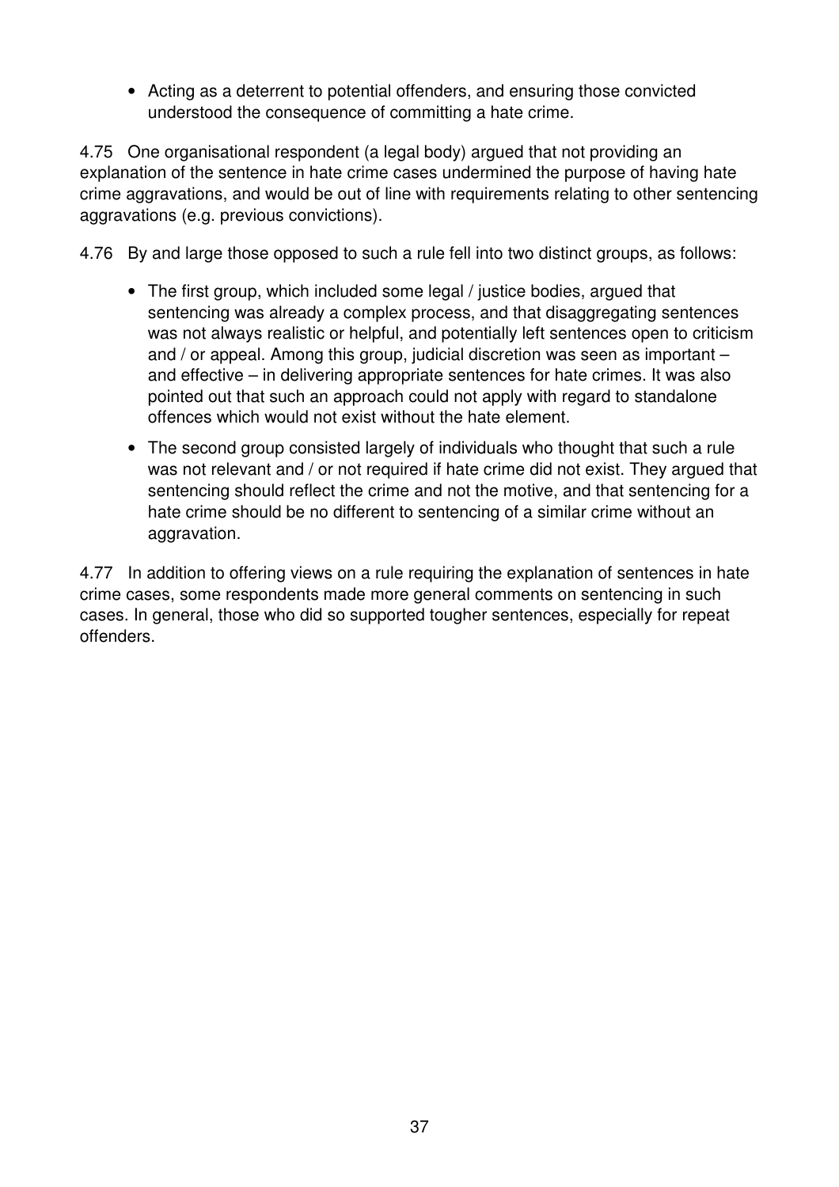- Acting as a deterrent to potential offenders, and ensuring those convicted understood the consequence of committing a hate crime.

4.75 One organisational respondent (a legal body) argued that not providing an explanation of the sentence in hate crime cases undermined the purpose of having hate crime aggravations, and would be out of line with requirements relating to other sentencing aggravations (e.g. previous convictions).

4.76 By and large those opposed to such a rule fell into two distinct groups, as follows:

- The first group, which included some legal / justice bodies, argued that sentencing was already a complex process, and that disaggregating sentences was not always realistic or helpful, and potentially left sentences open to criticism and / or appeal. Among this group, judicial discretion was seen as important – and effective – in delivering appropriate sentences for hate crimes. It was also pointed out that such an approach could not apply with regard to standalone offences which would not exist without the hate element.
- The second group consisted largely of individuals who thought that such a rule was not relevant and / or not required if hate crime did not exist. They argued that sentencing should reflect the crime and not the motive, and that sentencing for a hate crime should be no different to sentencing of a similar crime without an aggravation.

4.77 In addition to offering views on a rule requiring the explanation of sentences in hate crime cases, some respondents made more general comments on sentencing in such cases. In general, those who did so supported tougher sentences, especially for repeat offenders.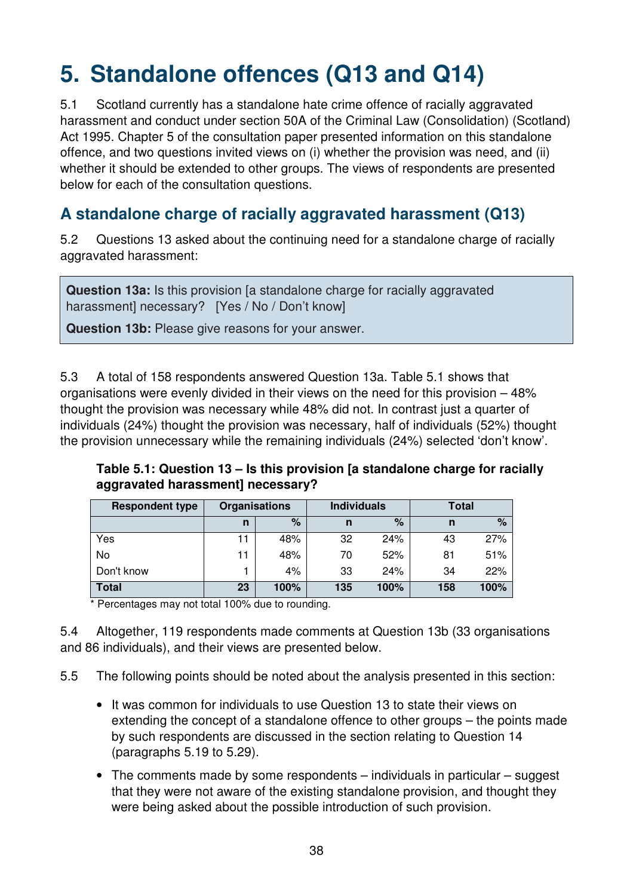# 5. Standalone offences (Q13 and Q14)

5.1 Scotland currently has a standalone hate crime offence of racially aggravated harassment and conduct under section 50A of the Criminal Law (Consolidation) (Scotland) Act 1995. Chapter 5 of the consultation paper presented information on this standalone offence, and two questions invited views on (i) whether the provision was need, and (ii) whether it should be extended to other groups. The views of respondents are presented below for each of the consultation questions.

## A standalone charge of racially aggravated harassment (Q13)

5.2 Questions 13 asked about the continuing need for a standalone charge of racially aggravated harassment:

> **Question 13a:** Is this provision [a standalone charge for racially aggravated harassment] necessary? [Yes / No / Don't know]
>
> **Question 13b:** Please give reasons for your answer.

5.3 A total of 158 respondents answered Question 13a. Table 5.1 shows that organisations were evenly divided in their views on the need for this provision – 48% thought the provision was necessary while 48% did not. In contrast just a quarter of individuals (24%) thought the provision was necessary, half of individuals (52%) thought the provision unnecessary while the remaining individuals (24%) selected 'don't know'.

**Table 5.1: Question 13 – Is this provision [a standalone charge for racially aggravated harassment] necessary?**

| Respondent type | Organisations | | Individuals | | Total | |
|---|---|---|---|---|---|---|
| | n | % | n | % | n | % |
| Yes | 11 | 48% | 32 | 24% | 43 | 27% |
| No | 11 | 48% | 70 | 52% | 81 | 51% |
| Don't know | 1 | 4% | 33 | 24% | 34 | 22% |
| **Total** | **23** | **100%** | **135** | **100%** | **158** | **100%** |

\* Percentages may not total 100% due to rounding.

5.4 Altogether, 119 respondents made comments at Question 13b (33 organisations and 86 individuals), and their views are presented below.

5.5 The following points should be noted about the analysis presented in this section:

- It was common for individuals to use Question 13 to state their views on extending the concept of a standalone offence to other groups – the points made by such respondents are discussed in the section relating to Question 14 (paragraphs 5.19 to 5.29).
- The comments made by some respondents – individuals in particular – suggest that they were not aware of the existing standalone provision, and thought they were being asked about the possible introduction of such provision.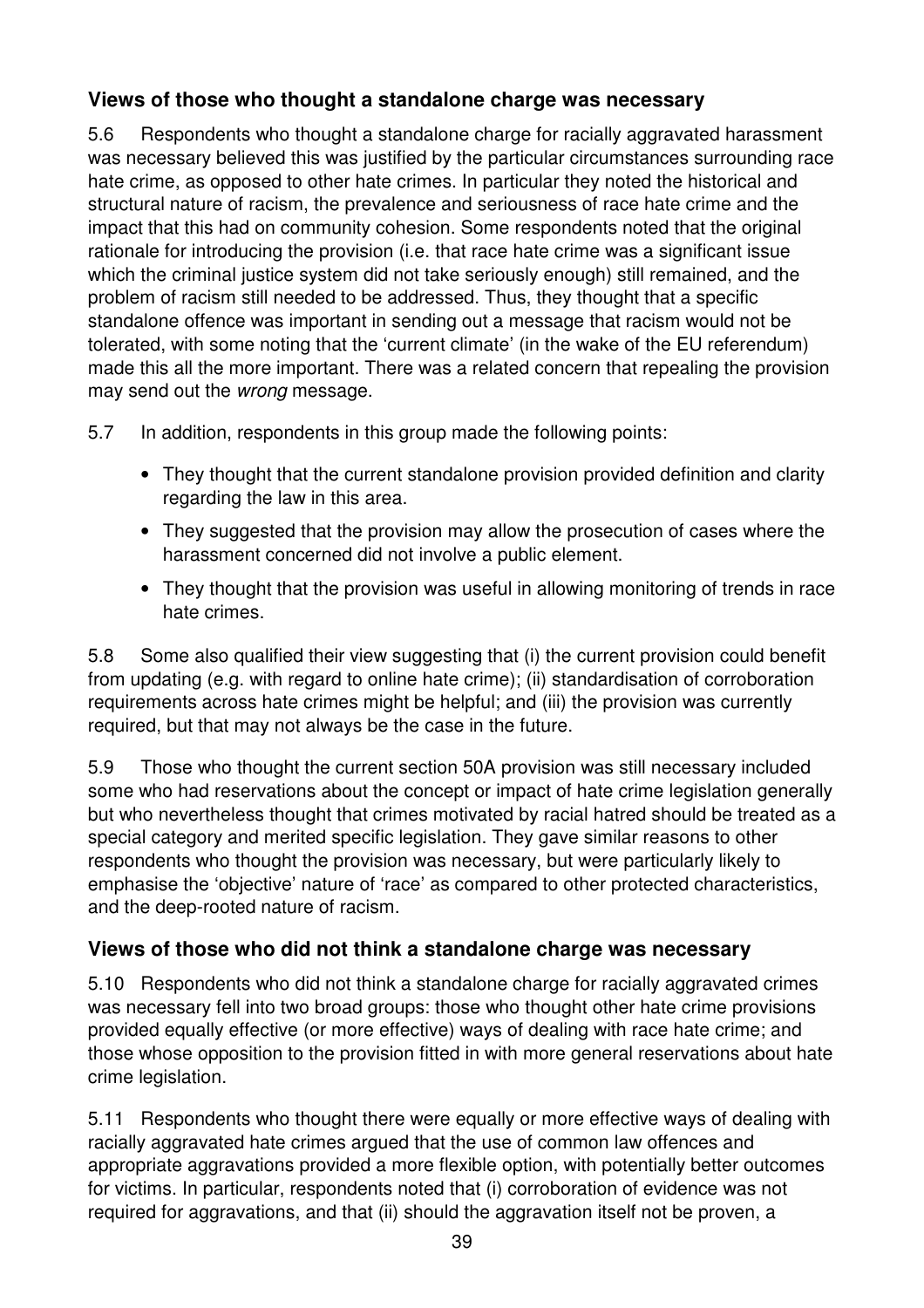### Views of those who thought a standalone charge was necessary

5.6 Respondents who thought a standalone charge for racially aggravated harassment was necessary believed this was justified by the particular circumstances surrounding race hate crime, as opposed to other hate crimes. In particular they noted the historical and structural nature of racism, the prevalence and seriousness of race hate crime and the impact that this had on community cohesion. Some respondents noted that the original rationale for introducing the provision (i.e. that race hate crime was a significant issue which the criminal justice system did not take seriously enough) still remained, and the problem of racism still needed to be addressed. Thus, they thought that a specific standalone offence was important in sending out a message that racism would not be tolerated, with some noting that the 'current climate' (in the wake of the EU referendum) made this all the more important. There was a related concern that repealing the provision may send out the *wrong* message.

5.7 In addition, respondents in this group made the following points:

- They thought that the current standalone provision provided definition and clarity regarding the law in this area.
- They suggested that the provision may allow the prosecution of cases where the harassment concerned did not involve a public element.
- They thought that the provision was useful in allowing monitoring of trends in race hate crimes.

5.8 Some also qualified their view suggesting that (i) the current provision could benefit from updating (e.g. with regard to online hate crime); (ii) standardisation of corroboration requirements across hate crimes might be helpful; and (iii) the provision was currently required, but that may not always be the case in the future.

5.9 Those who thought the current section 50A provision was still necessary included some who had reservations about the concept or impact of hate crime legislation generally but who nevertheless thought that crimes motivated by racial hatred should be treated as a special category and merited specific legislation. They gave similar reasons to other respondents who thought the provision was necessary, but were particularly likely to emphasise the 'objective' nature of 'race' as compared to other protected characteristics, and the deep-rooted nature of racism.

### Views of those who did not think a standalone charge was necessary

5.10 Respondents who did not think a standalone charge for racially aggravated crimes was necessary fell into two broad groups: those who thought other hate crime provisions provided equally effective (or more effective) ways of dealing with race hate crime; and those whose opposition to the provision fitted in with more general reservations about hate crime legislation.

5.11 Respondents who thought there were equally or more effective ways of dealing with racially aggravated hate crimes argued that the use of common law offences and appropriate aggravations provided a more flexible option, with potentially better outcomes for victims. In particular, respondents noted that (i) corroboration of evidence was not required for aggravations, and that (ii) should the aggravation itself not be proven, a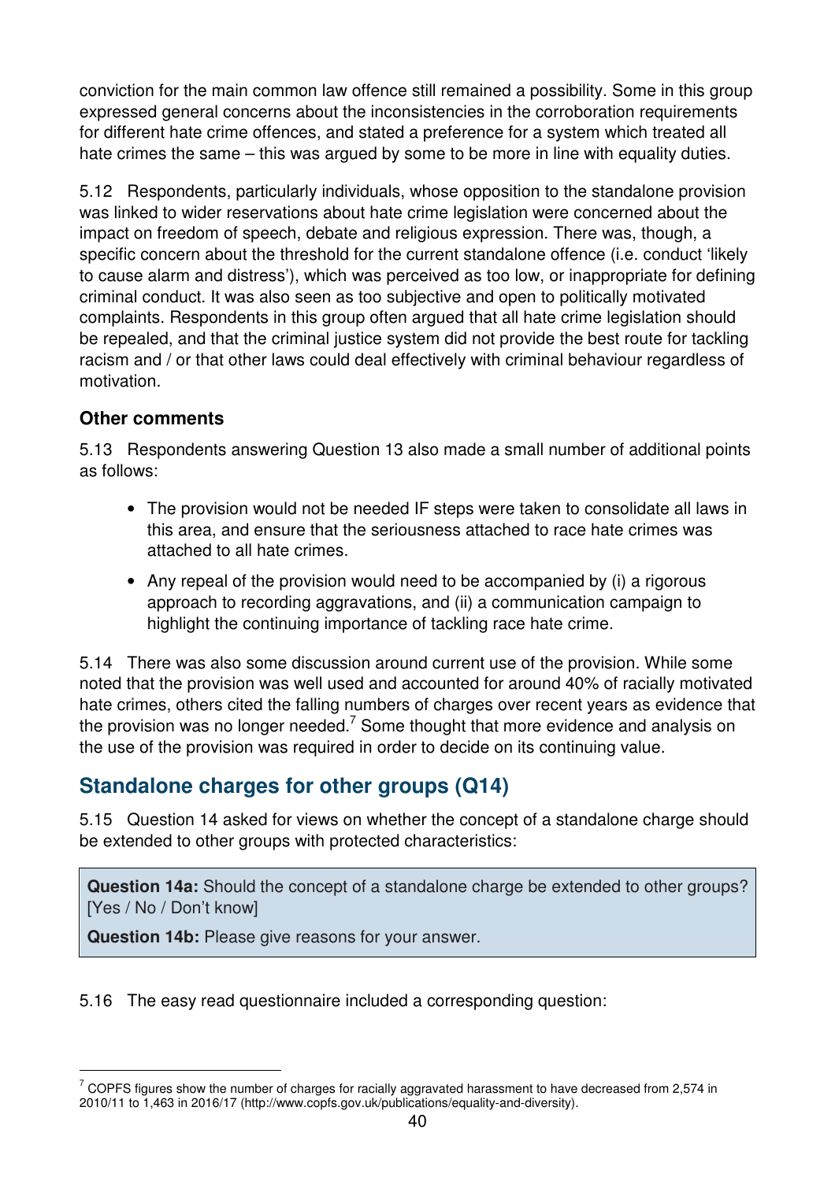conviction for the main common law offence still remained a possibility. Some in this group expressed general concerns about the inconsistencies in the corroboration requirements for different hate crime offences, and stated a preference for a system which treated all hate crimes the same – this was argued by some to be more in line with equality duties.

5.12 Respondents, particularly individuals, whose opposition to the standalone provision was linked to wider reservations about hate crime legislation were concerned about the impact on freedom of speech, debate and religious expression. There was, though, a specific concern about the threshold for the current standalone offence (i.e. conduct 'likely to cause alarm and distress'), which was perceived as too low, or inappropriate for defining criminal conduct. It was also seen as too subjective and open to politically motivated complaints. Respondents in this group often argued that all hate crime legislation should be repealed, and that the criminal justice system did not provide the best route for tackling racism and / or that other laws could deal effectively with criminal behaviour regardless of motivation.

### Other comments

5.13 Respondents answering Question 13 also made a small number of additional points as follows:

- The provision would not be needed IF steps were taken to consolidate all laws in this area, and ensure that the seriousness attached to race hate crimes was attached to all hate crimes.
- Any repeal of the provision would need to be accompanied by (i) a rigorous approach to recording aggravations, and (ii) a communication campaign to highlight the continuing importance of tackling race hate crime.

5.14 There was also some discussion around current use of the provision. While some noted that the provision was well used and accounted for around 40% of racially motivated hate crimes, others cited the falling numbers of charges over recent years as evidence that the provision was no longer needed.[7] Some thought that more evidence and analysis on the use of the provision was required in order to decide on its continuing value.

## Standalone charges for other groups (Q14)

5.15 Question 14 asked for views on whether the concept of a standalone charge should be extended to other groups with protected characteristics:

> **Question 14a:** Should the concept of a standalone charge be extended to other groups? [Yes / No / Don't know]
>
> **Question 14b:** Please give reasons for your answer.

5.16 The easy read questionnaire included a corresponding question:

[7] COPFS figures show the number of charges for racially aggravated harassment to have decreased from 2,574 in 2010/11 to 1,463 in 2016/17 (http://www.copfs.gov.uk/publications/equality-and-diversity).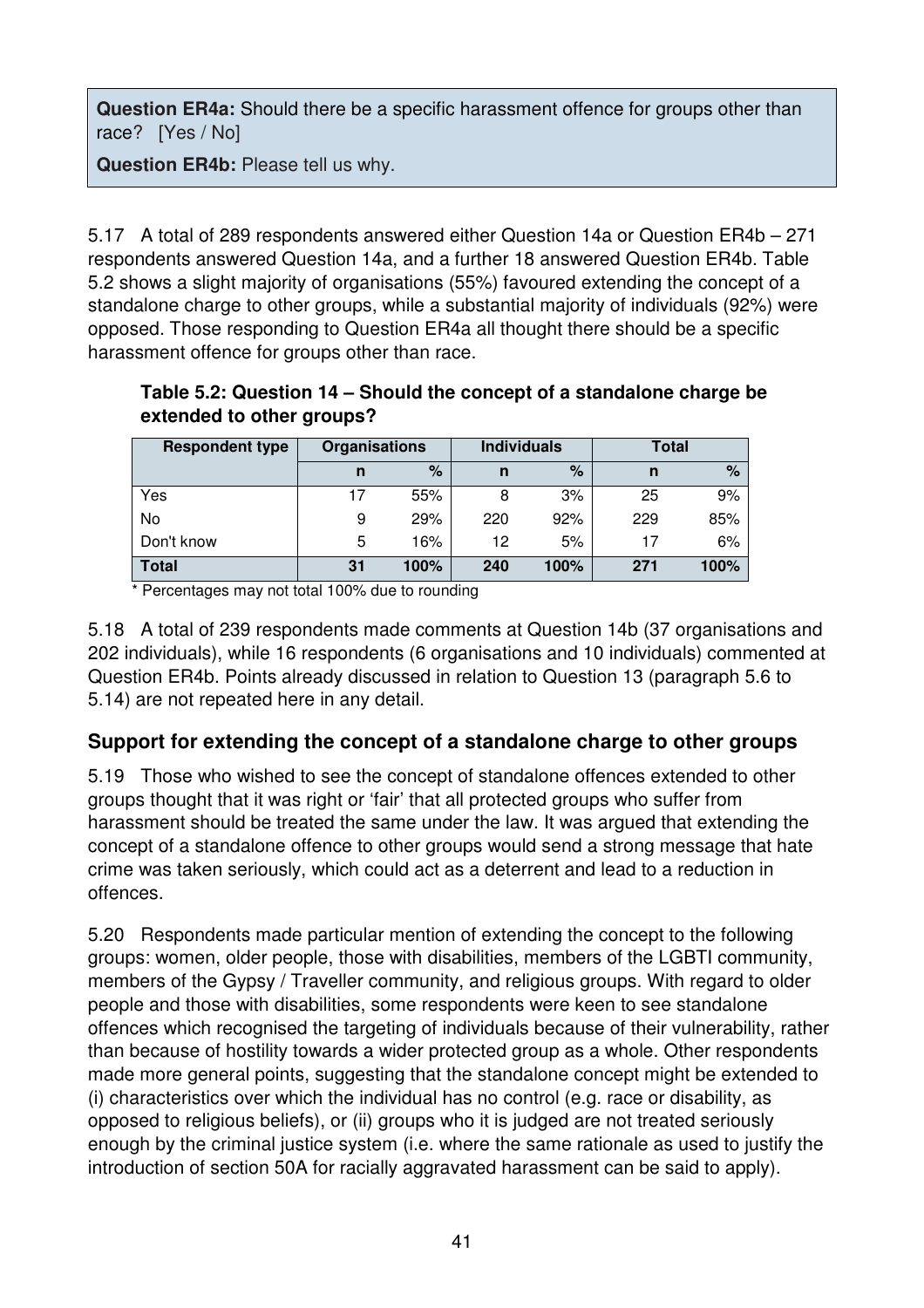**Question ER4a:** Should there be a specific harassment offence for groups other than race? [Yes / No]

**Question ER4b:** Please tell us why.

5.17 A total of 289 respondents answered either Question 14a or Question ER4b – 271 respondents answered Question 14a, and a further 18 answered Question ER4b. Table 5.2 shows a slight majority of organisations (55%) favoured extending the concept of a standalone charge to other groups, while a substantial majority of individuals (92%) were opposed. Those responding to Question ER4a all thought there should be a specific harassment offence for groups other than race.

**Table 5.2: Question 14 – Should the concept of a standalone charge be extended to other groups?**

| Respondent type | Organisations | | Individuals | | Total | |
|---|---|---|---|---|---|---|
| | n | % | n | % | n | % |
| Yes | 17 | 55% | 8 | 3% | 25 | 9% |
| No | 9 | 29% | 220 | 92% | 229 | 85% |
| Don't know | 5 | 16% | 12 | 5% | 17 | 6% |
| **Total** | **31** | **100%** | **240** | **100%** | **271** | **100%** |

* Percentages may not total 100% due to rounding

5.18 A total of 239 respondents made comments at Question 14b (37 organisations and 202 individuals), while 16 respondents (6 organisations and 10 individuals) commented at Question ER4b. Points already discussed in relation to Question 13 (paragraph 5.6 to 5.14) are not repeated here in any detail.

## Support for extending the concept of a standalone charge to other groups

5.19 Those who wished to see the concept of standalone offences extended to other groups thought that it was right or 'fair' that all protected groups who suffer from harassment should be treated the same under the law. It was argued that extending the concept of a standalone offence to other groups would send a strong message that hate crime was taken seriously, which could act as a deterrent and lead to a reduction in offences.

5.20 Respondents made particular mention of extending the concept to the following groups: women, older people, those with disabilities, members of the LGBTI community, members of the Gypsy / Traveller community, and religious groups. With regard to older people and those with disabilities, some respondents were keen to see standalone offences which recognised the targeting of individuals because of their vulnerability, rather than because of hostility towards a wider protected group as a whole. Other respondents made more general points, suggesting that the standalone concept might be extended to (i) characteristics over which the individual has no control (e.g. race or disability, as opposed to religious beliefs), or (ii) groups who it is judged are not treated seriously enough by the criminal justice system (i.e. where the same rationale as used to justify the introduction of section 50A for racially aggravated harassment can be said to apply).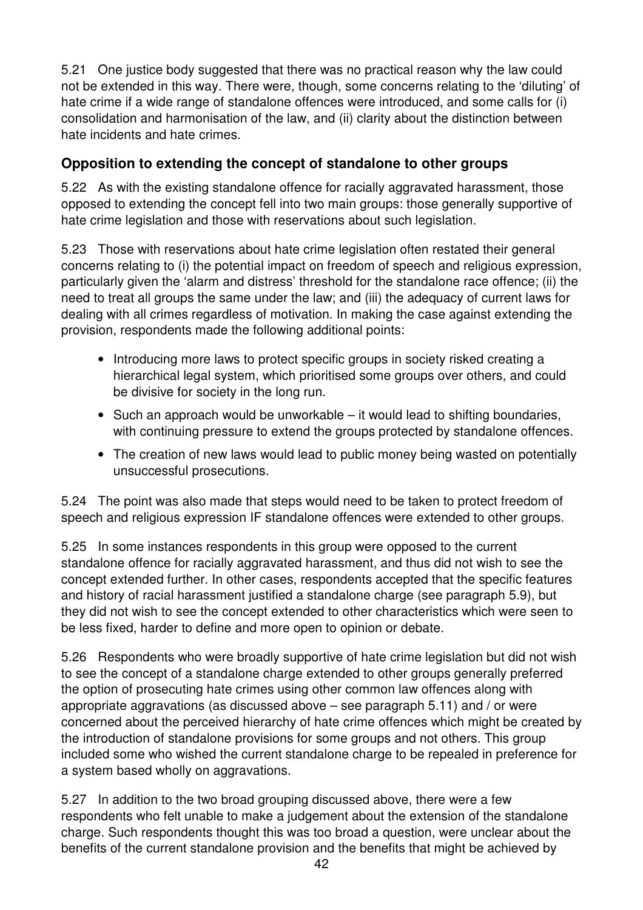5.21 One justice body suggested that there was no practical reason why the law could not be extended in this way. There were, though, some concerns relating to the 'diluting' of hate crime if a wide range of standalone offences were introduced, and some calls for (i) consolidation and harmonisation of the law, and (ii) clarity about the distinction between hate incidents and hate crimes.

### Opposition to extending the concept of standalone to other groups

5.22 As with the existing standalone offence for racially aggravated harassment, those opposed to extending the concept fell into two main groups: those generally supportive of hate crime legislation and those with reservations about such legislation.

5.23 Those with reservations about hate crime legislation often restated their general concerns relating to (i) the potential impact on freedom of speech and religious expression, particularly given the 'alarm and distress' threshold for the standalone race offence; (ii) the need to treat all groups the same under the law; and (iii) the adequacy of current laws for dealing with all crimes regardless of motivation. In making the case against extending the provision, respondents made the following additional points:

- Introducing more laws to protect specific groups in society risked creating a hierarchical legal system, which prioritised some groups over others, and could be divisive for society in the long run.
- Such an approach would be unworkable – it would lead to shifting boundaries, with continuing pressure to extend the groups protected by standalone offences.
- The creation of new laws would lead to public money being wasted on potentially unsuccessful prosecutions.

5.24 The point was also made that steps would need to be taken to protect freedom of speech and religious expression IF standalone offences were extended to other groups.

5.25 In some instances respondents in this group were opposed to the current standalone offence for racially aggravated harassment, and thus did not wish to see the concept extended further. In other cases, respondents accepted that the specific features and history of racial harassment justified a standalone charge (see paragraph 5.9), but they did not wish to see the concept extended to other characteristics which were seen to be less fixed, harder to define and more open to opinion or debate.

5.26 Respondents who were broadly supportive of hate crime legislation but did not wish to see the concept of a standalone charge extended to other groups generally preferred the option of prosecuting hate crimes using other common law offences along with appropriate aggravations (as discussed above – see paragraph 5.11) and / or were concerned about the perceived hierarchy of hate crime offences which might be created by the introduction of standalone provisions for some groups and not others. This group included some who wished the current standalone charge to be repealed in preference for a system based wholly on aggravations.

5.27 In addition to the two broad grouping discussed above, there were a few respondents who felt unable to make a judgement about the extension of the standalone charge. Such respondents thought this was too broad a question, were unclear about the benefits of the current standalone provision and the benefits that might be achieved by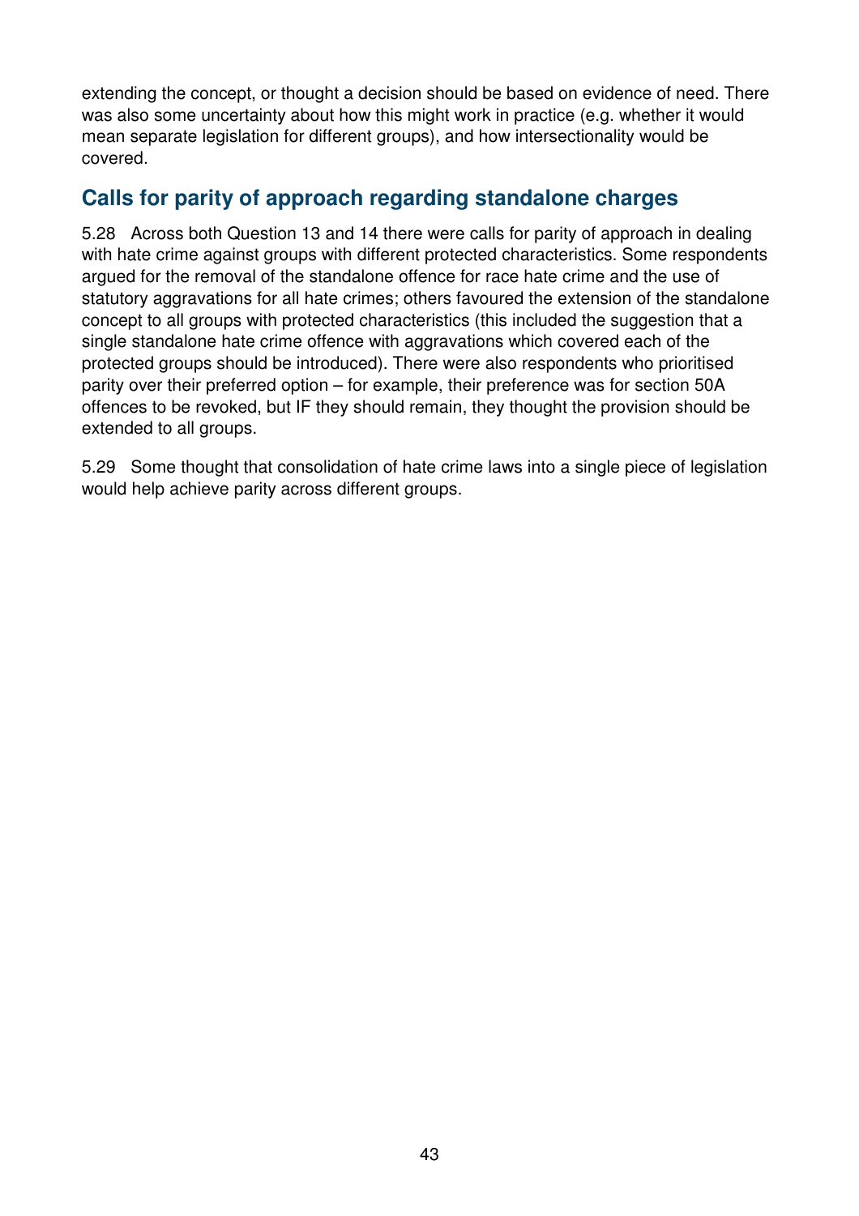extending the concept, or thought a decision should be based on evidence of need. There was also some uncertainty about how this might work in practice (e.g. whether it would mean separate legislation for different groups), and how intersectionality would be covered.

## Calls for parity of approach regarding standalone charges

5.28 Across both Question 13 and 14 there were calls for parity of approach in dealing with hate crime against groups with different protected characteristics. Some respondents argued for the removal of the standalone offence for race hate crime and the use of statutory aggravations for all hate crimes; others favoured the extension of the standalone concept to all groups with protected characteristics (this included the suggestion that a single standalone hate crime offence with aggravations which covered each of the protected groups should be introduced). There were also respondents who prioritised parity over their preferred option – for example, their preference was for section 50A offences to be revoked, but IF they should remain, they thought the provision should be extended to all groups.

5.29 Some thought that consolidation of hate crime laws into a single piece of legislation would help achieve parity across different groups.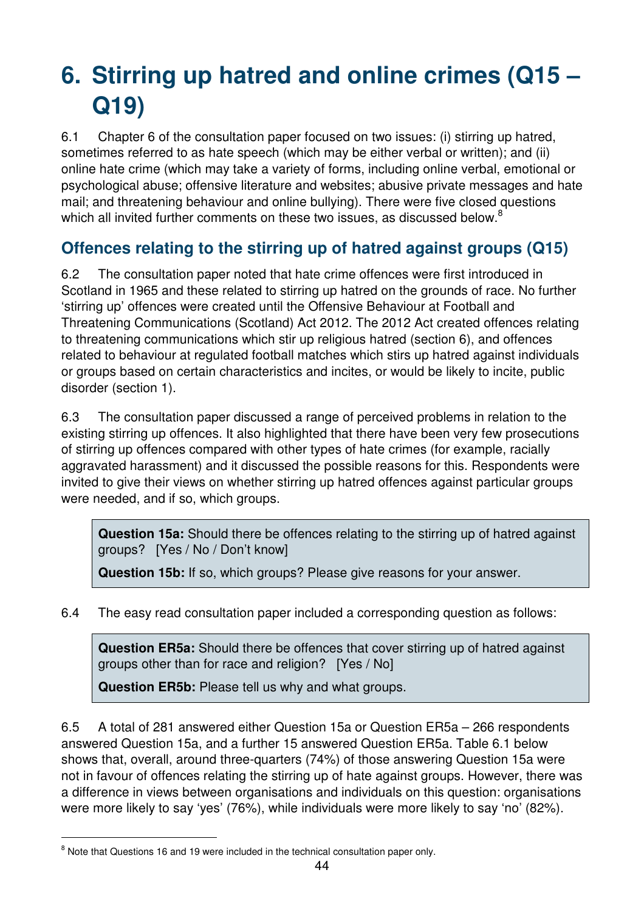# 6. Stirring up hatred and online crimes (Q15 – Q19)

6.1 Chapter 6 of the consultation paper focused on two issues: (i) stirring up hatred, sometimes referred to as hate speech (which may be either verbal or written); and (ii) online hate crime (which may take a variety of forms, including online verbal, emotional or psychological abuse; offensive literature and websites; abusive private messages and hate mail; and threatening behaviour and online bullying). There were five closed questions which all invited further comments on these two issues, as discussed below.[8]

## Offences relating to the stirring up of hatred against groups (Q15)

6.2 The consultation paper noted that hate crime offences were first introduced in Scotland in 1965 and these related to stirring up hatred on the grounds of race. No further 'stirring up' offences were created until the Offensive Behaviour at Football and Threatening Communications (Scotland) Act 2012. The 2012 Act created offences relating to threatening communications which stir up religious hatred (section 6), and offences related to behaviour at regulated football matches which stirs up hatred against individuals or groups based on certain characteristics and incites, or would be likely to incite, public disorder (section 1).

6.3 The consultation paper discussed a range of perceived problems in relation to the existing stirring up offences. It also highlighted that there have been very few prosecutions of stirring up offences compared with other types of hate crimes (for example, racially aggravated harassment) and it discussed the possible reasons for this. Respondents were invited to give their views on whether stirring up hatred offences against particular groups were needed, and if so, which groups.

> **Question 15a:** Should there be offences relating to the stirring up of hatred against groups? [Yes / No / Don't know]
>
> **Question 15b:** If so, which groups? Please give reasons for your answer.

6.4 The easy read consultation paper included a corresponding question as follows:

> **Question ER5a:** Should there be offences that cover stirring up of hatred against groups other than for race and religion? [Yes / No]
>
> **Question ER5b:** Please tell us why and what groups.

6.5 A total of 281 answered either Question 15a or Question ER5a – 266 respondents answered Question 15a, and a further 15 answered Question ER5a. Table 6.1 below shows that, overall, around three-quarters (74%) of those answering Question 15a were not in favour of offences relating the stirring up of hate against groups. However, there was a difference in views between organisations and individuals on this question: organisations were more likely to say 'yes' (76%), while individuals were more likely to say 'no' (82%).

---

[8] Note that Questions 16 and 19 were included in the technical consultation paper only.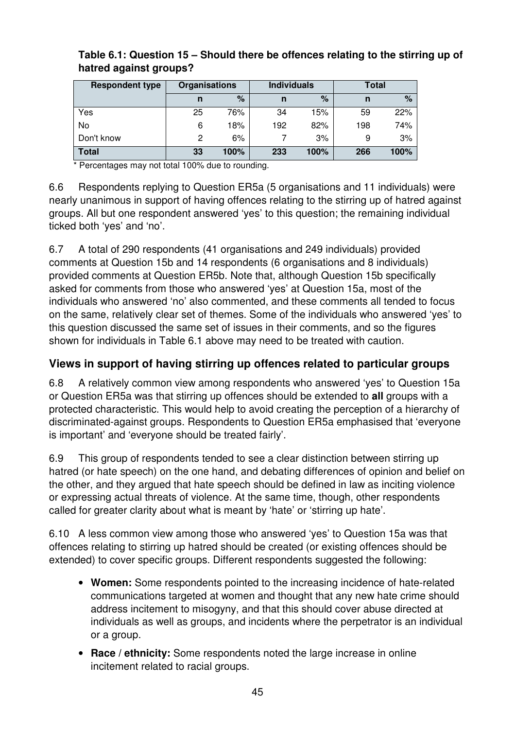**Table 6.1: Question 15 – Should there be offences relating to the stirring up of hatred against groups?**

| Respondent type | Organisations | | Individuals | | Total | |
|---|---|---|---|---|---|---|
| | n | % | n | % | n | % |
| Yes | 25 | 76% | 34 | 15% | 59 | 22% |
| No | 6 | 18% | 192 | 82% | 198 | 74% |
| Don't know | 2 | 6% | 7 | 3% | 9 | 3% |
| **Total** | **33** | **100%** | **233** | **100%** | **266** | **100%** |

\* Percentages may not total 100% due to rounding.

6.6 Respondents replying to Question ER5a (5 organisations and 11 individuals) were nearly unanimous in support of having offences relating to the stirring up of hatred against groups. All but one respondent answered 'yes' to this question; the remaining individual ticked both 'yes' and 'no'.

6.7 A total of 290 respondents (41 organisations and 249 individuals) provided comments at Question 15b and 14 respondents (6 organisations and 8 individuals) provided comments at Question ER5b. Note that, although Question 15b specifically asked for comments from those who answered 'yes' at Question 15a, most of the individuals who answered 'no' also commented, and these comments all tended to focus on the same, relatively clear set of themes. Some of the individuals who answered 'yes' to this question discussed the same set of issues in their comments, and so the figures shown for individuals in Table 6.1 above may need to be treated with caution.

## Views in support of having stirring up offences related to particular groups

6.8 A relatively common view among respondents who answered 'yes' to Question 15a or Question ER5a was that stirring up offences should be extended to **all** groups with a protected characteristic. This would help to avoid creating the perception of a hierarchy of discriminated-against groups. Respondents to Question ER5a emphasised that 'everyone is important' and 'everyone should be treated fairly'.

6.9 This group of respondents tended to see a clear distinction between stirring up hatred (or hate speech) on the one hand, and debating differences of opinion and belief on the other, and they argued that hate speech should be defined in law as inciting violence or expressing actual threats of violence. At the same time, though, other respondents called for greater clarity about what is meant by 'hate' or 'stirring up hate'.

6.10 A less common view among those who answered 'yes' to Question 15a was that offences relating to stirring up hatred should be created (or existing offences should be extended) to cover specific groups. Different respondents suggested the following:

- **Women:** Some respondents pointed to the increasing incidence of hate-related communications targeted at women and thought that any new hate crime should address incitement to misogyny, and that this should cover abuse directed at individuals as well as groups, and incidents where the perpetrator is an individual or a group.
- **Race / ethnicity:** Some respondents noted the large increase in online incitement related to racial groups.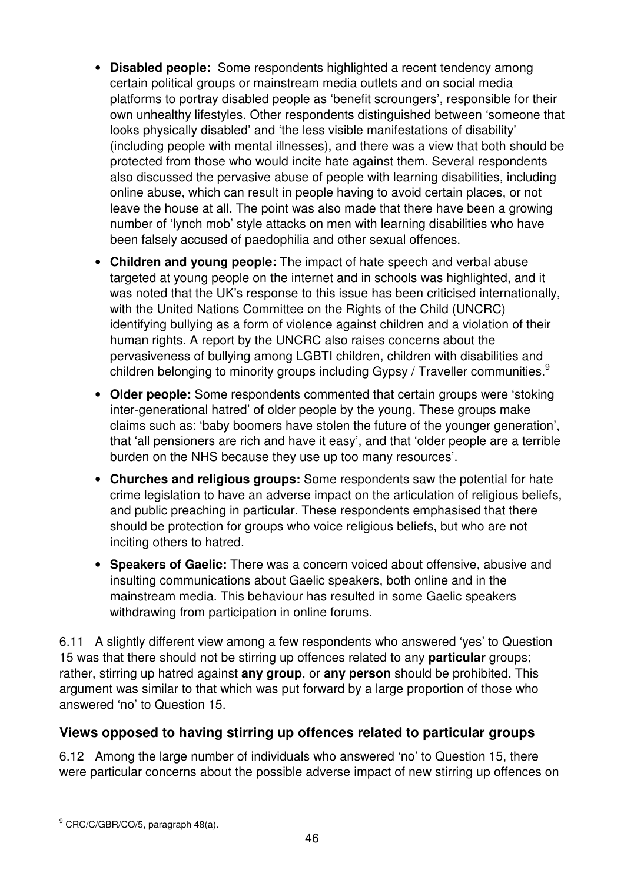- **Disabled people:** Some respondents highlighted a recent tendency among certain political groups or mainstream media outlets and on social media platforms to portray disabled people as 'benefit scroungers', responsible for their own unhealthy lifestyles. Other respondents distinguished between 'someone that looks physically disabled' and 'the less visible manifestations of disability' (including people with mental illnesses), and there was a view that both should be protected from those who would incite hate against them. Several respondents also discussed the pervasive abuse of people with learning disabilities, including online abuse, which can result in people having to avoid certain places, or not leave the house at all. The point was also made that there have been a growing number of 'lynch mob' style attacks on men with learning disabilities who have been falsely accused of paedophilia and other sexual offences.
- **Children and young people:** The impact of hate speech and verbal abuse targeted at young people on the internet and in schools was highlighted, and it was noted that the UK's response to this issue has been criticised internationally, with the United Nations Committee on the Rights of the Child (UNCRC) identifying bullying as a form of violence against children and a violation of their human rights. A report by the UNCRC also raises concerns about the pervasiveness of bullying among LGBTI children, children with disabilities and children belonging to minority groups including Gypsy / Traveller communities.[9]
- **Older people:** Some respondents commented that certain groups were 'stoking inter-generational hatred' of older people by the young. These groups make claims such as: 'baby boomers have stolen the future of the younger generation', that 'all pensioners are rich and have it easy', and that 'older people are a terrible burden on the NHS because they use up too many resources'.
- **Churches and religious groups:** Some respondents saw the potential for hate crime legislation to have an adverse impact on the articulation of religious beliefs, and public preaching in particular. These respondents emphasised that there should be protection for groups who voice religious beliefs, but who are not inciting others to hatred.
- **Speakers of Gaelic:** There was a concern voiced about offensive, abusive and insulting communications about Gaelic speakers, both online and in the mainstream media. This behaviour has resulted in some Gaelic speakers withdrawing from participation in online forums.

6.11 A slightly different view among a few respondents who answered 'yes' to Question 15 was that there should not be stirring up offences related to any **particular** groups; rather, stirring up hatred against **any group**, or **any person** should be prohibited. This argument was similar to that which was put forward by a large proportion of those who answered 'no' to Question 15.

## Views opposed to having stirring up offences related to particular groups

6.12 Among the large number of individuals who answered 'no' to Question 15, there were particular concerns about the possible adverse impact of new stirring up offences on

---

[9] CRC/C/GBR/CO/5, paragraph 48(a).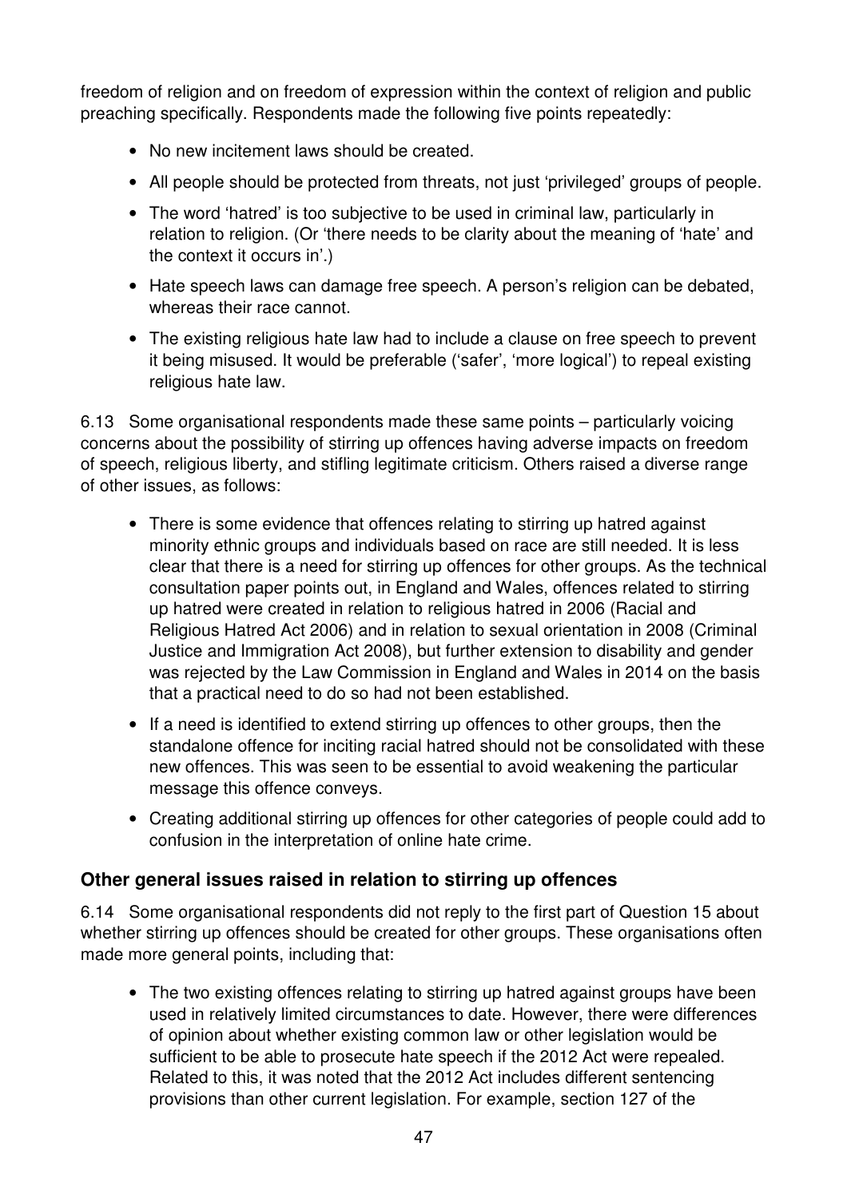freedom of religion and on freedom of expression within the context of religion and public preaching specifically. Respondents made the following five points repeatedly:

- No new incitement laws should be created.
- All people should be protected from threats, not just 'privileged' groups of people.
- The word 'hatred' is too subjective to be used in criminal law, particularly in relation to religion. (Or 'there needs to be clarity about the meaning of 'hate' and the context it occurs in'.)
- Hate speech laws can damage free speech. A person's religion can be debated, whereas their race cannot.
- The existing religious hate law had to include a clause on free speech to prevent it being misused. It would be preferable ('safer', 'more logical') to repeal existing religious hate law.

6.13 Some organisational respondents made these same points – particularly voicing concerns about the possibility of stirring up offences having adverse impacts on freedom of speech, religious liberty, and stifling legitimate criticism. Others raised a diverse range of other issues, as follows:

- There is some evidence that offences relating to stirring up hatred against minority ethnic groups and individuals based on race are still needed. It is less clear that there is a need for stirring up offences for other groups. As the technical consultation paper points out, in England and Wales, offences related to stirring up hatred were created in relation to religious hatred in 2006 (Racial and Religious Hatred Act 2006) and in relation to sexual orientation in 2008 (Criminal Justice and Immigration Act 2008), but further extension to disability and gender was rejected by the Law Commission in England and Wales in 2014 on the basis that a practical need to do so had not been established.
- If a need is identified to extend stirring up offences to other groups, then the standalone offence for inciting racial hatred should not be consolidated with these new offences. This was seen to be essential to avoid weakening the particular message this offence conveys.
- Creating additional stirring up offences for other categories of people could add to confusion in the interpretation of online hate crime.

### Other general issues raised in relation to stirring up offences

6.14 Some organisational respondents did not reply to the first part of Question 15 about whether stirring up offences should be created for other groups. These organisations often made more general points, including that:

- The two existing offences relating to stirring up hatred against groups have been used in relatively limited circumstances to date. However, there were differences of opinion about whether existing common law or other legislation would be sufficient to be able to prosecute hate speech if the 2012 Act were repealed. Related to this, it was noted that the 2012 Act includes different sentencing provisions than other current legislation. For example, section 127 of the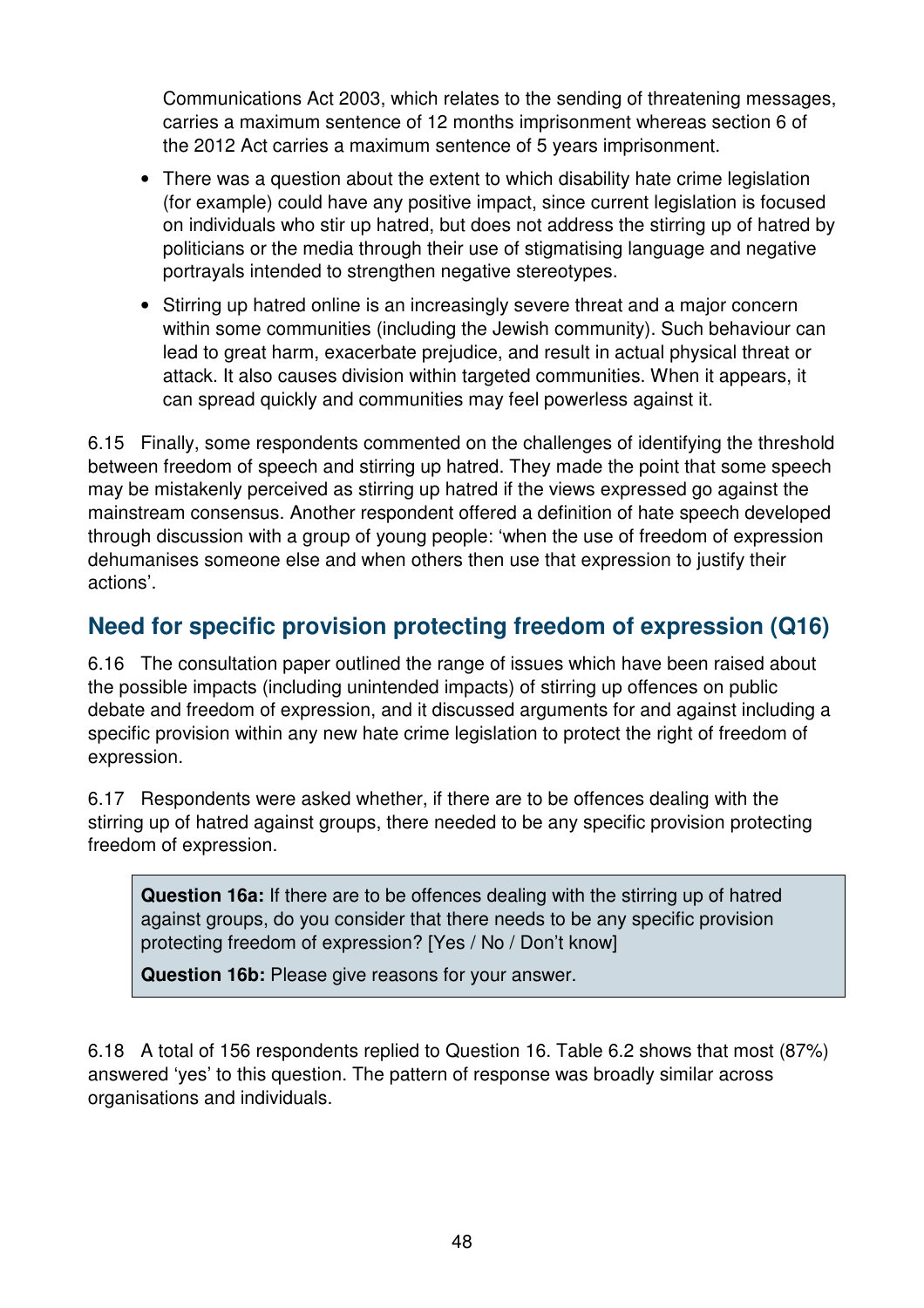Communications Act 2003, which relates to the sending of threatening messages, carries a maximum sentence of 12 months imprisonment whereas section 6 of the 2012 Act carries a maximum sentence of 5 years imprisonment.

- There was a question about the extent to which disability hate crime legislation (for example) could have any positive impact, since current legislation is focused on individuals who stir up hatred, but does not address the stirring up of hatred by politicians or the media through their use of stigmatising language and negative portrayals intended to strengthen negative stereotypes.
- Stirring up hatred online is an increasingly severe threat and a major concern within some communities (including the Jewish community). Such behaviour can lead to great harm, exacerbate prejudice, and result in actual physical threat or attack. It also causes division within targeted communities. When it appears, it can spread quickly and communities may feel powerless against it.

6.15 Finally, some respondents commented on the challenges of identifying the threshold between freedom of speech and stirring up hatred. They made the point that some speech may be mistakenly perceived as stirring up hatred if the views expressed go against the mainstream consensus. Another respondent offered a definition of hate speech developed through discussion with a group of young people: 'when the use of freedom of expression dehumanises someone else and when others then use that expression to justify their actions'.

## Need for specific provision protecting freedom of expression (Q16)

6.16 The consultation paper outlined the range of issues which have been raised about the possible impacts (including unintended impacts) of stirring up offences on public debate and freedom of expression, and it discussed arguments for and against including a specific provision within any new hate crime legislation to protect the right of freedom of expression.

6.17 Respondents were asked whether, if there are to be offences dealing with the stirring up of hatred against groups, there needed to be any specific provision protecting freedom of expression.

> **Question 16a:** If there are to be offences dealing with the stirring up of hatred against groups, do you consider that there needs to be any specific provision protecting freedom of expression? [Yes / No / Don't know]
>
> **Question 16b:** Please give reasons for your answer.

6.18 A total of 156 respondents replied to Question 16. Table 6.2 shows that most (87%) answered 'yes' to this question. The pattern of response was broadly similar across organisations and individuals.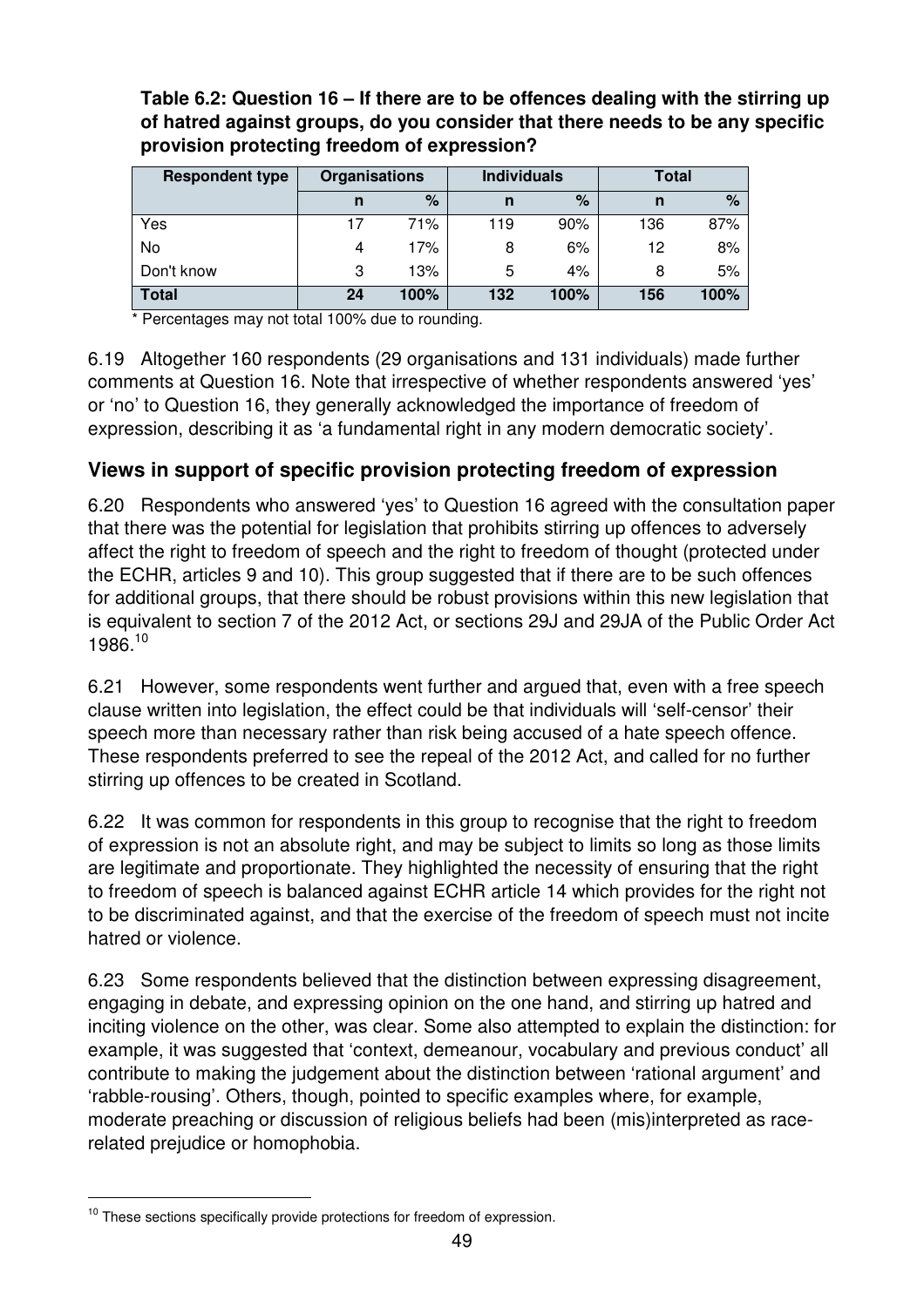**Table 6.2: Question 16 – If there are to be offences dealing with the stirring up of hatred against groups, do you consider that there needs to be any specific provision protecting freedom of expression?**

| Respondent type | Organisations | | Individuals | | Total | |
|---|---|---|---|---|---|---|
| | n | % | n | % | n | % |
| Yes | 17 | 71% | 119 | 90% | 136 | 87% |
| No | 4 | 17% | 8 | 6% | 12 | 8% |
| Don't know | 3 | 13% | 5 | 4% | 8 | 5% |
| **Total** | **24** | **100%** | **132** | **100%** | **156** | **100%** |

\* Percentages may not total 100% due to rounding.

6.19 Altogether 160 respondents (29 organisations and 131 individuals) made further comments at Question 16. Note that irrespective of whether respondents answered 'yes' or 'no' to Question 16, they generally acknowledged the importance of freedom of expression, describing it as 'a fundamental right in any modern democratic society'.

## Views in support of specific provision protecting freedom of expression

6.20 Respondents who answered 'yes' to Question 16 agreed with the consultation paper that there was the potential for legislation that prohibits stirring up offences to adversely affect the right to freedom of speech and the right to freedom of thought (protected under the ECHR, articles 9 and 10). This group suggested that if there are to be such offences for additional groups, that there should be robust provisions within this new legislation that is equivalent to section 7 of the 2012 Act, or sections 29J and 29JA of the Public Order Act 1986.[10]

6.21 However, some respondents went further and argued that, even with a free speech clause written into legislation, the effect could be that individuals will 'self-censor' their speech more than necessary rather than risk being accused of a hate speech offence. These respondents preferred to see the repeal of the 2012 Act, and called for no further stirring up offences to be created in Scotland.

6.22 It was common for respondents in this group to recognise that the right to freedom of expression is not an absolute right, and may be subject to limits so long as those limits are legitimate and proportionate. They highlighted the necessity of ensuring that the right to freedom of speech is balanced against ECHR article 14 which provides for the right not to be discriminated against, and that the exercise of the freedom of speech must not incite hatred or violence.

6.23 Some respondents believed that the distinction between expressing disagreement, engaging in debate, and expressing opinion on the one hand, and stirring up hatred and inciting violence on the other, was clear. Some also attempted to explain the distinction: for example, it was suggested that 'context, demeanour, vocabulary and previous conduct' all contribute to making the judgement about the distinction between 'rational argument' and 'rabble-rousing'. Others, though, pointed to specific examples where, for example, moderate preaching or discussion of religious beliefs had been (mis)interpreted as race-related prejudice or homophobia.

[10] These sections specifically provide protections for freedom of expression.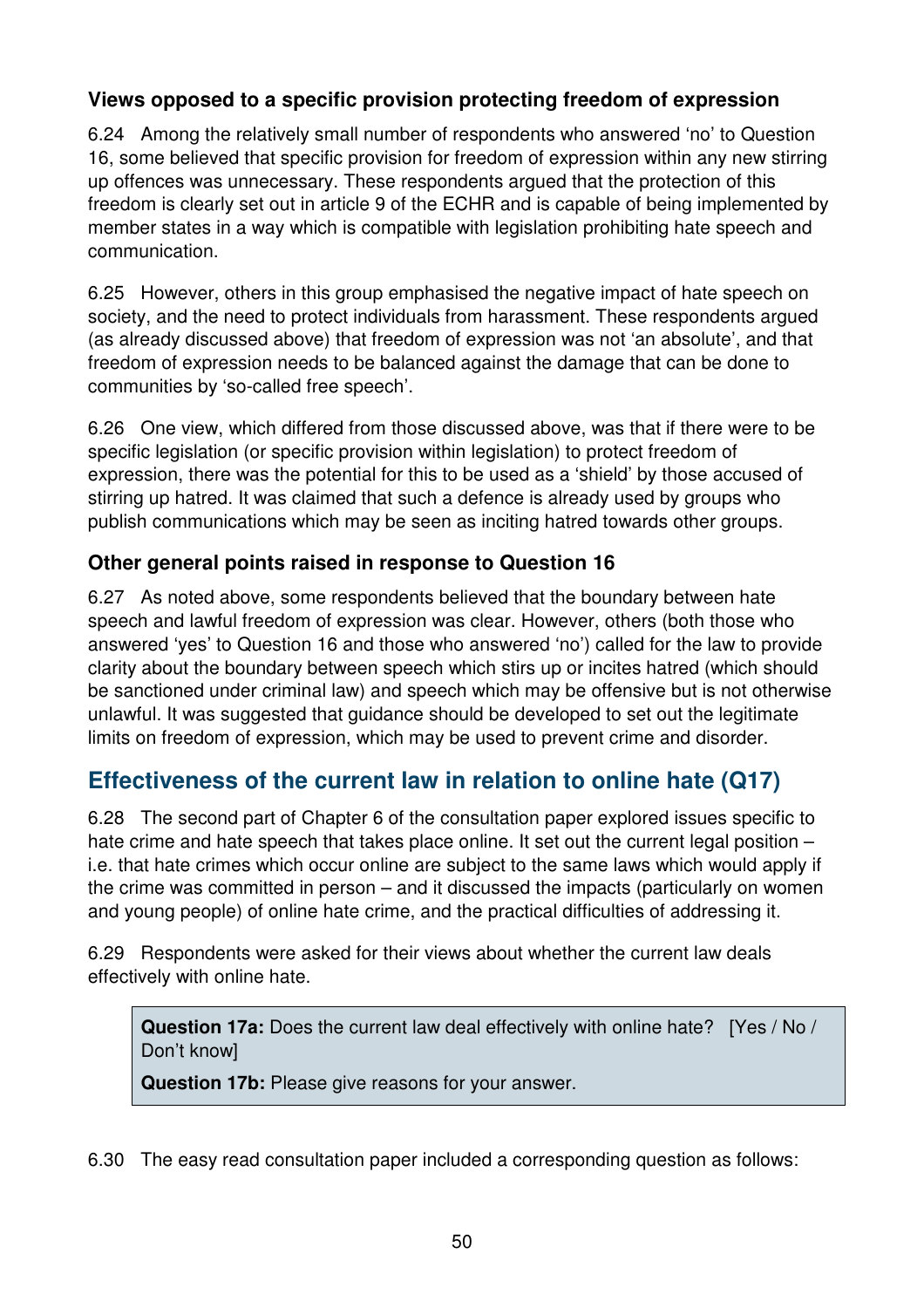### Views opposed to a specific provision protecting freedom of expression

6.24 Among the relatively small number of respondents who answered 'no' to Question 16, some believed that specific provision for freedom of expression within any new stirring up offences was unnecessary. These respondents argued that the protection of this freedom is clearly set out in article 9 of the ECHR and is capable of being implemented by member states in a way which is compatible with legislation prohibiting hate speech and communication.

6.25 However, others in this group emphasised the negative impact of hate speech on society, and the need to protect individuals from harassment. These respondents argued (as already discussed above) that freedom of expression was not 'an absolute', and that freedom of expression needs to be balanced against the damage that can be done to communities by 'so-called free speech'.

6.26 One view, which differed from those discussed above, was that if there were to be specific legislation (or specific provision within legislation) to protect freedom of expression, there was the potential for this to be used as a 'shield' by those accused of stirring up hatred. It was claimed that such a defence is already used by groups who publish communications which may be seen as inciting hatred towards other groups.

### Other general points raised in response to Question 16

6.27 As noted above, some respondents believed that the boundary between hate speech and lawful freedom of expression was clear. However, others (both those who answered 'yes' to Question 16 and those who answered 'no') called for the law to provide clarity about the boundary between speech which stirs up or incites hatred (which should be sanctioned under criminal law) and speech which may be offensive but is not otherwise unlawful. It was suggested that guidance should be developed to set out the legitimate limits on freedom of expression, which may be used to prevent crime and disorder.

## Effectiveness of the current law in relation to online hate (Q17)

6.28 The second part of Chapter 6 of the consultation paper explored issues specific to hate crime and hate speech that takes place online. It set out the current legal position – i.e. that hate crimes which occur online are subject to the same laws which would apply if the crime was committed in person – and it discussed the impacts (particularly on women and young people) of online hate crime, and the practical difficulties of addressing it.

6.29 Respondents were asked for their views about whether the current law deals effectively with online hate.

> **Question 17a:** Does the current law deal effectively with online hate? [Yes / No / Don't know]
>
> **Question 17b:** Please give reasons for your answer.

6.30 The easy read consultation paper included a corresponding question as follows: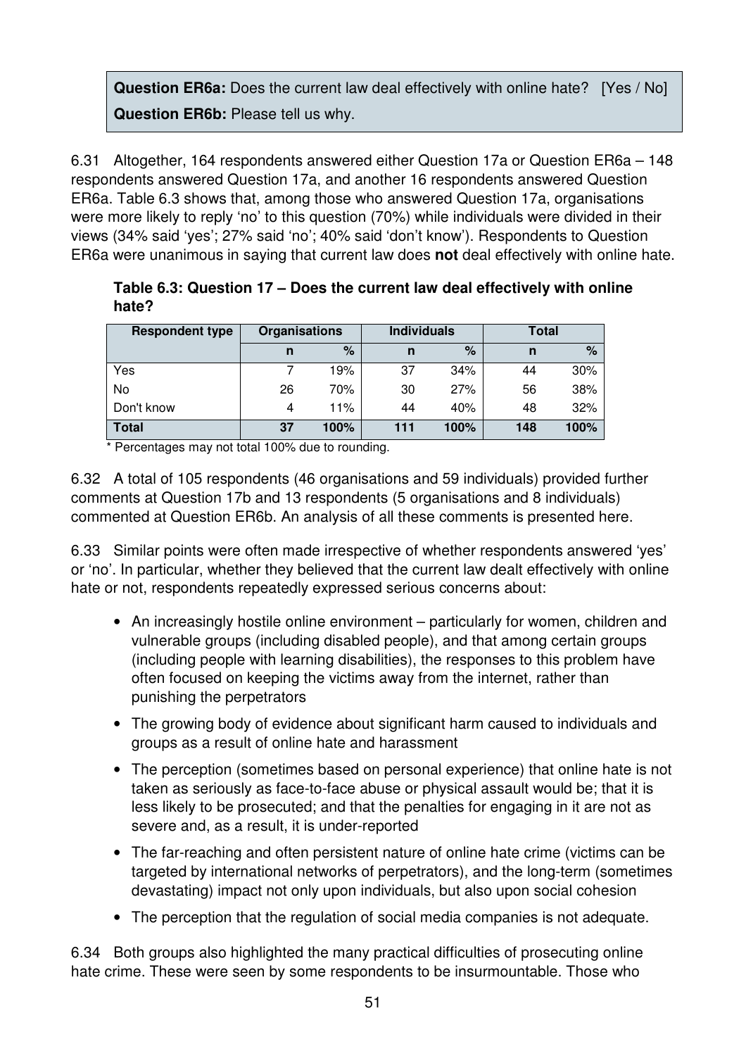**Question ER6a:** Does the current law deal effectively with online hate? [Yes / No]
**Question ER6b:** Please tell us why.

6.31 Altogether, 164 respondents answered either Question 17a or Question ER6a – 148 respondents answered Question 17a, and another 16 respondents answered Question ER6a. Table 6.3 shows that, among those who answered Question 17a, organisations were more likely to reply 'no' to this question (70%) while individuals were divided in their views (34% said 'yes'; 27% said 'no'; 40% said 'don't know'). Respondents to Question ER6a were unanimous in saying that current law does **not** deal effectively with online hate.

**Table 6.3: Question 17 – Does the current law deal effectively with online hate?**

| Respondent type | Organisations | | Individuals | | Total | |
|---|---|---|---|---|---|---|
| | n | % | n | % | n | % |
| Yes | 7 | 19% | 37 | 34% | 44 | 30% |
| No | 26 | 70% | 30 | 27% | 56 | 38% |
| Don't know | 4 | 11% | 44 | 40% | 48 | 32% |
| **Total** | **37** | **100%** | **111** | **100%** | **148** | **100%** |

\* Percentages may not total 100% due to rounding.

6.32 A total of 105 respondents (46 organisations and 59 individuals) provided further comments at Question 17b and 13 respondents (5 organisations and 8 individuals) commented at Question ER6b. An analysis of all these comments is presented here.

6.33 Similar points were often made irrespective of whether respondents answered 'yes' or 'no'. In particular, whether they believed that the current law dealt effectively with online hate or not, respondents repeatedly expressed serious concerns about:

- An increasingly hostile online environment – particularly for women, children and vulnerable groups (including disabled people), and that among certain groups (including people with learning disabilities), the responses to this problem have often focused on keeping the victims away from the internet, rather than punishing the perpetrators
- The growing body of evidence about significant harm caused to individuals and groups as a result of online hate and harassment
- The perception (sometimes based on personal experience) that online hate is not taken as seriously as face-to-face abuse or physical assault would be; that it is less likely to be prosecuted; and that the penalties for engaging in it are not as severe and, as a result, it is under-reported
- The far-reaching and often persistent nature of online hate crime (victims can be targeted by international networks of perpetrators), and the long-term (sometimes devastating) impact not only upon individuals, but also upon social cohesion
- The perception that the regulation of social media companies is not adequate.

6.34 Both groups also highlighted the many practical difficulties of prosecuting online hate crime. These were seen by some respondents to be insurmountable. Those who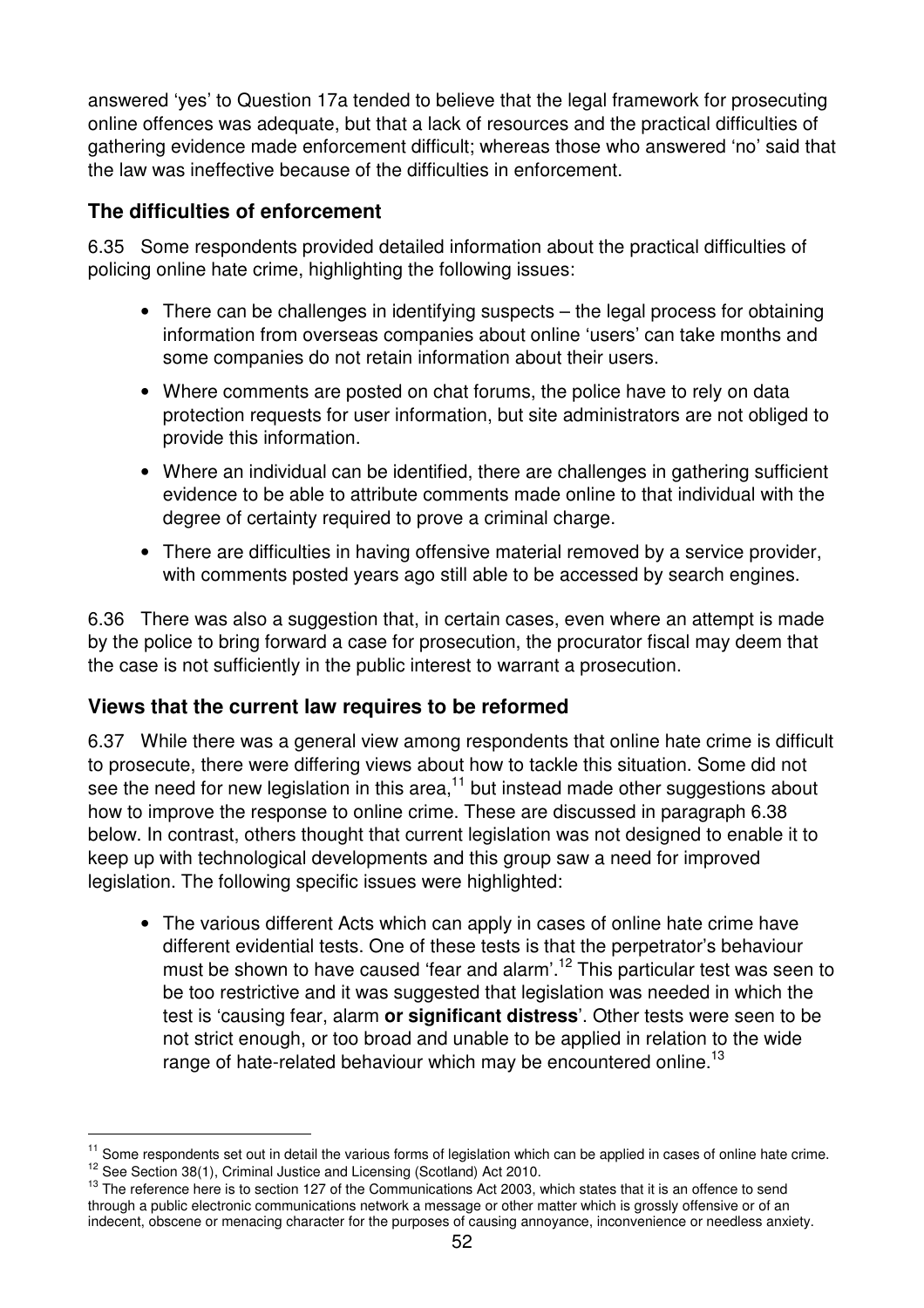answered 'yes' to Question 17a tended to believe that the legal framework for prosecuting online offences was adequate, but that a lack of resources and the practical difficulties of gathering evidence made enforcement difficult; whereas those who answered 'no' said that the law was ineffective because of the difficulties in enforcement.

### The difficulties of enforcement

6.35 Some respondents provided detailed information about the practical difficulties of policing online hate crime, highlighting the following issues:

- There can be challenges in identifying suspects – the legal process for obtaining information from overseas companies about online 'users' can take months and some companies do not retain information about their users.
- Where comments are posted on chat forums, the police have to rely on data protection requests for user information, but site administrators are not obliged to provide this information.
- Where an individual can be identified, there are challenges in gathering sufficient evidence to be able to attribute comments made online to that individual with the degree of certainty required to prove a criminal charge.
- There are difficulties in having offensive material removed by a service provider, with comments posted years ago still able to be accessed by search engines.

6.36 There was also a suggestion that, in certain cases, even where an attempt is made by the police to bring forward a case for prosecution, the procurator fiscal may deem that the case is not sufficiently in the public interest to warrant a prosecution.

### Views that the current law requires to be reformed

6.37 While there was a general view among respondents that online hate crime is difficult to prosecute, there were differing views about how to tackle this situation. Some did not see the need for new legislation in this area,[11] but instead made other suggestions about how to improve the response to online crime. These are discussed in paragraph 6.38 below. In contrast, others thought that current legislation was not designed to enable it to keep up with technological developments and this group saw a need for improved legislation. The following specific issues were highlighted:

- The various different Acts which can apply in cases of online hate crime have different evidential tests. One of these tests is that the perpetrator's behaviour must be shown to have caused 'fear and alarm'.[12] This particular test was seen to be too restrictive and it was suggested that legislation was needed in which the test is 'causing fear, alarm **or significant distress**'. Other tests were seen to be not strict enough, or too broad and unable to be applied in relation to the wide range of hate-related behaviour which may be encountered online.[13]

---

[11] Some respondents set out in detail the various forms of legislation which can be applied in cases of online hate crime.

[12] See Section 38(1), Criminal Justice and Licensing (Scotland) Act 2010.

[13] The reference here is to section 127 of the Communications Act 2003, which states that it is an offence to send through a public electronic communications network a message or other matter which is grossly offensive or of an indecent, obscene or menacing character for the purposes of causing annoyance, inconvenience or needless anxiety.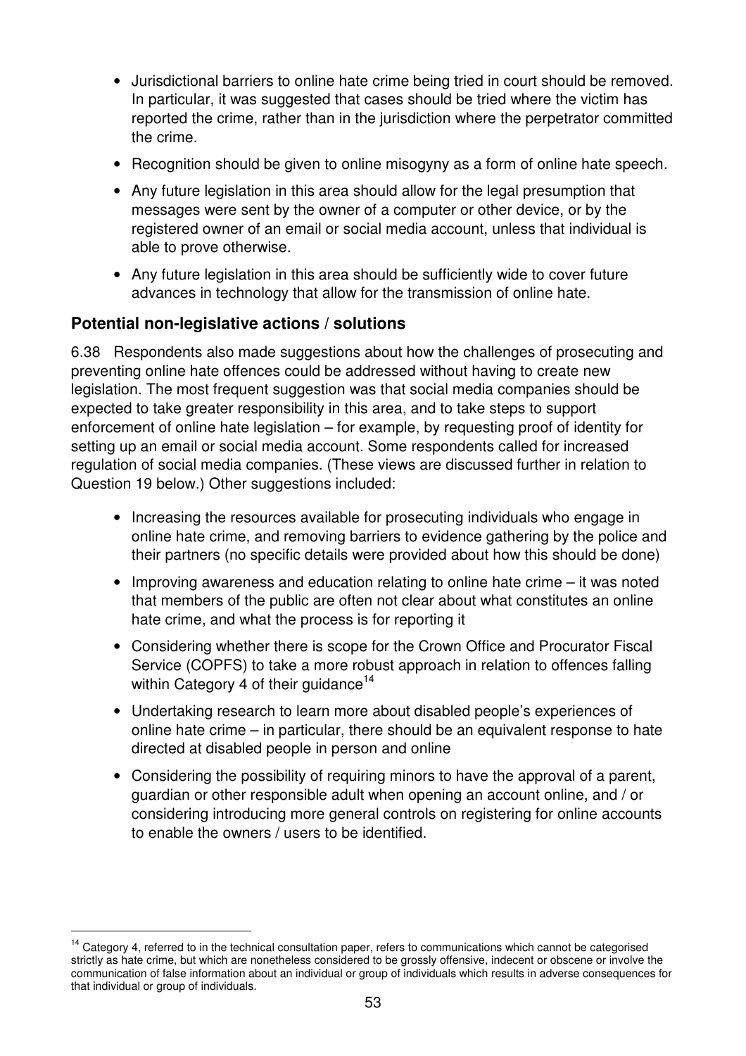- Jurisdictional barriers to online hate crime being tried in court should be removed. In particular, it was suggested that cases should be tried where the victim has reported the crime, rather than in the jurisdiction where the perpetrator committed the crime.
- Recognition should be given to online misogyny as a form of online hate speech.
- Any future legislation in this area should allow for the legal presumption that messages were sent by the owner of a computer or other device, or by the registered owner of an email or social media account, unless that individual is able to prove otherwise.
- Any future legislation in this area should be sufficiently wide to cover future advances in technology that allow for the transmission of online hate.

### Potential non-legislative actions / solutions

6.38 Respondents also made suggestions about how the challenges of prosecuting and preventing online hate offences could be addressed without having to create new legislation. The most frequent suggestion was that social media companies should be expected to take greater responsibility in this area, and to take steps to support enforcement of online hate legislation – for example, by requesting proof of identity for setting up an email or social media account. Some respondents called for increased regulation of social media companies. (These views are discussed further in relation to Question 19 below.) Other suggestions included:

- Increasing the resources available for prosecuting individuals who engage in online hate crime, and removing barriers to evidence gathering by the police and their partners (no specific details were provided about how this should be done)
- Improving awareness and education relating to online hate crime – it was noted that members of the public are often not clear about what constitutes an online hate crime, and what the process is for reporting it
- Considering whether there is scope for the Crown Office and Procurator Fiscal Service (COPFS) to take a more robust approach in relation to offences falling within Category 4 of their guidance[14]
- Undertaking research to learn more about disabled people's experiences of online hate crime – in particular, there should be an equivalent response to hate directed at disabled people in person and online
- Considering the possibility of requiring minors to have the approval of a parent, guardian or other responsible adult when opening an account online, and / or considering introducing more general controls on registering for online accounts to enable the owners / users to be identified.

[14] Category 4, referred to in the technical consultation paper, refers to communications which cannot be categorised strictly as hate crime, but which are nonetheless considered to be grossly offensive, indecent or obscene or involve the communication of false information about an individual or group of individuals which results in adverse consequences for that individual or group of individuals.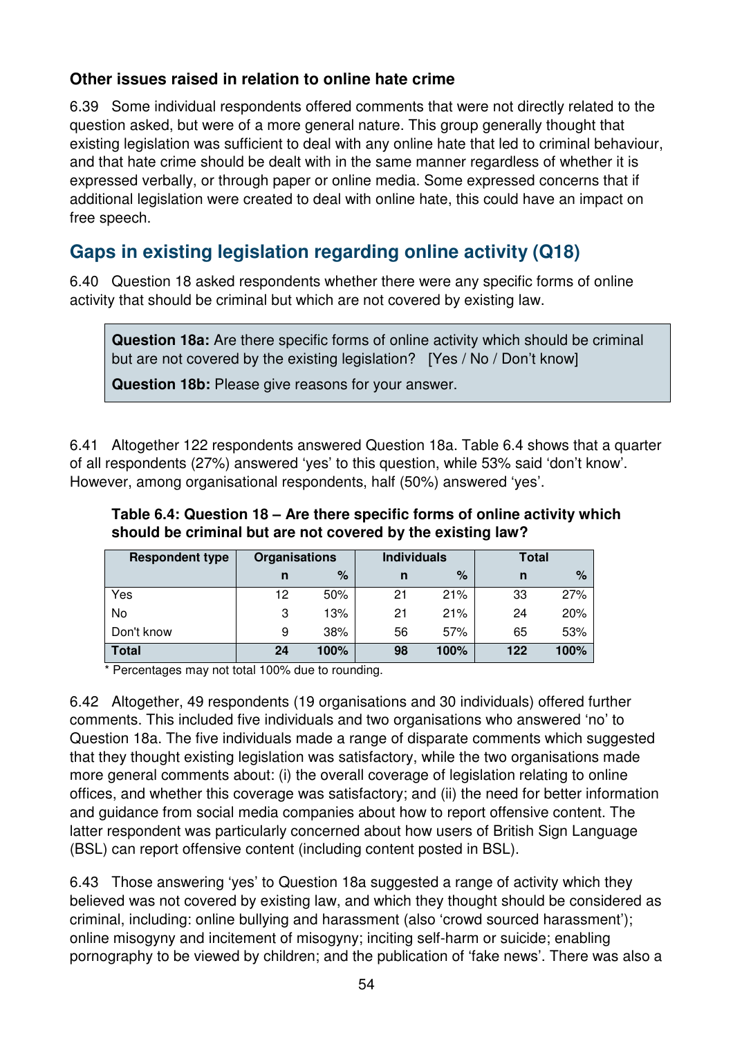### Other issues raised in relation to online hate crime

6.39 Some individual respondents offered comments that were not directly related to the question asked, but were of a more general nature. This group generally thought that existing legislation was sufficient to deal with any online hate that led to criminal behaviour, and that hate crime should be dealt with in the same manner regardless of whether it is expressed verbally, or through paper or online media. Some expressed concerns that if additional legislation were created to deal with online hate, this could have an impact on free speech.

## Gaps in existing legislation regarding online activity (Q18)

6.40 Question 18 asked respondents whether there were any specific forms of online activity that should be criminal but which are not covered by existing law.

> **Question 18a:** Are there specific forms of online activity which should be criminal but are not covered by the existing legislation? [Yes / No / Don't know]
>
> **Question 18b:** Please give reasons for your answer.

6.41 Altogether 122 respondents answered Question 18a. Table 6.4 shows that a quarter of all respondents (27%) answered 'yes' to this question, while 53% said 'don't know'. However, among organisational respondents, half (50%) answered 'yes'.

**Table 6.4: Question 18 – Are there specific forms of online activity which should be criminal but are not covered by the existing law?**

| Respondent type | Organisations | | Individuals | | Total | |
|---|---|---|---|---|---|---|
| | n | % | n | % | n | % |
| Yes | 12 | 50% | 21 | 21% | 33 | 27% |
| No | 3 | 13% | 21 | 21% | 24 | 20% |
| Don't know | 9 | 38% | 56 | 57% | 65 | 53% |
| **Total** | **24** | **100%** | **98** | **100%** | **122** | **100%** |

\* Percentages may not total 100% due to rounding.

6.42 Altogether, 49 respondents (19 organisations and 30 individuals) offered further comments. This included five individuals and two organisations who answered 'no' to Question 18a. The five individuals made a range of disparate comments which suggested that they thought existing legislation was satisfactory, while the two organisations made more general comments about: (i) the overall coverage of legislation relating to online offices, and whether this coverage was satisfactory; and (ii) the need for better information and guidance from social media companies about how to report offensive content. The latter respondent was particularly concerned about how users of British Sign Language (BSL) can report offensive content (including content posted in BSL).

6.43 Those answering 'yes' to Question 18a suggested a range of activity which they believed was not covered by existing law, and which they thought should be considered as criminal, including: online bullying and harassment (also 'crowd sourced harassment'); online misogyny and incitement of misogyny; inciting self-harm or suicide; enabling pornography to be viewed by children; and the publication of 'fake news'. There was also a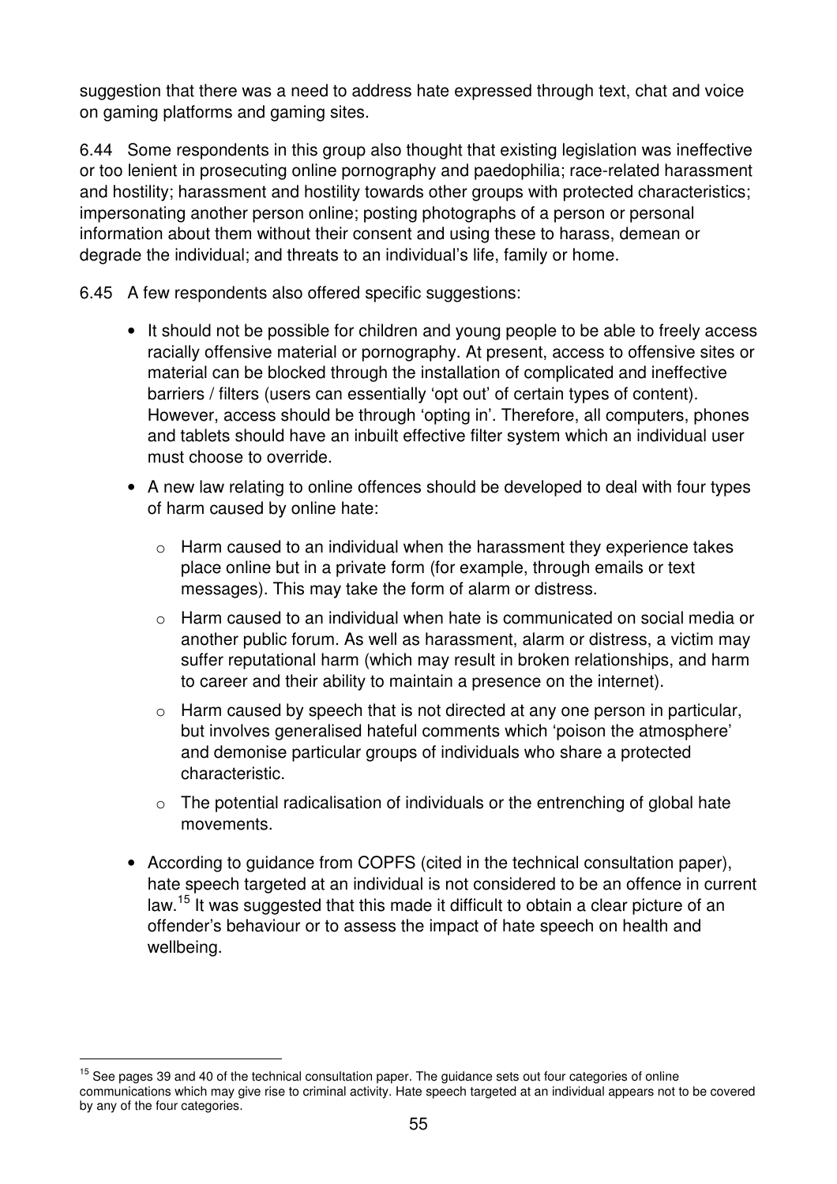suggestion that there was a need to address hate expressed through text, chat and voice on gaming platforms and gaming sites.

6.44 Some respondents in this group also thought that existing legislation was ineffective or too lenient in prosecuting online pornography and paedophilia; race-related harassment and hostility; harassment and hostility towards other groups with protected characteristics; impersonating another person online; posting photographs of a person or personal information about them without their consent and using these to harass, demean or degrade the individual; and threats to an individual's life, family or home.

6.45 A few respondents also offered specific suggestions:

- It should not be possible for children and young people to be able to freely access racially offensive material or pornography. At present, access to offensive sites or material can be blocked through the installation of complicated and ineffective barriers / filters (users can essentially 'opt out' of certain types of content). However, access should be through 'opting in'. Therefore, all computers, phones and tablets should have an inbuilt effective filter system which an individual user must choose to override.
- A new law relating to online offences should be developed to deal with four types of harm caused by online hate:
  - Harm caused to an individual when the harassment they experience takes place online but in a private form (for example, through emails or text messages). This may take the form of alarm or distress.
  - Harm caused to an individual when hate is communicated on social media or another public forum. As well as harassment, alarm or distress, a victim may suffer reputational harm (which may result in broken relationships, and harm to career and their ability to maintain a presence on the internet).
  - Harm caused by speech that is not directed at any one person in particular, but involves generalised hateful comments which 'poison the atmosphere' and demonise particular groups of individuals who share a protected characteristic.
  - The potential radicalisation of individuals or the entrenching of global hate movements.
- According to guidance from COPFS (cited in the technical consultation paper), hate speech targeted at an individual is not considered to be an offence in current law.[15] It was suggested that this made it difficult to obtain a clear picture of an offender's behaviour or to assess the impact of hate speech on health and wellbeing.

[15] See pages 39 and 40 of the technical consultation paper. The guidance sets out four categories of online communications which may give rise to criminal activity. Hate speech targeted at an individual appears not to be covered by any of the four categories.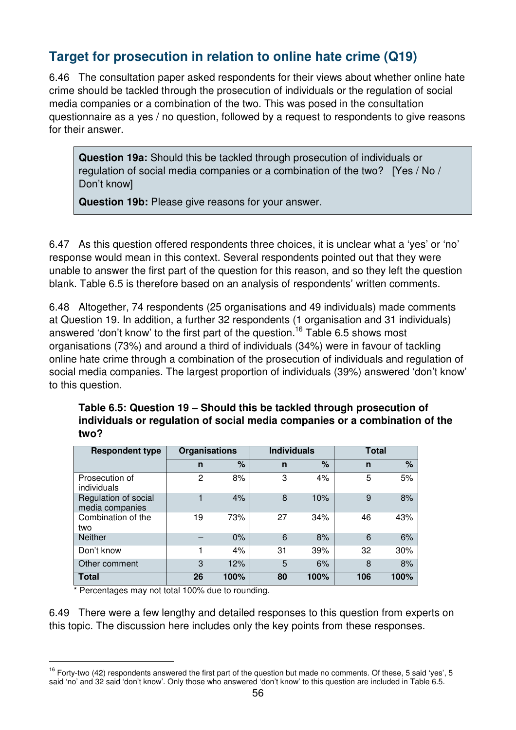## Target for prosecution in relation to online hate crime (Q19)

6.46 The consultation paper asked respondents for their views about whether online hate crime should be tackled through the prosecution of individuals or the regulation of social media companies or a combination of the two. This was posed in the consultation questionnaire as a yes / no question, followed by a request to respondents to give reasons for their answer.

> **Question 19a:** Should this be tackled through prosecution of individuals or regulation of social media companies or a combination of the two? [Yes / No / Don't know]
>
> **Question 19b:** Please give reasons for your answer.

6.47 As this question offered respondents three choices, it is unclear what a 'yes' or 'no' response would mean in this context. Several respondents pointed out that they were unable to answer the first part of the question for this reason, and so they left the question blank. Table 6.5 is therefore based on an analysis of respondents' written comments.

6.48 Altogether, 74 respondents (25 organisations and 49 individuals) made comments at Question 19. In addition, a further 32 respondents (1 organisation and 31 individuals) answered 'don't know' to the first part of the question.[16] Table 6.5 shows most organisations (73%) and around a third of individuals (34%) were in favour of tackling online hate crime through a combination of the prosecution of individuals and regulation of social media companies. The largest proportion of individuals (39%) answered 'don't know' to this question.

**Table 6.5: Question 19 – Should this be tackled through prosecution of individuals or regulation of social media companies or a combination of the two?**

| Respondent type | Organisations | | Individuals | | Total | |
|---|---|---|---|---|---|---|
| | n | % | n | % | n | % |
| Prosecution of individuals | 2 | 8% | 3 | 4% | 5 | 5% |
| Regulation of social media companies | 1 | 4% | 8 | 10% | 9 | 8% |
| Combination of the two | 19 | 73% | 27 | 34% | 46 | 43% |
| Neither | – | 0% | 6 | 8% | 6 | 6% |
| Don't know | 1 | 4% | 31 | 39% | 32 | 30% |
| Other comment | 3 | 12% | 5 | 6% | 8 | 8% |
| **Total** | **26** | **100%** | **80** | **100%** | **106** | **100%** |

\* Percentages may not total 100% due to rounding.

6.49 There were a few lengthy and detailed responses to this question from experts on this topic. The discussion here includes only the key points from these responses.

[16] Forty-two (42) respondents answered the first part of the question but made no comments. Of these, 5 said 'yes', 5 said 'no' and 32 said 'don't know'. Only those who answered 'don't know' to this question are included in Table 6.5.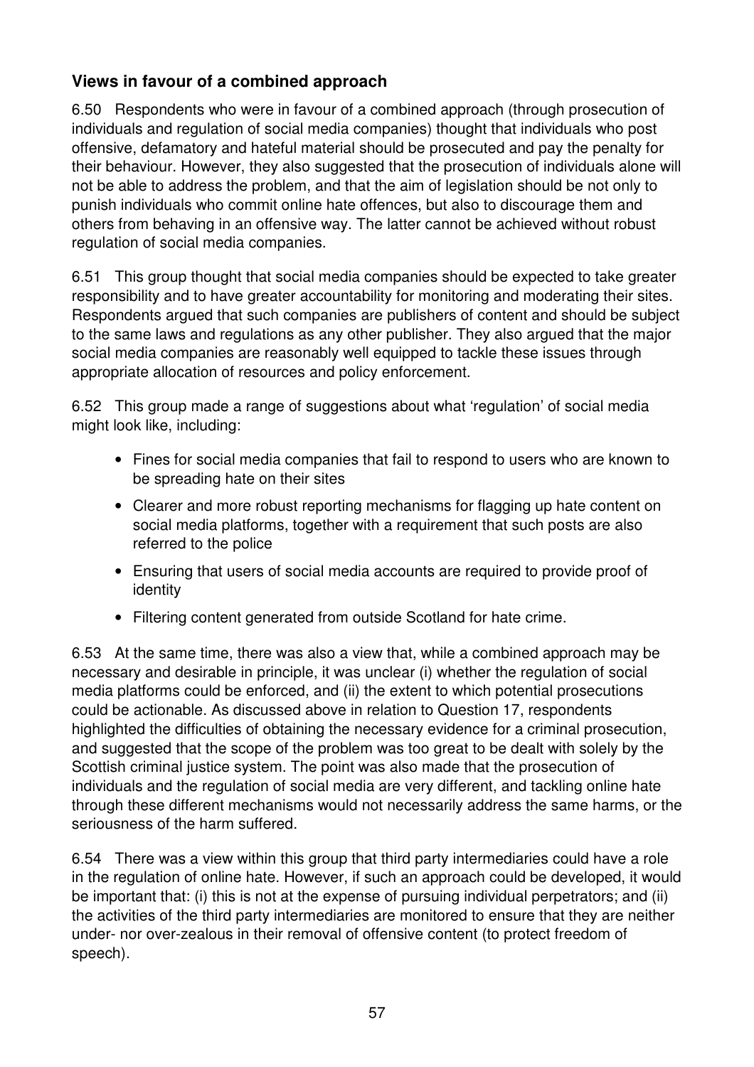### Views in favour of a combined approach

6.50 Respondents who were in favour of a combined approach (through prosecution of individuals and regulation of social media companies) thought that individuals who post offensive, defamatory and hateful material should be prosecuted and pay the penalty for their behaviour. However, they also suggested that the prosecution of individuals alone will not be able to address the problem, and that the aim of legislation should be not only to punish individuals who commit online hate offences, but also to discourage them and others from behaving in an offensive way. The latter cannot be achieved without robust regulation of social media companies.

6.51 This group thought that social media companies should be expected to take greater responsibility and to have greater accountability for monitoring and moderating their sites. Respondents argued that such companies are publishers of content and should be subject to the same laws and regulations as any other publisher. They also argued that the major social media companies are reasonably well equipped to tackle these issues through appropriate allocation of resources and policy enforcement.

6.52 This group made a range of suggestions about what 'regulation' of social media might look like, including:

- Fines for social media companies that fail to respond to users who are known to be spreading hate on their sites
- Clearer and more robust reporting mechanisms for flagging up hate content on social media platforms, together with a requirement that such posts are also referred to the police
- Ensuring that users of social media accounts are required to provide proof of identity
- Filtering content generated from outside Scotland for hate crime.

6.53 At the same time, there was also a view that, while a combined approach may be necessary and desirable in principle, it was unclear (i) whether the regulation of social media platforms could be enforced, and (ii) the extent to which potential prosecutions could be actionable. As discussed above in relation to Question 17, respondents highlighted the difficulties of obtaining the necessary evidence for a criminal prosecution, and suggested that the scope of the problem was too great to be dealt with solely by the Scottish criminal justice system. The point was also made that the prosecution of individuals and the regulation of social media are very different, and tackling online hate through these different mechanisms would not necessarily address the same harms, or the seriousness of the harm suffered.

6.54 There was a view within this group that third party intermediaries could have a role in the regulation of online hate. However, if such an approach could be developed, it would be important that: (i) this is not at the expense of pursuing individual perpetrators; and (ii) the activities of the third party intermediaries are monitored to ensure that they are neither under- nor over-zealous in their removal of offensive content (to protect freedom of speech).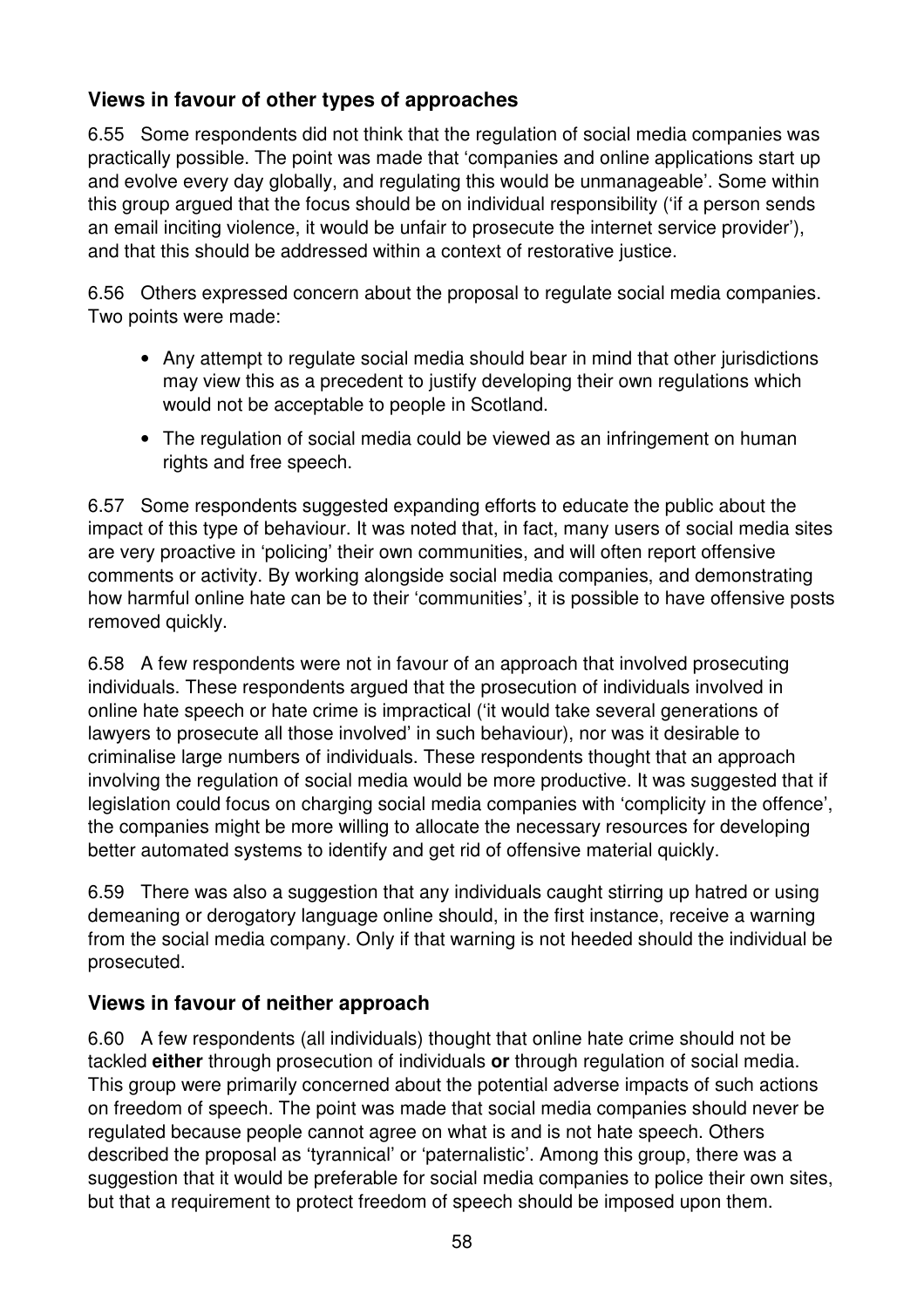### Views in favour of other types of approaches

6.55 Some respondents did not think that the regulation of social media companies was practically possible. The point was made that 'companies and online applications start up and evolve every day globally, and regulating this would be unmanageable'. Some within this group argued that the focus should be on individual responsibility ('if a person sends an email inciting violence, it would be unfair to prosecute the internet service provider'), and that this should be addressed within a context of restorative justice.

6.56 Others expressed concern about the proposal to regulate social media companies. Two points were made:

- Any attempt to regulate social media should bear in mind that other jurisdictions may view this as a precedent to justify developing their own regulations which would not be acceptable to people in Scotland.
- The regulation of social media could be viewed as an infringement on human rights and free speech.

6.57 Some respondents suggested expanding efforts to educate the public about the impact of this type of behaviour. It was noted that, in fact, many users of social media sites are very proactive in 'policing' their own communities, and will often report offensive comments or activity. By working alongside social media companies, and demonstrating how harmful online hate can be to their 'communities', it is possible to have offensive posts removed quickly.

6.58 A few respondents were not in favour of an approach that involved prosecuting individuals. These respondents argued that the prosecution of individuals involved in online hate speech or hate crime is impractical ('it would take several generations of lawyers to prosecute all those involved' in such behaviour), nor was it desirable to criminalise large numbers of individuals. These respondents thought that an approach involving the regulation of social media would be more productive. It was suggested that if legislation could focus on charging social media companies with 'complicity in the offence', the companies might be more willing to allocate the necessary resources for developing better automated systems to identify and get rid of offensive material quickly.

6.59 There was also a suggestion that any individuals caught stirring up hatred or using demeaning or derogatory language online should, in the first instance, receive a warning from the social media company. Only if that warning is not heeded should the individual be prosecuted.

### Views in favour of neither approach

6.60 A few respondents (all individuals) thought that online hate crime should not be tackled **either** through prosecution of individuals **or** through regulation of social media. This group were primarily concerned about the potential adverse impacts of such actions on freedom of speech. The point was made that social media companies should never be regulated because people cannot agree on what is and is not hate speech. Others described the proposal as 'tyrannical' or 'paternalistic'. Among this group, there was a suggestion that it would be preferable for social media companies to police their own sites, but that a requirement to protect freedom of speech should be imposed upon them.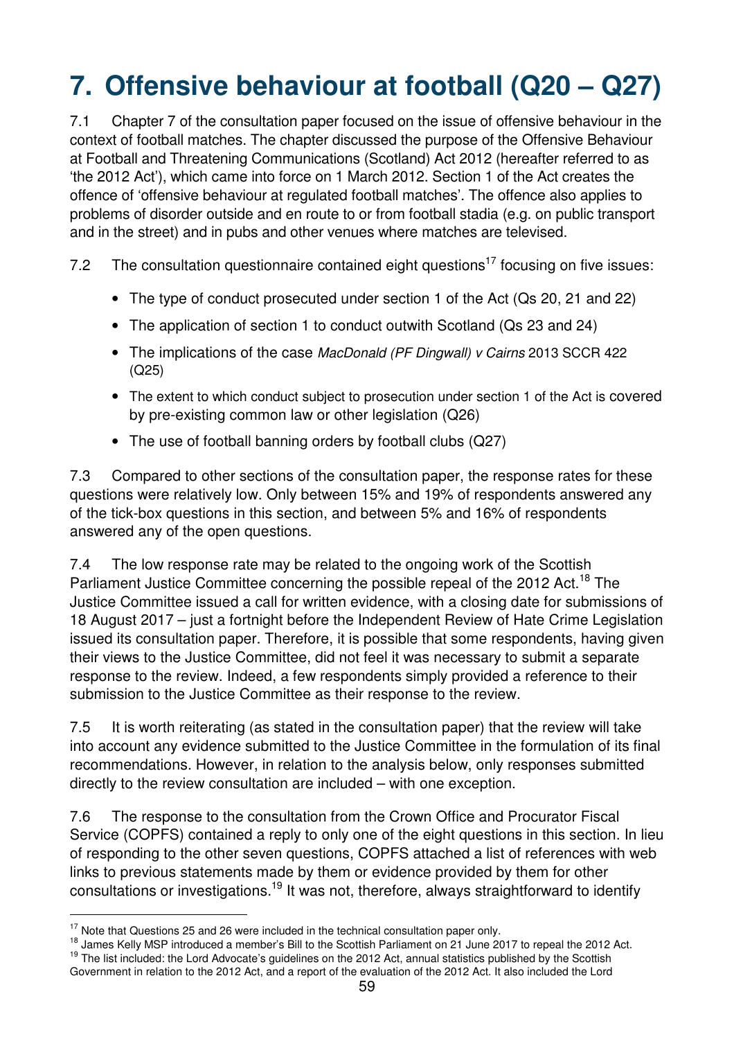# 7. Offensive behaviour at football (Q20 – Q27)

7.1 Chapter 7 of the consultation paper focused on the issue of offensive behaviour in the context of football matches. The chapter discussed the purpose of the Offensive Behaviour at Football and Threatening Communications (Scotland) Act 2012 (hereafter referred to as 'the 2012 Act'), which came into force on 1 March 2012. Section 1 of the Act creates the offence of 'offensive behaviour at regulated football matches'. The offence also applies to problems of disorder outside and en route to or from football stadia (e.g. on public transport and in the street) and in pubs and other venues where matches are televised.

7.2 The consultation questionnaire contained eight questions[17] focusing on five issues:

- The type of conduct prosecuted under section 1 of the Act (Qs 20, 21 and 22)
- The application of section 1 to conduct outwith Scotland (Qs 23 and 24)
- The implications of the case *MacDonald (PF Dingwall) v Cairns* 2013 SCCR 422 (Q25)
- The extent to which conduct subject to prosecution under section 1 of the Act is covered by pre-existing common law or other legislation (Q26)
- The use of football banning orders by football clubs (Q27)

7.3 Compared to other sections of the consultation paper, the response rates for these questions were relatively low. Only between 15% and 19% of respondents answered any of the tick-box questions in this section, and between 5% and 16% of respondents answered any of the open questions.

7.4 The low response rate may be related to the ongoing work of the Scottish Parliament Justice Committee concerning the possible repeal of the 2012 Act.[18] The Justice Committee issued a call for written evidence, with a closing date for submissions of 18 August 2017 – just a fortnight before the Independent Review of Hate Crime Legislation issued its consultation paper. Therefore, it is possible that some respondents, having given their views to the Justice Committee, did not feel it was necessary to submit a separate response to the review. Indeed, a few respondents simply provided a reference to their submission to the Justice Committee as their response to the review.

7.5 It is worth reiterating (as stated in the consultation paper) that the review will take into account any evidence submitted to the Justice Committee in the formulation of its final recommendations. However, in relation to the analysis below, only responses submitted directly to the review consultation are included – with one exception.

7.6 The response to the consultation from the Crown Office and Procurator Fiscal Service (COPFS) contained a reply to only one of the eight questions in this section. In lieu of responding to the other seven questions, COPFS attached a list of references with web links to previous statements made by them or evidence provided by them for other consultations or investigations.[19] It was not, therefore, always straightforward to identify

---

[17] Note that Questions 25 and 26 were included in the technical consultation paper only.

[18] James Kelly MSP introduced a member's Bill to the Scottish Parliament on 21 June 2017 to repeal the 2012 Act.

[19] The list included: the Lord Advocate's guidelines on the 2012 Act, annual statistics published by the Scottish Government in relation to the 2012 Act, and a report of the evaluation of the 2012 Act. It also included the Lord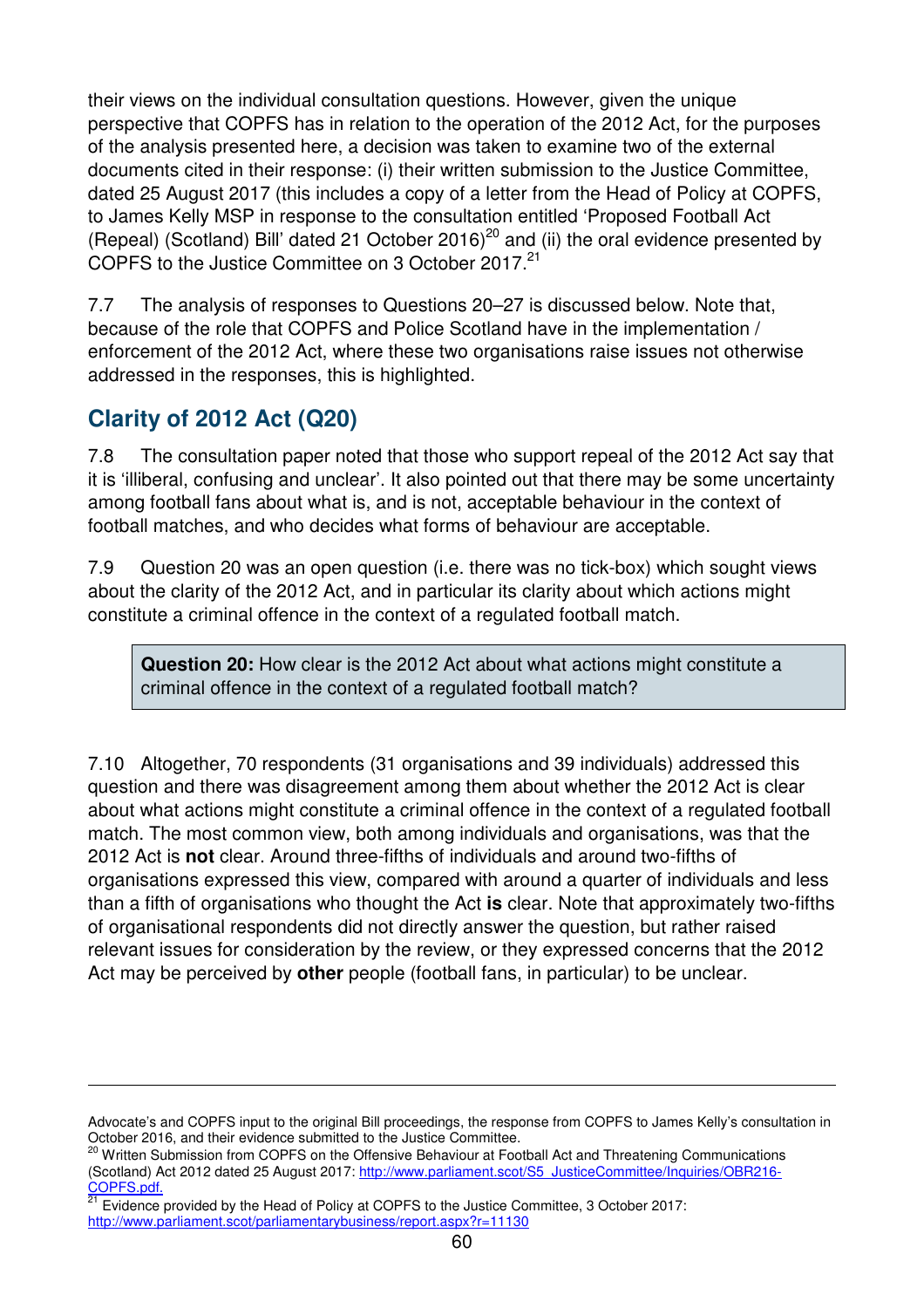their views on the individual consultation questions. However, given the unique perspective that COPFS has in relation to the operation of the 2012 Act, for the purposes of the analysis presented here, a decision was taken to examine two of the external documents cited in their response: (i) their written submission to the Justice Committee, dated 25 August 2017 (this includes a copy of a letter from the Head of Policy at COPFS, to James Kelly MSP in response to the consultation entitled 'Proposed Football Act (Repeal) (Scotland) Bill' dated 21 October 2016)[20] and (ii) the oral evidence presented by COPFS to the Justice Committee on 3 October 2017.[21]

7.7 The analysis of responses to Questions 20–27 is discussed below. Note that, because of the role that COPFS and Police Scotland have in the implementation / enforcement of the 2012 Act, where these two organisations raise issues not otherwise addressed in the responses, this is highlighted.

## Clarity of 2012 Act (Q20)

7.8 The consultation paper noted that those who support repeal of the 2012 Act say that it is 'illiberal, confusing and unclear'. It also pointed out that there may be some uncertainty among football fans about what is, and is not, acceptable behaviour in the context of football matches, and who decides what forms of behaviour are acceptable.

7.9 Question 20 was an open question (i.e. there was no tick-box) which sought views about the clarity of the 2012 Act, and in particular its clarity about which actions might constitute a criminal offence in the context of a regulated football match.

> **Question 20:** How clear is the 2012 Act about what actions might constitute a criminal offence in the context of a regulated football match?

7.10 Altogether, 70 respondents (31 organisations and 39 individuals) addressed this question and there was disagreement among them about whether the 2012 Act is clear about what actions might constitute a criminal offence in the context of a regulated football match. The most common view, both among individuals and organisations, was that the 2012 Act is **not** clear. Around three-fifths of individuals and around two-fifths of organisations expressed this view, compared with around a quarter of individuals and less than a fifth of organisations who thought the Act **is** clear. Note that approximately two-fifths of organisational respondents did not directly answer the question, but rather raised relevant issues for consideration by the review, or they expressed concerns that the 2012 Act may be perceived by **other** people (football fans, in particular) to be unclear.

---

Advocate's and COPFS input to the original Bill proceedings, the response from COPFS to James Kelly's consultation in October 2016, and their evidence submitted to the Justice Committee.

[20] Written Submission from COPFS on the Offensive Behaviour at Football Act and Threatening Communications (Scotland) Act 2012 dated 25 August 2017: http://www.parliament.scot/S5_JusticeCommittee/Inquiries/OBR216-COPFS.pdf.

[21] Evidence provided by the Head of Policy at COPFS to the Justice Committee, 3 October 2017: http://www.parliament.scot/parliamentarybusiness/report.aspx?r=11130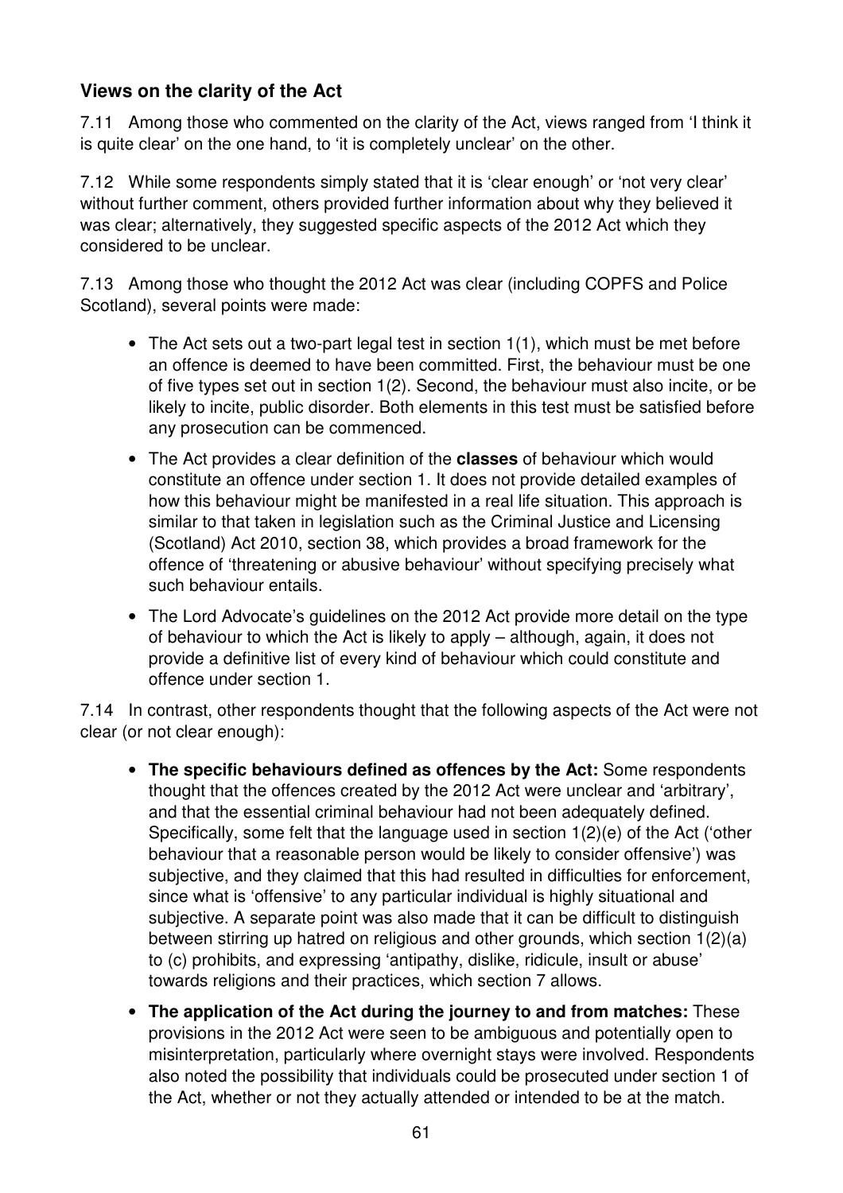## Views on the clarity of the Act

7.11 Among those who commented on the clarity of the Act, views ranged from 'I think it is quite clear' on the one hand, to 'it is completely unclear' on the other.

7.12 While some respondents simply stated that it is 'clear enough' or 'not very clear' without further comment, others provided further information about why they believed it was clear; alternatively, they suggested specific aspects of the 2012 Act which they considered to be unclear.

7.13 Among those who thought the 2012 Act was clear (including COPFS and Police Scotland), several points were made:

- The Act sets out a two-part legal test in section 1(1), which must be met before an offence is deemed to have been committed. First, the behaviour must be one of five types set out in section 1(2). Second, the behaviour must also incite, or be likely to incite, public disorder. Both elements in this test must be satisfied before any prosecution can be commenced.
- The Act provides a clear definition of the **classes** of behaviour which would constitute an offence under section 1. It does not provide detailed examples of how this behaviour might be manifested in a real life situation. This approach is similar to that taken in legislation such as the Criminal Justice and Licensing (Scotland) Act 2010, section 38, which provides a broad framework for the offence of 'threatening or abusive behaviour' without specifying precisely what such behaviour entails.
- The Lord Advocate's guidelines on the 2012 Act provide more detail on the type of behaviour to which the Act is likely to apply – although, again, it does not provide a definitive list of every kind of behaviour which could constitute and offence under section 1.

7.14 In contrast, other respondents thought that the following aspects of the Act were not clear (or not clear enough):

- **The specific behaviours defined as offences by the Act:** Some respondents thought that the offences created by the 2012 Act were unclear and 'arbitrary', and that the essential criminal behaviour had not been adequately defined. Specifically, some felt that the language used in section 1(2)(e) of the Act ('other behaviour that a reasonable person would be likely to consider offensive') was subjective, and they claimed that this had resulted in difficulties for enforcement, since what is 'offensive' to any particular individual is highly situational and subjective. A separate point was also made that it can be difficult to distinguish between stirring up hatred on religious and other grounds, which section 1(2)(a) to (c) prohibits, and expressing 'antipathy, dislike, ridicule, insult or abuse' towards religions and their practices, which section 7 allows.
- **The application of the Act during the journey to and from matches:** These provisions in the 2012 Act were seen to be ambiguous and potentially open to misinterpretation, particularly where overnight stays were involved. Respondents also noted the possibility that individuals could be prosecuted under section 1 of the Act, whether or not they actually attended or intended to be at the match.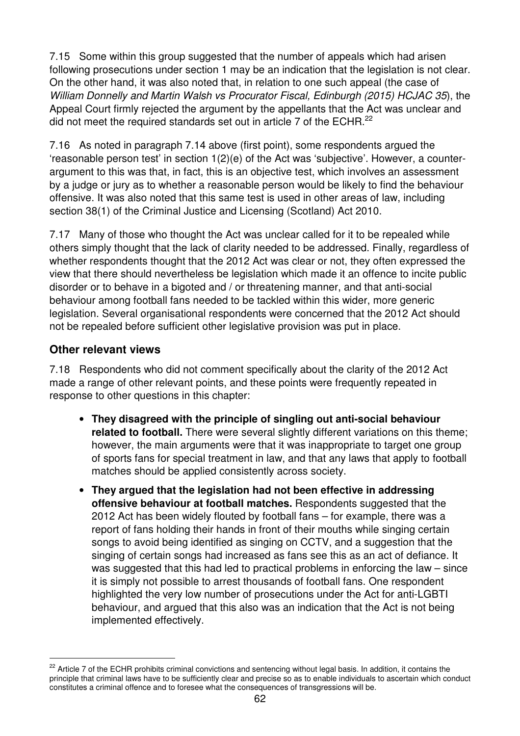7.15 Some within this group suggested that the number of appeals which had arisen following prosecutions under section 1 may be an indication that the legislation is not clear. On the other hand, it was also noted that, in relation to one such appeal (the case of *William Donnelly and Martin Walsh vs Procurator Fiscal, Edinburgh (2015) HCJAC 35*), the Appeal Court firmly rejected the argument by the appellants that the Act was unclear and did not meet the required standards set out in article 7 of the ECHR.[22]

7.16 As noted in paragraph 7.14 above (first point), some respondents argued the 'reasonable person test' in section 1(2)(e) of the Act was 'subjective'. However, a counter-argument to this was that, in fact, this is an objective test, which involves an assessment by a judge or jury as to whether a reasonable person would be likely to find the behaviour offensive. It was also noted that this same test is used in other areas of law, including section 38(1) of the Criminal Justice and Licensing (Scotland) Act 2010.

7.17 Many of those who thought the Act was unclear called for it to be repealed while others simply thought that the lack of clarity needed to be addressed. Finally, regardless of whether respondents thought that the 2012 Act was clear or not, they often expressed the view that there should nevertheless be legislation which made it an offence to incite public disorder or to behave in a bigoted and / or threatening manner, and that anti-social behaviour among football fans needed to be tackled within this wider, more generic legislation. Several organisational respondents were concerned that the 2012 Act should not be repealed before sufficient other legislative provision was put in place.

## Other relevant views

7.18 Respondents who did not comment specifically about the clarity of the 2012 Act made a range of other relevant points, and these points were frequently repeated in response to other questions in this chapter:

- **They disagreed with the principle of singling out anti-social behaviour related to football.** There were several slightly different variations on this theme; however, the main arguments were that it was inappropriate to target one group of sports fans for special treatment in law, and that any laws that apply to football matches should be applied consistently across society.
- **They argued that the legislation had not been effective in addressing offensive behaviour at football matches.** Respondents suggested that the 2012 Act has been widely flouted by football fans – for example, there was a report of fans holding their hands in front of their mouths while singing certain songs to avoid being identified as singing on CCTV, and a suggestion that the singing of certain songs had increased as fans see this as an act of defiance. It was suggested that this had led to practical problems in enforcing the law – since it is simply not possible to arrest thousands of football fans. One respondent highlighted the very low number of prosecutions under the Act for anti-LGBTI behaviour, and argued that this also was an indication that the Act is not being implemented effectively.

---

[22] Article 7 of the ECHR prohibits criminal convictions and sentencing without legal basis. In addition, it contains the principle that criminal laws have to be sufficiently clear and precise so as to enable individuals to ascertain which conduct constitutes a criminal offence and to foresee what the consequences of transgressions will be.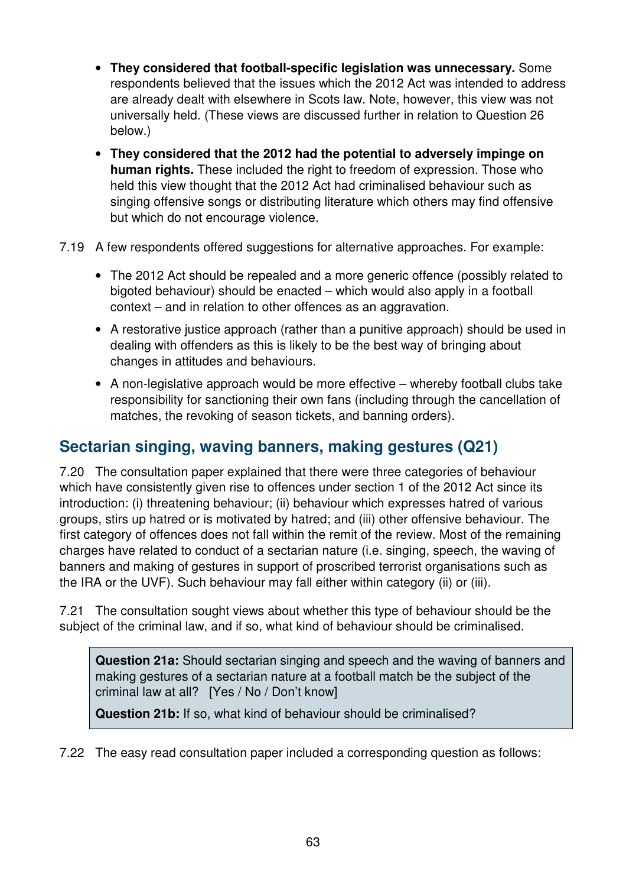- **They considered that football-specific legislation was unnecessary.** Some respondents believed that the issues which the 2012 Act was intended to address are already dealt with elsewhere in Scots law. Note, however, this view was not universally held. (These views are discussed further in relation to Question 26 below.)
- **They considered that the 2012 had the potential to adversely impinge on human rights.** These included the right to freedom of expression. Those who held this view thought that the 2012 Act had criminalised behaviour such as singing offensive songs or distributing literature which others may find offensive but which do not encourage violence.

7.19 A few respondents offered suggestions for alternative approaches. For example:

- The 2012 Act should be repealed and a more generic offence (possibly related to bigoted behaviour) should be enacted – which would also apply in a football context – and in relation to other offences as an aggravation.
- A restorative justice approach (rather than a punitive approach) should be used in dealing with offenders as this is likely to be the best way of bringing about changes in attitudes and behaviours.
- A non-legislative approach would be more effective – whereby football clubs take responsibility for sanctioning their own fans (including through the cancellation of matches, the revoking of season tickets, and banning orders).

## Sectarian singing, waving banners, making gestures (Q21)

7.20 The consultation paper explained that there were three categories of behaviour which have consistently given rise to offences under section 1 of the 2012 Act since its introduction: (i) threatening behaviour; (ii) behaviour which expresses hatred of various groups, stirs up hatred or is motivated by hatred; and (iii) other offensive behaviour. The first category of offences does not fall within the remit of the review. Most of the remaining charges have related to conduct of a sectarian nature (i.e. singing, speech, the waving of banners and making of gestures in support of proscribed terrorist organisations such as the IRA or the UVF). Such behaviour may fall either within category (ii) or (iii).

7.21 The consultation sought views about whether this type of behaviour should be the subject of the criminal law, and if so, what kind of behaviour should be criminalised.

> **Question 21a:** Should sectarian singing and speech and the waving of banners and making gestures of a sectarian nature at a football match be the subject of the criminal law at all? [Yes / No / Don't know]
>
> **Question 21b:** If so, what kind of behaviour should be criminalised?

7.22 The easy read consultation paper included a corresponding question as follows: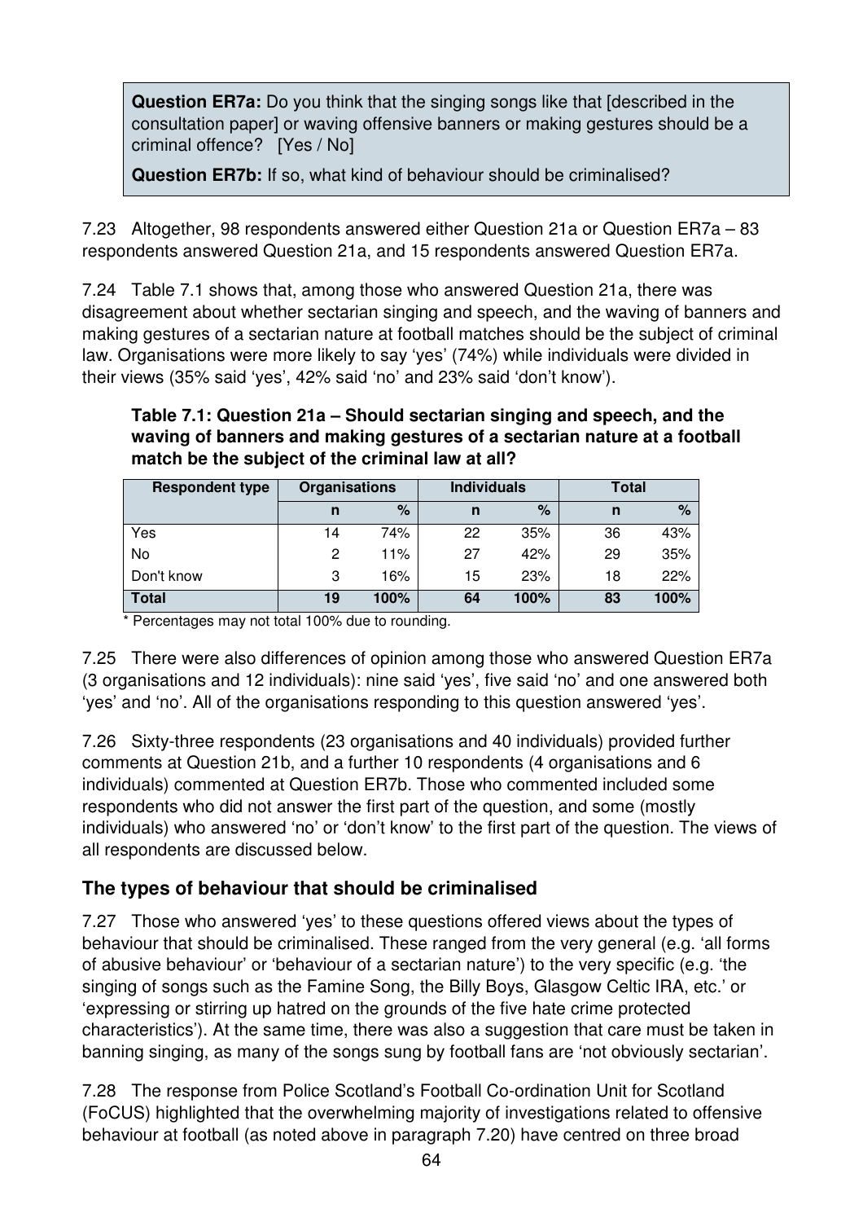**Question ER7a:** Do you think that the singing songs like that [described in the consultation paper] or waving offensive banners or making gestures should be a criminal offence? [Yes / No]

**Question ER7b:** If so, what kind of behaviour should be criminalised?

7.23 Altogether, 98 respondents answered either Question 21a or Question ER7a – 83 respondents answered Question 21a, and 15 respondents answered Question ER7a.

7.24 Table 7.1 shows that, among those who answered Question 21a, there was disagreement about whether sectarian singing and speech, and the waving of banners and making gestures of a sectarian nature at football matches should be the subject of criminal law. Organisations were more likely to say 'yes' (74%) while individuals were divided in their views (35% said 'yes', 42% said 'no' and 23% said 'don't know').

**Table 7.1: Question 21a – Should sectarian singing and speech, and the waving of banners and making gestures of a sectarian nature at a football match be the subject of the criminal law at all?**

| Respondent type | Organisations | | Individuals | | Total | |
|---|---|---|---|---|---|---|
| | n | % | n | % | n | % |
| Yes | 14 | 74% | 22 | 35% | 36 | 43% |
| No | 2 | 11% | 27 | 42% | 29 | 35% |
| Don't know | 3 | 16% | 15 | 23% | 18 | 22% |
| **Total** | **19** | **100%** | **64** | **100%** | **83** | **100%** |

* Percentages may not total 100% due to rounding.

7.25 There were also differences of opinion among those who answered Question ER7a (3 organisations and 12 individuals): nine said 'yes', five said 'no' and one answered both 'yes' and 'no'. All of the organisations responding to this question answered 'yes'.

7.26 Sixty-three respondents (23 organisations and 40 individuals) provided further comments at Question 21b, and a further 10 respondents (4 organisations and 6 individuals) commented at Question ER7b. Those who commented included some respondents who did not answer the first part of the question, and some (mostly individuals) who answered 'no' or 'don't know' to the first part of the question. The views of all respondents are discussed below.

## The types of behaviour that should be criminalised

7.27 Those who answered 'yes' to these questions offered views about the types of behaviour that should be criminalised. These ranged from the very general (e.g. 'all forms of abusive behaviour' or 'behaviour of a sectarian nature') to the very specific (e.g. 'the singing of songs such as the Famine Song, the Billy Boys, Glasgow Celtic IRA, etc.' or 'expressing or stirring up hatred on the grounds of the five hate crime protected characteristics'). At the same time, there was also a suggestion that care must be taken in banning singing, as many of the songs sung by football fans are 'not obviously sectarian'.

7.28 The response from Police Scotland's Football Co-ordination Unit for Scotland (FoCUS) highlighted that the overwhelming majority of investigations related to offensive behaviour at football (as noted above in paragraph 7.20) have centred on three broad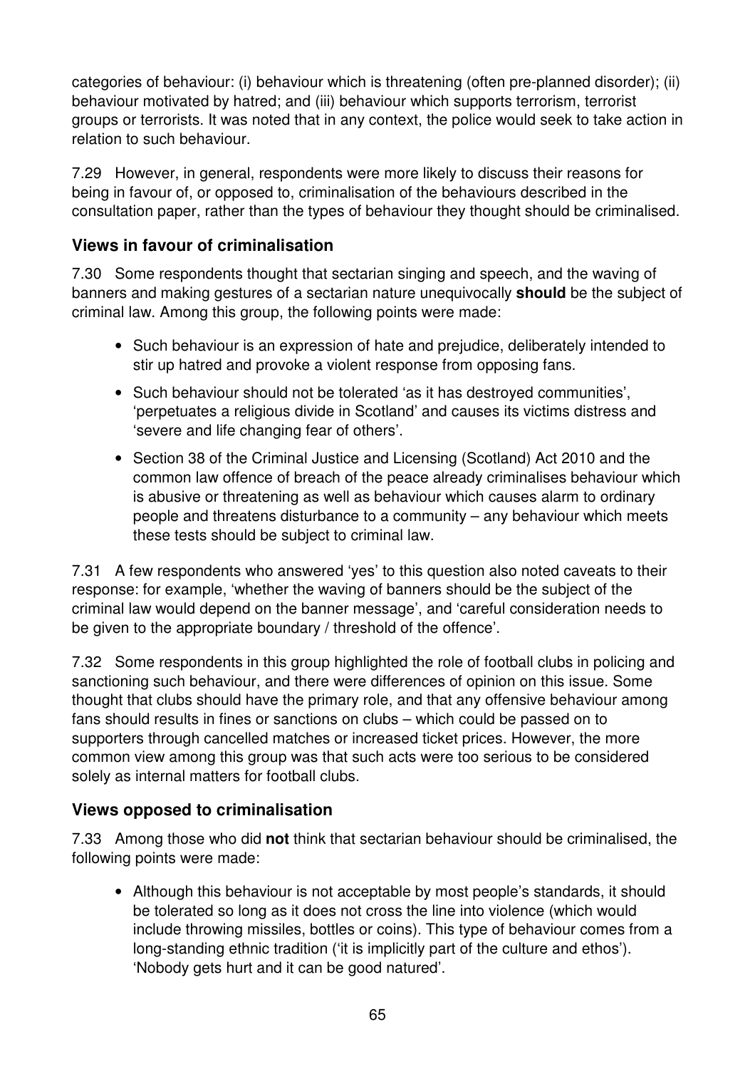categories of behaviour: (i) behaviour which is threatening (often pre-planned disorder); (ii) behaviour motivated by hatred; and (iii) behaviour which supports terrorism, terrorist groups or terrorists. It was noted that in any context, the police would seek to take action in relation to such behaviour.

7.29 However, in general, respondents were more likely to discuss their reasons for being in favour of, or opposed to, criminalisation of the behaviours described in the consultation paper, rather than the types of behaviour they thought should be criminalised.

### Views in favour of criminalisation

7.30 Some respondents thought that sectarian singing and speech, and the waving of banners and making gestures of a sectarian nature unequivocally **should** be the subject of criminal law. Among this group, the following points were made:

- Such behaviour is an expression of hate and prejudice, deliberately intended to stir up hatred and provoke a violent response from opposing fans.
- Such behaviour should not be tolerated 'as it has destroyed communities', 'perpetuates a religious divide in Scotland' and causes its victims distress and 'severe and life changing fear of others'.
- Section 38 of the Criminal Justice and Licensing (Scotland) Act 2010 and the common law offence of breach of the peace already criminalises behaviour which is abusive or threatening as well as behaviour which causes alarm to ordinary people and threatens disturbance to a community – any behaviour which meets these tests should be subject to criminal law.

7.31 A few respondents who answered 'yes' to this question also noted caveats to their response: for example, 'whether the waving of banners should be the subject of the criminal law would depend on the banner message', and 'careful consideration needs to be given to the appropriate boundary / threshold of the offence'.

7.32 Some respondents in this group highlighted the role of football clubs in policing and sanctioning such behaviour, and there were differences of opinion on this issue. Some thought that clubs should have the primary role, and that any offensive behaviour among fans should results in fines or sanctions on clubs – which could be passed on to supporters through cancelled matches or increased ticket prices. However, the more common view among this group was that such acts were too serious to be considered solely as internal matters for football clubs.

### Views opposed to criminalisation

7.33 Among those who did **not** think that sectarian behaviour should be criminalised, the following points were made:

- Although this behaviour is not acceptable by most people's standards, it should be tolerated so long as it does not cross the line into violence (which would include throwing missiles, bottles or coins). This type of behaviour comes from a long-standing ethnic tradition ('it is implicitly part of the culture and ethos'). 'Nobody gets hurt and it can be good natured'.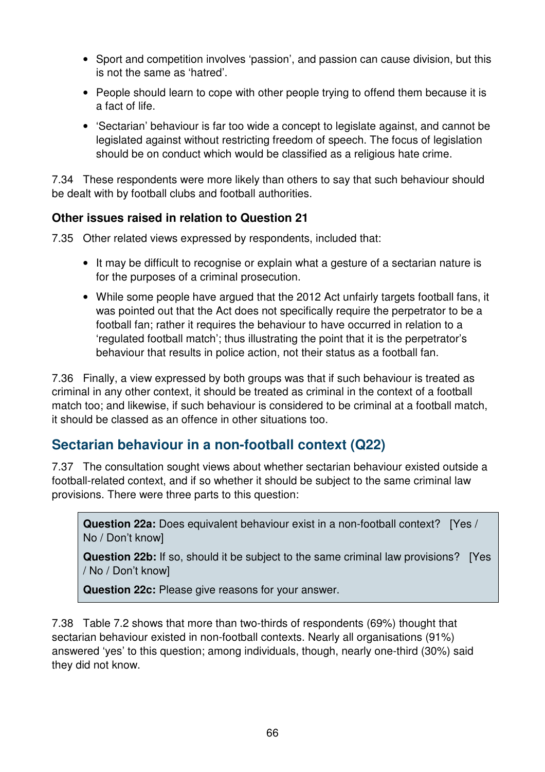- Sport and competition involves 'passion', and passion can cause division, but this is not the same as 'hatred'.
- People should learn to cope with other people trying to offend them because it is a fact of life.
- 'Sectarian' behaviour is far too wide a concept to legislate against, and cannot be legislated against without restricting freedom of speech. The focus of legislation should be on conduct which would be classified as a religious hate crime.

7.34 These respondents were more likely than others to say that such behaviour should be dealt with by football clubs and football authorities.

### Other issues raised in relation to Question 21

7.35 Other related views expressed by respondents, included that:

- It may be difficult to recognise or explain what a gesture of a sectarian nature is for the purposes of a criminal prosecution.
- While some people have argued that the 2012 Act unfairly targets football fans, it was pointed out that the Act does not specifically require the perpetrator to be a football fan; rather it requires the behaviour to have occurred in relation to a 'regulated football match'; thus illustrating the point that it is the perpetrator's behaviour that results in police action, not their status as a football fan.

7.36 Finally, a view expressed by both groups was that if such behaviour is treated as criminal in any other context, it should be treated as criminal in the context of a football match too; and likewise, if such behaviour is considered to be criminal at a football match, it should be classed as an offence in other situations too.

## Sectarian behaviour in a non-football context (Q22)

7.37 The consultation sought views about whether sectarian behaviour existed outside a football-related context, and if so whether it should be subject to the same criminal law provisions. There were three parts to this question:

> **Question 22a:** Does equivalent behaviour exist in a non-football context? [Yes / No / Don't know]
>
> **Question 22b:** If so, should it be subject to the same criminal law provisions? [Yes / No / Don't know]
>
> **Question 22c:** Please give reasons for your answer.

7.38 Table 7.2 shows that more than two-thirds of respondents (69%) thought that sectarian behaviour existed in non-football contexts. Nearly all organisations (91%) answered 'yes' to this question; among individuals, though, nearly one-third (30%) said they did not know.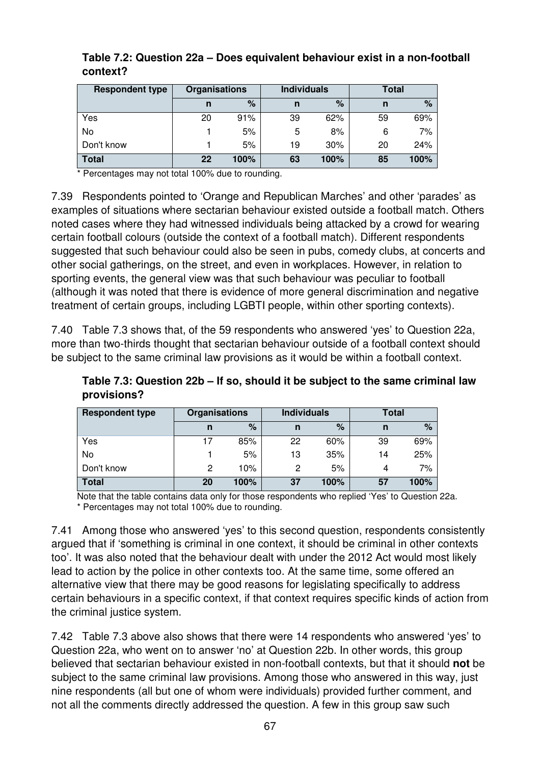**Table 7.2: Question 22a – Does equivalent behaviour exist in a non-football context?**

| Respondent type | Organisations | | Individuals | | Total | |
|---|---|---|---|---|---|---|
| | n | % | n | % | n | % |
| Yes | 20 | 91% | 39 | 62% | 59 | 69% |
| No | 1 | 5% | 5 | 8% | 6 | 7% |
| Don't know | 1 | 5% | 19 | 30% | 20 | 24% |
| **Total** | **22** | **100%** | **63** | **100%** | **85** | **100%** |

* Percentages may not total 100% due to rounding.

7.39 Respondents pointed to 'Orange and Republican Marches' and other 'parades' as examples of situations where sectarian behaviour existed outside a football match. Others noted cases where they had witnessed individuals being attacked by a crowd for wearing certain football colours (outside the context of a football match). Different respondents suggested that such behaviour could also be seen in pubs, comedy clubs, at concerts and other social gatherings, on the street, and even in workplaces. However, in relation to sporting events, the general view was that such behaviour was peculiar to football (although it was noted that there is evidence of more general discrimination and negative treatment of certain groups, including LGBTI people, within other sporting contexts).

7.40 Table 7.3 shows that, of the 59 respondents who answered 'yes' to Question 22a, more than two-thirds thought that sectarian behaviour outside of a football context should be subject to the same criminal law provisions as it would be within a football context.

**Table 7.3: Question 22b – If so, should it be subject to the same criminal law provisions?**

| Respondent type | Organisations | | Individuals | | Total | |
|---|---|---|---|---|---|---|
| | n | % | n | % | n | % |
| Yes | 17 | 85% | 22 | 60% | 39 | 69% |
| No | 1 | 5% | 13 | 35% | 14 | 25% |
| Don't know | 2 | 10% | 2 | 5% | 4 | 7% |
| **Total** | **20** | **100%** | **37** | **100%** | **57** | **100%** |

Note that the table contains data only for those respondents who replied 'Yes' to Question 22a.
* Percentages may not total 100% due to rounding.

7.41 Among those who answered 'yes' to this second question, respondents consistently argued that if 'something is criminal in one context, it should be criminal in other contexts too'. It was also noted that the behaviour dealt with under the 2012 Act would most likely lead to action by the police in other contexts too. At the same time, some offered an alternative view that there may be good reasons for legislating specifically to address certain behaviours in a specific context, if that context requires specific kinds of action from the criminal justice system.

7.42 Table 7.3 above also shows that there were 14 respondents who answered 'yes' to Question 22a, who went on to answer 'no' at Question 22b. In other words, this group believed that sectarian behaviour existed in non-football contexts, but that it should **not** be subject to the same criminal law provisions. Among those who answered in this way, just nine respondents (all but one of whom were individuals) provided further comment, and not all the comments directly addressed the question. A few in this group saw such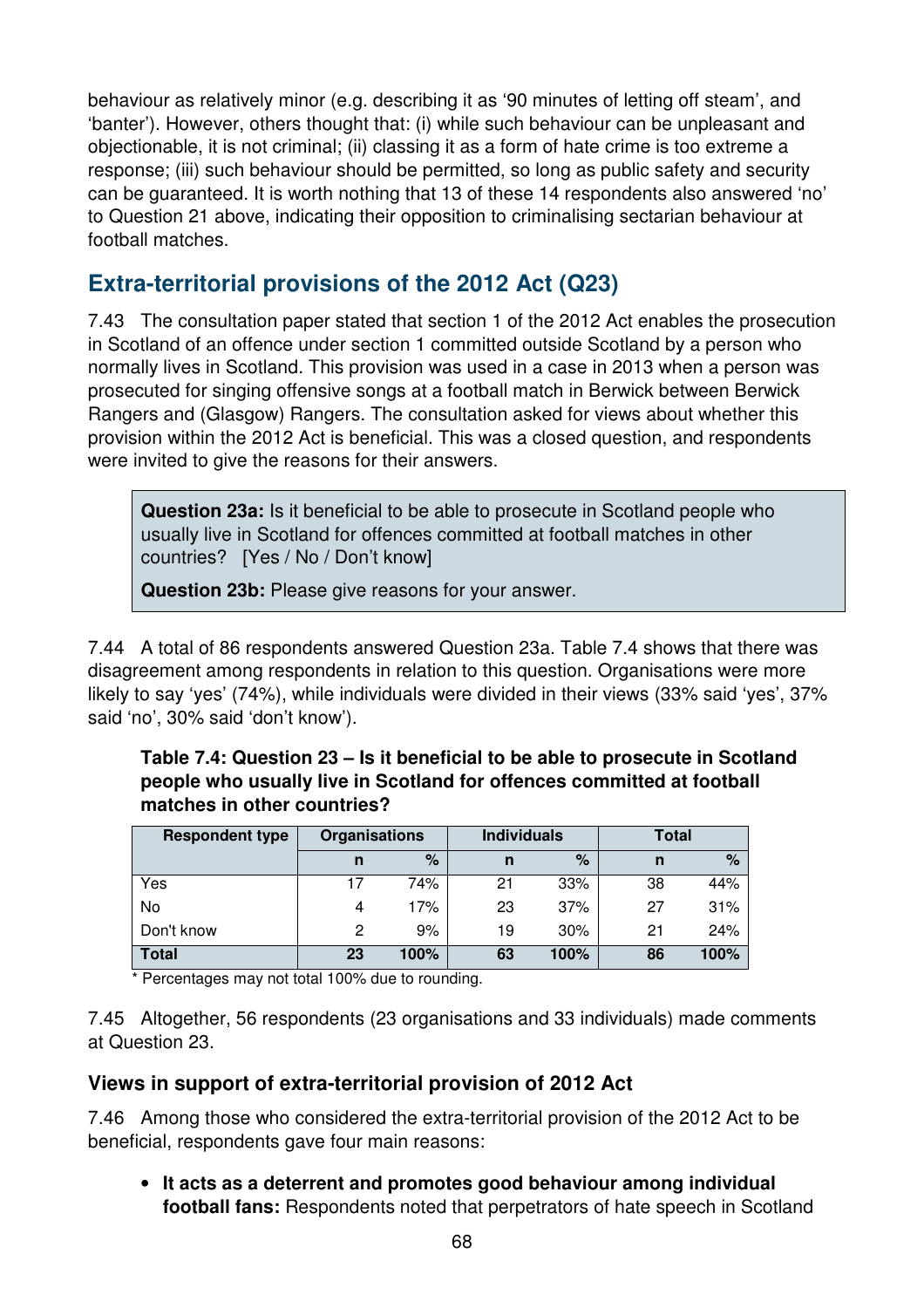behaviour as relatively minor (e.g. describing it as '90 minutes of letting off steam', and 'banter'). However, others thought that: (i) while such behaviour can be unpleasant and objectionable, it is not criminal; (ii) classing it as a form of hate crime is too extreme a response; (iii) such behaviour should be permitted, so long as public safety and security can be guaranteed. It is worth nothing that 13 of these 14 respondents also answered 'no' to Question 21 above, indicating their opposition to criminalising sectarian behaviour at football matches.

## Extra-territorial provisions of the 2012 Act (Q23)

7.43 The consultation paper stated that section 1 of the 2012 Act enables the prosecution in Scotland of an offence under section 1 committed outside Scotland by a person who normally lives in Scotland. This provision was used in a case in 2013 when a person was prosecuted for singing offensive songs at a football match in Berwick between Berwick Rangers and (Glasgow) Rangers. The consultation asked for views about whether this provision within the 2012 Act is beneficial. This was a closed question, and respondents were invited to give the reasons for their answers.

> **Question 23a:** Is it beneficial to be able to prosecute in Scotland people who usually live in Scotland for offences committed at football matches in other countries? [Yes / No / Don't know]
>
> **Question 23b:** Please give reasons for your answer.

7.44 A total of 86 respondents answered Question 23a. Table 7.4 shows that there was disagreement among respondents in relation to this question. Organisations were more likely to say 'yes' (74%), while individuals were divided in their views (33% said 'yes', 37% said 'no', 30% said 'don't know').

**Table 7.4: Question 23 – Is it beneficial to be able to prosecute in Scotland people who usually live in Scotland for offences committed at football matches in other countries?**

| Respondent type | Organisations | | Individuals | | Total | |
|---|---|---|---|---|---|---|
| | n | % | n | % | n | % |
| Yes | 17 | 74% | 21 | 33% | 38 | 44% |
| No | 4 | 17% | 23 | 37% | 27 | 31% |
| Don't know | 2 | 9% | 19 | 30% | 21 | 24% |
| **Total** | **23** | **100%** | **63** | **100%** | **86** | **100%** |

\* Percentages may not total 100% due to rounding.

7.45 Altogether, 56 respondents (23 organisations and 33 individuals) made comments at Question 23.

### Views in support of extra-territorial provision of 2012 Act

7.46 Among those who considered the extra-territorial provision of the 2012 Act to be beneficial, respondents gave four main reasons:

- **It acts as a deterrent and promotes good behaviour among individual football fans:** Respondents noted that perpetrators of hate speech in Scotland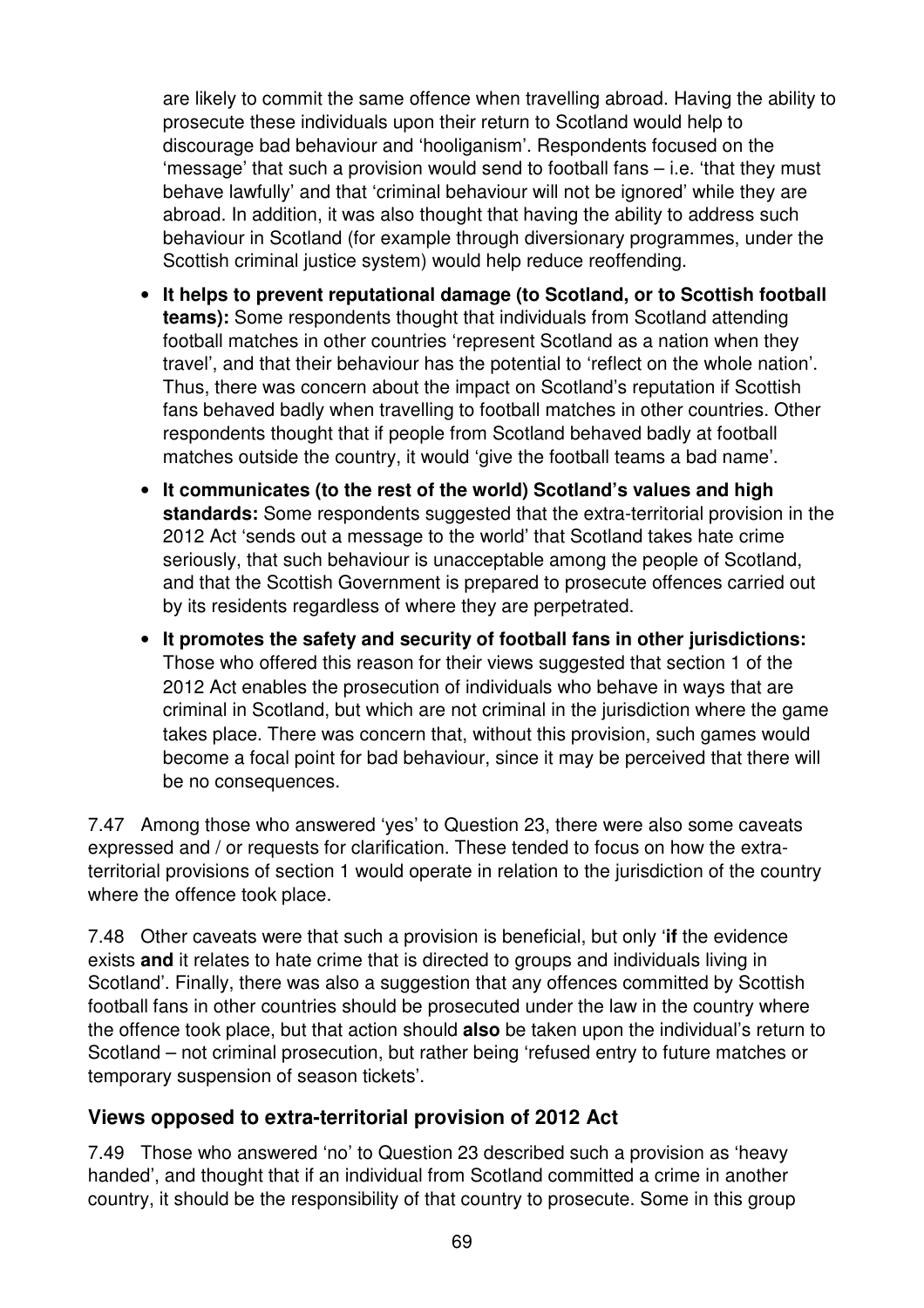are likely to commit the same offence when travelling abroad. Having the ability to prosecute these individuals upon their return to Scotland would help to discourage bad behaviour and 'hooliganism'. Respondents focused on the 'message' that such a provision would send to football fans – i.e. 'that they must behave lawfully' and that 'criminal behaviour will not be ignored' while they are abroad. In addition, it was also thought that having the ability to address such behaviour in Scotland (for example through diversionary programmes, under the Scottish criminal justice system) would help reduce reoffending.

- **It helps to prevent reputational damage (to Scotland, or to Scottish football teams):** Some respondents thought that individuals from Scotland attending football matches in other countries 'represent Scotland as a nation when they travel', and that their behaviour has the potential to 'reflect on the whole nation'. Thus, there was concern about the impact on Scotland's reputation if Scottish fans behaved badly when travelling to football matches in other countries. Other respondents thought that if people from Scotland behaved badly at football matches outside the country, it would 'give the football teams a bad name'.
- **It communicates (to the rest of the world) Scotland's values and high standards:** Some respondents suggested that the extra-territorial provision in the 2012 Act 'sends out a message to the world' that Scotland takes hate crime seriously, that such behaviour is unacceptable among the people of Scotland, and that the Scottish Government is prepared to prosecute offences carried out by its residents regardless of where they are perpetrated.
- **It promotes the safety and security of football fans in other jurisdictions:** Those who offered this reason for their views suggested that section 1 of the 2012 Act enables the prosecution of individuals who behave in ways that are criminal in Scotland, but which are not criminal in the jurisdiction where the game takes place. There was concern that, without this provision, such games would become a focal point for bad behaviour, since it may be perceived that there will be no consequences.

7.47 Among those who answered 'yes' to Question 23, there were also some caveats expressed and / or requests for clarification. These tended to focus on how the extra-territorial provisions of section 1 would operate in relation to the jurisdiction of the country where the offence took place.

7.48 Other caveats were that such a provision is beneficial, but only '**if** the evidence exists **and** it relates to hate crime that is directed to groups and individuals living in Scotland'. Finally, there was also a suggestion that any offences committed by Scottish football fans in other countries should be prosecuted under the law in the country where the offence took place, but that action should **also** be taken upon the individual's return to Scotland – not criminal prosecution, but rather being 'refused entry to future matches or temporary suspension of season tickets'.

### Views opposed to extra-territorial provision of 2012 Act

7.49 Those who answered 'no' to Question 23 described such a provision as 'heavy handed', and thought that if an individual from Scotland committed a crime in another country, it should be the responsibility of that country to prosecute. Some in this group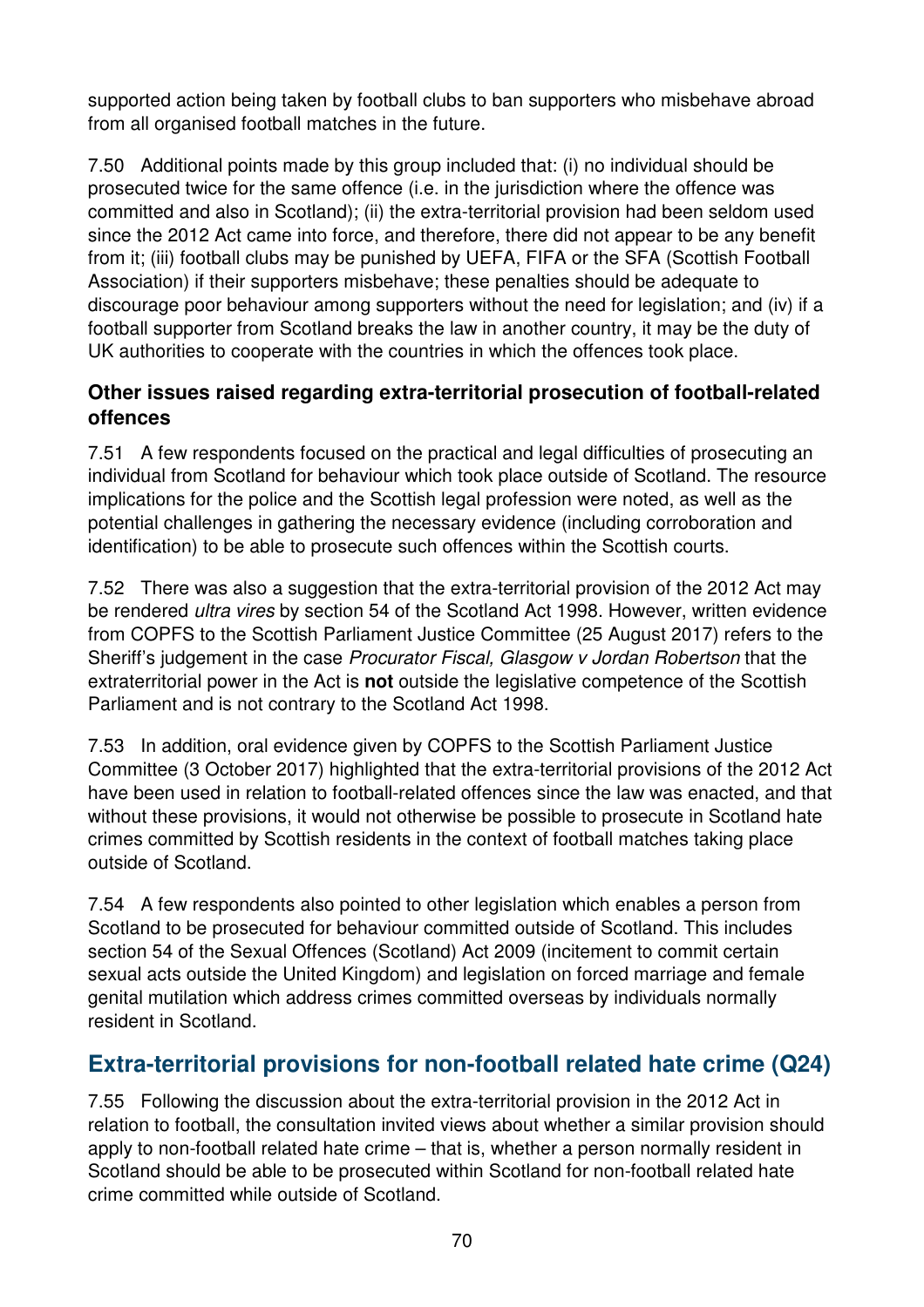supported action being taken by football clubs to ban supporters who misbehave abroad from all organised football matches in the future.

7.50 Additional points made by this group included that: (i) no individual should be prosecuted twice for the same offence (i.e. in the jurisdiction where the offence was committed and also in Scotland); (ii) the extra-territorial provision had been seldom used since the 2012 Act came into force, and therefore, there did not appear to be any benefit from it; (iii) football clubs may be punished by UEFA, FIFA or the SFA (Scottish Football Association) if their supporters misbehave; these penalties should be adequate to discourage poor behaviour among supporters without the need for legislation; and (iv) if a football supporter from Scotland breaks the law in another country, it may be the duty of UK authorities to cooperate with the countries in which the offences took place.

### Other issues raised regarding extra-territorial prosecution of football-related offences

7.51 A few respondents focused on the practical and legal difficulties of prosecuting an individual from Scotland for behaviour which took place outside of Scotland. The resource implications for the police and the Scottish legal profession were noted, as well as the potential challenges in gathering the necessary evidence (including corroboration and identification) to be able to prosecute such offences within the Scottish courts.

7.52 There was also a suggestion that the extra-territorial provision of the 2012 Act may be rendered *ultra vires* by section 54 of the Scotland Act 1998. However, written evidence from COPFS to the Scottish Parliament Justice Committee (25 August 2017) refers to the Sheriff's judgement in the case *Procurator Fiscal, Glasgow v Jordan Robertson* that the extraterritorial power in the Act is **not** outside the legislative competence of the Scottish Parliament and is not contrary to the Scotland Act 1998.

7.53 In addition, oral evidence given by COPFS to the Scottish Parliament Justice Committee (3 October 2017) highlighted that the extra-territorial provisions of the 2012 Act have been used in relation to football-related offences since the law was enacted, and that without these provisions, it would not otherwise be possible to prosecute in Scotland hate crimes committed by Scottish residents in the context of football matches taking place outside of Scotland.

7.54 A few respondents also pointed to other legislation which enables a person from Scotland to be prosecuted for behaviour committed outside of Scotland. This includes section 54 of the Sexual Offences (Scotland) Act 2009 (incitement to commit certain sexual acts outside the United Kingdom) and legislation on forced marriage and female genital mutilation which address crimes committed overseas by individuals normally resident in Scotland.

## Extra-territorial provisions for non-football related hate crime (Q24)

7.55 Following the discussion about the extra-territorial provision in the 2012 Act in relation to football, the consultation invited views about whether a similar provision should apply to non-football related hate crime – that is, whether a person normally resident in Scotland should be able to be prosecuted within Scotland for non-football related hate crime committed while outside of Scotland.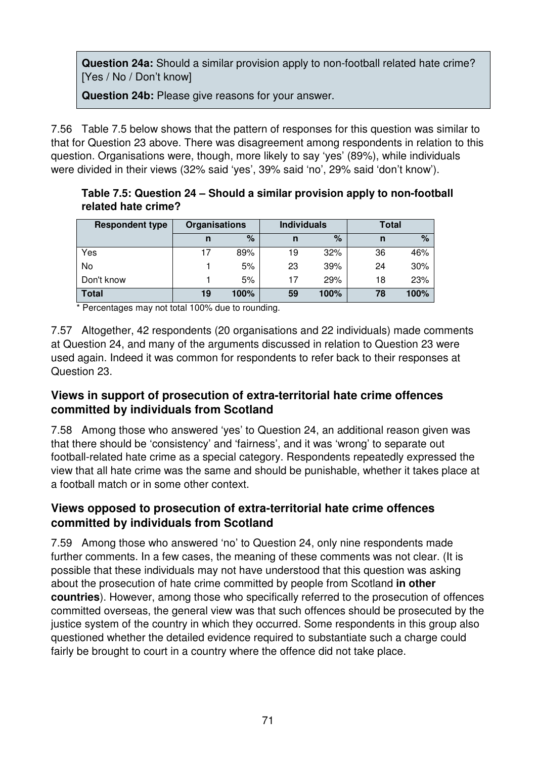**Question 24a:** Should a similar provision apply to non-football related hate crime? [Yes / No / Don't know]

**Question 24b:** Please give reasons for your answer.

7.56 Table 7.5 below shows that the pattern of responses for this question was similar to that for Question 23 above. There was disagreement among respondents in relation to this question. Organisations were, though, more likely to say 'yes' (89%), while individuals were divided in their views (32% said 'yes', 39% said 'no', 29% said 'don't know').

**Table 7.5: Question 24 – Should a similar provision apply to non-football related hate crime?**

| Respondent type | Organisations | | Individuals | | Total | |
|---|---|---|---|---|---|---|
| | n | % | n | % | n | % |
| Yes | 17 | 89% | 19 | 32% | 36 | 46% |
| No | 1 | 5% | 23 | 39% | 24 | 30% |
| Don't know | 1 | 5% | 17 | 29% | 18 | 23% |
| **Total** | **19** | **100%** | **59** | **100%** | **78** | **100%** |

\* Percentages may not total 100% due to rounding.

7.57 Altogether, 42 respondents (20 organisations and 22 individuals) made comments at Question 24, and many of the arguments discussed in relation to Question 23 were used again. Indeed it was common for respondents to refer back to their responses at Question 23.

### Views in support of prosecution of extra-territorial hate crime offences committed by individuals from Scotland

7.58 Among those who answered 'yes' to Question 24, an additional reason given was that there should be 'consistency' and 'fairness', and it was 'wrong' to separate out football-related hate crime as a special category. Respondents repeatedly expressed the view that all hate crime was the same and should be punishable, whether it takes place at a football match or in some other context.

### Views opposed to prosecution of extra-territorial hate crime offences committed by individuals from Scotland

7.59 Among those who answered 'no' to Question 24, only nine respondents made further comments. In a few cases, the meaning of these comments was not clear. (It is possible that these individuals may not have understood that this question was asking about the prosecution of hate crime committed by people from Scotland **in other countries**). However, among those who specifically referred to the prosecution of offences committed overseas, the general view was that such offences should be prosecuted by the justice system of the country in which they occurred. Some respondents in this group also questioned whether the detailed evidence required to substantiate such a charge could fairly be brought to court in a country where the offence did not take place.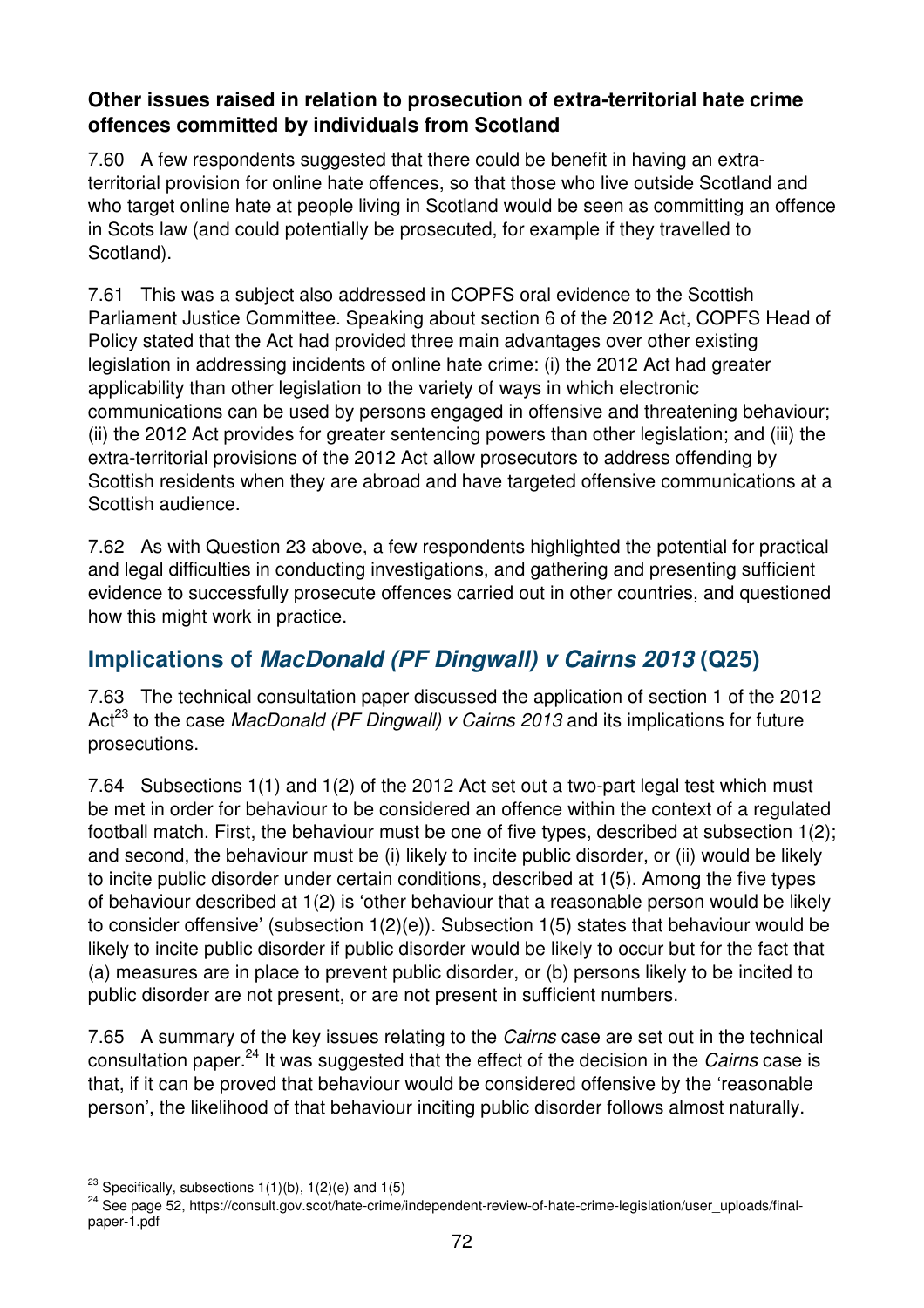**Other issues raised in relation to prosecution of extra-territorial hate crime offences committed by individuals from Scotland**

7.60 A few respondents suggested that there could be benefit in having an extra-territorial provision for online hate offences, so that those who live outside Scotland and who target online hate at people living in Scotland would be seen as committing an offence in Scots law (and could potentially be prosecuted, for example if they travelled to Scotland).

7.61 This was a subject also addressed in COPFS oral evidence to the Scottish Parliament Justice Committee. Speaking about section 6 of the 2012 Act, COPFS Head of Policy stated that the Act had provided three main advantages over other existing legislation in addressing incidents of online hate crime: (i) the 2012 Act had greater applicability than other legislation to the variety of ways in which electronic communications can be used by persons engaged in offensive and threatening behaviour; (ii) the 2012 Act provides for greater sentencing powers than other legislation; and (iii) the extra-territorial provisions of the 2012 Act allow prosecutors to address offending by Scottish residents when they are abroad and have targeted offensive communications at a Scottish audience.

7.62 As with Question 23 above, a few respondents highlighted the potential for practical and legal difficulties in conducting investigations, and gathering and presenting sufficient evidence to successfully prosecute offences carried out in other countries, and questioned how this might work in practice.

## Implications of *MacDonald (PF Dingwall) v Cairns 2013* (Q25)

7.63 The technical consultation paper discussed the application of section 1 of the 2012 Act[23] to the case *MacDonald (PF Dingwall) v Cairns 2013* and its implications for future prosecutions.

7.64 Subsections 1(1) and 1(2) of the 2012 Act set out a two-part legal test which must be met in order for behaviour to be considered an offence within the context of a regulated football match. First, the behaviour must be one of five types, described at subsection 1(2); and second, the behaviour must be (i) likely to incite public disorder, or (ii) would be likely to incite public disorder under certain conditions, described at 1(5). Among the five types of behaviour described at 1(2) is 'other behaviour that a reasonable person would be likely to consider offensive' (subsection 1(2)(e)). Subsection 1(5) states that behaviour would be likely to incite public disorder if public disorder would be likely to occur but for the fact that (a) measures are in place to prevent public disorder, or (b) persons likely to be incited to public disorder are not present, or are not present in sufficient numbers.

7.65 A summary of the key issues relating to the *Cairns* case are set out in the technical consultation paper.[24] It was suggested that the effect of the decision in the *Cairns* case is that, if it can be proved that behaviour would be considered offensive by the 'reasonable person', the likelihood of that behaviour inciting public disorder follows almost naturally.

---

[23] Specifically, subsections 1(1)(b), 1(2)(e) and 1(5)

[24] See page 52, https://consult.gov.scot/hate-crime/independent-review-of-hate-crime-legislation/user_uploads/final-paper-1.pdf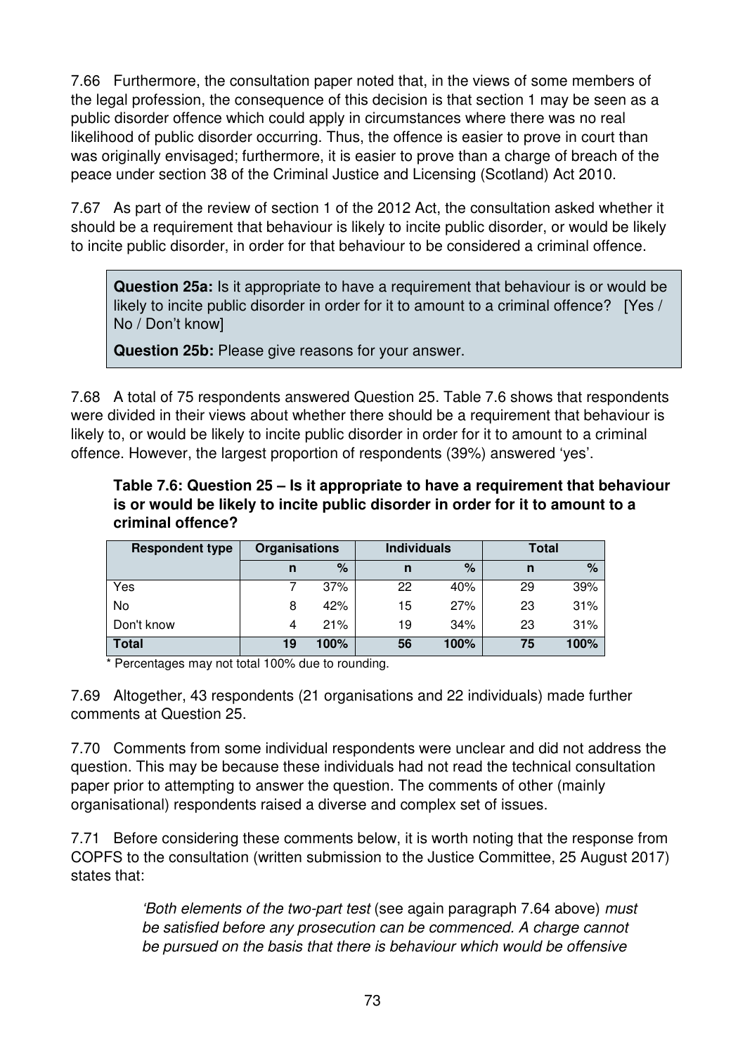7.66 Furthermore, the consultation paper noted that, in the views of some members of the legal profession, the consequence of this decision is that section 1 may be seen as a public disorder offence which could apply in circumstances where there was no real likelihood of public disorder occurring. Thus, the offence is easier to prove in court than was originally envisaged; furthermore, it is easier to prove than a charge of breach of the peace under section 38 of the Criminal Justice and Licensing (Scotland) Act 2010.

7.67 As part of the review of section 1 of the 2012 Act, the consultation asked whether it should be a requirement that behaviour is likely to incite public disorder, or would be likely to incite public disorder, in order for that behaviour to be considered a criminal offence.

> **Question 25a:** Is it appropriate to have a requirement that behaviour is or would be likely to incite public disorder in order for it to amount to a criminal offence? [Yes / No / Don't know]
>
> **Question 25b:** Please give reasons for your answer.

7.68 A total of 75 respondents answered Question 25. Table 7.6 shows that respondents were divided in their views about whether there should be a requirement that behaviour is likely to, or would be likely to incite public disorder in order for it to amount to a criminal offence. However, the largest proportion of respondents (39%) answered 'yes'.

**Table 7.6: Question 25 – Is it appropriate to have a requirement that behaviour is or would be likely to incite public disorder in order for it to amount to a criminal offence?**

| Respondent type | Organisations | | Individuals | | Total | |
|---|---|---|---|---|---|---|
| | n | % | n | % | n | % |
| Yes | 7 | 37% | 22 | 40% | 29 | 39% |
| No | 8 | 42% | 15 | 27% | 23 | 31% |
| Don't know | 4 | 21% | 19 | 34% | 23 | 31% |
| **Total** | **19** | **100%** | **56** | **100%** | **75** | **100%** |

\* Percentages may not total 100% due to rounding.

7.69 Altogether, 43 respondents (21 organisations and 22 individuals) made further comments at Question 25.

7.70 Comments from some individual respondents were unclear and did not address the question. This may be because these individuals had not read the technical consultation paper prior to attempting to answer the question. The comments of other (mainly organisational) respondents raised a diverse and complex set of issues.

7.71 Before considering these comments below, it is worth noting that the response from COPFS to the consultation (written submission to the Justice Committee, 25 August 2017) states that:

> *'Both elements of the two-part test* (see again paragraph 7.64 above) *must be satisfied before any prosecution can be commenced. A charge cannot be pursued on the basis that there is behaviour which would be offensive*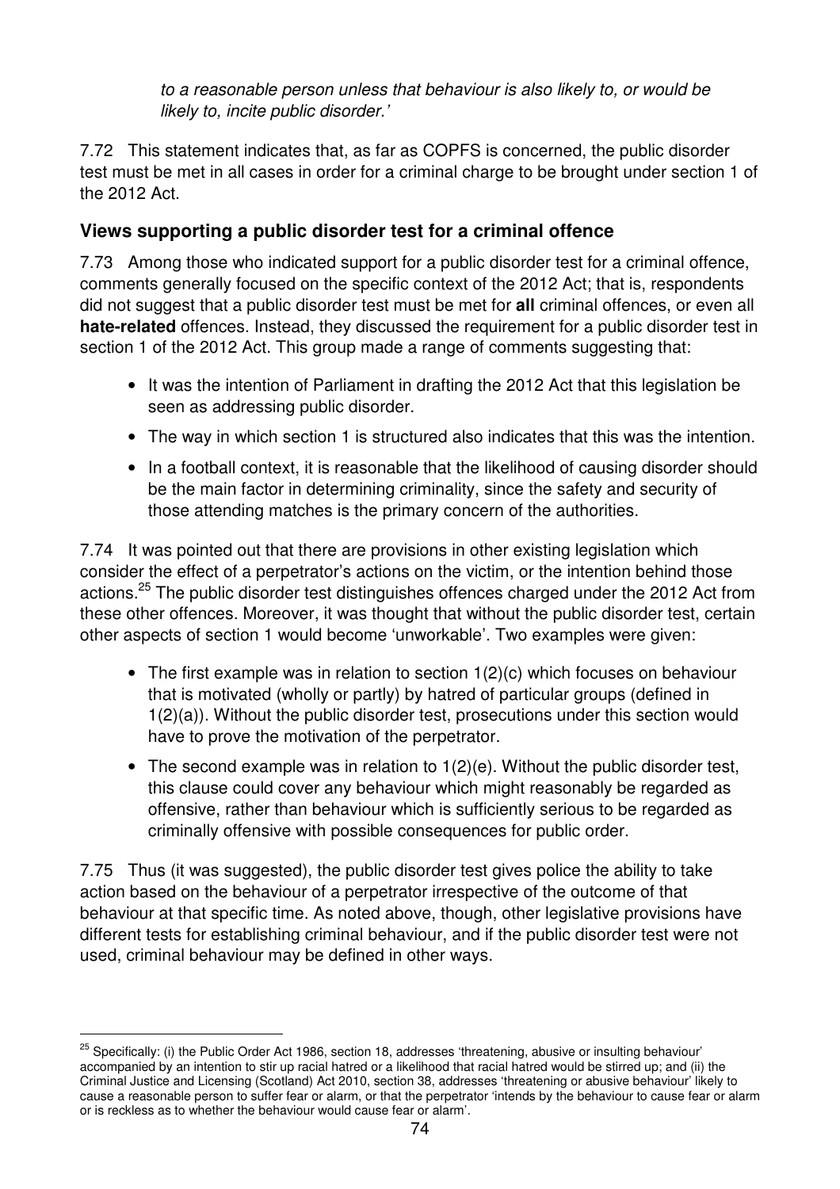*to a reasonable person unless that behaviour is also likely to, or would be likely to, incite public disorder.'*

7.72 This statement indicates that, as far as COPFS is concerned, the public disorder test must be met in all cases in order for a criminal charge to be brought under section 1 of the 2012 Act.

### Views supporting a public disorder test for a criminal offence

7.73 Among those who indicated support for a public disorder test for a criminal offence, comments generally focused on the specific context of the 2012 Act; that is, respondents did not suggest that a public disorder test must be met for **all** criminal offences, or even all **hate-related** offences. Instead, they discussed the requirement for a public disorder test in section 1 of the 2012 Act. This group made a range of comments suggesting that:

- It was the intention of Parliament in drafting the 2012 Act that this legislation be seen as addressing public disorder.
- The way in which section 1 is structured also indicates that this was the intention.
- In a football context, it is reasonable that the likelihood of causing disorder should be the main factor in determining criminality, since the safety and security of those attending matches is the primary concern of the authorities.

7.74 It was pointed out that there are provisions in other existing legislation which consider the effect of a perpetrator's actions on the victim, or the intention behind those actions.[25] The public disorder test distinguishes offences charged under the 2012 Act from these other offences. Moreover, it was thought that without the public disorder test, certain other aspects of section 1 would become 'unworkable'. Two examples were given:

- The first example was in relation to section 1(2)(c) which focuses on behaviour that is motivated (wholly or partly) by hatred of particular groups (defined in 1(2)(a)). Without the public disorder test, prosecutions under this section would have to prove the motivation of the perpetrator.
- The second example was in relation to 1(2)(e). Without the public disorder test, this clause could cover any behaviour which might reasonably be regarded as offensive, rather than behaviour which is sufficiently serious to be regarded as criminally offensive with possible consequences for public order.

7.75 Thus (it was suggested), the public disorder test gives police the ability to take action based on the behaviour of a perpetrator irrespective of the outcome of that behaviour at that specific time. As noted above, though, other legislative provisions have different tests for establishing criminal behaviour, and if the public disorder test were not used, criminal behaviour may be defined in other ways.

[25] Specifically: (i) the Public Order Act 1986, section 18, addresses 'threatening, abusive or insulting behaviour' accompanied by an intention to stir up racial hatred or a likelihood that racial hatred would be stirred up; and (ii) the Criminal Justice and Licensing (Scotland) Act 2010, section 38, addresses 'threatening or abusive behaviour' likely to cause a reasonable person to suffer fear or alarm, or that the perpetrator 'intends by the behaviour to cause fear or alarm or is reckless as to whether the behaviour would cause fear or alarm'.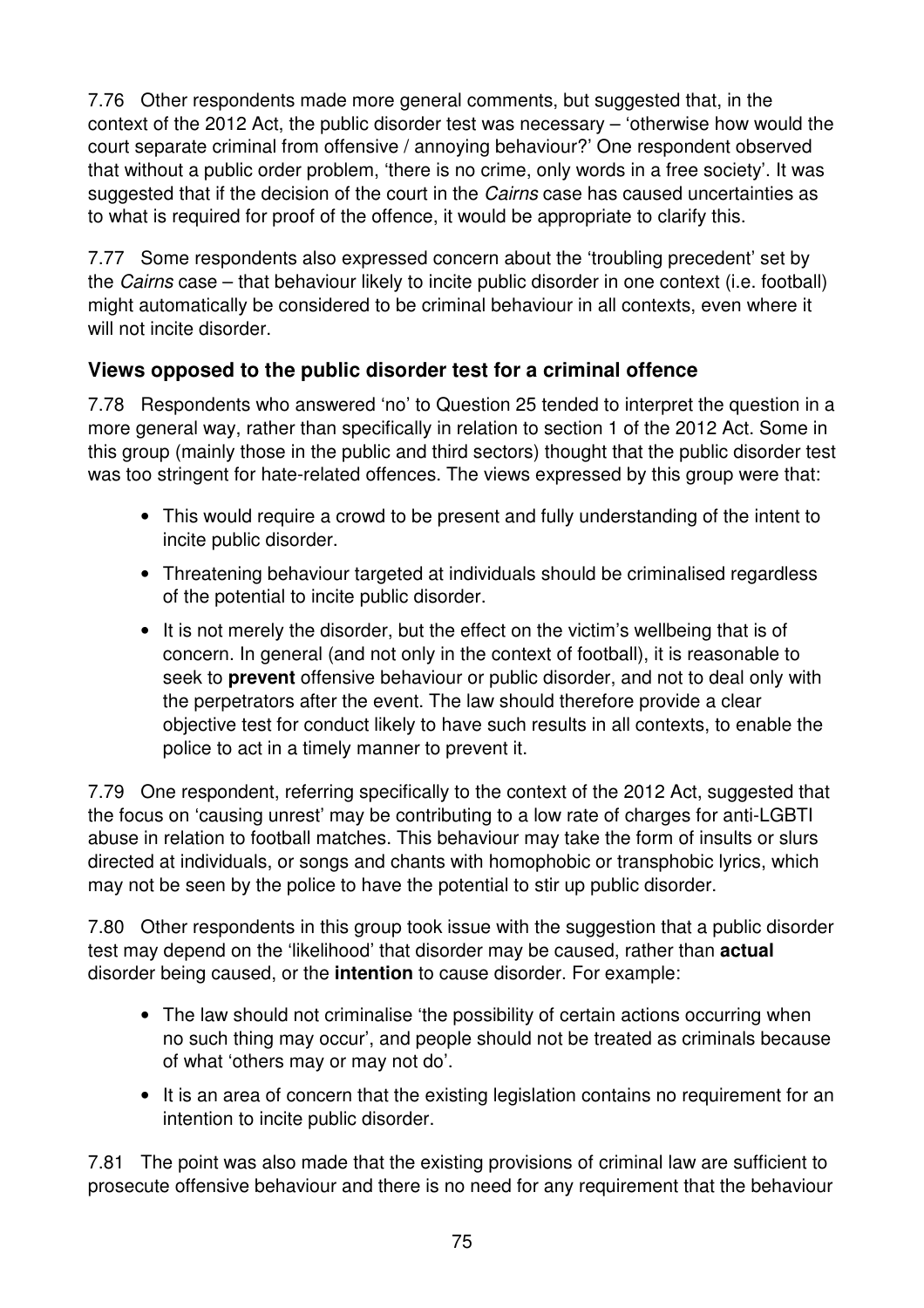7.76 Other respondents made more general comments, but suggested that, in the context of the 2012 Act, the public disorder test was necessary – 'otherwise how would the court separate criminal from offensive / annoying behaviour?' One respondent observed that without a public order problem, 'there is no crime, only words in a free society'. It was suggested that if the decision of the court in the *Cairns* case has caused uncertainties as to what is required for proof of the offence, it would be appropriate to clarify this.

7.77 Some respondents also expressed concern about the 'troubling precedent' set by the *Cairns* case – that behaviour likely to incite public disorder in one context (i.e. football) might automatically be considered to be criminal behaviour in all contexts, even where it will not incite disorder.

### Views opposed to the public disorder test for a criminal offence

7.78 Respondents who answered 'no' to Question 25 tended to interpret the question in a more general way, rather than specifically in relation to section 1 of the 2012 Act. Some in this group (mainly those in the public and third sectors) thought that the public disorder test was too stringent for hate-related offences. The views expressed by this group were that:

- This would require a crowd to be present and fully understanding of the intent to incite public disorder.
- Threatening behaviour targeted at individuals should be criminalised regardless of the potential to incite public disorder.
- It is not merely the disorder, but the effect on the victim's wellbeing that is of concern. In general (and not only in the context of football), it is reasonable to seek to **prevent** offensive behaviour or public disorder, and not to deal only with the perpetrators after the event. The law should therefore provide a clear objective test for conduct likely to have such results in all contexts, to enable the police to act in a timely manner to prevent it.

7.79 One respondent, referring specifically to the context of the 2012 Act, suggested that the focus on 'causing unrest' may be contributing to a low rate of charges for anti-LGBTI abuse in relation to football matches. This behaviour may take the form of insults or slurs directed at individuals, or songs and chants with homophobic or transphobic lyrics, which may not be seen by the police to have the potential to stir up public disorder.

7.80 Other respondents in this group took issue with the suggestion that a public disorder test may depend on the 'likelihood' that disorder may be caused, rather than **actual** disorder being caused, or the **intention** to cause disorder. For example:

- The law should not criminalise 'the possibility of certain actions occurring when no such thing may occur', and people should not be treated as criminals because of what 'others may or may not do'.
- It is an area of concern that the existing legislation contains no requirement for an intention to incite public disorder.

7.81 The point was also made that the existing provisions of criminal law are sufficient to prosecute offensive behaviour and there is no need for any requirement that the behaviour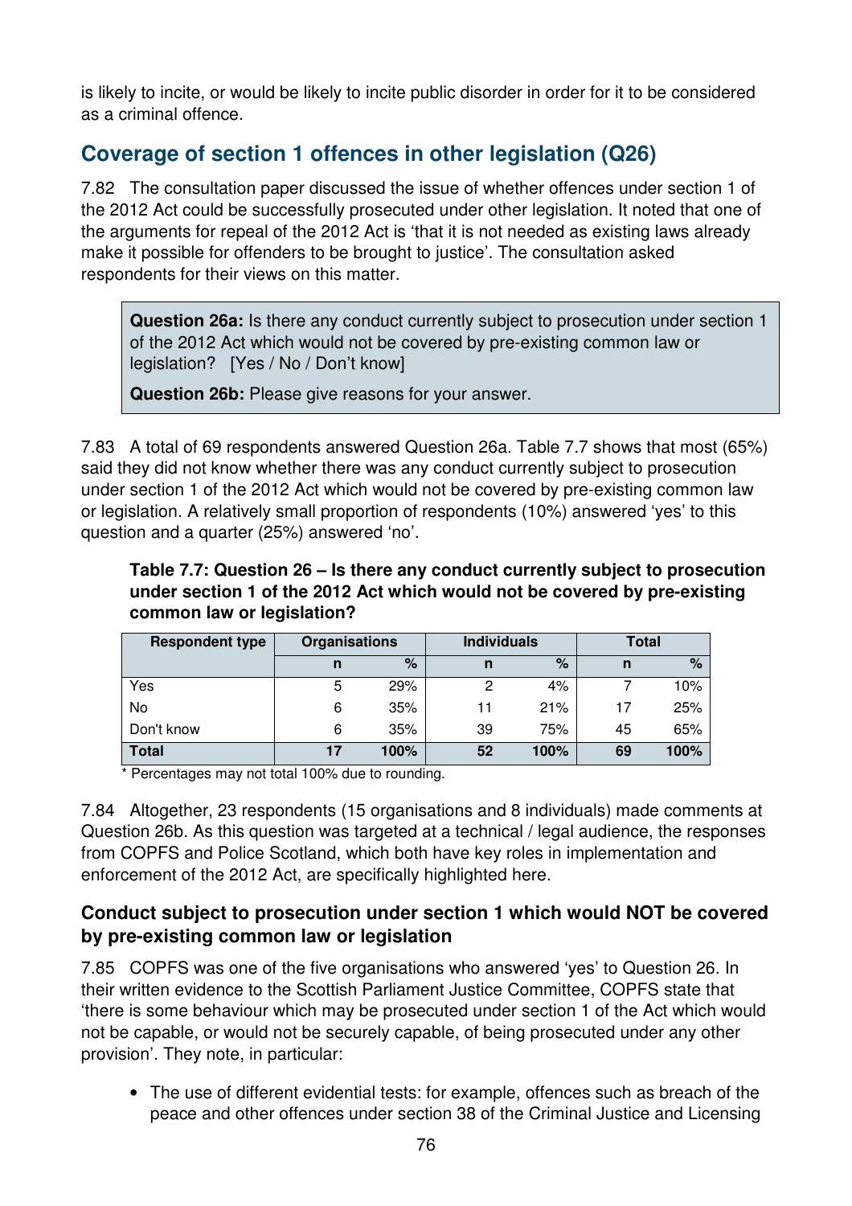is likely to incite, or would be likely to incite public disorder in order for it to be considered as a criminal offence.

## Coverage of section 1 offences in other legislation (Q26)

7.82 The consultation paper discussed the issue of whether offences under section 1 of the 2012 Act could be successfully prosecuted under other legislation. It noted that one of the arguments for repeal of the 2012 Act is 'that it is not needed as existing laws already make it possible for offenders to be brought to justice'. The consultation asked respondents for their views on this matter.

> **Question 26a:** Is there any conduct currently subject to prosecution under section 1 of the 2012 Act which would not be covered by pre-existing common law or legislation? [Yes / No / Don't know]
>
> **Question 26b:** Please give reasons for your answer.

7.83 A total of 69 respondents answered Question 26a. Table 7.7 shows that most (65%) said they did not know whether there was any conduct currently subject to prosecution under section 1 of the 2012 Act which would not be covered by pre-existing common law or legislation. A relatively small proportion of respondents (10%) answered 'yes' to this question and a quarter (25%) answered 'no'.

**Table 7.7: Question 26 – Is there any conduct currently subject to prosecution under section 1 of the 2012 Act which would not be covered by pre-existing common law or legislation?**

| Respondent type | Organisations | | Individuals | | Total | |
|---|---|---|---|---|---|---|
| | n | % | n | % | n | % |
| Yes | 5 | 29% | 2 | 4% | 7 | 10% |
| No | 6 | 35% | 11 | 21% | 17 | 25% |
| Don't know | 6 | 35% | 39 | 75% | 45 | 65% |
| **Total** | **17** | **100%** | **52** | **100%** | **69** | **100%** |

\* Percentages may not total 100% due to rounding.

7.84 Altogether, 23 respondents (15 organisations and 8 individuals) made comments at Question 26b. As this question was targeted at a technical / legal audience, the responses from COPFS and Police Scotland, which both have key roles in implementation and enforcement of the 2012 Act, are specifically highlighted here.

### Conduct subject to prosecution under section 1 which would NOT be covered by pre-existing common law or legislation

7.85 COPFS was one of the five organisations who answered 'yes' to Question 26. In their written evidence to the Scottish Parliament Justice Committee, COPFS state that 'there is some behaviour which may be prosecuted under section 1 of the Act which would not be capable, or would not be securely capable, of being prosecuted under any other provision'. They note, in particular:

- The use of different evidential tests: for example, offences such as breach of the peace and other offences under section 38 of the Criminal Justice and Licensing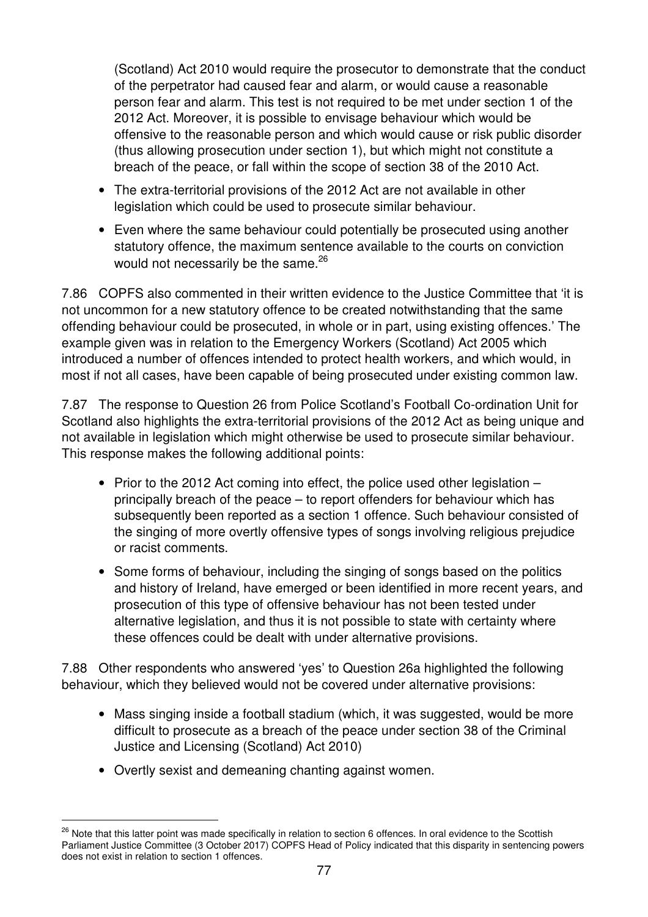(Scotland) Act 2010 would require the prosecutor to demonstrate that the conduct of the perpetrator had caused fear and alarm, or would cause a reasonable person fear and alarm. This test is not required to be met under section 1 of the 2012 Act. Moreover, it is possible to envisage behaviour which would be offensive to the reasonable person and which would cause or risk public disorder (thus allowing prosecution under section 1), but which might not constitute a breach of the peace, or fall within the scope of section 38 of the 2010 Act.

- The extra-territorial provisions of the 2012 Act are not available in other legislation which could be used to prosecute similar behaviour.
- Even where the same behaviour could potentially be prosecuted using another statutory offence, the maximum sentence available to the courts on conviction would not necessarily be the same.[26]

7.86 COPFS also commented in their written evidence to the Justice Committee that 'it is not uncommon for a new statutory offence to be created notwithstanding that the same offending behaviour could be prosecuted, in whole or in part, using existing offences.' The example given was in relation to the Emergency Workers (Scotland) Act 2005 which introduced a number of offences intended to protect health workers, and which would, in most if not all cases, have been capable of being prosecuted under existing common law.

7.87 The response to Question 26 from Police Scotland's Football Co-ordination Unit for Scotland also highlights the extra-territorial provisions of the 2012 Act as being unique and not available in legislation which might otherwise be used to prosecute similar behaviour. This response makes the following additional points:

- Prior to the 2012 Act coming into effect, the police used other legislation – principally breach of the peace – to report offenders for behaviour which has subsequently been reported as a section 1 offence. Such behaviour consisted of the singing of more overtly offensive types of songs involving religious prejudice or racist comments.
- Some forms of behaviour, including the singing of songs based on the politics and history of Ireland, have emerged or been identified in more recent years, and prosecution of this type of offensive behaviour has not been tested under alternative legislation, and thus it is not possible to state with certainty where these offences could be dealt with under alternative provisions.

7.88 Other respondents who answered 'yes' to Question 26a highlighted the following behaviour, which they believed would not be covered under alternative provisions:

- Mass singing inside a football stadium (which, it was suggested, would be more difficult to prosecute as a breach of the peace under section 38 of the Criminal Justice and Licensing (Scotland) Act 2010)
- Overtly sexist and demeaning chanting against women.

[26] Note that this latter point was made specifically in relation to section 6 offences. In oral evidence to the Scottish Parliament Justice Committee (3 October 2017) COPFS Head of Policy indicated that this disparity in sentencing powers does not exist in relation to section 1 offences.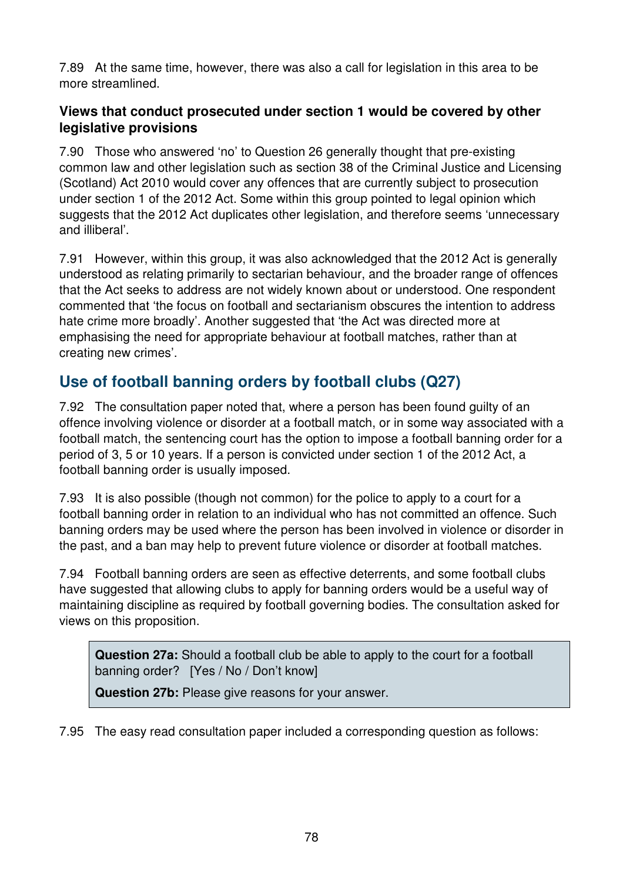7.89 At the same time, however, there was also a call for legislation in this area to be more streamlined.

### Views that conduct prosecuted under section 1 would be covered by other legislative provisions

7.90 Those who answered 'no' to Question 26 generally thought that pre-existing common law and other legislation such as section 38 of the Criminal Justice and Licensing (Scotland) Act 2010 would cover any offences that are currently subject to prosecution under section 1 of the 2012 Act. Some within this group pointed to legal opinion which suggests that the 2012 Act duplicates other legislation, and therefore seems 'unnecessary and illiberal'.

7.91 However, within this group, it was also acknowledged that the 2012 Act is generally understood as relating primarily to sectarian behaviour, and the broader range of offences that the Act seeks to address are not widely known about or understood. One respondent commented that 'the focus on football and sectarianism obscures the intention to address hate crime more broadly'. Another suggested that 'the Act was directed more at emphasising the need for appropriate behaviour at football matches, rather than at creating new crimes'.

## Use of football banning orders by football clubs (Q27)

7.92 The consultation paper noted that, where a person has been found guilty of an offence involving violence or disorder at a football match, or in some way associated with a football match, the sentencing court has the option to impose a football banning order for a period of 3, 5 or 10 years. If a person is convicted under section 1 of the 2012 Act, a football banning order is usually imposed.

7.93 It is also possible (though not common) for the police to apply to a court for a football banning order in relation to an individual who has not committed an offence. Such banning orders may be used where the person has been involved in violence or disorder in the past, and a ban may help to prevent future violence or disorder at football matches.

7.94 Football banning orders are seen as effective deterrents, and some football clubs have suggested that allowing clubs to apply for banning orders would be a useful way of maintaining discipline as required by football governing bodies. The consultation asked for views on this proposition.

> **Question 27a:** Should a football club be able to apply to the court for a football banning order? [Yes / No / Don't know]
>
> **Question 27b:** Please give reasons for your answer.

7.95 The easy read consultation paper included a corresponding question as follows: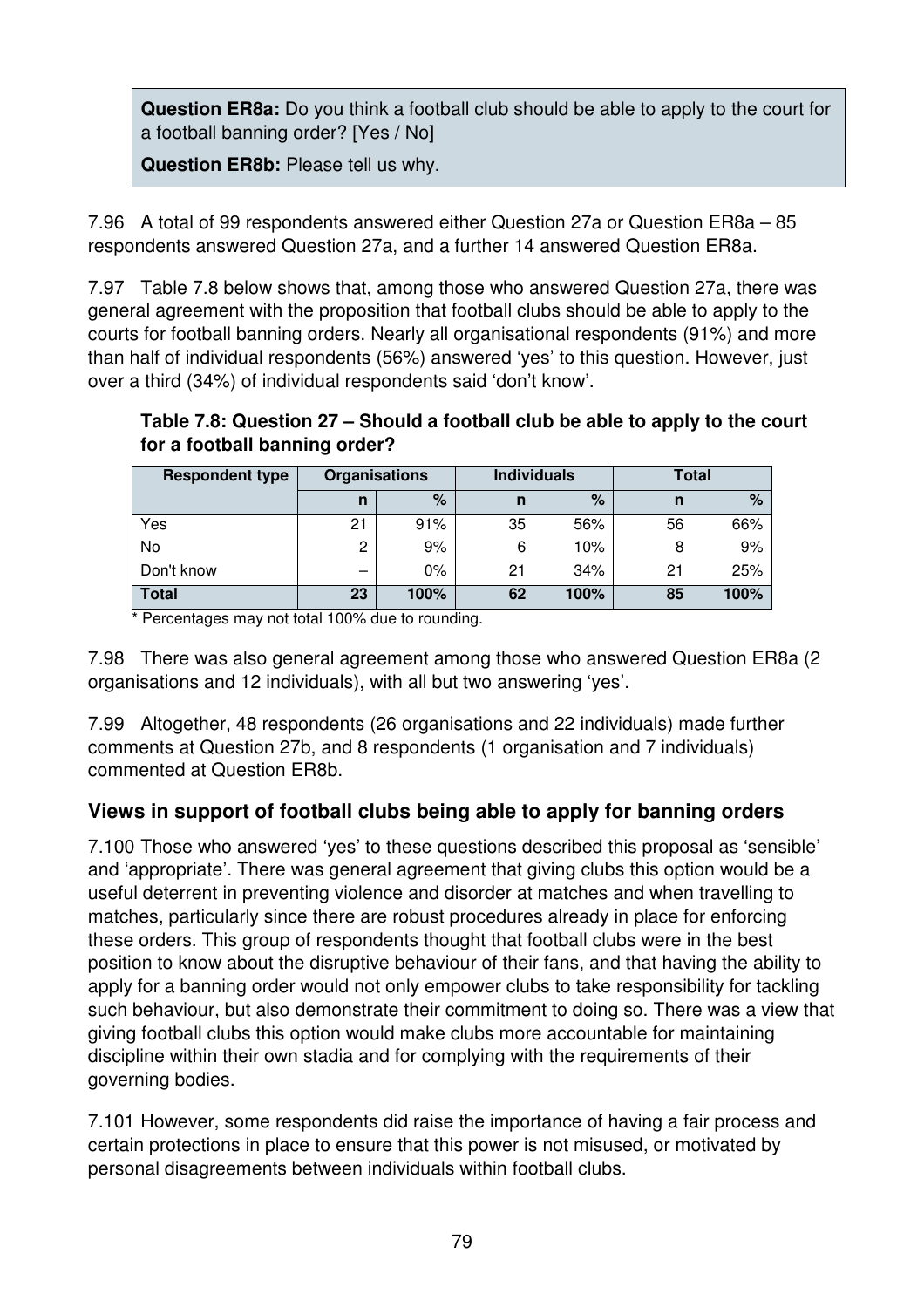**Question ER8a:** Do you think a football club should be able to apply to the court for a football banning order? [Yes / No]

**Question ER8b:** Please tell us why.

7.96 A total of 99 respondents answered either Question 27a or Question ER8a – 85 respondents answered Question 27a, and a further 14 answered Question ER8a.

7.97 Table 7.8 below shows that, among those who answered Question 27a, there was general agreement with the proposition that football clubs should be able to apply to the courts for football banning orders. Nearly all organisational respondents (91%) and more than half of individual respondents (56%) answered 'yes' to this question. However, just over a third (34%) of individual respondents said 'don't know'.

**Table 7.8: Question 27 – Should a football club be able to apply to the court for a football banning order?**

| Respondent type | Organisations | | Individuals | | Total | |
|---|---|---|---|---|---|---|
| | n | % | n | % | n | % |
| Yes | 21 | 91% | 35 | 56% | 56 | 66% |
| No | 2 | 9% | 6 | 10% | 8 | 9% |
| Don't know | – | 0% | 21 | 34% | 21 | 25% |
| **Total** | **23** | **100%** | **62** | **100%** | **85** | **100%** |

* Percentages may not total 100% due to rounding.

7.98 There was also general agreement among those who answered Question ER8a (2 organisations and 12 individuals), with all but two answering 'yes'.

7.99 Altogether, 48 respondents (26 organisations and 22 individuals) made further comments at Question 27b, and 8 respondents (1 organisation and 7 individuals) commented at Question ER8b.

## Views in support of football clubs being able to apply for banning orders

7.100 Those who answered 'yes' to these questions described this proposal as 'sensible' and 'appropriate'. There was general agreement that giving clubs this option would be a useful deterrent in preventing violence and disorder at matches and when travelling to matches, particularly since there are robust procedures already in place for enforcing these orders. This group of respondents thought that football clubs were in the best position to know about the disruptive behaviour of their fans, and that having the ability to apply for a banning order would not only empower clubs to take responsibility for tackling such behaviour, but also demonstrate their commitment to doing so. There was a view that giving football clubs this option would make clubs more accountable for maintaining discipline within their own stadia and for complying with the requirements of their governing bodies.

7.101 However, some respondents did raise the importance of having a fair process and certain protections in place to ensure that this power is not misused, or motivated by personal disagreements between individuals within football clubs.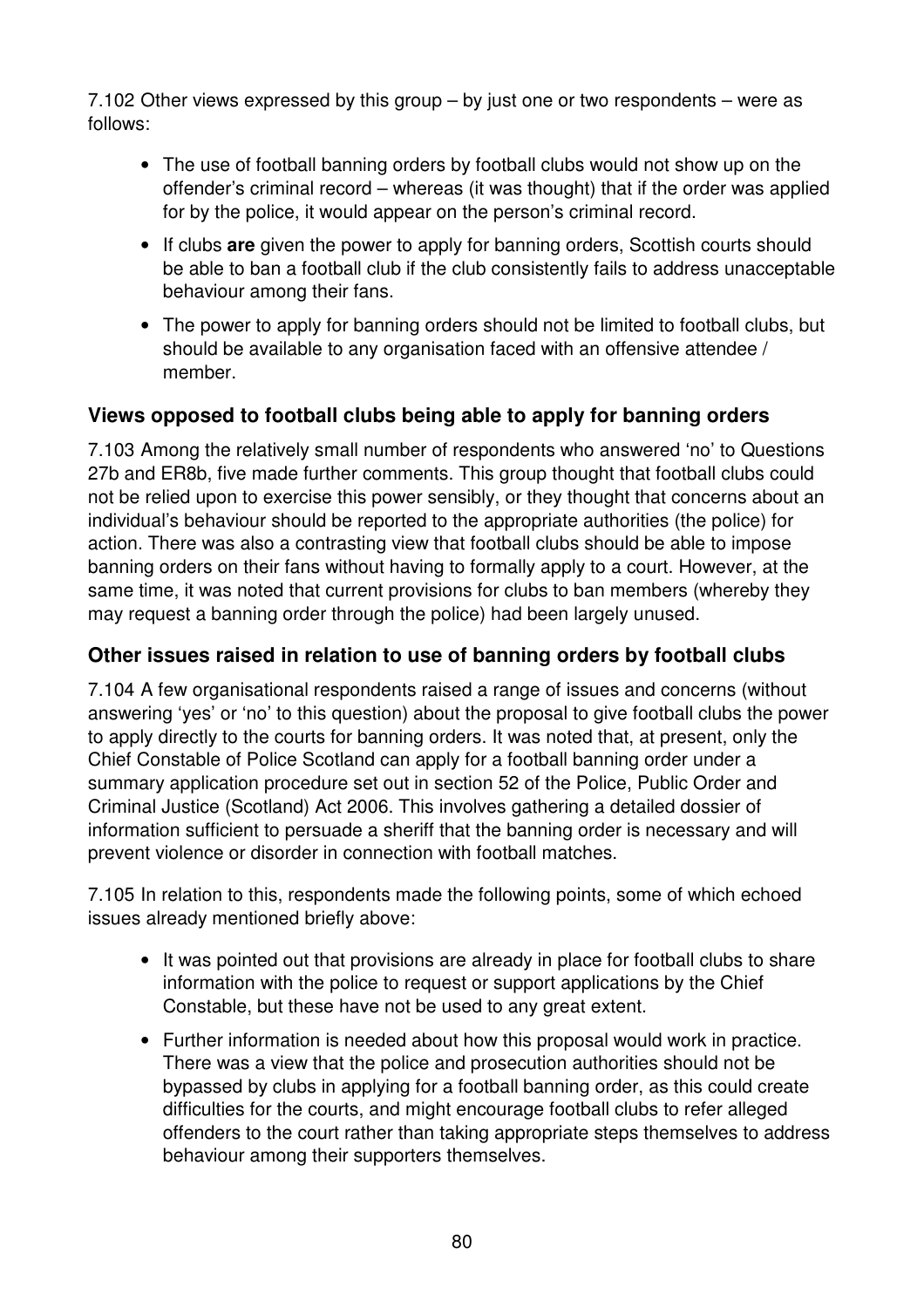7.102 Other views expressed by this group – by just one or two respondents – were as follows:

- The use of football banning orders by football clubs would not show up on the offender's criminal record – whereas (it was thought) that if the order was applied for by the police, it would appear on the person's criminal record.
- If clubs **are** given the power to apply for banning orders, Scottish courts should be able to ban a football club if the club consistently fails to address unacceptable behaviour among their fans.
- The power to apply for banning orders should not be limited to football clubs, but should be available to any organisation faced with an offensive attendee / member.

### Views opposed to football clubs being able to apply for banning orders

7.103 Among the relatively small number of respondents who answered 'no' to Questions 27b and ER8b, five made further comments. This group thought that football clubs could not be relied upon to exercise this power sensibly, or they thought that concerns about an individual's behaviour should be reported to the appropriate authorities (the police) for action. There was also a contrasting view that football clubs should be able to impose banning orders on their fans without having to formally apply to a court. However, at the same time, it was noted that current provisions for clubs to ban members (whereby they may request a banning order through the police) had been largely unused.

### Other issues raised in relation to use of banning orders by football clubs

7.104 A few organisational respondents raised a range of issues and concerns (without answering 'yes' or 'no' to this question) about the proposal to give football clubs the power to apply directly to the courts for banning orders. It was noted that, at present, only the Chief Constable of Police Scotland can apply for a football banning order under a summary application procedure set out in section 52 of the Police, Public Order and Criminal Justice (Scotland) Act 2006. This involves gathering a detailed dossier of information sufficient to persuade a sheriff that the banning order is necessary and will prevent violence or disorder in connection with football matches.

7.105 In relation to this, respondents made the following points, some of which echoed issues already mentioned briefly above:

- It was pointed out that provisions are already in place for football clubs to share information with the police to request or support applications by the Chief Constable, but these have not be used to any great extent.
- Further information is needed about how this proposal would work in practice. There was a view that the police and prosecution authorities should not be bypassed by clubs in applying for a football banning order, as this could create difficulties for the courts, and might encourage football clubs to refer alleged offenders to the court rather than taking appropriate steps themselves to address behaviour among their supporters themselves.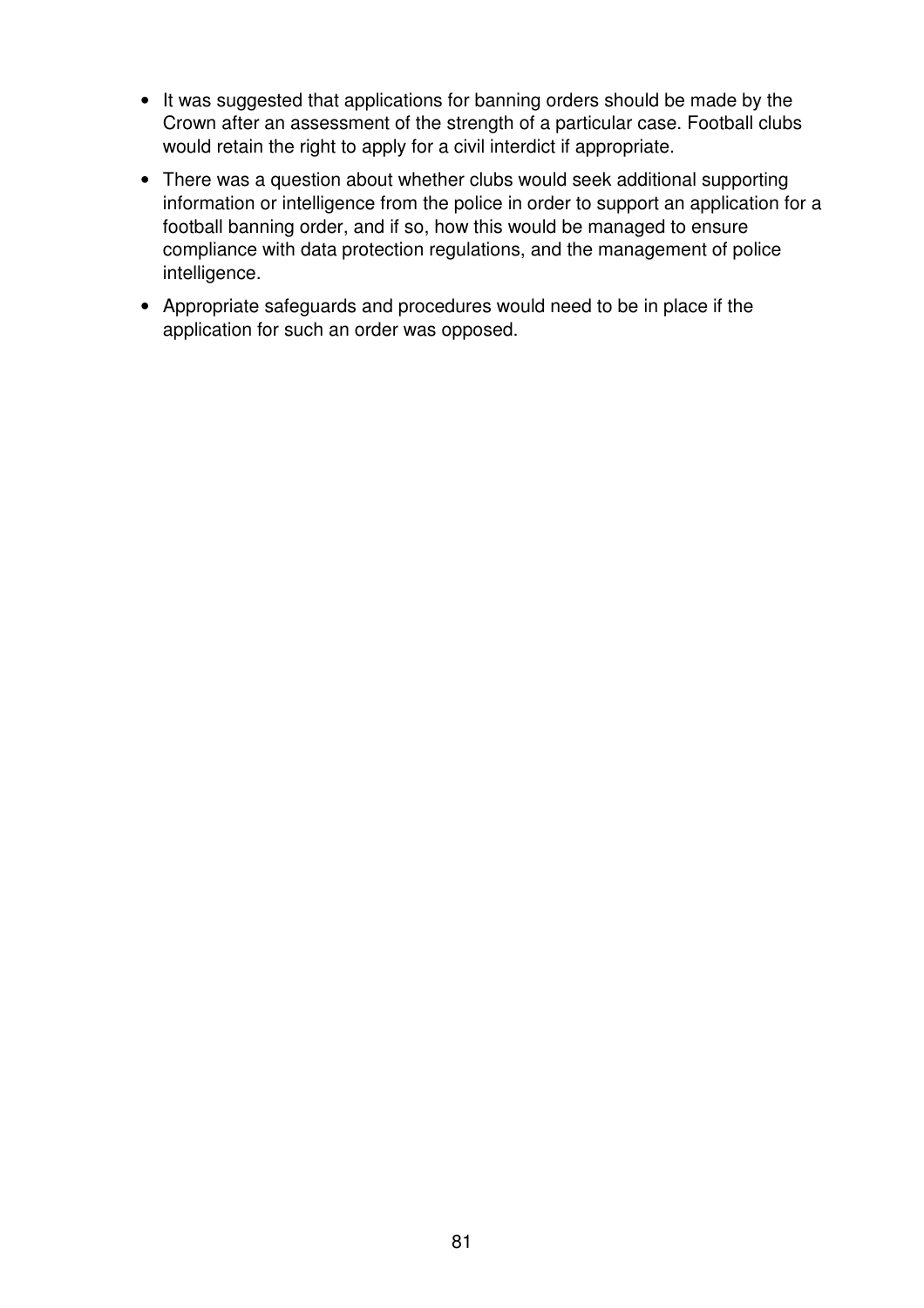- It was suggested that applications for banning orders should be made by the Crown after an assessment of the strength of a particular case. Football clubs would retain the right to apply for a civil interdict if appropriate.
- There was a question about whether clubs would seek additional supporting information or intelligence from the police in order to support an application for a football banning order, and if so, how this would be managed to ensure compliance with data protection regulations, and the management of police intelligence.
- Appropriate safeguards and procedures would need to be in place if the application for such an order was opposed.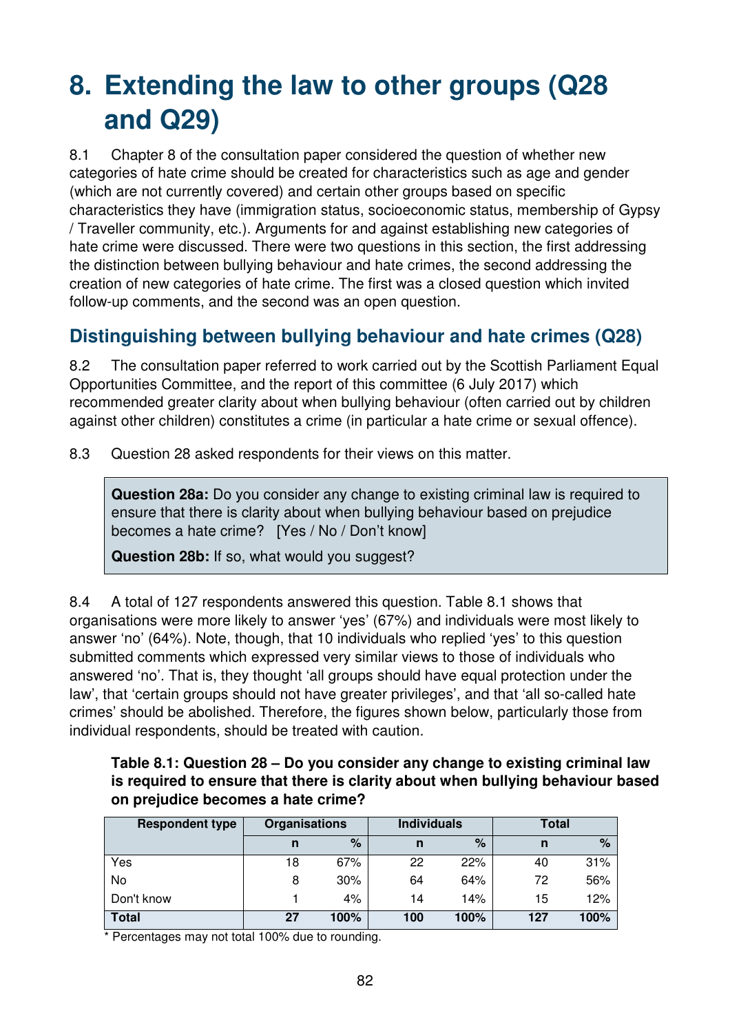# 8. Extending the law to other groups (Q28 and Q29)

8.1 Chapter 8 of the consultation paper considered the question of whether new categories of hate crime should be created for characteristics such as age and gender (which are not currently covered) and certain other groups based on specific characteristics they have (immigration status, socioeconomic status, membership of Gypsy / Traveller community, etc.). Arguments for and against establishing new categories of hate crime were discussed. There were two questions in this section, the first addressing the distinction between bullying behaviour and hate crimes, the second addressing the creation of new categories of hate crime. The first was a closed question which invited follow-up comments, and the second was an open question.

## Distinguishing between bullying behaviour and hate crimes (Q28)

8.2 The consultation paper referred to work carried out by the Scottish Parliament Equal Opportunities Committee, and the report of this committee (6 July 2017) which recommended greater clarity about when bullying behaviour (often carried out by children against other children) constitutes a crime (in particular a hate crime or sexual offence).

8.3 Question 28 asked respondents for their views on this matter.

> **Question 28a:** Do you consider any change to existing criminal law is required to ensure that there is clarity about when bullying behaviour based on prejudice becomes a hate crime? [Yes / No / Don't know]
>
> **Question 28b:** If so, what would you suggest?

8.4 A total of 127 respondents answered this question. Table 8.1 shows that organisations were more likely to answer 'yes' (67%) and individuals were most likely to answer 'no' (64%). Note, though, that 10 individuals who replied 'yes' to this question submitted comments which expressed very similar views to those of individuals who answered 'no'. That is, they thought 'all groups should have equal protection under the law', that 'certain groups should not have greater privileges', and that 'all so-called hate crimes' should be abolished. Therefore, the figures shown below, particularly those from individual respondents, should be treated with caution.

**Table 8.1: Question 28 – Do you consider any change to existing criminal law is required to ensure that there is clarity about when bullying behaviour based on prejudice becomes a hate crime?**

| Respondent type | Organisations | | Individuals | | Total | |
|---|---|---|---|---|---|---|
| | n | % | n | % | n | % |
| Yes | 18 | 67% | 22 | 22% | 40 | 31% |
| No | 8 | 30% | 64 | 64% | 72 | 56% |
| Don't know | 1 | 4% | 14 | 14% | 15 | 12% |
| **Total** | **27** | **100%** | **100** | **100%** | **127** | **100%** |

\* Percentages may not total 100% due to rounding.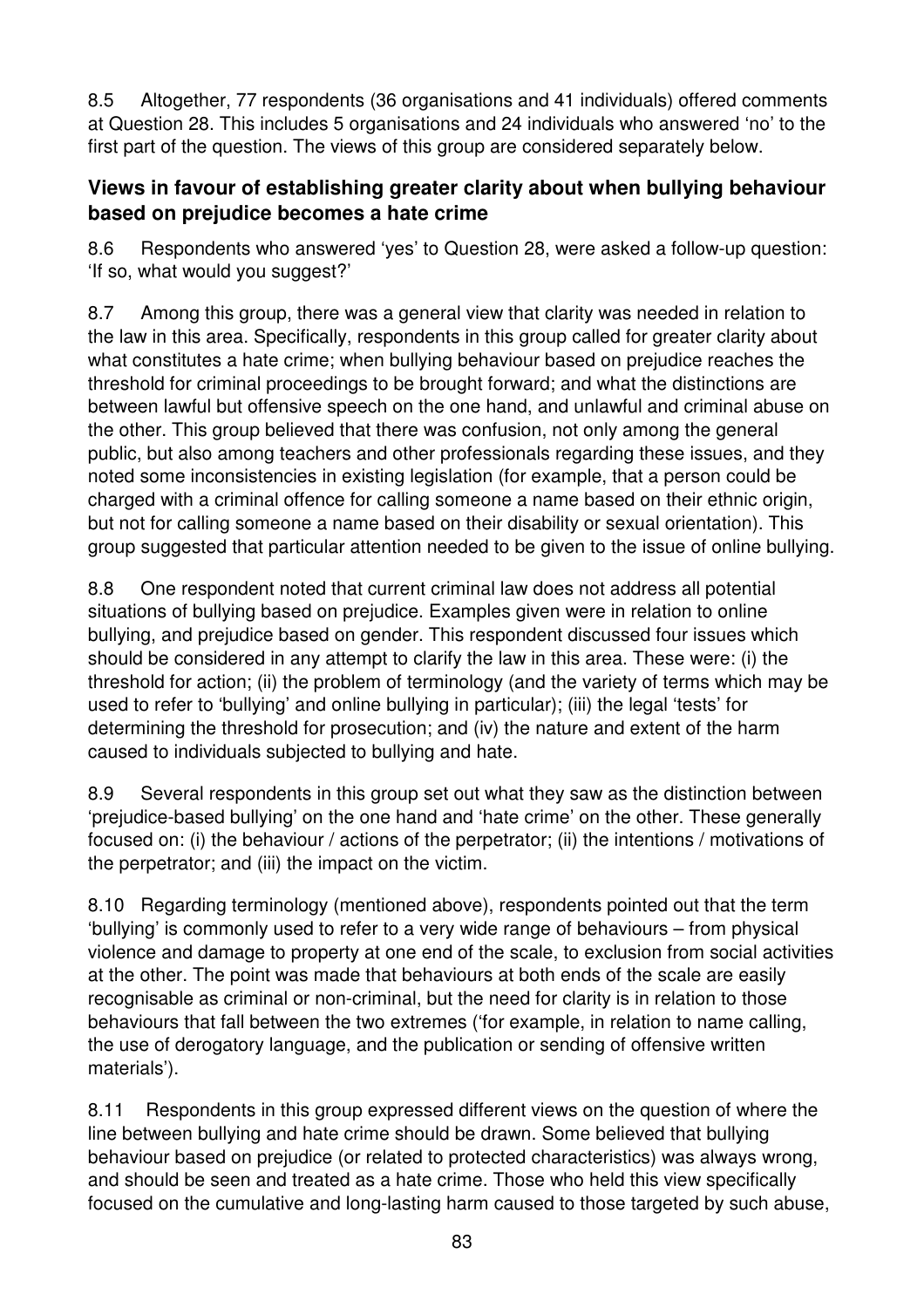8.5 Altogether, 77 respondents (36 organisations and 41 individuals) offered comments at Question 28. This includes 5 organisations and 24 individuals who answered 'no' to the first part of the question. The views of this group are considered separately below.

### Views in favour of establishing greater clarity about when bullying behaviour based on prejudice becomes a hate crime

8.6 Respondents who answered 'yes' to Question 28, were asked a follow-up question: 'If so, what would you suggest?'

8.7 Among this group, there was a general view that clarity was needed in relation to the law in this area. Specifically, respondents in this group called for greater clarity about what constitutes a hate crime; when bullying behaviour based on prejudice reaches the threshold for criminal proceedings to be brought forward; and what the distinctions are between lawful but offensive speech on the one hand, and unlawful and criminal abuse on the other. This group believed that there was confusion, not only among the general public, but also among teachers and other professionals regarding these issues, and they noted some inconsistencies in existing legislation (for example, that a person could be charged with a criminal offence for calling someone a name based on their ethnic origin, but not for calling someone a name based on their disability or sexual orientation). This group suggested that particular attention needed to be given to the issue of online bullying.

8.8 One respondent noted that current criminal law does not address all potential situations of bullying based on prejudice. Examples given were in relation to online bullying, and prejudice based on gender. This respondent discussed four issues which should be considered in any attempt to clarify the law in this area. These were: (i) the threshold for action; (ii) the problem of terminology (and the variety of terms which may be used to refer to 'bullying' and online bullying in particular); (iii) the legal 'tests' for determining the threshold for prosecution; and (iv) the nature and extent of the harm caused to individuals subjected to bullying and hate.

8.9 Several respondents in this group set out what they saw as the distinction between 'prejudice-based bullying' on the one hand and 'hate crime' on the other. These generally focused on: (i) the behaviour / actions of the perpetrator; (ii) the intentions / motivations of the perpetrator; and (iii) the impact on the victim.

8.10 Regarding terminology (mentioned above), respondents pointed out that the term 'bullying' is commonly used to refer to a very wide range of behaviours – from physical violence and damage to property at one end of the scale, to exclusion from social activities at the other. The point was made that behaviours at both ends of the scale are easily recognisable as criminal or non-criminal, but the need for clarity is in relation to those behaviours that fall between the two extremes ('for example, in relation to name calling, the use of derogatory language, and the publication or sending of offensive written materials').

8.11 Respondents in this group expressed different views on the question of where the line between bullying and hate crime should be drawn. Some believed that bullying behaviour based on prejudice (or related to protected characteristics) was always wrong, and should be seen and treated as a hate crime. Those who held this view specifically focused on the cumulative and long-lasting harm caused to those targeted by such abuse,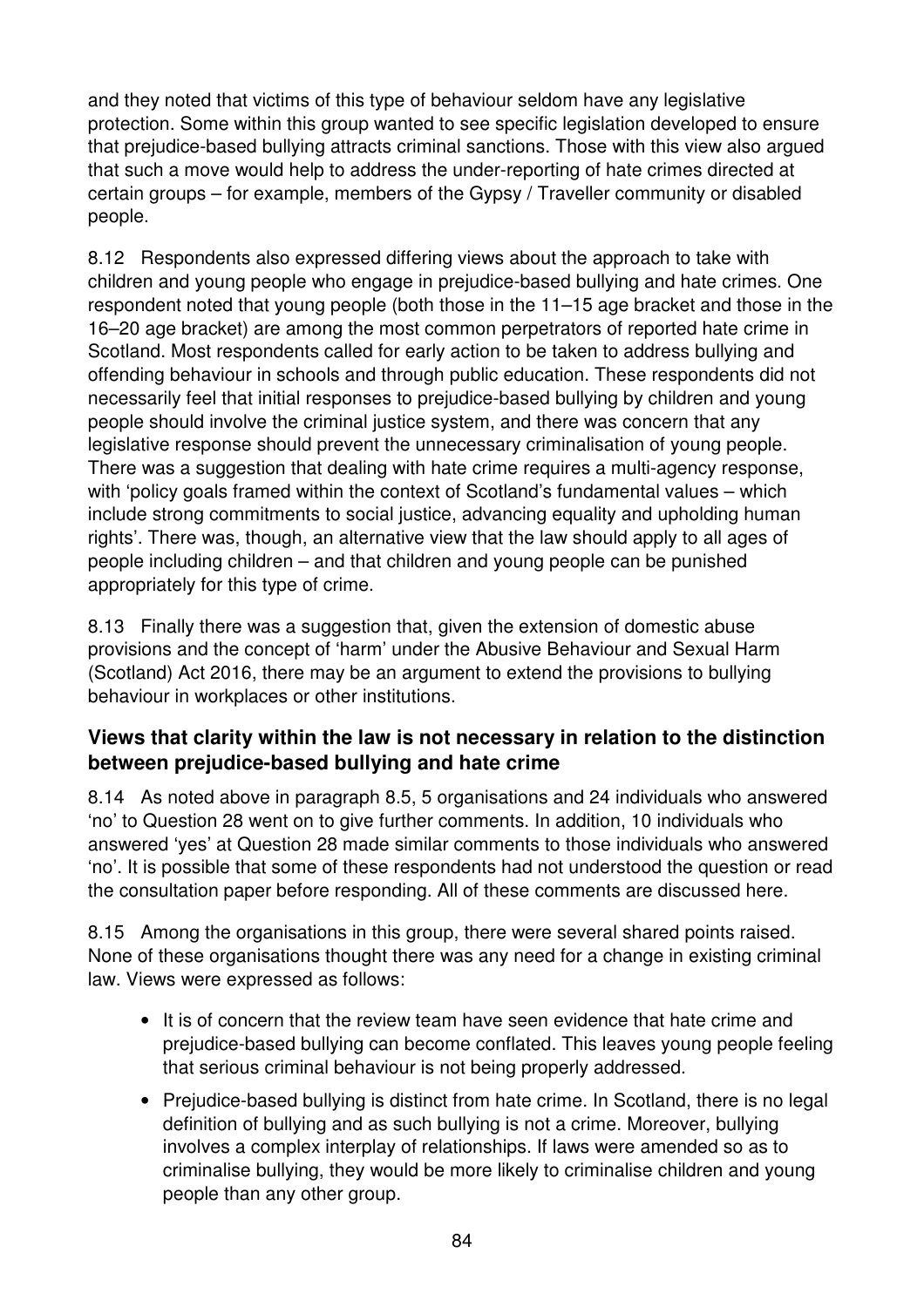and they noted that victims of this type of behaviour seldom have any legislative protection. Some within this group wanted to see specific legislation developed to ensure that prejudice-based bullying attracts criminal sanctions. Those with this view also argued that such a move would help to address the under-reporting of hate crimes directed at certain groups – for example, members of the Gypsy / Traveller community or disabled people.

8.12 Respondents also expressed differing views about the approach to take with children and young people who engage in prejudice-based bullying and hate crimes. One respondent noted that young people (both those in the 11–15 age bracket and those in the 16–20 age bracket) are among the most common perpetrators of reported hate crime in Scotland. Most respondents called for early action to be taken to address bullying and offending behaviour in schools and through public education. These respondents did not necessarily feel that initial responses to prejudice-based bullying by children and young people should involve the criminal justice system, and there was concern that any legislative response should prevent the unnecessary criminalisation of young people. There was a suggestion that dealing with hate crime requires a multi-agency response, with 'policy goals framed within the context of Scotland's fundamental values – which include strong commitments to social justice, advancing equality and upholding human rights'. There was, though, an alternative view that the law should apply to all ages of people including children – and that children and young people can be punished appropriately for this type of crime.

8.13 Finally there was a suggestion that, given the extension of domestic abuse provisions and the concept of 'harm' under the Abusive Behaviour and Sexual Harm (Scotland) Act 2016, there may be an argument to extend the provisions to bullying behaviour in workplaces or other institutions.

### Views that clarity within the law is not necessary in relation to the distinction between prejudice-based bullying and hate crime

8.14 As noted above in paragraph 8.5, 5 organisations and 24 individuals who answered 'no' to Question 28 went on to give further comments. In addition, 10 individuals who answered 'yes' at Question 28 made similar comments to those individuals who answered 'no'. It is possible that some of these respondents had not understood the question or read the consultation paper before responding. All of these comments are discussed here.

8.15 Among the organisations in this group, there were several shared points raised. None of these organisations thought there was any need for a change in existing criminal law. Views were expressed as follows:

- It is of concern that the review team have seen evidence that hate crime and prejudice-based bullying can become conflated. This leaves young people feeling that serious criminal behaviour is not being properly addressed.
- Prejudice-based bullying is distinct from hate crime. In Scotland, there is no legal definition of bullying and as such bullying is not a crime. Moreover, bullying involves a complex interplay of relationships. If laws were amended so as to criminalise bullying, they would be more likely to criminalise children and young people than any other group.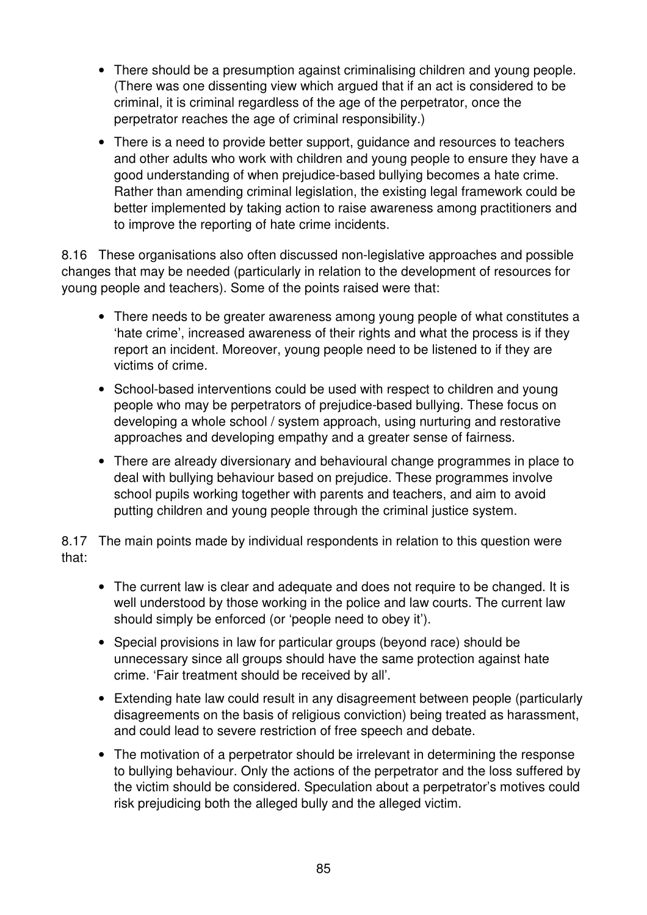- There should be a presumption against criminalising children and young people. (There was one dissenting view which argued that if an act is considered to be criminal, it is criminal regardless of the age of the perpetrator, once the perpetrator reaches the age of criminal responsibility.)
- There is a need to provide better support, guidance and resources to teachers and other adults who work with children and young people to ensure they have a good understanding of when prejudice-based bullying becomes a hate crime. Rather than amending criminal legislation, the existing legal framework could be better implemented by taking action to raise awareness among practitioners and to improve the reporting of hate crime incidents.

8.16 These organisations also often discussed non-legislative approaches and possible changes that may be needed (particularly in relation to the development of resources for young people and teachers). Some of the points raised were that:

- There needs to be greater awareness among young people of what constitutes a 'hate crime', increased awareness of their rights and what the process is if they report an incident. Moreover, young people need to be listened to if they are victims of crime.
- School-based interventions could be used with respect to children and young people who may be perpetrators of prejudice-based bullying. These focus on developing a whole school / system approach, using nurturing and restorative approaches and developing empathy and a greater sense of fairness.
- There are already diversionary and behavioural change programmes in place to deal with bullying behaviour based on prejudice. These programmes involve school pupils working together with parents and teachers, and aim to avoid putting children and young people through the criminal justice system.

8.17 The main points made by individual respondents in relation to this question were that:

- The current law is clear and adequate and does not require to be changed. It is well understood by those working in the police and law courts. The current law should simply be enforced (or 'people need to obey it').
- Special provisions in law for particular groups (beyond race) should be unnecessary since all groups should have the same protection against hate crime. 'Fair treatment should be received by all'.
- Extending hate law could result in any disagreement between people (particularly disagreements on the basis of religious conviction) being treated as harassment, and could lead to severe restriction of free speech and debate.
- The motivation of a perpetrator should be irrelevant in determining the response to bullying behaviour. Only the actions of the perpetrator and the loss suffered by the victim should be considered. Speculation about a perpetrator's motives could risk prejudicing both the alleged bully and the alleged victim.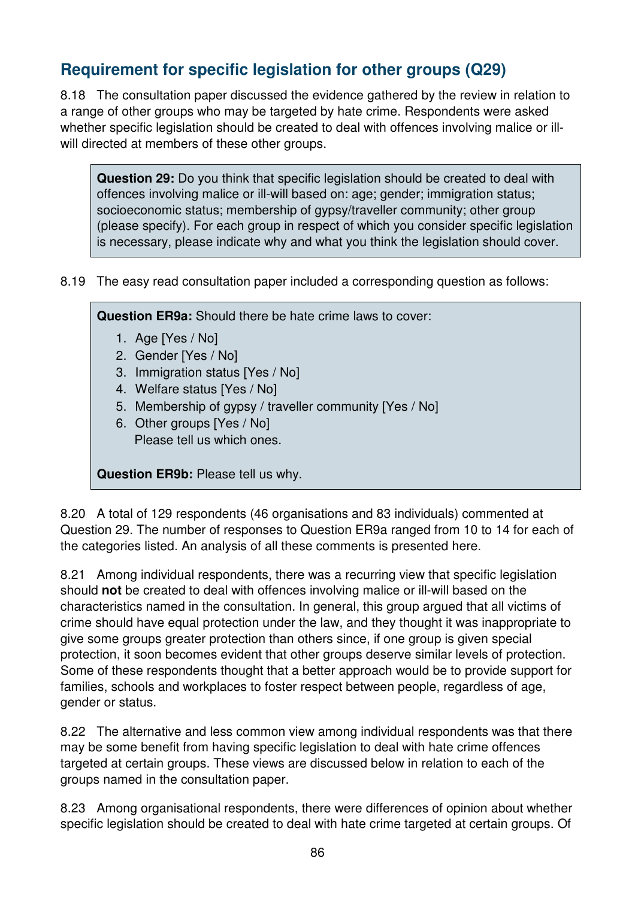## Requirement for specific legislation for other groups (Q29)

8.18 The consultation paper discussed the evidence gathered by the review in relation to a range of other groups who may be targeted by hate crime. Respondents were asked whether specific legislation should be created to deal with offences involving malice or ill-will directed at members of these other groups.

> **Question 29:** Do you think that specific legislation should be created to deal with offences involving malice or ill-will based on: age; gender; immigration status; socioeconomic status; membership of gypsy/traveller community; other group (please specify). For each group in respect of which you consider specific legislation is necessary, please indicate why and what you think the legislation should cover.

8.19 The easy read consultation paper included a corresponding question as follows:

> **Question ER9a:** Should there be hate crime laws to cover:
>
> 1. Age [Yes / No]
> 2. Gender [Yes / No]
> 3. Immigration status [Yes / No]
> 4. Welfare status [Yes / No]
> 5. Membership of gypsy / traveller community [Yes / No]
> 6. Other groups [Yes / No]
>    Please tell us which ones.
>
> **Question ER9b:** Please tell us why.

8.20 A total of 129 respondents (46 organisations and 83 individuals) commented at Question 29. The number of responses to Question ER9a ranged from 10 to 14 for each of the categories listed. An analysis of all these comments is presented here.

8.21 Among individual respondents, there was a recurring view that specific legislation should **not** be created to deal with offences involving malice or ill-will based on the characteristics named in the consultation. In general, this group argued that all victims of crime should have equal protection under the law, and they thought it was inappropriate to give some groups greater protection than others since, if one group is given special protection, it soon becomes evident that other groups deserve similar levels of protection. Some of these respondents thought that a better approach would be to provide support for families, schools and workplaces to foster respect between people, regardless of age, gender or status.

8.22 The alternative and less common view among individual respondents was that there may be some benefit from having specific legislation to deal with hate crime offences targeted at certain groups. These views are discussed below in relation to each of the groups named in the consultation paper.

8.23 Among organisational respondents, there were differences of opinion about whether specific legislation should be created to deal with hate crime targeted at certain groups. Of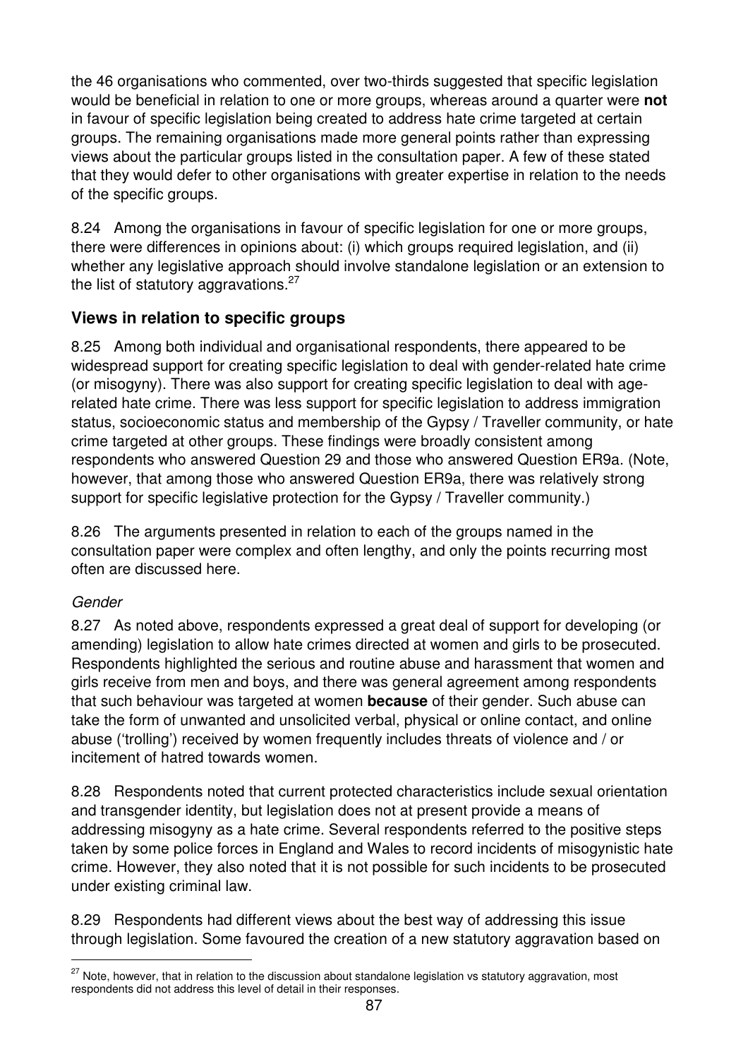the 46 organisations who commented, over two-thirds suggested that specific legislation would be beneficial in relation to one or more groups, whereas around a quarter were **not** in favour of specific legislation being created to address hate crime targeted at certain groups. The remaining organisations made more general points rather than expressing views about the particular groups listed in the consultation paper. A few of these stated that they would defer to other organisations with greater expertise in relation to the needs of the specific groups.

8.24 Among the organisations in favour of specific legislation for one or more groups, there were differences in opinions about: (i) which groups required legislation, and (ii) whether any legislative approach should involve standalone legislation or an extension to the list of statutory aggravations.[27]

## Views in relation to specific groups

8.25 Among both individual and organisational respondents, there appeared to be widespread support for creating specific legislation to deal with gender-related hate crime (or misogyny). There was also support for creating specific legislation to deal with age-related hate crime. There was less support for specific legislation to address immigration status, socioeconomic status and membership of the Gypsy / Traveller community, or hate crime targeted at other groups. These findings were broadly consistent among respondents who answered Question 29 and those who answered Question ER9a. (Note, however, that among those who answered Question ER9a, there was relatively strong support for specific legislative protection for the Gypsy / Traveller community.)

8.26 The arguments presented in relation to each of the groups named in the consultation paper were complex and often lengthy, and only the points recurring most often are discussed here.

### *Gender*

8.27 As noted above, respondents expressed a great deal of support for developing (or amending) legislation to allow hate crimes directed at women and girls to be prosecuted. Respondents highlighted the serious and routine abuse and harassment that women and girls receive from men and boys, and there was general agreement among respondents that such behaviour was targeted at women **because** of their gender. Such abuse can take the form of unwanted and unsolicited verbal, physical or online contact, and online abuse ('trolling') received by women frequently includes threats of violence and / or incitement of hatred towards women.

8.28 Respondents noted that current protected characteristics include sexual orientation and transgender identity, but legislation does not at present provide a means of addressing misogyny as a hate crime. Several respondents referred to the positive steps taken by some police forces in England and Wales to record incidents of misogynistic hate crime. However, they also noted that it is not possible for such incidents to be prosecuted under existing criminal law.

8.29 Respondents had different views about the best way of addressing this issue through legislation. Some favoured the creation of a new statutory aggravation based on

[27] Note, however, that in relation to the discussion about standalone legislation vs statutory aggravation, most respondents did not address this level of detail in their responses.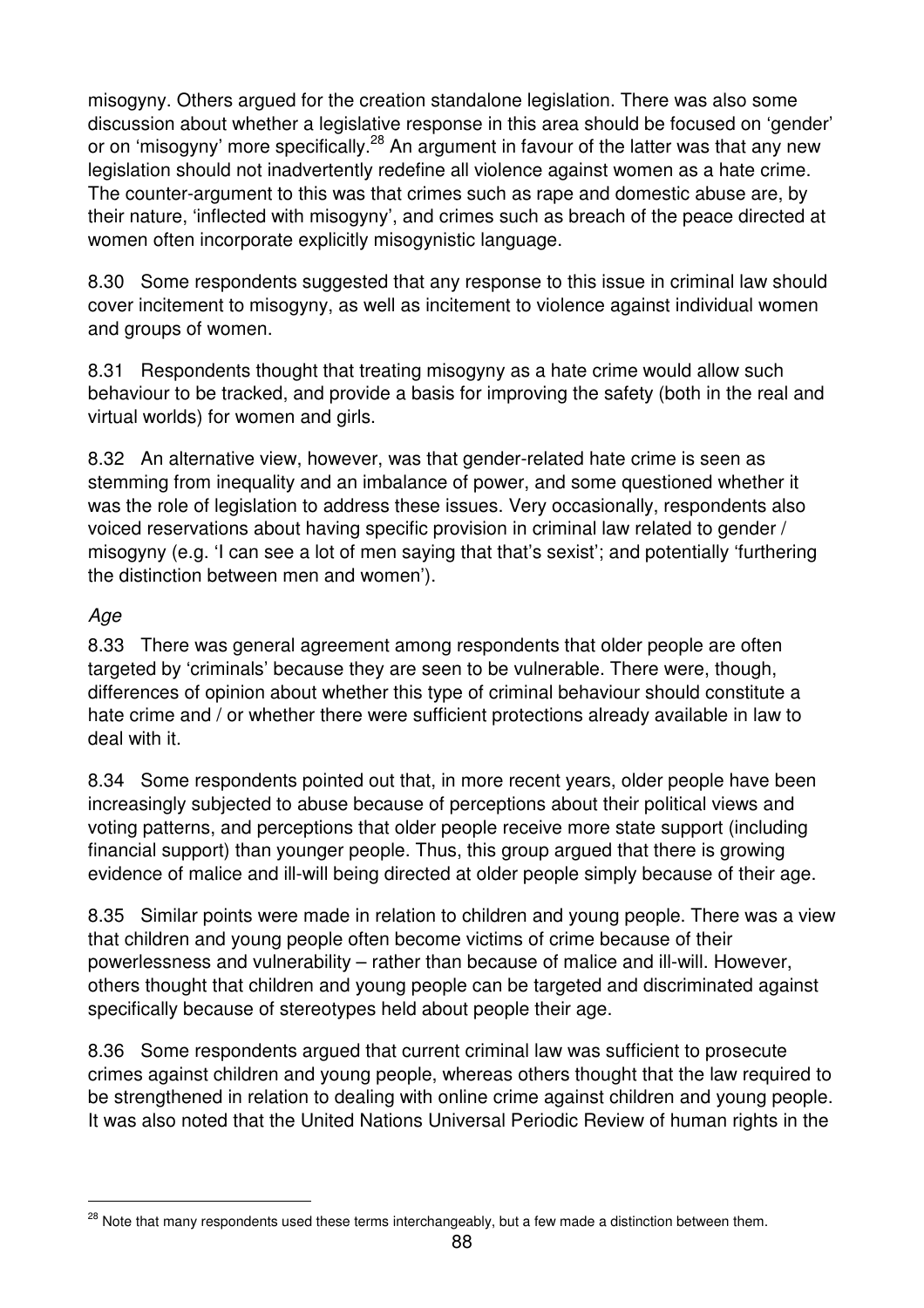misogyny. Others argued for the creation standalone legislation. There was also some discussion about whether a legislative response in this area should be focused on 'gender' or on 'misogyny' more specifically.[28] An argument in favour of the latter was that any new legislation should not inadvertently redefine all violence against women as a hate crime. The counter-argument to this was that crimes such as rape and domestic abuse are, by their nature, 'inflected with misogyny', and crimes such as breach of the peace directed at women often incorporate explicitly misogynistic language.

8.30 Some respondents suggested that any response to this issue in criminal law should cover incitement to misogyny, as well as incitement to violence against individual women and groups of women.

8.31 Respondents thought that treating misogyny as a hate crime would allow such behaviour to be tracked, and provide a basis for improving the safety (both in the real and virtual worlds) for women and girls.

8.32 An alternative view, however, was that gender-related hate crime is seen as stemming from inequality and an imbalance of power, and some questioned whether it was the role of legislation to address these issues. Very occasionally, respondents also voiced reservations about having specific provision in criminal law related to gender / misogyny (e.g. 'I can see a lot of men saying that that's sexist'; and potentially 'furthering the distinction between men and women').

*Age*

8.33 There was general agreement among respondents that older people are often targeted by 'criminals' because they are seen to be vulnerable. There were, though, differences of opinion about whether this type of criminal behaviour should constitute a hate crime and / or whether there were sufficient protections already available in law to deal with it.

8.34 Some respondents pointed out that, in more recent years, older people have been increasingly subjected to abuse because of perceptions about their political views and voting patterns, and perceptions that older people receive more state support (including financial support) than younger people. Thus, this group argued that there is growing evidence of malice and ill-will being directed at older people simply because of their age.

8.35 Similar points were made in relation to children and young people. There was a view that children and young people often become victims of crime because of their powerlessness and vulnerability – rather than because of malice and ill-will. However, others thought that children and young people can be targeted and discriminated against specifically because of stereotypes held about people their age.

8.36 Some respondents argued that current criminal law was sufficient to prosecute crimes against children and young people, whereas others thought that the law required to be strengthened in relation to dealing with online crime against children and young people. It was also noted that the United Nations Universal Periodic Review of human rights in the

[28] Note that many respondents used these terms interchangeably, but a few made a distinction between them.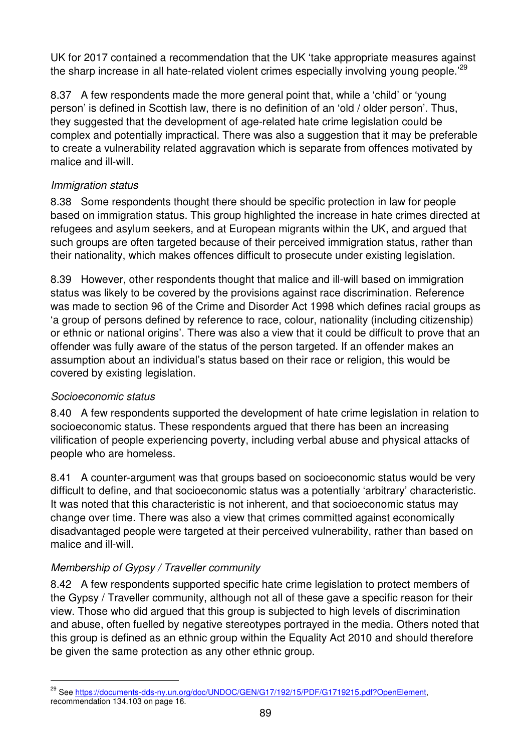UK for 2017 contained a recommendation that the UK 'take appropriate measures against the sharp increase in all hate-related violent crimes especially involving young people.'[29]

8.37 A few respondents made the more general point that, while a 'child' or 'young person' is defined in Scottish law, there is no definition of an 'old / older person'. Thus, they suggested that the development of age-related hate crime legislation could be complex and potentially impractical. There was also a suggestion that it may be preferable to create a vulnerability related aggravation which is separate from offences motivated by malice and ill-will.

*Immigration status*

8.38 Some respondents thought there should be specific protection in law for people based on immigration status. This group highlighted the increase in hate crimes directed at refugees and asylum seekers, and at European migrants within the UK, and argued that such groups are often targeted because of their perceived immigration status, rather than their nationality, which makes offences difficult to prosecute under existing legislation.

8.39 However, other respondents thought that malice and ill-will based on immigration status was likely to be covered by the provisions against race discrimination. Reference was made to section 96 of the Crime and Disorder Act 1998 which defines racial groups as 'a group of persons defined by reference to race, colour, nationality (including citizenship) or ethnic or national origins'. There was also a view that it could be difficult to prove that an offender was fully aware of the status of the person targeted. If an offender makes an assumption about an individual's status based on their race or religion, this would be covered by existing legislation.

*Socioeconomic status*

8.40 A few respondents supported the development of hate crime legislation in relation to socioeconomic status. These respondents argued that there has been an increasing vilification of people experiencing poverty, including verbal abuse and physical attacks of people who are homeless.

8.41 A counter-argument was that groups based on socioeconomic status would be very difficult to define, and that socioeconomic status was a potentially 'arbitrary' characteristic. It was noted that this characteristic is not inherent, and that socioeconomic status may change over time. There was also a view that crimes committed against economically disadvantaged people were targeted at their perceived vulnerability, rather than based on malice and ill-will.

*Membership of Gypsy / Traveller community*

8.42 A few respondents supported specific hate crime legislation to protect members of the Gypsy / Traveller community, although not all of these gave a specific reason for their view. Those who did argued that this group is subjected to high levels of discrimination and abuse, often fuelled by negative stereotypes portrayed in the media. Others noted that this group is defined as an ethnic group within the Equality Act 2010 and should therefore be given the same protection as any other ethnic group.

---

[29] See https://documents-dds-ny.un.org/doc/UNDOC/GEN/G17/192/15/PDF/G1719215.pdf?OpenElement, recommendation 134.103 on page 16.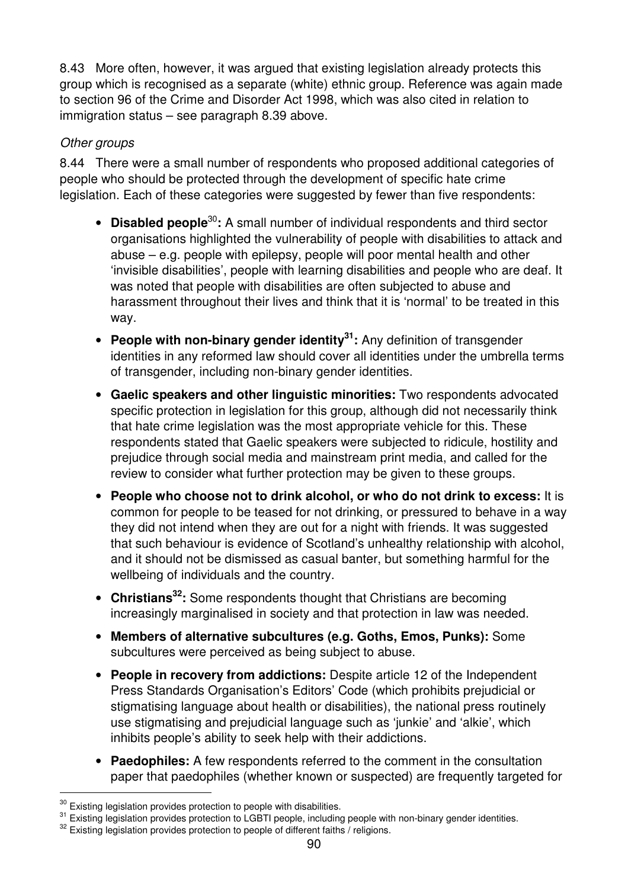8.43 More often, however, it was argued that existing legislation already protects this group which is recognised as a separate (white) ethnic group. Reference was again made to section 96 of the Crime and Disorder Act 1998, which was also cited in relation to immigration status – see paragraph 8.39 above.

*Other groups*

8.44 There were a small number of respondents who proposed additional categories of people who should be protected through the development of specific hate crime legislation. Each of these categories were suggested by fewer than five respondents:

- **Disabled people**[30]**:** A small number of individual respondents and third sector organisations highlighted the vulnerability of people with disabilities to attack and abuse – e.g. people with epilepsy, people will poor mental health and other 'invisible disabilities', people with learning disabilities and people who are deaf. It was noted that people with disabilities are often subjected to abuse and harassment throughout their lives and think that it is 'normal' to be treated in this way.
- **People with non-binary gender identity**[31]**:** Any definition of transgender identities in any reformed law should cover all identities under the umbrella terms of transgender, including non-binary gender identities.
- **Gaelic speakers and other linguistic minorities:** Two respondents advocated specific protection in legislation for this group, although did not necessarily think that hate crime legislation was the most appropriate vehicle for this. These respondents stated that Gaelic speakers were subjected to ridicule, hostility and prejudice through social media and mainstream print media, and called for the review to consider what further protection may be given to these groups.
- **People who choose not to drink alcohol, or who do not drink to excess:** It is common for people to be teased for not drinking, or pressured to behave in a way they did not intend when they are out for a night with friends. It was suggested that such behaviour is evidence of Scotland's unhealthy relationship with alcohol, and it should not be dismissed as casual banter, but something harmful for the wellbeing of individuals and the country.
- **Christians**[32]**:** Some respondents thought that Christians are becoming increasingly marginalised in society and that protection in law was needed.
- **Members of alternative subcultures (e.g. Goths, Emos, Punks):** Some subcultures were perceived as being subject to abuse.
- **People in recovery from addictions:** Despite article 12 of the Independent Press Standards Organisation's Editors' Code (which prohibits prejudicial or stigmatising language about health or disabilities), the national press routinely use stigmatising and prejudicial language such as 'junkie' and 'alkie', which inhibits people's ability to seek help with their addictions.
- **Paedophiles:** A few respondents referred to the comment in the consultation paper that paedophiles (whether known or suspected) are frequently targeted for

[30] Existing legislation provides protection to people with disabilities.

[31] Existing legislation provides protection to LGBTI people, including people with non-binary gender identities.

[32] Existing legislation provides protection to people of different faiths / religions.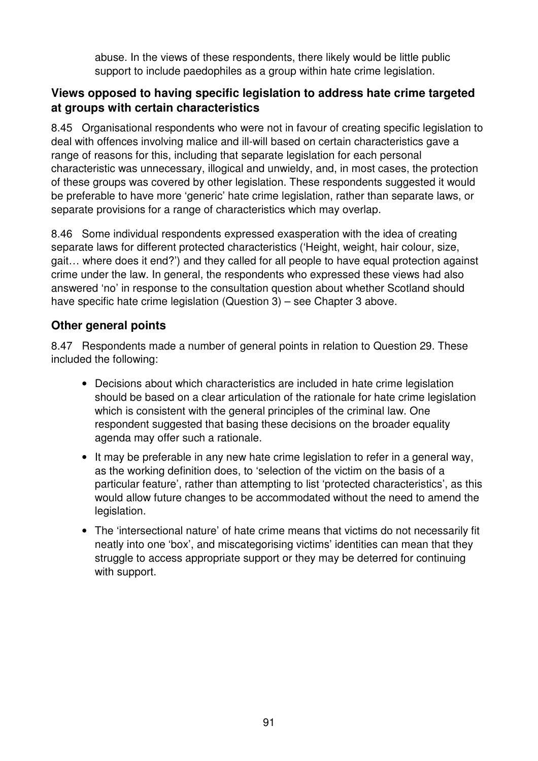abuse. In the views of these respondents, there likely would be little public support to include paedophiles as a group within hate crime legislation.

### Views opposed to having specific legislation to address hate crime targeted at groups with certain characteristics

8.45 Organisational respondents who were not in favour of creating specific legislation to deal with offences involving malice and ill-will based on certain characteristics gave a range of reasons for this, including that separate legislation for each personal characteristic was unnecessary, illogical and unwieldy, and, in most cases, the protection of these groups was covered by other legislation. These respondents suggested it would be preferable to have more 'generic' hate crime legislation, rather than separate laws, or separate provisions for a range of characteristics which may overlap.

8.46 Some individual respondents expressed exasperation with the idea of creating separate laws for different protected characteristics ('Height, weight, hair colour, size, gait… where does it end?') and they called for all people to have equal protection against crime under the law. In general, the respondents who expressed these views had also answered 'no' in response to the consultation question about whether Scotland should have specific hate crime legislation (Question 3) – see Chapter 3 above.

### Other general points

8.47 Respondents made a number of general points in relation to Question 29. These included the following:

- Decisions about which characteristics are included in hate crime legislation should be based on a clear articulation of the rationale for hate crime legislation which is consistent with the general principles of the criminal law. One respondent suggested that basing these decisions on the broader equality agenda may offer such a rationale.
- It may be preferable in any new hate crime legislation to refer in a general way, as the working definition does, to 'selection of the victim on the basis of a particular feature', rather than attempting to list 'protected characteristics', as this would allow future changes to be accommodated without the need to amend the legislation.
- The 'intersectional nature' of hate crime means that victims do not necessarily fit neatly into one 'box', and miscategorising victims' identities can mean that they struggle to access appropriate support or they may be deterred for continuing with support.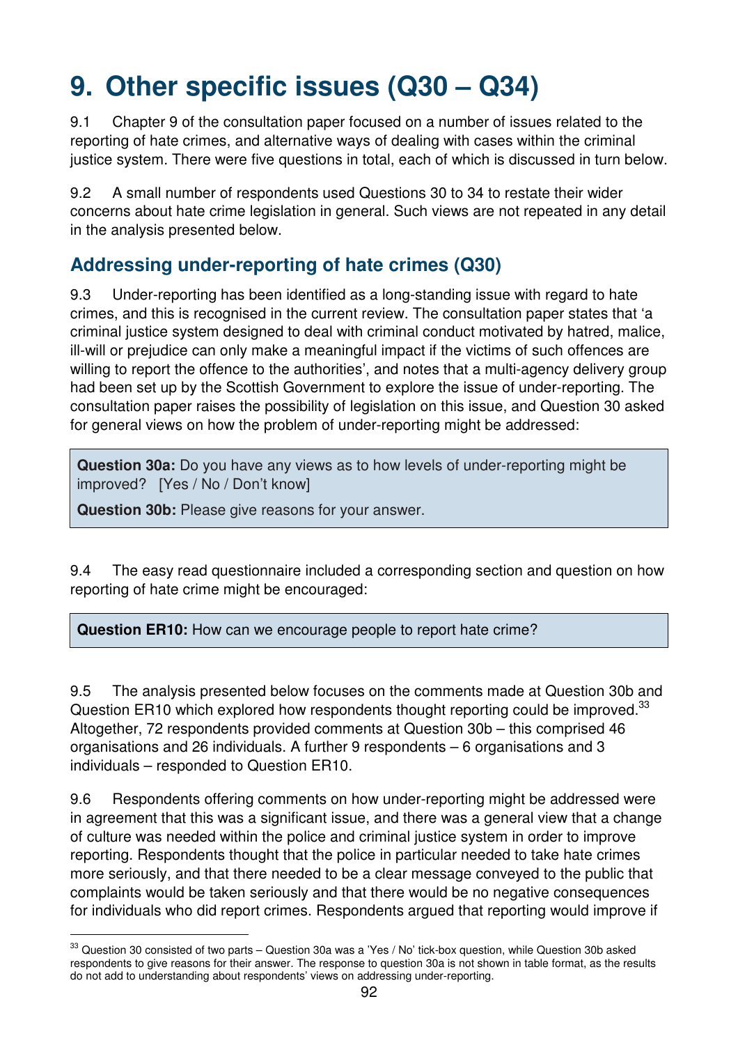# 9. Other specific issues (Q30 – Q34)

9.1 Chapter 9 of the consultation paper focused on a number of issues related to the reporting of hate crimes, and alternative ways of dealing with cases within the criminal justice system. There were five questions in total, each of which is discussed in turn below.

9.2 A small number of respondents used Questions 30 to 34 to restate their wider concerns about hate crime legislation in general. Such views are not repeated in any detail in the analysis presented below.

## Addressing under-reporting of hate crimes (Q30)

9.3 Under-reporting has been identified as a long-standing issue with regard to hate crimes, and this is recognised in the current review. The consultation paper states that 'a criminal justice system designed to deal with criminal conduct motivated by hatred, malice, ill-will or prejudice can only make a meaningful impact if the victims of such offences are willing to report the offence to the authorities', and notes that a multi-agency delivery group had been set up by the Scottish Government to explore the issue of under-reporting. The consultation paper raises the possibility of legislation on this issue, and Question 30 asked for general views on how the problem of under-reporting might be addressed:

> **Question 30a:** Do you have any views as to how levels of under-reporting might be improved? [Yes / No / Don't know]
>
> **Question 30b:** Please give reasons for your answer.

9.4 The easy read questionnaire included a corresponding section and question on how reporting of hate crime might be encouraged:

> **Question ER10:** How can we encourage people to report hate crime?

9.5 The analysis presented below focuses on the comments made at Question 30b and Question ER10 which explored how respondents thought reporting could be improved.[33] Altogether, 72 respondents provided comments at Question 30b – this comprised 46 organisations and 26 individuals. A further 9 respondents – 6 organisations and 3 individuals – responded to Question ER10.

9.6 Respondents offering comments on how under-reporting might be addressed were in agreement that this was a significant issue, and there was a general view that a change of culture was needed within the police and criminal justice system in order to improve reporting. Respondents thought that the police in particular needed to take hate crimes more seriously, and that there needed to be a clear message conveyed to the public that complaints would be taken seriously and that there would be no negative consequences for individuals who did report crimes. Respondents argued that reporting would improve if

---

[33] Question 30 consisted of two parts – Question 30a was a 'Yes / No' tick-box question, while Question 30b asked respondents to give reasons for their answer. The response to question 30a is not shown in table format, as the results do not add to understanding about respondents' views on addressing under-reporting.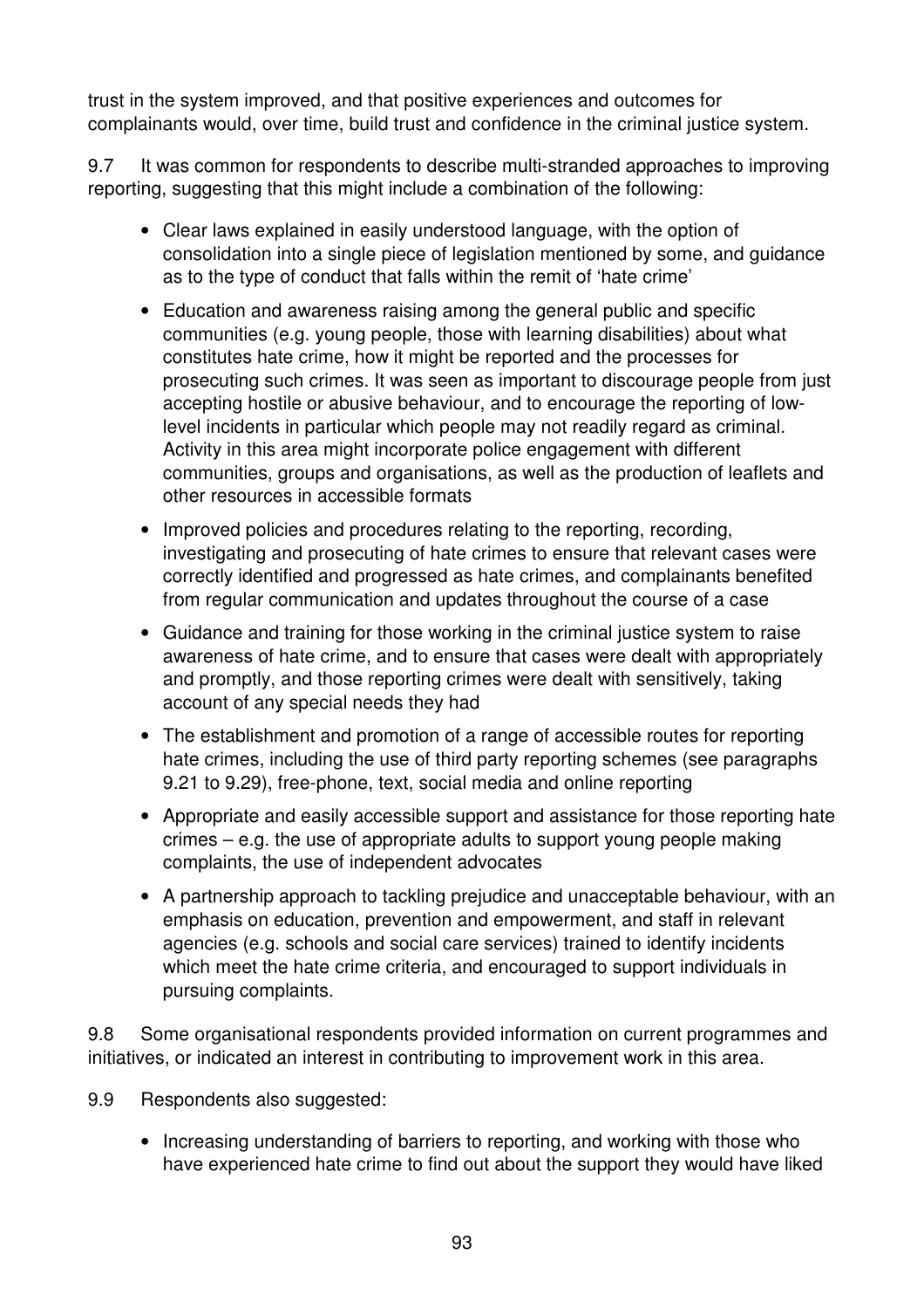trust in the system improved, and that positive experiences and outcomes for complainants would, over time, build trust and confidence in the criminal justice system.

9.7 It was common for respondents to describe multi-stranded approaches to improving reporting, suggesting that this might include a combination of the following:

- Clear laws explained in easily understood language, with the option of consolidation into a single piece of legislation mentioned by some, and guidance as to the type of conduct that falls within the remit of 'hate crime'
- Education and awareness raising among the general public and specific communities (e.g. young people, those with learning disabilities) about what constitutes hate crime, how it might be reported and the processes for prosecuting such crimes. It was seen as important to discourage people from just accepting hostile or abusive behaviour, and to encourage the reporting of low-level incidents in particular which people may not readily regard as criminal. Activity in this area might incorporate police engagement with different communities, groups and organisations, as well as the production of leaflets and other resources in accessible formats
- Improved policies and procedures relating to the reporting, recording, investigating and prosecuting of hate crimes to ensure that relevant cases were correctly identified and progressed as hate crimes, and complainants benefited from regular communication and updates throughout the course of a case
- Guidance and training for those working in the criminal justice system to raise awareness of hate crime, and to ensure that cases were dealt with appropriately and promptly, and those reporting crimes were dealt with sensitively, taking account of any special needs they had
- The establishment and promotion of a range of accessible routes for reporting hate crimes, including the use of third party reporting schemes (see paragraphs 9.21 to 9.29), free-phone, text, social media and online reporting
- Appropriate and easily accessible support and assistance for those reporting hate crimes – e.g. the use of appropriate adults to support young people making complaints, the use of independent advocates
- A partnership approach to tackling prejudice and unacceptable behaviour, with an emphasis on education, prevention and empowerment, and staff in relevant agencies (e.g. schools and social care services) trained to identify incidents which meet the hate crime criteria, and encouraged to support individuals in pursuing complaints.

9.8 Some organisational respondents provided information on current programmes and initiatives, or indicated an interest in contributing to improvement work in this area.

9.9 Respondents also suggested:

- Increasing understanding of barriers to reporting, and working with those who have experienced hate crime to find out about the support they would have liked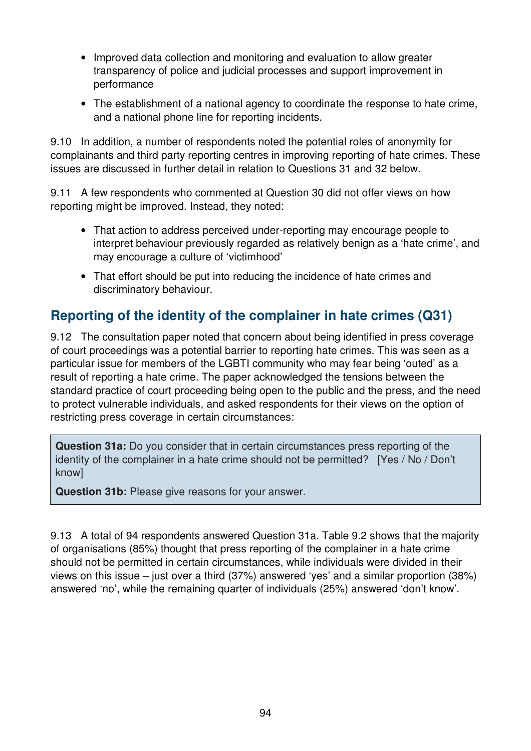- Improved data collection and monitoring and evaluation to allow greater transparency of police and judicial processes and support improvement in performance
- The establishment of a national agency to coordinate the response to hate crime, and a national phone line for reporting incidents.

9.10 In addition, a number of respondents noted the potential roles of anonymity for complainants and third party reporting centres in improving reporting of hate crimes. These issues are discussed in further detail in relation to Questions 31 and 32 below.

9.11 A few respondents who commented at Question 30 did not offer views on how reporting might be improved. Instead, they noted:

- That action to address perceived under-reporting may encourage people to interpret behaviour previously regarded as relatively benign as a 'hate crime', and may encourage a culture of 'victimhood'
- That effort should be put into reducing the incidence of hate crimes and discriminatory behaviour.

## Reporting of the identity of the complainer in hate crimes (Q31)

9.12 The consultation paper noted that concern about being identified in press coverage of court proceedings was a potential barrier to reporting hate crimes. This was seen as a particular issue for members of the LGBTI community who may fear being 'outed' as a result of reporting a hate crime. The paper acknowledged the tensions between the standard practice of court proceeding being open to the public and the press, and the need to protect vulnerable individuals, and asked respondents for their views on the option of restricting press coverage in certain circumstances:

> **Question 31a:** Do you consider that in certain circumstances press reporting of the identity of the complainer in a hate crime should not be permitted? [Yes / No / Don't know]
>
> **Question 31b:** Please give reasons for your answer.

9.13 A total of 94 respondents answered Question 31a. Table 9.2 shows that the majority of organisations (85%) thought that press reporting of the complainer in a hate crime should not be permitted in certain circumstances, while individuals were divided in their views on this issue – just over a third (37%) answered 'yes' and a similar proportion (38%) answered 'no', while the remaining quarter of individuals (25%) answered 'don't know'.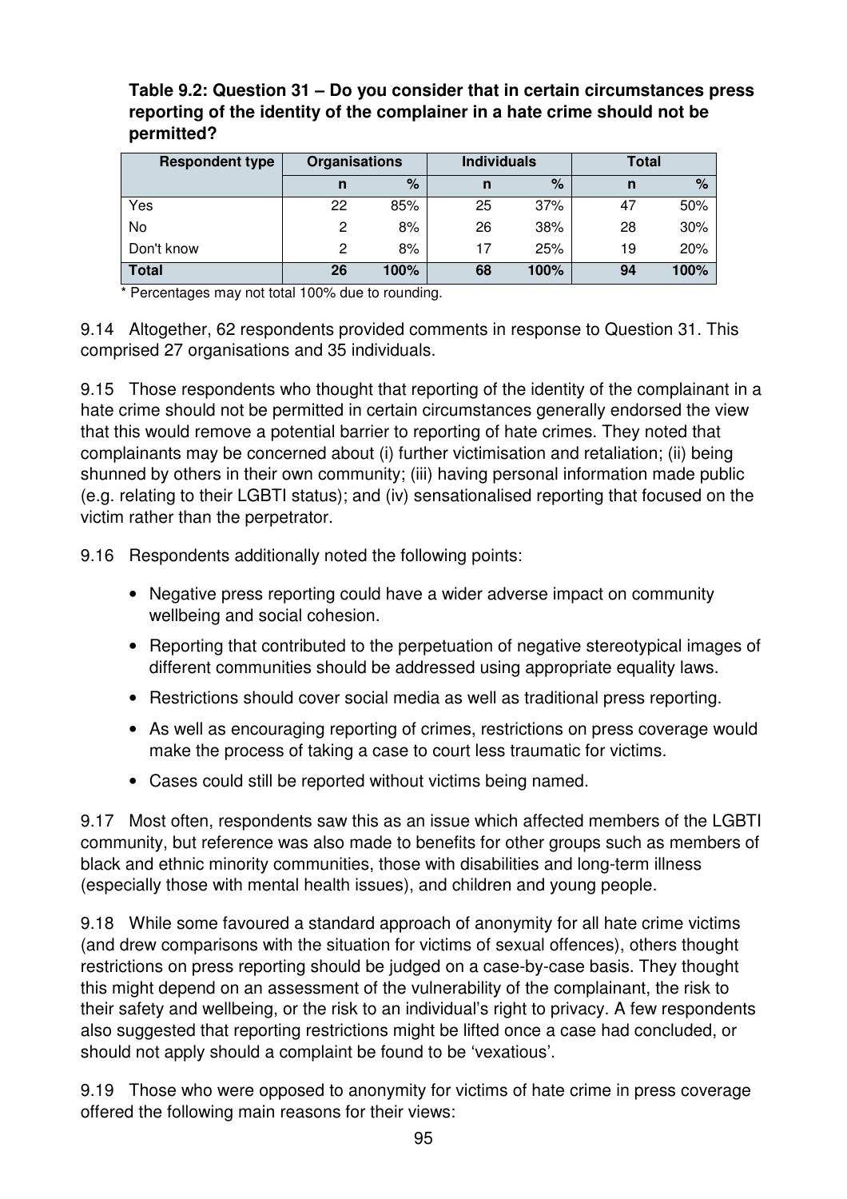**Table 9.2: Question 31 – Do you consider that in certain circumstances press reporting of the identity of the complainer in a hate crime should not be permitted?**

| Respondent type | Organisations | | Individuals | | Total | |
|---|---|---|---|---|---|---|
| | n | % | n | % | n | % |
| Yes | 22 | 85% | 25 | 37% | 47 | 50% |
| No | 2 | 8% | 26 | 38% | 28 | 30% |
| Don't know | 2 | 8% | 17 | 25% | 19 | 20% |
| **Total** | **26** | **100%** | **68** | **100%** | **94** | **100%** |

* Percentages may not total 100% due to rounding.

9.14 Altogether, 62 respondents provided comments in response to Question 31. This comprised 27 organisations and 35 individuals.

9.15 Those respondents who thought that reporting of the identity of the complainant in a hate crime should not be permitted in certain circumstances generally endorsed the view that this would remove a potential barrier to reporting of hate crimes. They noted that complainants may be concerned about (i) further victimisation and retaliation; (ii) being shunned by others in their own community; (iii) having personal information made public (e.g. relating to their LGBTI status); and (iv) sensationalised reporting that focused on the victim rather than the perpetrator.

9.16 Respondents additionally noted the following points:

- Negative press reporting could have a wider adverse impact on community wellbeing and social cohesion.
- Reporting that contributed to the perpetuation of negative stereotypical images of different communities should be addressed using appropriate equality laws.
- Restrictions should cover social media as well as traditional press reporting.
- As well as encouraging reporting of crimes, restrictions on press coverage would make the process of taking a case to court less traumatic for victims.
- Cases could still be reported without victims being named.

9.17 Most often, respondents saw this as an issue which affected members of the LGBTI community, but reference was also made to benefits for other groups such as members of black and ethnic minority communities, those with disabilities and long-term illness (especially those with mental health issues), and children and young people.

9.18 While some favoured a standard approach of anonymity for all hate crime victims (and drew comparisons with the situation for victims of sexual offences), others thought restrictions on press reporting should be judged on a case-by-case basis. They thought this might depend on an assessment of the vulnerability of the complainant, the risk to their safety and wellbeing, or the risk to an individual's right to privacy. A few respondents also suggested that reporting restrictions might be lifted once a case had concluded, or should not apply should a complaint be found to be 'vexatious'.

9.19 Those who were opposed to anonymity for victims of hate crime in press coverage offered the following main reasons for their views: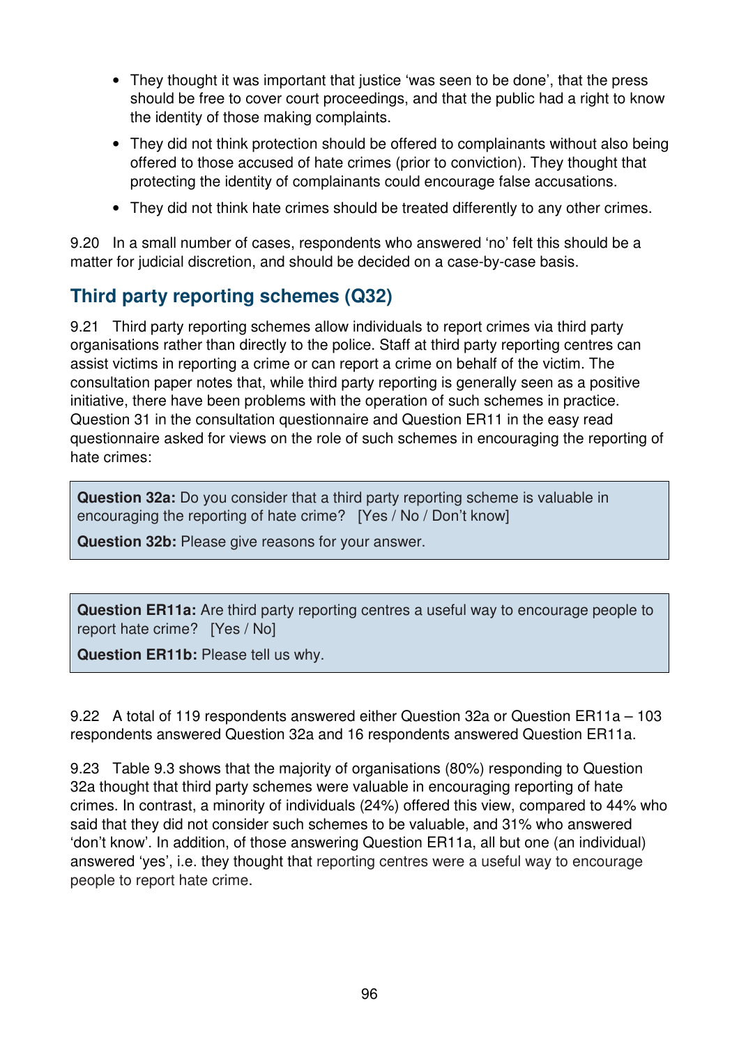- They thought it was important that justice 'was seen to be done', that the press should be free to cover court proceedings, and that the public had a right to know the identity of those making complaints.
- They did not think protection should be offered to complainants without also being offered to those accused of hate crimes (prior to conviction). They thought that protecting the identity of complainants could encourage false accusations.
- They did not think hate crimes should be treated differently to any other crimes.

9.20 In a small number of cases, respondents who answered 'no' felt this should be a matter for judicial discretion, and should be decided on a case-by-case basis.

## Third party reporting schemes (Q32)

9.21 Third party reporting schemes allow individuals to report crimes via third party organisations rather than directly to the police. Staff at third party reporting centres can assist victims in reporting a crime or can report a crime on behalf of the victim. The consultation paper notes that, while third party reporting is generally seen as a positive initiative, there have been problems with the operation of such schemes in practice. Question 31 in the consultation questionnaire and Question ER11 in the easy read questionnaire asked for views on the role of such schemes in encouraging the reporting of hate crimes:

> **Question 32a:** Do you consider that a third party reporting scheme is valuable in encouraging the reporting of hate crime? [Yes / No / Don't know]
>
> **Question 32b:** Please give reasons for your answer.

> **Question ER11a:** Are third party reporting centres a useful way to encourage people to report hate crime? [Yes / No]
>
> **Question ER11b:** Please tell us why.

9.22 A total of 119 respondents answered either Question 32a or Question ER11a – 103 respondents answered Question 32a and 16 respondents answered Question ER11a.

9.23 Table 9.3 shows that the majority of organisations (80%) responding to Question 32a thought that third party schemes were valuable in encouraging reporting of hate crimes. In contrast, a minority of individuals (24%) offered this view, compared to 44% who said that they did not consider such schemes to be valuable, and 31% who answered 'don't know'. In addition, of those answering Question ER11a, all but one (an individual) answered 'yes', i.e. they thought that reporting centres were a useful way to encourage people to report hate crime.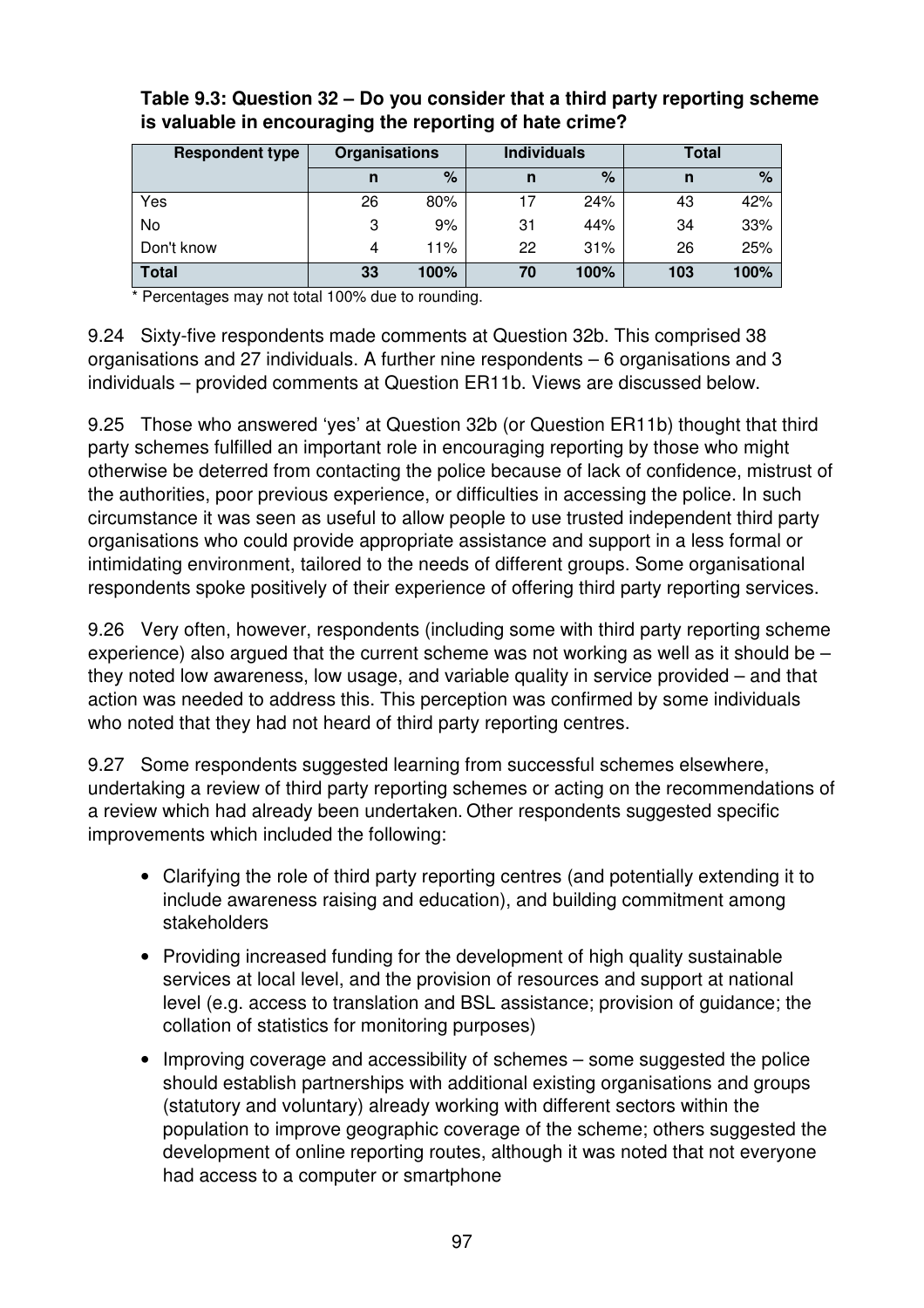**Table 9.3: Question 32 – Do you consider that a third party reporting scheme is valuable in encouraging the reporting of hate crime?**

| Respondent type | Organisations | | Individuals | | Total | |
|---|---|---|---|---|---|---|
| | n | % | n | % | n | % |
| Yes | 26 | 80% | 17 | 24% | 43 | 42% |
| No | 3 | 9% | 31 | 44% | 34 | 33% |
| Don't know | 4 | 11% | 22 | 31% | 26 | 25% |
| **Total** | **33** | **100%** | **70** | **100%** | **103** | **100%** |

\* Percentages may not total 100% due to rounding.

9.24 Sixty-five respondents made comments at Question 32b. This comprised 38 organisations and 27 individuals. A further nine respondents – 6 organisations and 3 individuals – provided comments at Question ER11b. Views are discussed below.

9.25 Those who answered 'yes' at Question 32b (or Question ER11b) thought that third party schemes fulfilled an important role in encouraging reporting by those who might otherwise be deterred from contacting the police because of lack of confidence, mistrust of the authorities, poor previous experience, or difficulties in accessing the police. In such circumstance it was seen as useful to allow people to use trusted independent third party organisations who could provide appropriate assistance and support in a less formal or intimidating environment, tailored to the needs of different groups. Some organisational respondents spoke positively of their experience of offering third party reporting services.

9.26 Very often, however, respondents (including some with third party reporting scheme experience) also argued that the current scheme was not working as well as it should be – they noted low awareness, low usage, and variable quality in service provided – and that action was needed to address this. This perception was confirmed by some individuals who noted that they had not heard of third party reporting centres.

9.27 Some respondents suggested learning from successful schemes elsewhere, undertaking a review of third party reporting schemes or acting on the recommendations of a review which had already been undertaken. Other respondents suggested specific improvements which included the following:

- Clarifying the role of third party reporting centres (and potentially extending it to include awareness raising and education), and building commitment among stakeholders
- Providing increased funding for the development of high quality sustainable services at local level, and the provision of resources and support at national level (e.g. access to translation and BSL assistance; provision of guidance; the collation of statistics for monitoring purposes)
- Improving coverage and accessibility of schemes – some suggested the police should establish partnerships with additional existing organisations and groups (statutory and voluntary) already working with different sectors within the population to improve geographic coverage of the scheme; others suggested the development of online reporting routes, although it was noted that not everyone had access to a computer or smartphone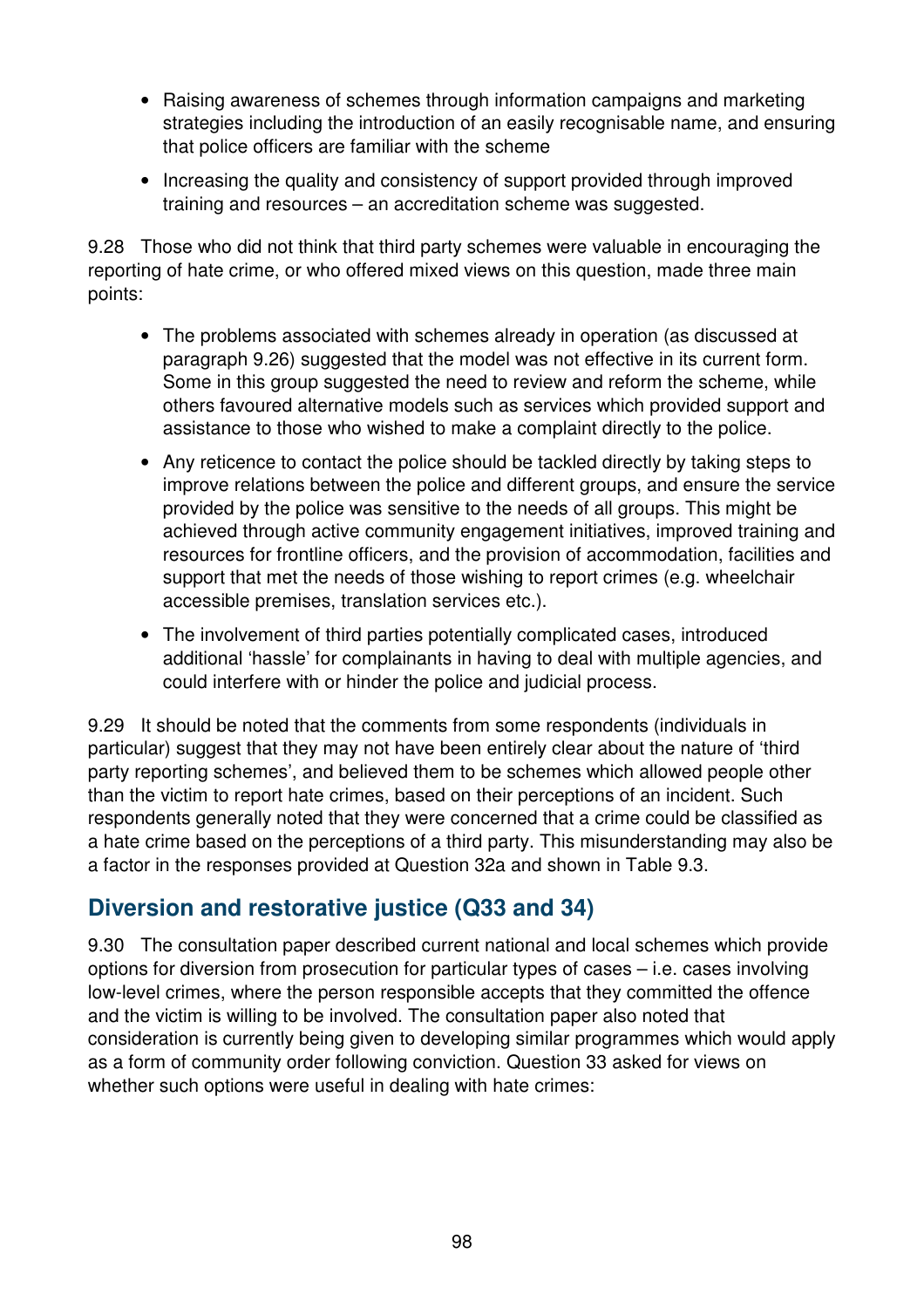- Raising awareness of schemes through information campaigns and marketing strategies including the introduction of an easily recognisable name, and ensuring that police officers are familiar with the scheme
- Increasing the quality and consistency of support provided through improved training and resources – an accreditation scheme was suggested.

9.28 Those who did not think that third party schemes were valuable in encouraging the reporting of hate crime, or who offered mixed views on this question, made three main points:

- The problems associated with schemes already in operation (as discussed at paragraph 9.26) suggested that the model was not effective in its current form. Some in this group suggested the need to review and reform the scheme, while others favoured alternative models such as services which provided support and assistance to those who wished to make a complaint directly to the police.
- Any reticence to contact the police should be tackled directly by taking steps to improve relations between the police and different groups, and ensure the service provided by the police was sensitive to the needs of all groups. This might be achieved through active community engagement initiatives, improved training and resources for frontline officers, and the provision of accommodation, facilities and support that met the needs of those wishing to report crimes (e.g. wheelchair accessible premises, translation services etc.).
- The involvement of third parties potentially complicated cases, introduced additional 'hassle' for complainants in having to deal with multiple agencies, and could interfere with or hinder the police and judicial process.

9.29 It should be noted that the comments from some respondents (individuals in particular) suggest that they may not have been entirely clear about the nature of 'third party reporting schemes', and believed them to be schemes which allowed people other than the victim to report hate crimes, based on their perceptions of an incident. Such respondents generally noted that they were concerned that a crime could be classified as a hate crime based on the perceptions of a third party. This misunderstanding may also be a factor in the responses provided at Question 32a and shown in Table 9.3.

## Diversion and restorative justice (Q33 and 34)

9.30 The consultation paper described current national and local schemes which provide options for diversion from prosecution for particular types of cases – i.e. cases involving low-level crimes, where the person responsible accepts that they committed the offence and the victim is willing to be involved. The consultation paper also noted that consideration is currently being given to developing similar programmes which would apply as a form of community order following conviction. Question 33 asked for views on whether such options were useful in dealing with hate crimes: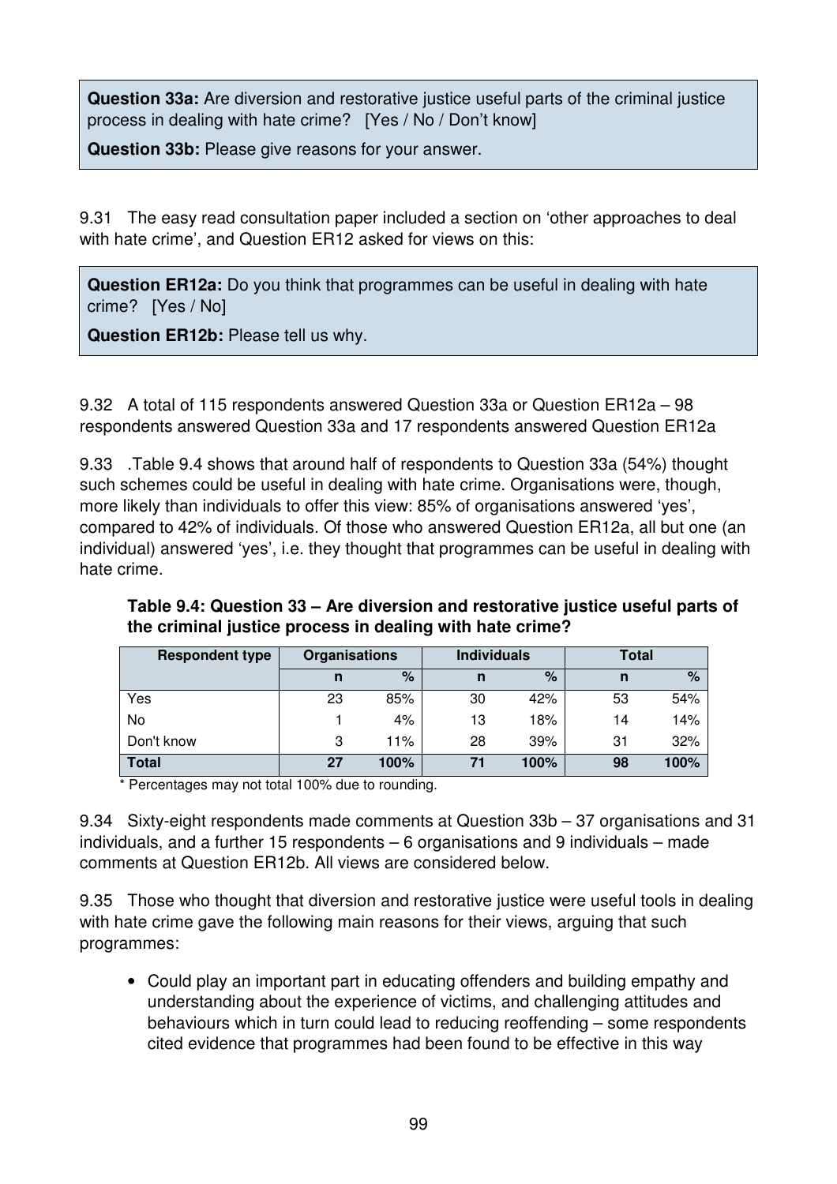**Question 33a:** Are diversion and restorative justice useful parts of the criminal justice process in dealing with hate crime? [Yes / No / Don't know]

**Question 33b:** Please give reasons for your answer.

9.31 The easy read consultation paper included a section on 'other approaches to deal with hate crime', and Question ER12 asked for views on this:

**Question ER12a:** Do you think that programmes can be useful in dealing with hate crime? [Yes / No]

**Question ER12b:** Please tell us why.

9.32 A total of 115 respondents answered Question 33a or Question ER12a – 98 respondents answered Question 33a and 17 respondents answered Question ER12a

9.33 .Table 9.4 shows that around half of respondents to Question 33a (54%) thought such schemes could be useful in dealing with hate crime. Organisations were, though, more likely than individuals to offer this view: 85% of organisations answered 'yes', compared to 42% of individuals. Of those who answered Question ER12a, all but one (an individual) answered 'yes', i.e. they thought that programmes can be useful in dealing with hate crime.

**Table 9.4: Question 33 – Are diversion and restorative justice useful parts of the criminal justice process in dealing with hate crime?**

| Respondent type | Organisations | | Individuals | | Total | |
|---|---|---|---|---|---|---|
| | n | % | n | % | n | % |
| Yes | 23 | 85% | 30 | 42% | 53 | 54% |
| No | 1 | 4% | 13 | 18% | 14 | 14% |
| Don't know | 3 | 11% | 28 | 39% | 31 | 32% |
| **Total** | **27** | **100%** | **71** | **100%** | **98** | **100%** |

\* Percentages may not total 100% due to rounding.

9.34 Sixty-eight respondents made comments at Question 33b – 37 organisations and 31 individuals, and a further 15 respondents – 6 organisations and 9 individuals – made comments at Question ER12b. All views are considered below.

9.35 Those who thought that diversion and restorative justice were useful tools in dealing with hate crime gave the following main reasons for their views, arguing that such programmes:

- Could play an important part in educating offenders and building empathy and understanding about the experience of victims, and challenging attitudes and behaviours which in turn could lead to reducing reoffending – some respondents cited evidence that programmes had been found to be effective in this way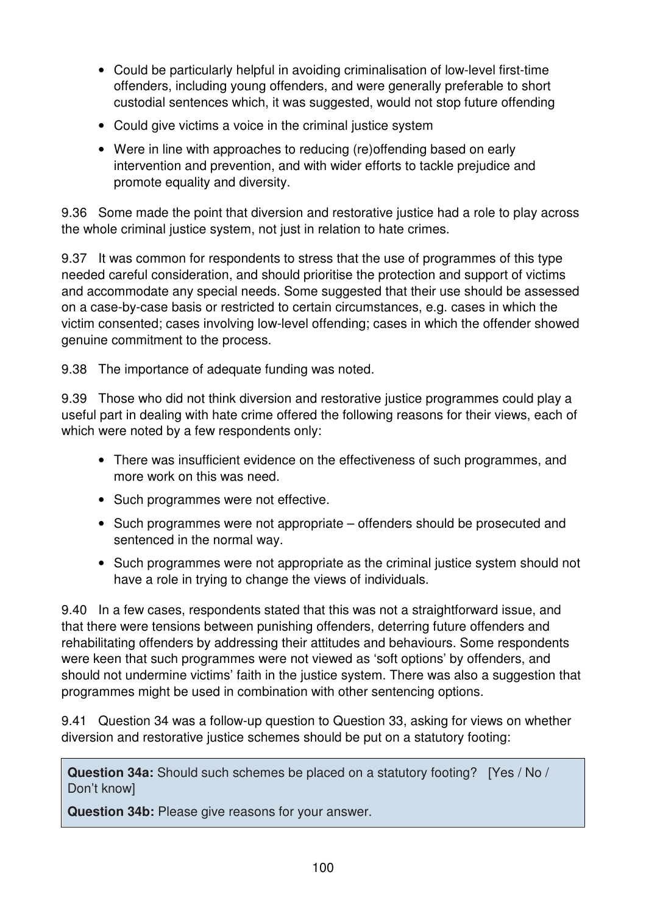- Could be particularly helpful in avoiding criminalisation of low-level first-time offenders, including young offenders, and were generally preferable to short custodial sentences which, it was suggested, would not stop future offending
- Could give victims a voice in the criminal justice system
- Were in line with approaches to reducing (re)offending based on early intervention and prevention, and with wider efforts to tackle prejudice and promote equality and diversity.

9.36 Some made the point that diversion and restorative justice had a role to play across the whole criminal justice system, not just in relation to hate crimes.

9.37 It was common for respondents to stress that the use of programmes of this type needed careful consideration, and should prioritise the protection and support of victims and accommodate any special needs. Some suggested that their use should be assessed on a case-by-case basis or restricted to certain circumstances, e.g. cases in which the victim consented; cases involving low-level offending; cases in which the offender showed genuine commitment to the process.

9.38 The importance of adequate funding was noted.

9.39 Those who did not think diversion and restorative justice programmes could play a useful part in dealing with hate crime offered the following reasons for their views, each of which were noted by a few respondents only:

- There was insufficient evidence on the effectiveness of such programmes, and more work on this was need.
- Such programmes were not effective.
- Such programmes were not appropriate – offenders should be prosecuted and sentenced in the normal way.
- Such programmes were not appropriate as the criminal justice system should not have a role in trying to change the views of individuals.

9.40 In a few cases, respondents stated that this was not a straightforward issue, and that there were tensions between punishing offenders, deterring future offenders and rehabilitating offenders by addressing their attitudes and behaviours. Some respondents were keen that such programmes were not viewed as 'soft options' by offenders, and should not undermine victims' faith in the justice system. There was also a suggestion that programmes might be used in combination with other sentencing options.

9.41 Question 34 was a follow-up question to Question 33, asking for views on whether diversion and restorative justice schemes should be put on a statutory footing:

**Question 34a:** Should such schemes be placed on a statutory footing? [Yes / No / Don't know]

**Question 34b:** Please give reasons for your answer.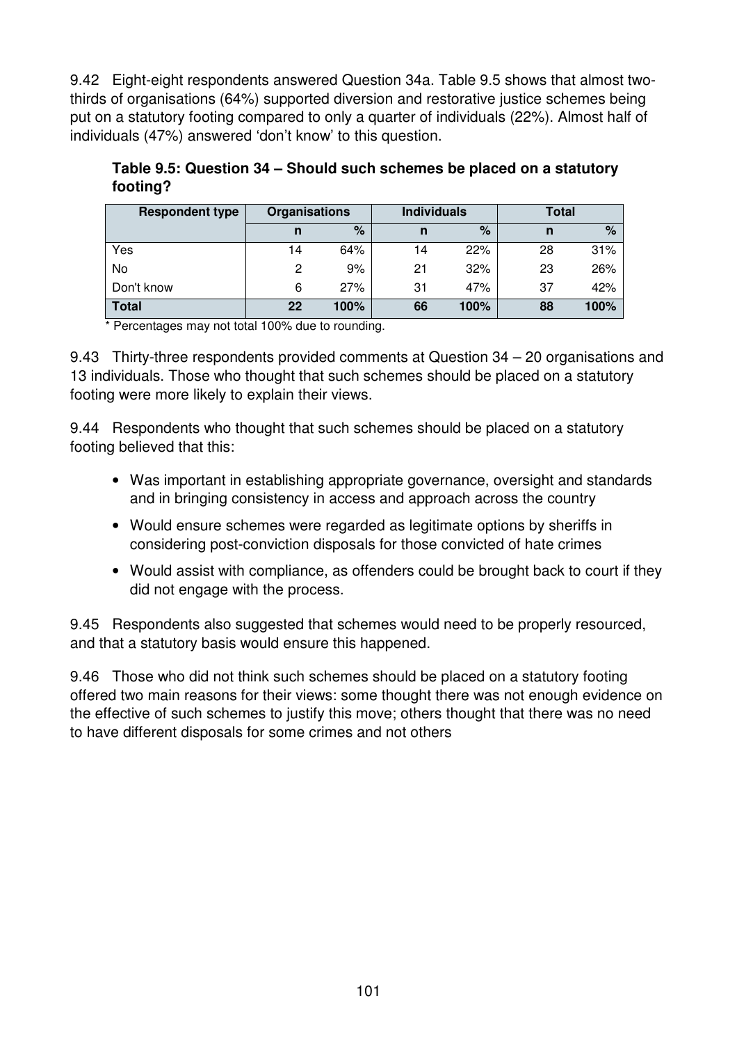9.42 Eight-eight respondents answered Question 34a. Table 9.5 shows that almost two-thirds of organisations (64%) supported diversion and restorative justice schemes being put on a statutory footing compared to only a quarter of individuals (22%). Almost half of individuals (47%) answered 'don't know' to this question.

**Table 9.5: Question 34 – Should such schemes be placed on a statutory footing?**

| Respondent type | Organisations | | Individuals | | Total | |
|---|---|---|---|---|---|---|
| | n | % | n | % | n | % |
| Yes | 14 | 64% | 14 | 22% | 28 | 31% |
| No | 2 | 9% | 21 | 32% | 23 | 26% |
| Don't know | 6 | 27% | 31 | 47% | 37 | 42% |
| **Total** | **22** | **100%** | **66** | **100%** | **88** | **100%** |

\* Percentages may not total 100% due to rounding.

9.43 Thirty-three respondents provided comments at Question 34 – 20 organisations and 13 individuals. Those who thought that such schemes should be placed on a statutory footing were more likely to explain their views.

9.44 Respondents who thought that such schemes should be placed on a statutory footing believed that this:

- Was important in establishing appropriate governance, oversight and standards and in bringing consistency in access and approach across the country
- Would ensure schemes were regarded as legitimate options by sheriffs in considering post-conviction disposals for those convicted of hate crimes
- Would assist with compliance, as offenders could be brought back to court if they did not engage with the process.

9.45 Respondents also suggested that schemes would need to be properly resourced, and that a statutory basis would ensure this happened.

9.46 Those who did not think such schemes should be placed on a statutory footing offered two main reasons for their views: some thought there was not enough evidence on the effective of such schemes to justify this move; others thought that there was no need to have different disposals for some crimes and not others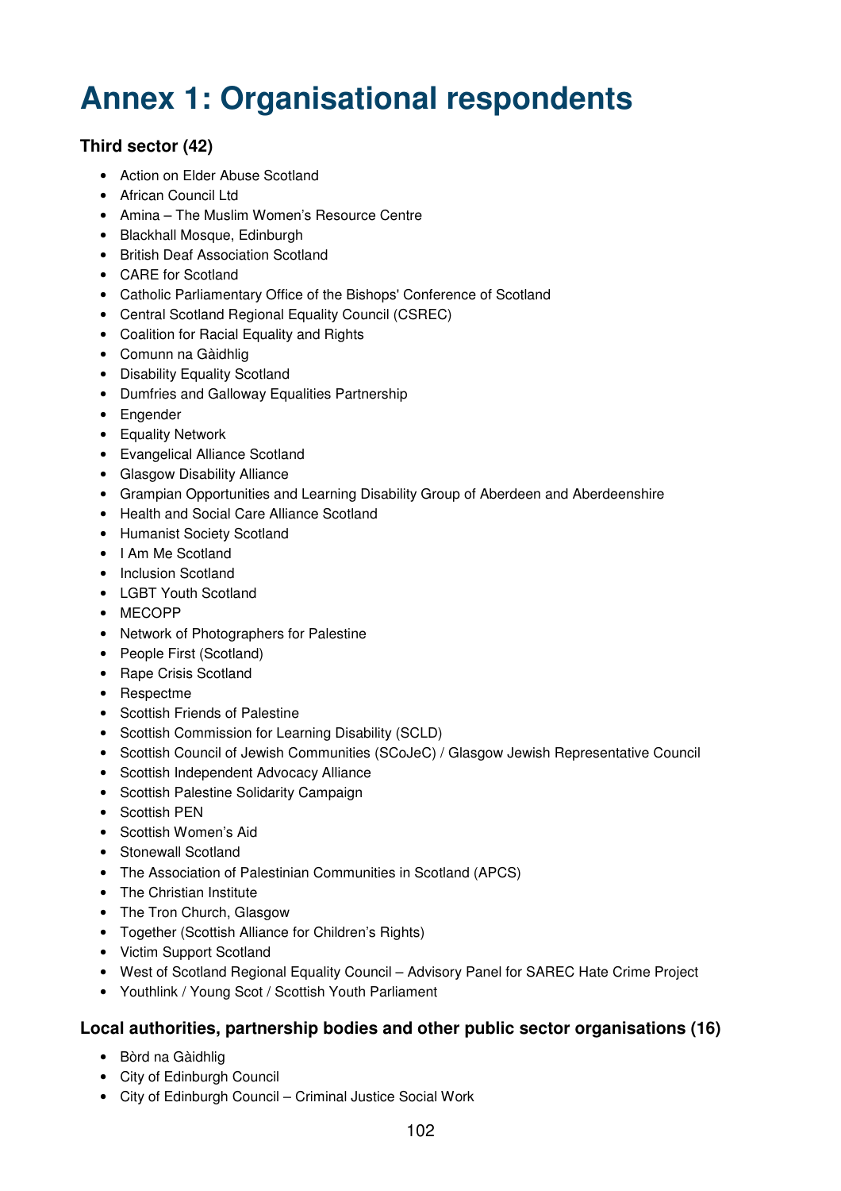# Annex 1: Organisational respondents

### Third sector (42)

- Action on Elder Abuse Scotland
- African Council Ltd
- Amina – The Muslim Women's Resource Centre
- Blackhall Mosque, Edinburgh
- British Deaf Association Scotland
- CARE for Scotland
- Catholic Parliamentary Office of the Bishops' Conference of Scotland
- Central Scotland Regional Equality Council (CSREC)
- Coalition for Racial Equality and Rights
- Comunn na Gàidhlig
- Disability Equality Scotland
- Dumfries and Galloway Equalities Partnership
- Engender
- Equality Network
- Evangelical Alliance Scotland
- Glasgow Disability Alliance
- Grampian Opportunities and Learning Disability Group of Aberdeen and Aberdeenshire
- Health and Social Care Alliance Scotland
- Humanist Society Scotland
- I Am Me Scotland
- Inclusion Scotland
- LGBT Youth Scotland
- MECOPP
- Network of Photographers for Palestine
- People First (Scotland)
- Rape Crisis Scotland
- Respectme
- Scottish Friends of Palestine
- Scottish Commission for Learning Disability (SCLD)
- Scottish Council of Jewish Communities (SCoJeC) / Glasgow Jewish Representative Council
- Scottish Independent Advocacy Alliance
- Scottish Palestine Solidarity Campaign
- Scottish PEN
- Scottish Women's Aid
- Stonewall Scotland
- The Association of Palestinian Communities in Scotland (APCS)
- The Christian Institute
- The Tron Church, Glasgow
- Together (Scottish Alliance for Children's Rights)
- Victim Support Scotland
- West of Scotland Regional Equality Council – Advisory Panel for SAREC Hate Crime Project
- Youthlink / Young Scot / Scottish Youth Parliament

### Local authorities, partnership bodies and other public sector organisations (16)

- Bòrd na Gàidhlig
- City of Edinburgh Council
- City of Edinburgh Council – Criminal Justice Social Work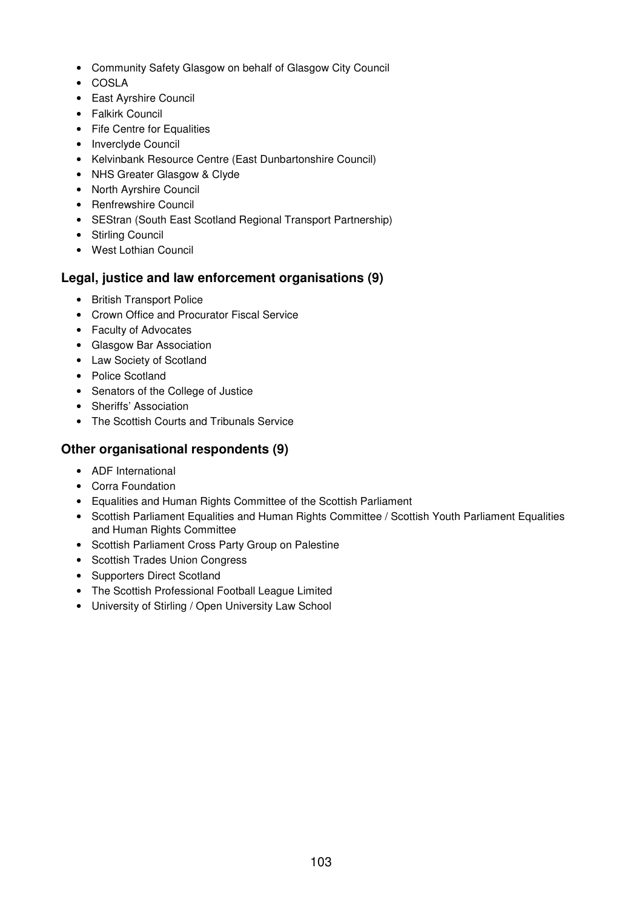- Community Safety Glasgow on behalf of Glasgow City Council
- COSLA
- East Ayrshire Council
- Falkirk Council
- Fife Centre for Equalities
- Inverclyde Council
- Kelvinbank Resource Centre (East Dunbartonshire Council)
- NHS Greater Glasgow & Clyde
- North Ayrshire Council
- Renfrewshire Council
- SEStran (South East Scotland Regional Transport Partnership)
- Stirling Council
- West Lothian Council

## Legal, justice and law enforcement organisations (9)

- British Transport Police
- Crown Office and Procurator Fiscal Service
- Faculty of Advocates
- Glasgow Bar Association
- Law Society of Scotland
- Police Scotland
- Senators of the College of Justice
- Sheriffs' Association
- The Scottish Courts and Tribunals Service

## Other organisational respondents (9)

- ADF International
- Corra Foundation
- Equalities and Human Rights Committee of the Scottish Parliament
- Scottish Parliament Equalities and Human Rights Committee / Scottish Youth Parliament Equalities and Human Rights Committee
- Scottish Parliament Cross Party Group on Palestine
- Scottish Trades Union Congress
- Supporters Direct Scotland
- The Scottish Professional Football League Limited
- University of Stirling / Open University Law School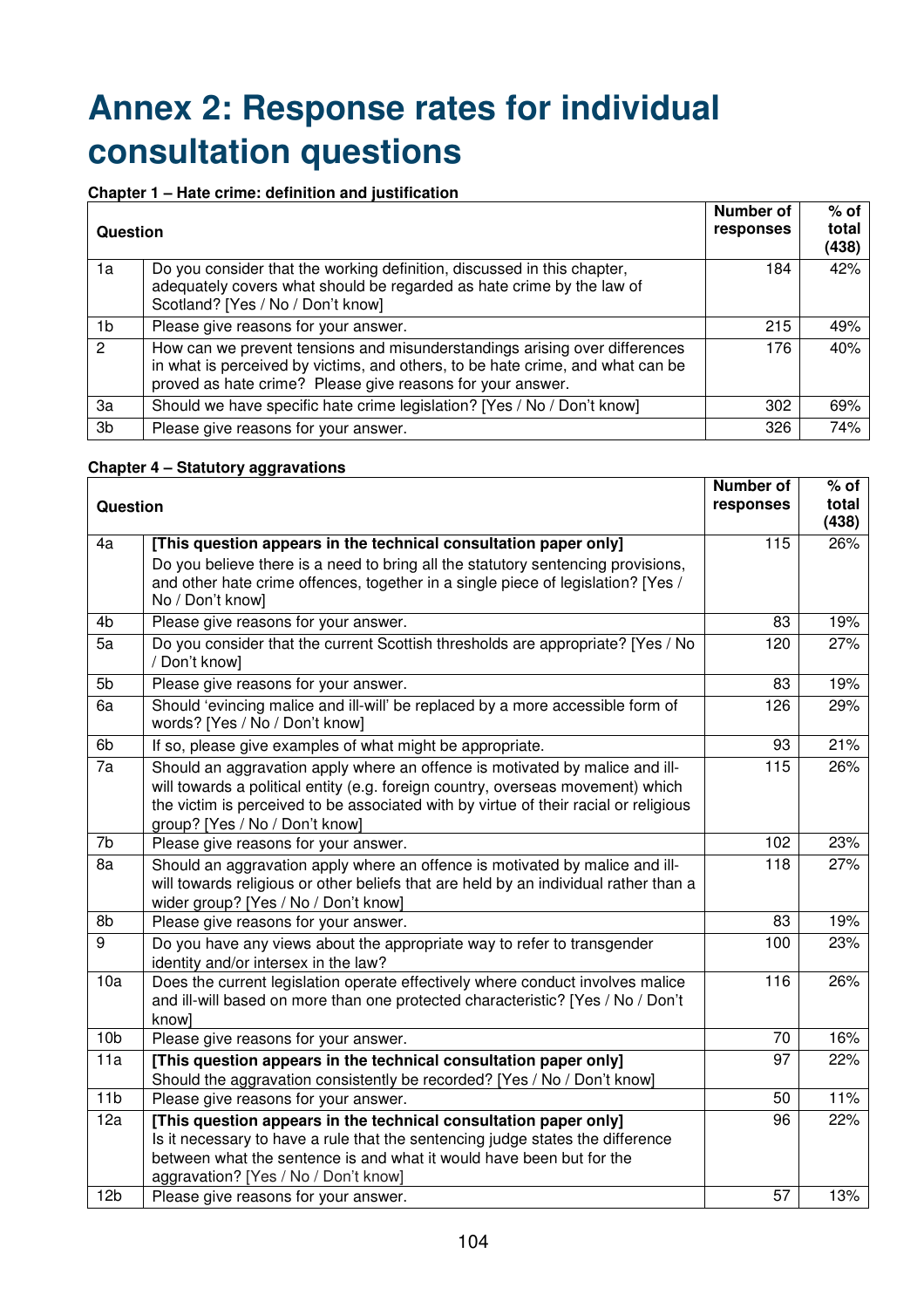# Annex 2: Response rates for individual consultation questions

**Chapter 1 – Hate crime: definition and justification**

| Question | | Number of responses | % of total (438) |
|---|---|---|---|
| 1a | Do you consider that the working definition, discussed in this chapter, adequately covers what should be regarded as hate crime by the law of Scotland? [Yes / No / Don't know] | 184 | 42% |
| 1b | Please give reasons for your answer. | 215 | 49% |
| 2 | How can we prevent tensions and misunderstandings arising over differences in what is perceived by victims, and others, to be hate crime, and what can be proved as hate crime? Please give reasons for your answer. | 176 | 40% |
| 3a | Should we have specific hate crime legislation? [Yes / No / Don't know] | 302 | 69% |
| 3b | Please give reasons for your answer. | 326 | 74% |

**Chapter 4 – Statutory aggravations**

| Question | | Number of responses | % of total (438) |
|---|---|---|---|
| 4a | **[This question appears in the technical consultation paper only]** Do you believe there is a need to bring all the statutory sentencing provisions, and other hate crime offences, together in a single piece of legislation? [Yes / No / Don't know] | 115 | 26% |
| 4b | Please give reasons for your answer. | 83 | 19% |
| 5a | Do you consider that the current Scottish thresholds are appropriate? [Yes / No / Don't know] | 120 | 27% |
| 5b | Please give reasons for your answer. | 83 | 19% |
| 6a | Should 'evincing malice and ill-will' be replaced by a more accessible form of words? [Yes / No / Don't know] | 126 | 29% |
| 6b | If so, please give examples of what might be appropriate. | 93 | 21% |
| 7a | Should an aggravation apply where an offence is motivated by malice and ill-will towards a political entity (e.g. foreign country, overseas movement) which the victim is perceived to be associated with by virtue of their racial or religious group? [Yes / No / Don't know] | 115 | 26% |
| 7b | Please give reasons for your answer. | 102 | 23% |
| 8a | Should an aggravation apply where an offence is motivated by malice and ill-will towards religious or other beliefs that are held by an individual rather than a wider group? [Yes / No / Don't know] | 118 | 27% |
| 8b | Please give reasons for your answer. | 83 | 19% |
| 9 | Do you have any views about the appropriate way to refer to transgender identity and/or intersex in the law? | 100 | 23% |
| 10a | Does the current legislation operate effectively where conduct involves malice and ill-will based on more than one protected characteristic? [Yes / No / Don't know] | 116 | 26% |
| 10b | Please give reasons for your answer. | 70 | 16% |
| 11a | **[This question appears in the technical consultation paper only]** Should the aggravation consistently be recorded? [Yes / No / Don't know] | 97 | 22% |
| 11b | Please give reasons for your answer. | 50 | 11% |
| 12a | **[This question appears in the technical consultation paper only]** Is it necessary to have a rule that the sentencing judge states the difference between what the sentence is and what it would have been but for the aggravation? [Yes / No / Don't know] | 96 | 22% |
| 12b | Please give reasons for your answer. | 57 | 13% |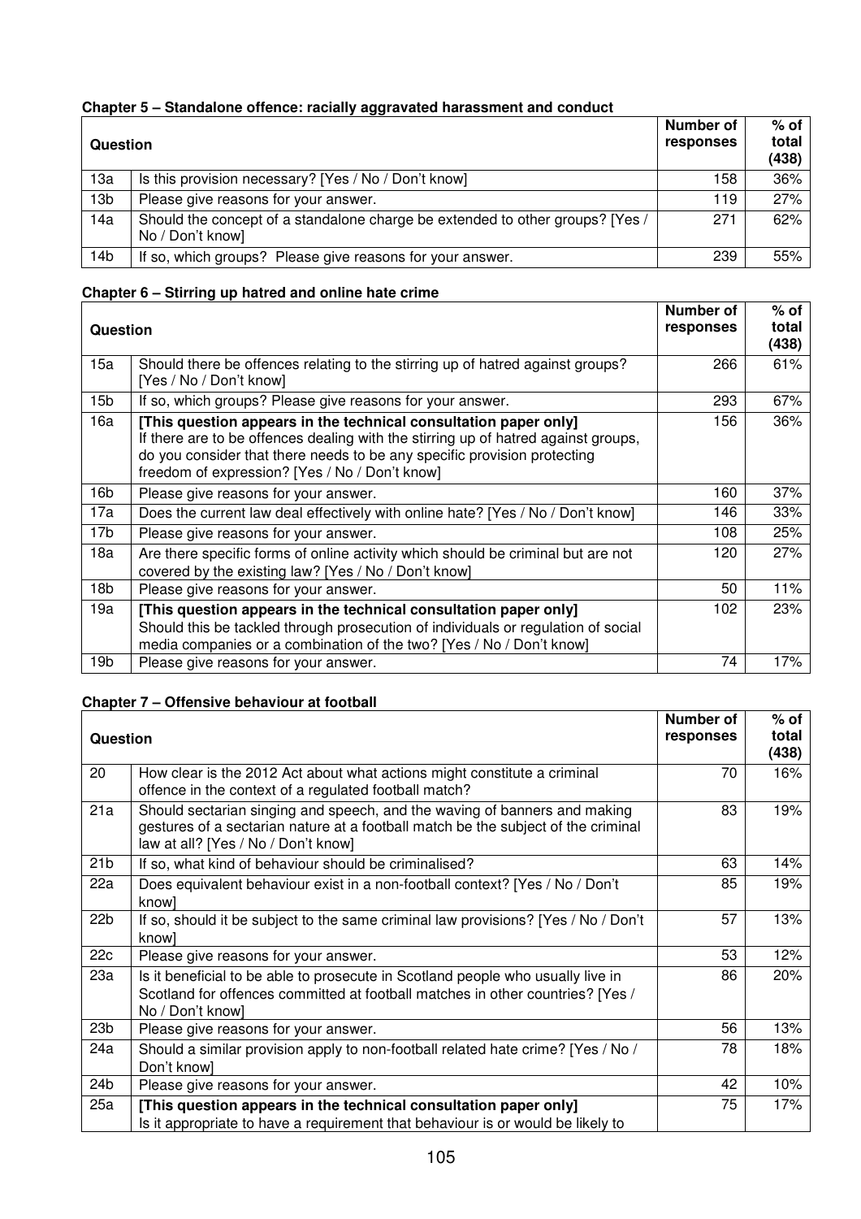**Chapter 5 – Standalone offence: racially aggravated harassment and conduct**

| Question | | Number of responses | % of total (438) |
|---|---|---|---|
| 13a | Is this provision necessary? [Yes / No / Don't know] | 158 | 36% |
| 13b | Please give reasons for your answer. | 119 | 27% |
| 14a | Should the concept of a standalone charge be extended to other groups? [Yes / No / Don't know] | 271 | 62% |
| 14b | If so, which groups? Please give reasons for your answer. | 239 | 55% |

**Chapter 6 – Stirring up hatred and online hate crime**

| Question | | Number of responses | % of total (438) |
|---|---|---|---|
| 15a | Should there be offences relating to the stirring up of hatred against groups? [Yes / No / Don't know] | 266 | 61% |
| 15b | If so, which groups? Please give reasons for your answer. | 293 | 67% |
| 16a | **[This question appears in the technical consultation paper only]** If there are to be offences dealing with the stirring up of hatred against groups, do you consider that there needs to be any specific provision protecting freedom of expression? [Yes / No / Don't know] | 156 | 36% |
| 16b | Please give reasons for your answer. | 160 | 37% |
| 17a | Does the current law deal effectively with online hate? [Yes / No / Don't know] | 146 | 33% |
| 17b | Please give reasons for your answer. | 108 | 25% |
| 18a | Are there specific forms of online activity which should be criminal but are not covered by the existing law? [Yes / No / Don't know] | 120 | 27% |
| 18b | Please give reasons for your answer. | 50 | 11% |
| 19a | **[This question appears in the technical consultation paper only]** Should this be tackled through prosecution of individuals or regulation of social media companies or a combination of the two? [Yes / No / Don't know] | 102 | 23% |
| 19b | Please give reasons for your answer. | 74 | 17% |

**Chapter 7 – Offensive behaviour at football**

| Question | | Number of responses | % of total (438) |
|---|---|---|---|
| 20 | How clear is the 2012 Act about what actions might constitute a criminal offence in the context of a regulated football match? | 70 | 16% |
| 21a | Should sectarian singing and speech, and the waving of banners and making gestures of a sectarian nature at a football match be the subject of the criminal law at all? [Yes / No / Don't know] | 83 | 19% |
| 21b | If so, what kind of behaviour should be criminalised? | 63 | 14% |
| 22a | Does equivalent behaviour exist in a non-football context? [Yes / No / Don't know] | 85 | 19% |
| 22b | If so, should it be subject to the same criminal law provisions? [Yes / No / Don't know] | 57 | 13% |
| 22c | Please give reasons for your answer. | 53 | 12% |
| 23a | Is it beneficial to be able to prosecute in Scotland people who usually live in Scotland for offences committed at football matches in other countries? [Yes / No / Don't know] | 86 | 20% |
| 23b | Please give reasons for your answer. | 56 | 13% |
| 24a | Should a similar provision apply to non-football related hate crime? [Yes / No / Don't know] | 78 | 18% |
| 24b | Please give reasons for your answer. | 42 | 10% |
| 25a | **[This question appears in the technical consultation paper only]** Is it appropriate to have a requirement that behaviour is or would be likely to | 75 | 17% |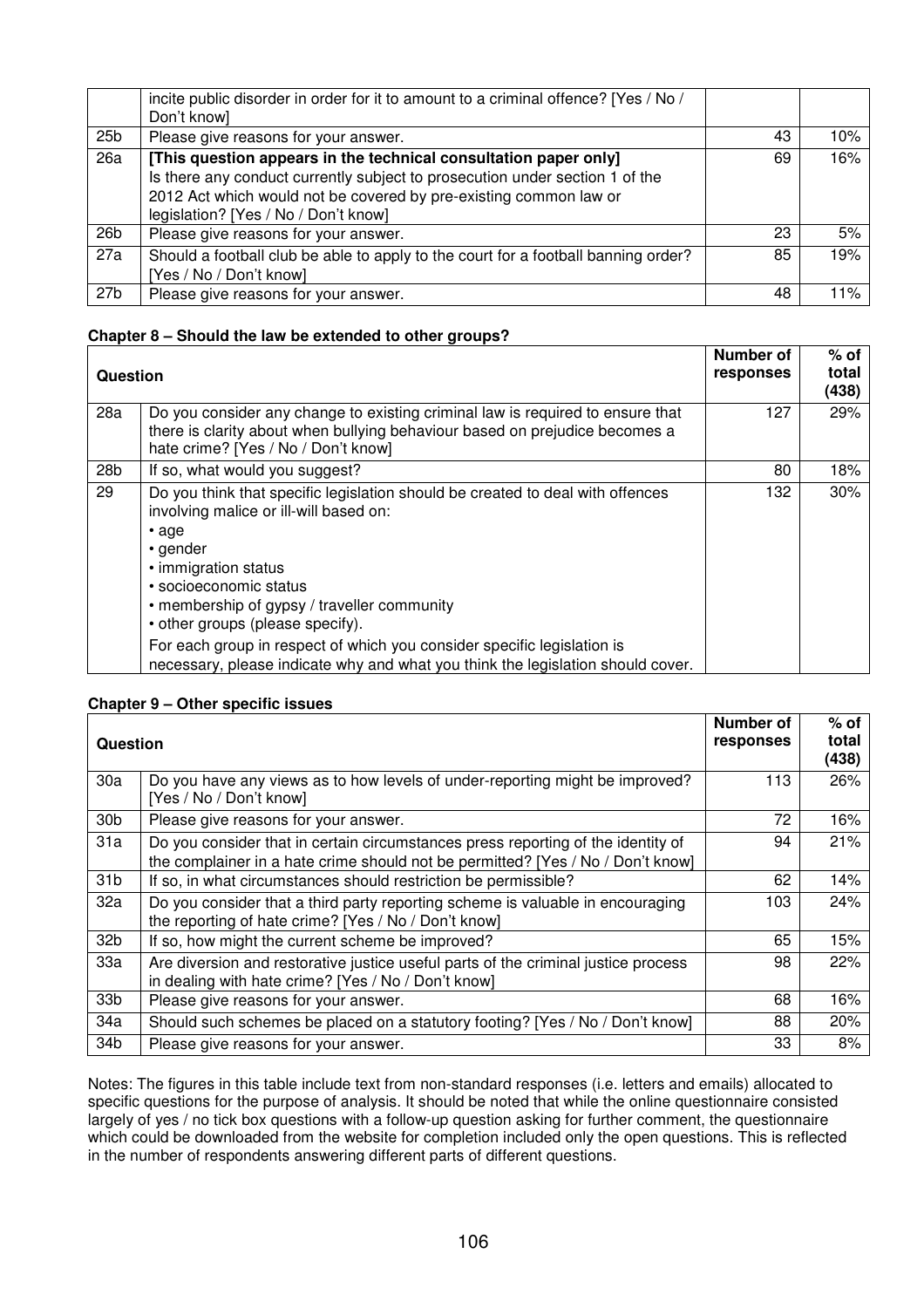|  | incite public disorder in order for it to amount to a criminal offence? [Yes / No / Don't know] |  |  |
|---|---|---|---|
| 25b | Please give reasons for your answer. | 43 | 10% |
| 26a | **[This question appears in the technical consultation paper only]** Is there any conduct currently subject to prosecution under section 1 of the 2012 Act which would not be covered by pre-existing common law or legislation? [Yes / No / Don't know] | 69 | 16% |
| 26b | Please give reasons for your answer. | 23 | 5% |
| 27a | Should a football club be able to apply to the court for a football banning order? [Yes / No / Don't know] | 85 | 19% |
| 27b | Please give reasons for your answer. | 48 | 11% |

**Chapter 8 – Should the law be extended to other groups?**

| Question | | Number of responses | % of total (438) |
|---|---|---|---|
| 28a | Do you consider any change to existing criminal law is required to ensure that there is clarity about when bullying behaviour based on prejudice becomes a hate crime? [Yes / No / Don't know] | 127 | 29% |
| 28b | If so, what would you suggest? | 80 | 18% |
| 29 | Do you think that specific legislation should be created to deal with offences involving malice or ill-will based on: • age • gender • immigration status • socioeconomic status • membership of gypsy / traveller community • other groups (please specify). For each group in respect of which you consider specific legislation is necessary, please indicate why and what you think the legislation should cover. | 132 | 30% |

**Chapter 9 – Other specific issues**

| Question | | Number of responses | % of total (438) |
|---|---|---|---|
| 30a | Do you have any views as to how levels of under-reporting might be improved? [Yes / No / Don't know] | 113 | 26% |
| 30b | Please give reasons for your answer. | 72 | 16% |
| 31a | Do you consider that in certain circumstances press reporting of the identity of the complainer in a hate crime should not be permitted? [Yes / No / Don't know] | 94 | 21% |
| 31b | If so, in what circumstances should restriction be permissible? | 62 | 14% |
| 32a | Do you consider that a third party reporting scheme is valuable in encouraging the reporting of hate crime? [Yes / No / Don't know] | 103 | 24% |
| 32b | If so, how might the current scheme be improved? | 65 | 15% |
| 33a | Are diversion and restorative justice useful parts of the criminal justice process in dealing with hate crime? [Yes / No / Don't know] | 98 | 22% |
| 33b | Please give reasons for your answer. | 68 | 16% |
| 34a | Should such schemes be placed on a statutory footing? [Yes / No / Don't know] | 88 | 20% |
| 34b | Please give reasons for your answer. | 33 | 8% |

Notes: The figures in this table include text from non-standard responses (i.e. letters and emails) allocated to specific questions for the purpose of analysis. It should be noted that while the online questionnaire consisted largely of yes / no tick box questions with a follow-up question asking for further comment, the questionnaire which could be downloaded from the website for completion included only the open questions. This is reflected in the number of respondents answering different parts of different questions.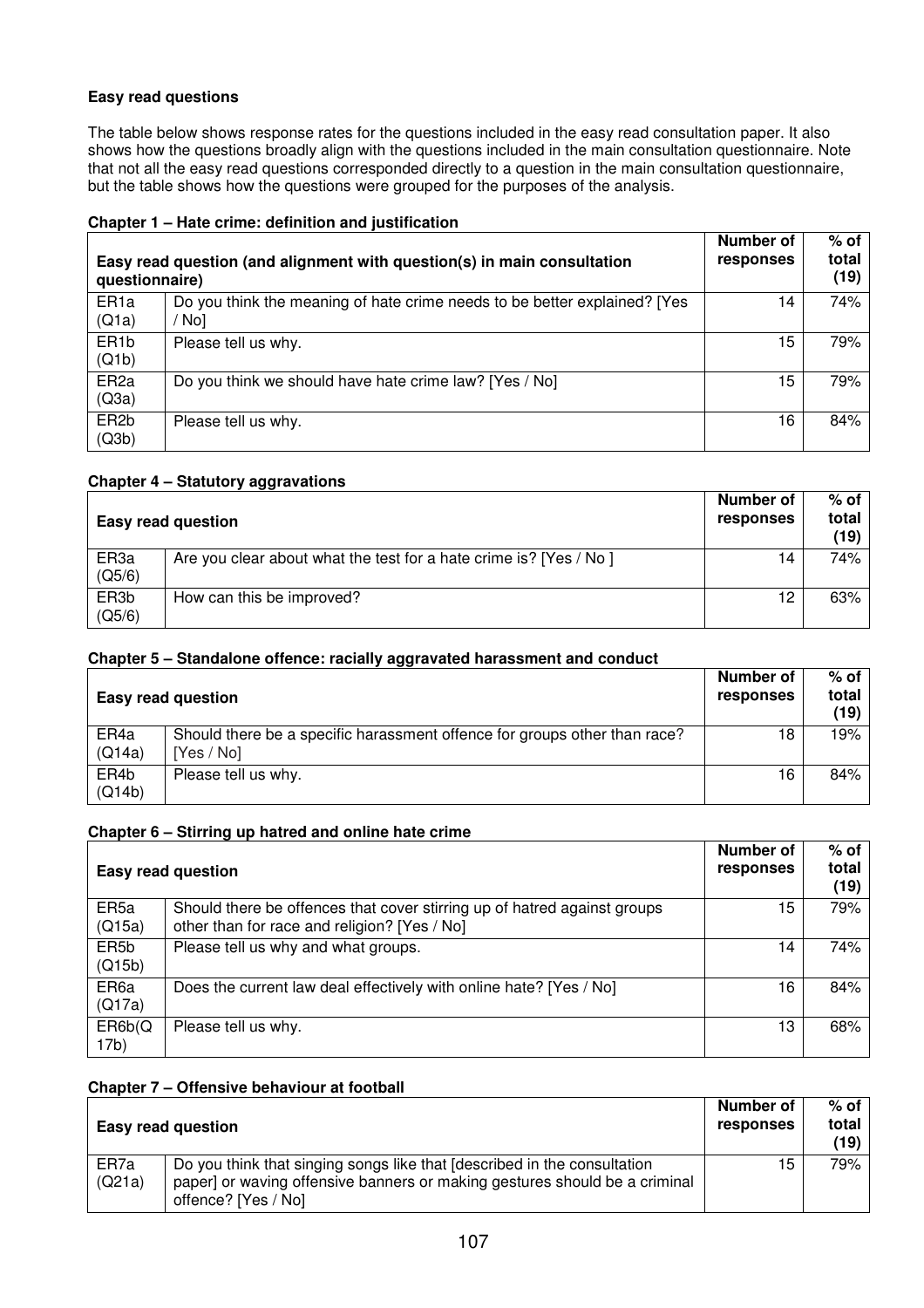**Easy read questions**

The table below shows response rates for the questions included in the easy read consultation paper. It also shows how the questions broadly align with the questions included in the main consultation questionnaire. Note that not all the easy read questions corresponded directly to a question in the main consultation questionnaire, but the table shows how the questions were grouped for the purposes of the analysis.

**Chapter 1 – Hate crime: definition and justification**

| Easy read question (and alignment with question(s) in main consultation questionnaire) | | Number of responses | % of total (19) |
|---|---|---|---|
| ER1a (Q1a) | Do you think the meaning of hate crime needs to be better explained? [Yes / No] | 14 | 74% |
| ER1b (Q1b) | Please tell us why. | 15 | 79% |
| ER2a (Q3a) | Do you think we should have hate crime law? [Yes / No] | 15 | 79% |
| ER2b (Q3b) | Please tell us why. | 16 | 84% |

**Chapter 4 – Statutory aggravations**

| Easy read question | | Number of responses | % of total (19) |
|---|---|---|---|
| ER3a (Q5/6) | Are you clear about what the test for a hate crime is? [Yes / No ] | 14 | 74% |
| ER3b (Q5/6) | How can this be improved? | 12 | 63% |

**Chapter 5 – Standalone offence: racially aggravated harassment and conduct**

| Easy read question | | Number of responses | % of total (19) |
|---|---|---|---|
| ER4a (Q14a) | Should there be a specific harassment offence for groups other than race? [Yes / No] | 18 | 19% |
| ER4b (Q14b) | Please tell us why. | 16 | 84% |

**Chapter 6 – Stirring up hatred and online hate crime**

| Easy read question | | Number of responses | % of total (19) |
|---|---|---|---|
| ER5a (Q15a) | Should there be offences that cover stirring up of hatred against groups other than for race and religion? [Yes / No] | 15 | 79% |
| ER5b (Q15b) | Please tell us why and what groups. | 14 | 74% |
| ER6a (Q17a) | Does the current law deal effectively with online hate? [Yes / No] | 16 | 84% |
| ER6b(Q17b) | Please tell us why. | 13 | 68% |

**Chapter 7 – Offensive behaviour at football**

| Easy read question | | Number of responses | % of total (19) |
|---|---|---|---|
| ER7a (Q21a) | Do you think that singing songs like that [described in the consultation paper] or waving offensive banners or making gestures should be a criminal offence? [Yes / No] | 15 | 79% |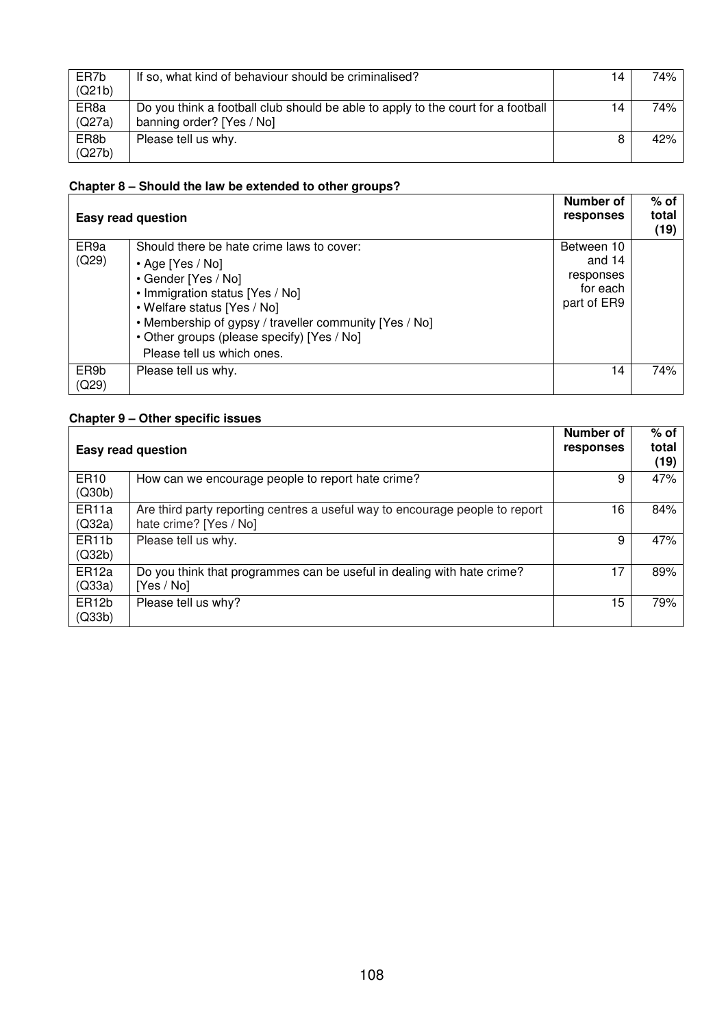| | | | |
|---|---|---|---|
| ER7b (Q21b) | If so, what kind of behaviour should be criminalised? | 14 | 74% |
| ER8a (Q27a) | Do you think a football club should be able to apply to the court for a football banning order? [Yes / No] | 14 | 74% |
| ER8b (Q27b) | Please tell us why. | 8 | 42% |

**Chapter 8 – Should the law be extended to other groups?**

| Easy read question | | Number of responses | % of total (19) |
|---|---|---|---|
| ER9a (Q29) | Should there be hate crime laws to cover:<br>• Age [Yes / No]<br>• Gender [Yes / No]<br>• Immigration status [Yes / No]<br>• Welfare status [Yes / No]<br>• Membership of gypsy / traveller community [Yes / No]<br>• Other groups (please specify) [Yes / No]<br>Please tell us which ones. | Between 10 and 14 responses for each part of ER9 | |
| ER9b (Q29) | Please tell us why. | 14 | 74% |

**Chapter 9 – Other specific issues**

| Easy read question | | Number of responses | % of total (19) |
|---|---|---|---|
| ER10 (Q30b) | How can we encourage people to report hate crime? | 9 | 47% |
| ER11a (Q32a) | Are third party reporting centres a useful way to encourage people to report hate crime? [Yes / No] | 16 | 84% |
| ER11b (Q32b) | Please tell us why. | 9 | 47% |
| ER12a (Q33a) | Do you think that programmes can be useful in dealing with hate crime? [Yes / No] | 17 | 89% |
| ER12b (Q33b) | Please tell us why? | 15 | 79% |